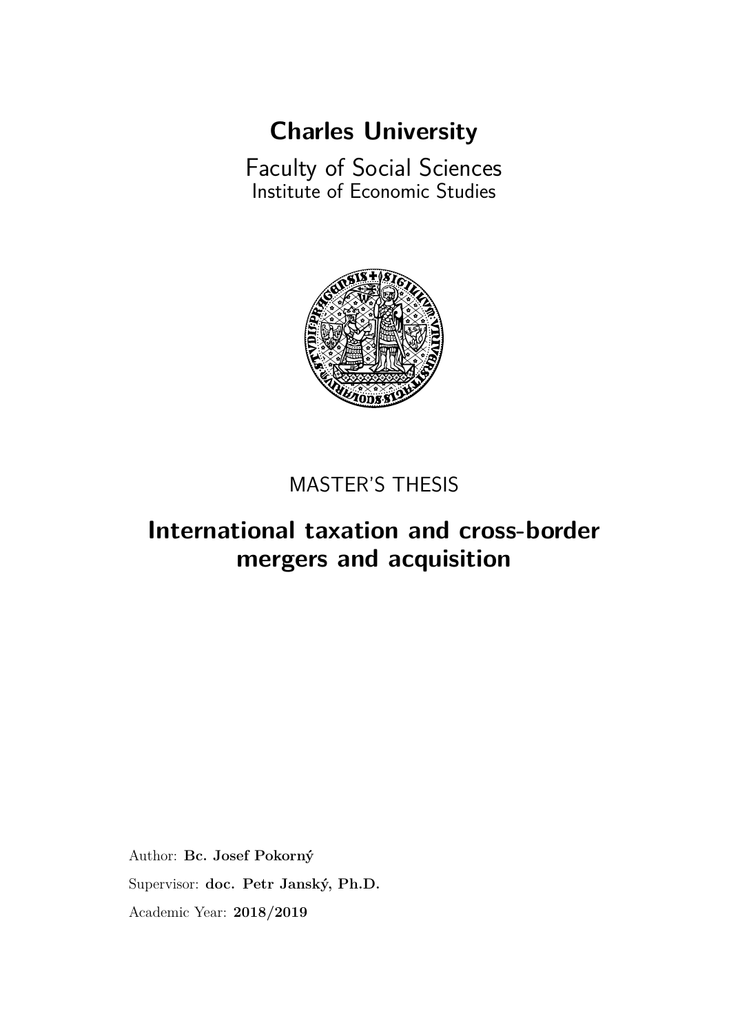# Charles University

Faculty of Social Sciences
Institute of Economic Studies

MASTER'S THESIS

## International taxation and cross-border mergers and acquisition

Author: **Bc. Josef Pokorný**

Supervisor: **doc. Petr Janský, Ph.D.**

Academic Year: **2018/2019**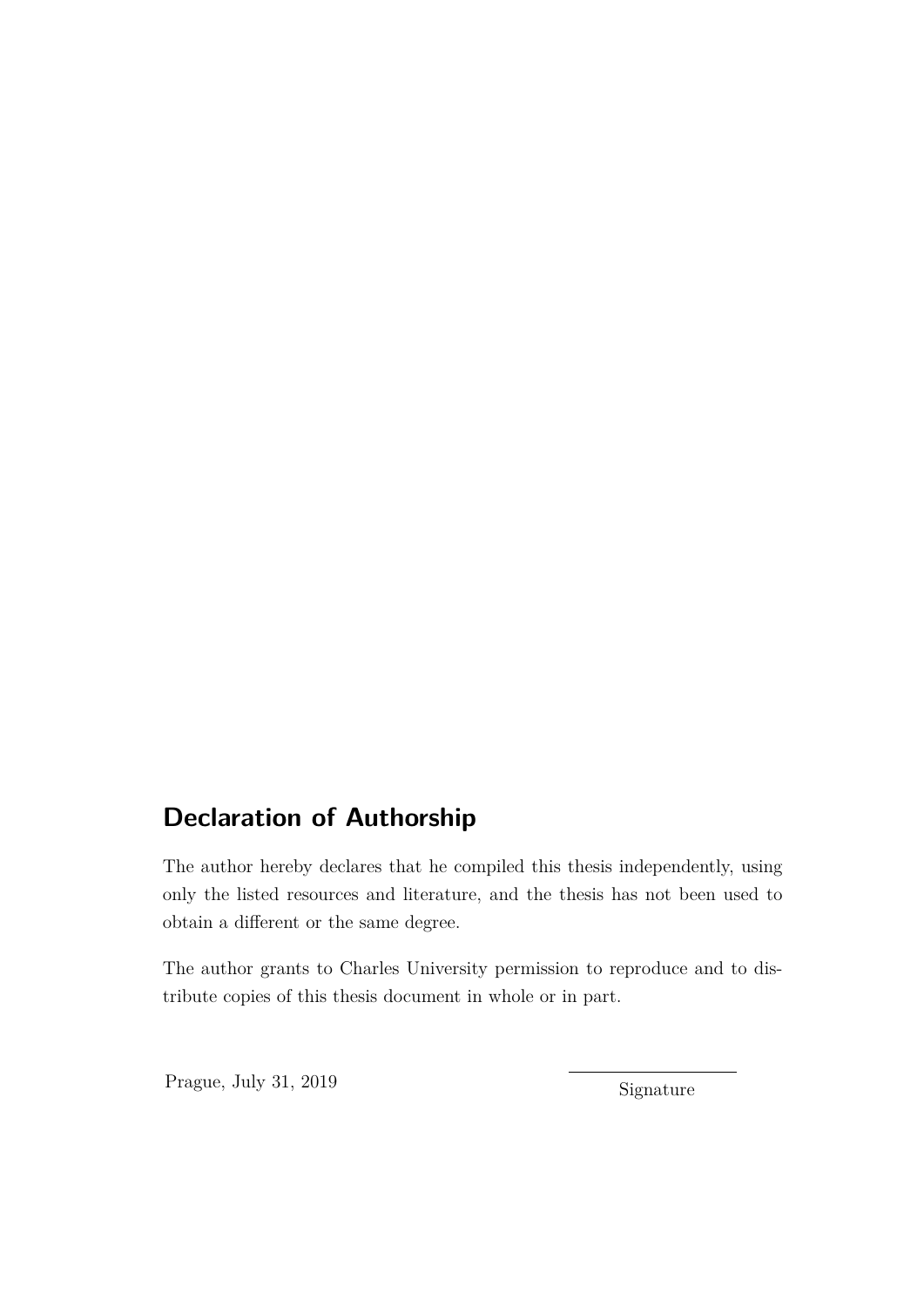## Declaration of Authorship

The author hereby declares that he compiled this thesis independently, using only the listed resources and literature, and the thesis has not been used to obtain a different or the same degree.

The author grants to Charles University permission to reproduce and to distribute copies of this thesis document in whole or in part.

Prague, July 31, 2019

Signature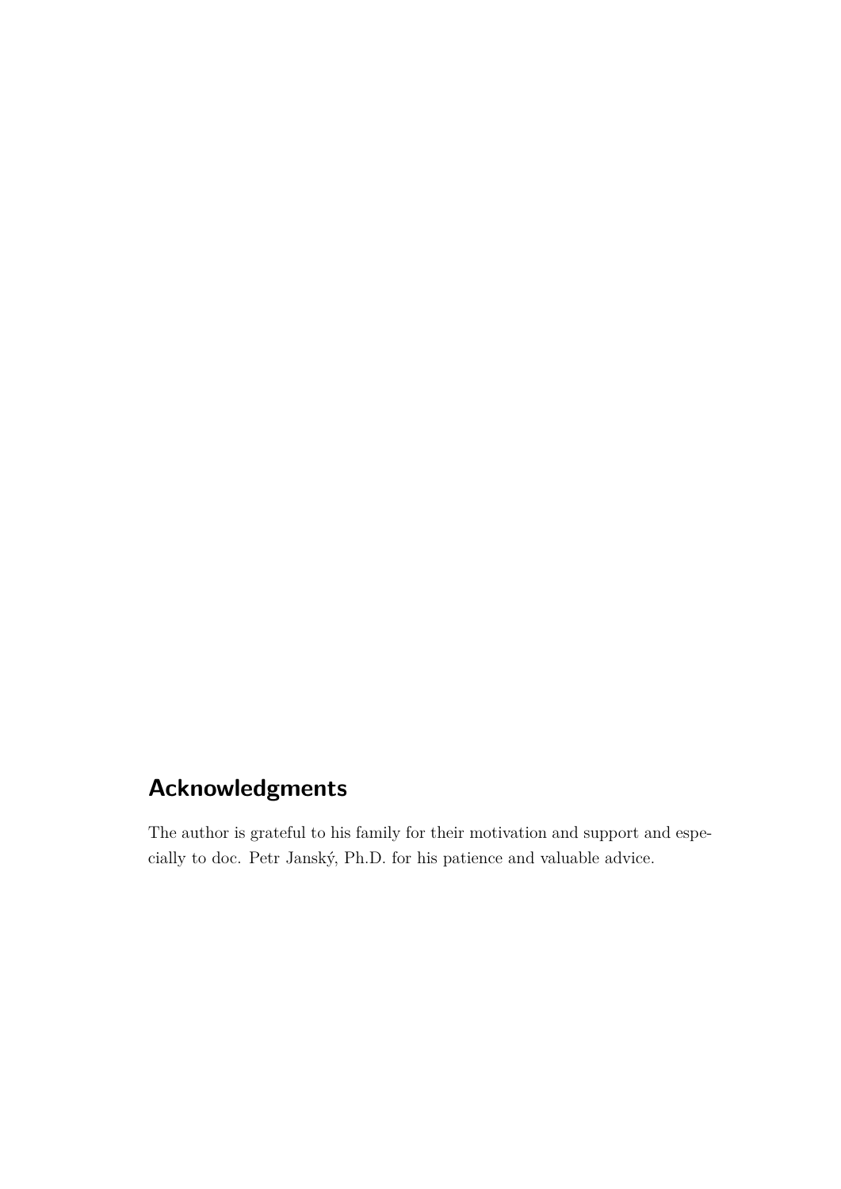## Acknowledgments

The author is grateful to his family for their motivation and support and especially to doc. Petr Janský, Ph.D. for his patience and valuable advice.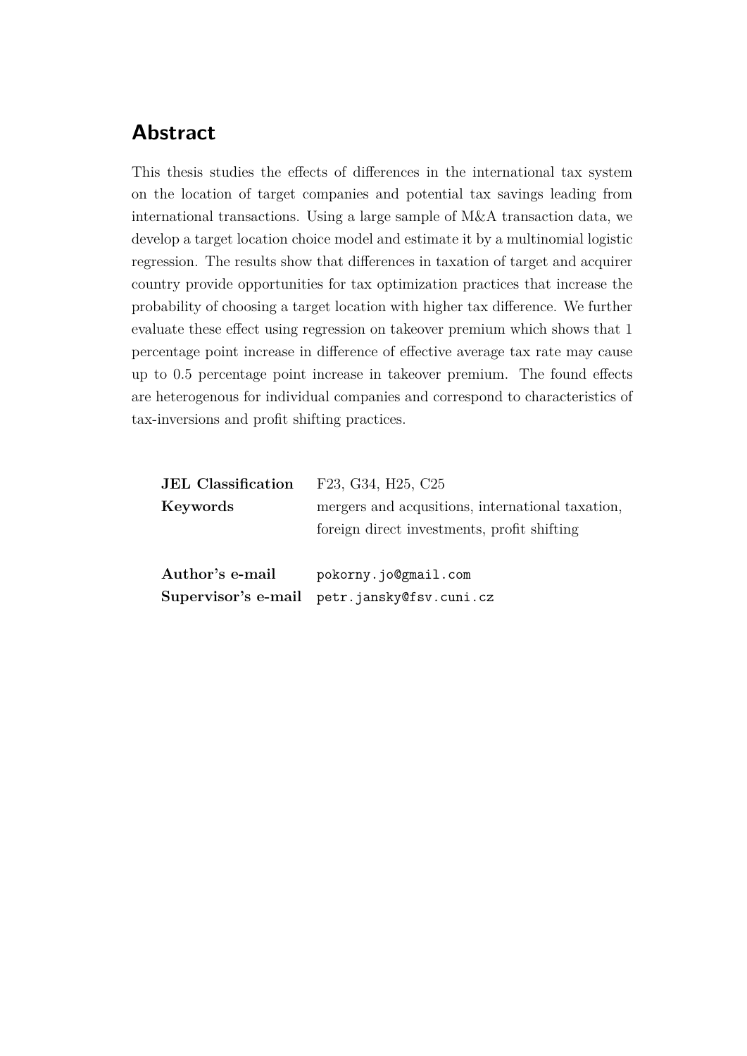## Abstract

This thesis studies the effects of differences in the international tax system on the location of target companies and potential tax savings leading from international transactions. Using a large sample of M&A transaction data, we develop a target location choice model and estimate it by a multinomial logistic regression. The results show that differences in taxation of target and acquirer country provide opportunities for tax optimization practices that increase the probability of choosing a target location with higher tax difference. We further evaluate these effect using regression on takeover premium which shows that 1 percentage point increase in difference of effective average tax rate may cause up to 0.5 percentage point increase in takeover premium. The found effects are heterogenous for individual companies and correspond to characteristics of tax-inversions and profit shifting practices.

| | |
|---|---|
| **JEL Classification** | F23, G34, H25, C25 |
| **Keywords** | mergers and acqusitions, international taxation, foreign direct investments, profit shifting |
| **Author's e-mail** | `pokorny.jo@gmail.com` |
| **Supervisor's e-mail** | `petr.jansky@fsv.cuni.cz` |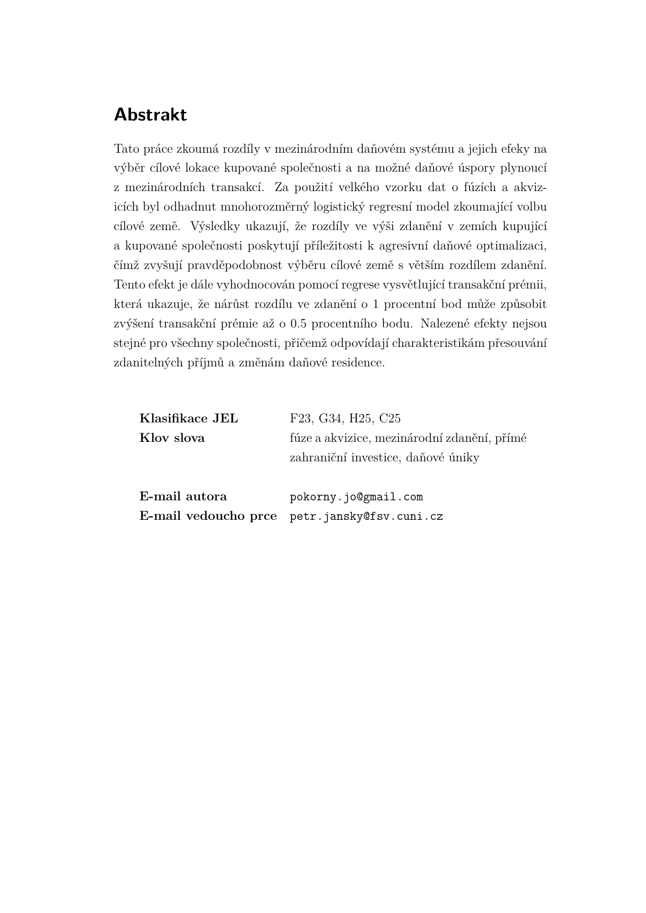## Abstrakt

Tato práce zkoumá rozdíly v mezinárodním daňovém systému a jejich efeky na výběr cílové lokace kupované společnosti a na možné daňové úspory plynoucí z mezinárodních transakcí. Za použití velkého vzorku dat o fúzích a akvizicích byl odhadnut mnohorozměrný logistický regresní model zkoumající volbu cílové země. Výsledky ukazují, že rozdíly ve výši zdanění v zemích kupující a kupované společnosti poskytují příležitosti k agresivní daňové optimalizaci, čímž zvyšují pravděpodobnost výběru cílové země s větším rozdílem zdanění. Tento efekt je dále vyhodnocován pomocí regrese vysvětlující transakční prémii, která ukazuje, že nárůst rozdílu ve zdanění o 1 procentní bod může způsobit zvýšení transakční prémie až o 0.5 procentního bodu. Nalezené efekty nejsou stejné pro všechny společnosti, přičemž odpovídají charakteristikám přesouvání zdanitelných příjmů a změnám daňové residence.

| | |
|---|---|
| **Klasifikace JEL** | F23, G34, H25, C25 |
| **Klov slova** | fúze a akvizice, mezinárodní zdanění, přímé zahraniční investice, daňové úniky |
| | |
| **E-mail autora** | `pokorny.jo@gmail.com` |
| **E-mail vedoucho prce** | `petr.jansky@fsv.cuni.cz` |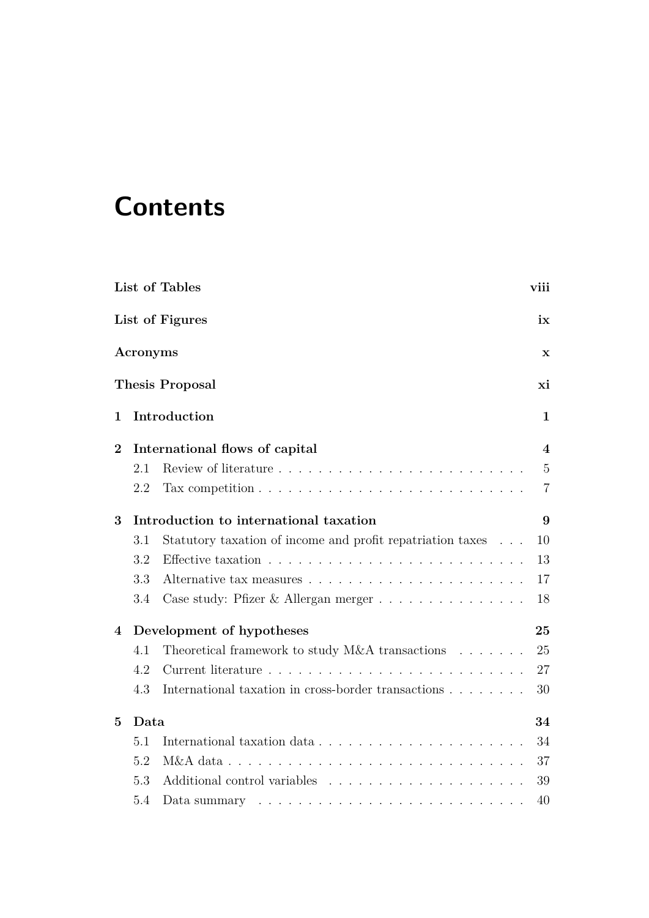# Contents

**List of Tables** **viii**

**List of Figures** **ix**

**Acronyms** **x**

**Thesis Proposal** **xi**

**1 Introduction** **1**

**2 International flows of capital** **4**

- 2.1 Review of literature . . . . . . . . . . . . . . . . . . . . . . . . . 5
- 2.2 Tax competition . . . . . . . . . . . . . . . . . . . . . . . . . . 7

**3 Introduction to international taxation** **9**

- 3.1 Statutory taxation of income and profit repatriation taxes . . . 10
- 3.2 Effective taxation . . . . . . . . . . . . . . . . . . . . . . . . . 13
- 3.3 Alternative tax measures . . . . . . . . . . . . . . . . . . . . . 17
- 3.4 Case study: Pfizer & Allergan merger . . . . . . . . . . . . . . . 18

**4 Development of hypotheses** **25**

- 4.1 Theoretical framework to study M&A transactions . . . . . . . 25
- 4.2 Current literature . . . . . . . . . . . . . . . . . . . . . . . . . 27
- 4.3 International taxation in cross-border transactions . . . . . . . . 30

**5 Data** **34**

- 5.1 International taxation data . . . . . . . . . . . . . . . . . . . . 34
- 5.2 M&A data . . . . . . . . . . . . . . . . . . . . . . . . . . . . . 37
- 5.3 Additional control variables . . . . . . . . . . . . . . . . . . . 39
- 5.4 Data summary . . . . . . . . . . . . . . . . . . . . . . . . . . . 40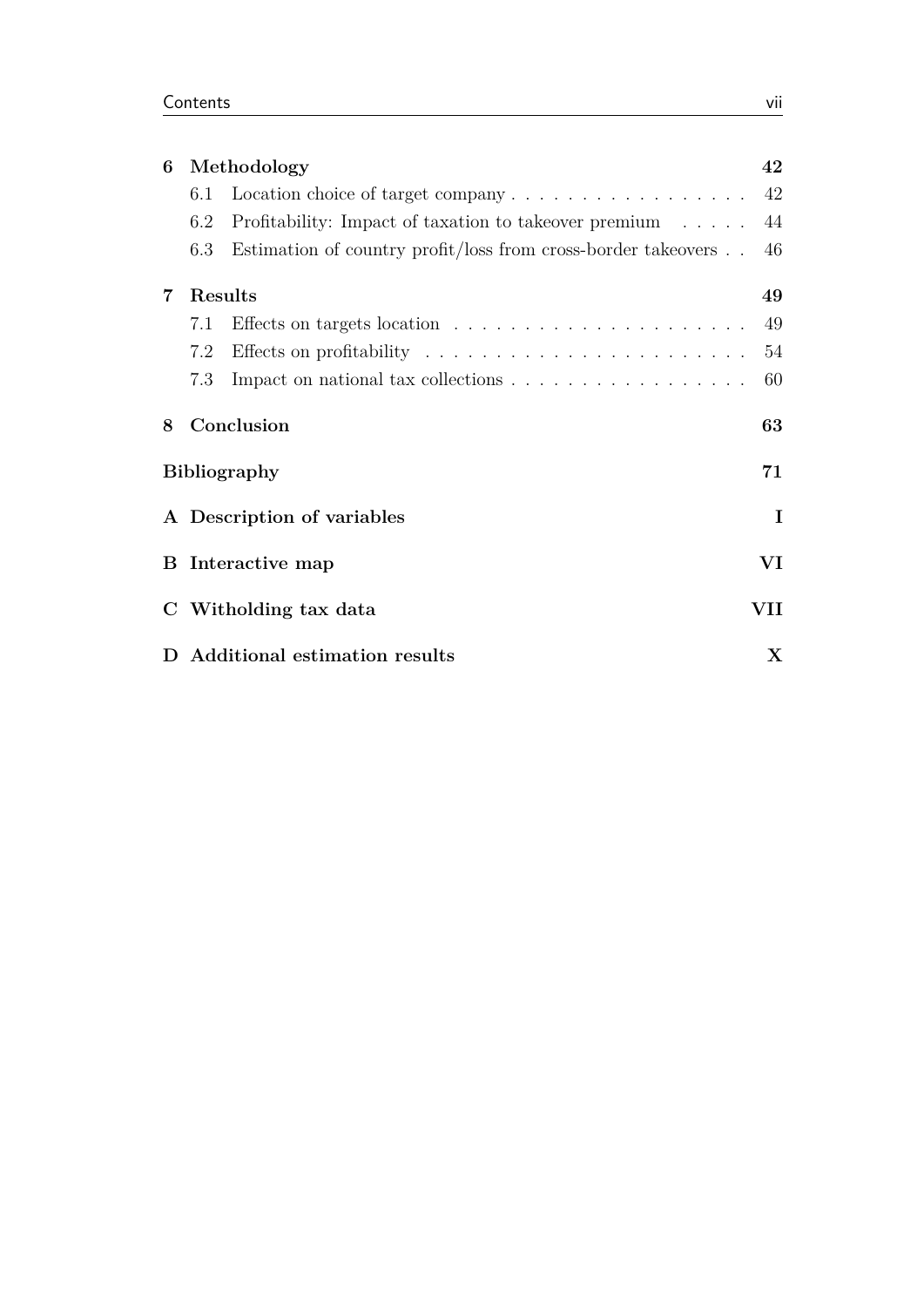| | | |
|---|---|---|
| **6** | **Methodology** | **42** |
| 6.1 | Location choice of target company | 42 |
| 6.2 | Profitability: Impact of taxation to takeover premium | 44 |
| 6.3 | Estimation of country profit/loss from cross-border takeovers | 46 |
| **7** | **Results** | **49** |
| 7.1 | Effects on targets location | 49 |
| 7.2 | Effects on profitability | 54 |
| 7.3 | Impact on national tax collections | 60 |
| **8** | **Conclusion** | **63** |
| | **Bibliography** | **71** |
| **A** | **Description of variables** | **I** |
| **B** | **Interactive map** | **VI** |
| **C** | **Witholding tax data** | **VII** |
| **D** | **Additional estimation results** | **X** |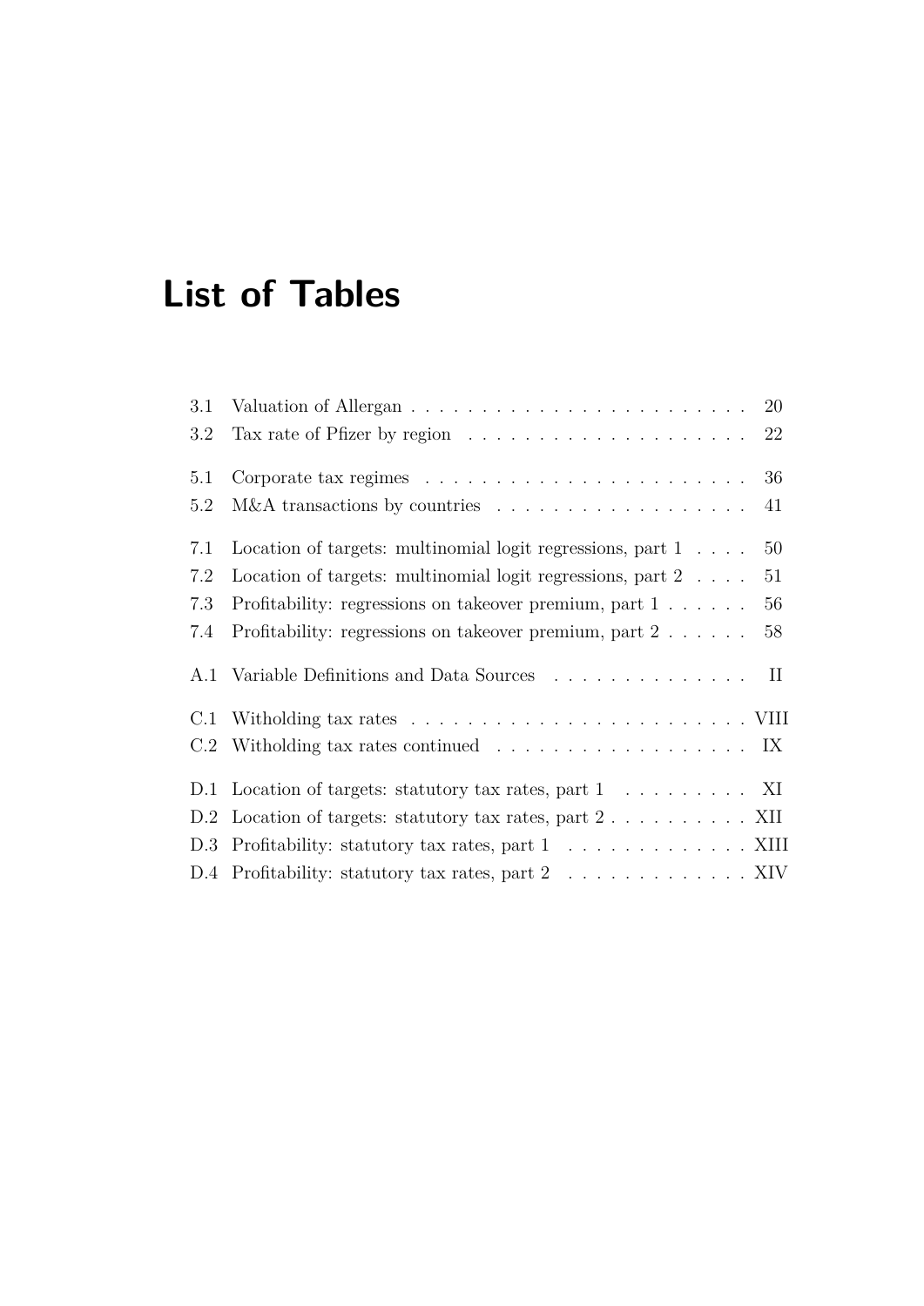# List of Tables

3.1 Valuation of Allergan . . . . . . . . . . . . . . . . . . . . . . . 20
3.2 Tax rate of Pfizer by region . . . . . . . . . . . . . . . . . . . . 22

5.1 Corporate tax regimes . . . . . . . . . . . . . . . . . . . . . . 36
5.2 M&A transactions by countries . . . . . . . . . . . . . . . . . . 41

7.1 Location of targets: multinomial logit regressions, part 1 . . . . 50
7.2 Location of targets: multinomial logit regressions, part 2 . . . . 51
7.3 Profitability: regressions on takeover premium, part 1 . . . . . . 56
7.4 Profitability: regressions on takeover premium, part 2 . . . . . . 58

A.1 Variable Definitions and Data Sources . . . . . . . . . . . . . . II

C.1 Witholding tax rates . . . . . . . . . . . . . . . . . . . . . . . VIII
C.2 Witholding tax rates continued . . . . . . . . . . . . . . . . . . IX

D.1 Location of targets: statutory tax rates, part 1 . . . . . . . . . XI
D.2 Location of targets: statutory tax rates, part 2 . . . . . . . . . . XII
D.3 Profitability: statutory tax rates, part 1 . . . . . . . . . . . . . XIII
D.4 Profitability: statutory tax rates, part 2 . . . . . . . . . . . . . XIV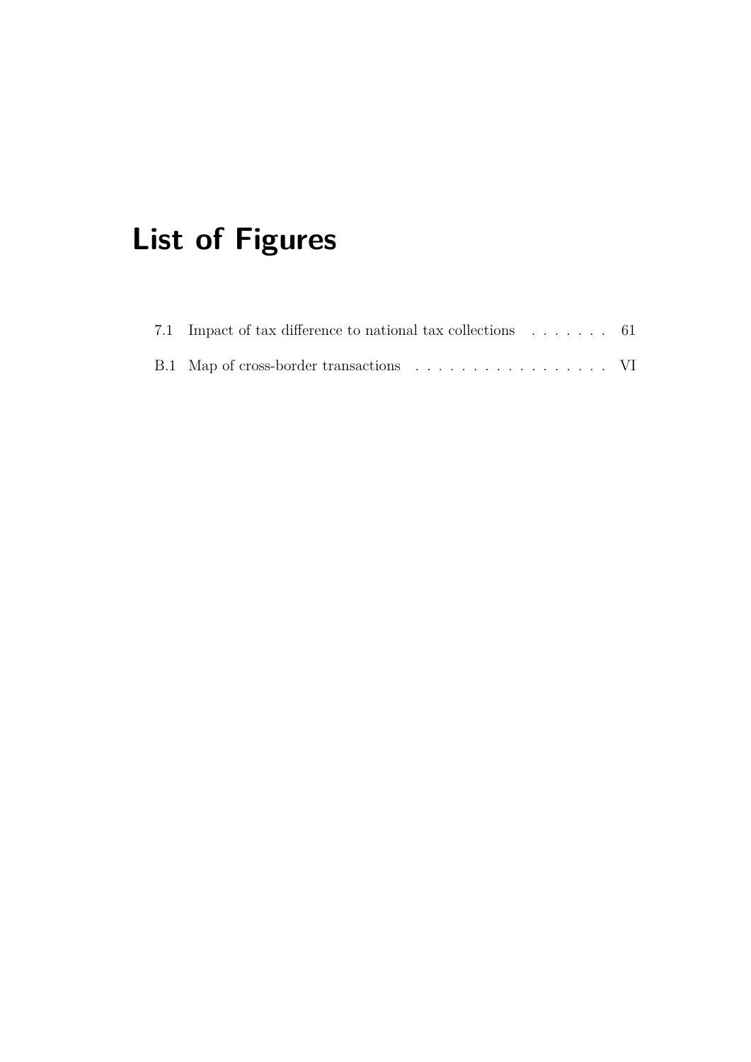# List of Figures

7.1 Impact of tax difference to national tax collections . . . . . . . 61

B.1 Map of cross-border transactions . . . . . . . . . . . . . . . . . . VI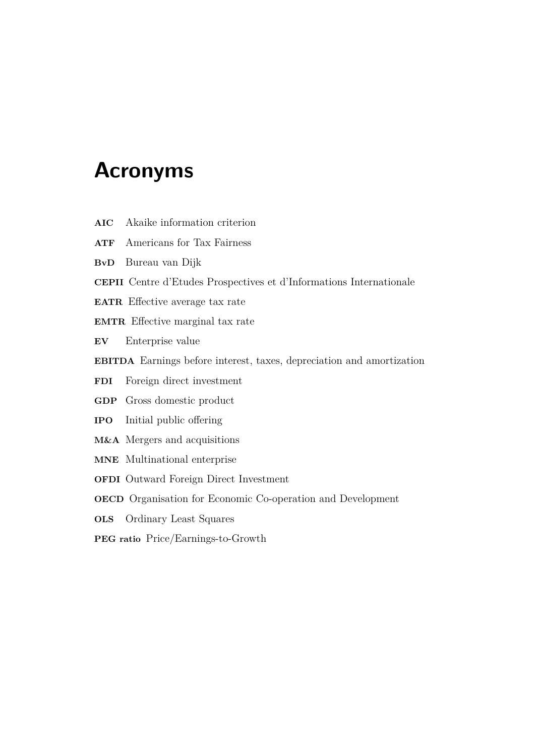# Acronyms

**AIC** Akaike information criterion

**ATF** Americans for Tax Fairness

**BvD** Bureau van Dijk

**CEPII** Centre d'Etudes Prospectives et d'Informations Internationale

**EATR** Effective average tax rate

**EMTR** Effective marginal tax rate

**EV** Enterprise value

**EBITDA** Earnings before interest, taxes, depreciation and amortization

**FDI** Foreign direct investment

**GDP** Gross domestic product

**IPO** Initial public offering

**M&A** Mergers and acquisitions

**MNE** Multinational enterprise

**OFDI** Outward Foreign Direct Investment

**OECD** Organisation for Economic Co-operation and Development

**OLS** Ordinary Least Squares

**PEG ratio** Price/Earnings-to-Growth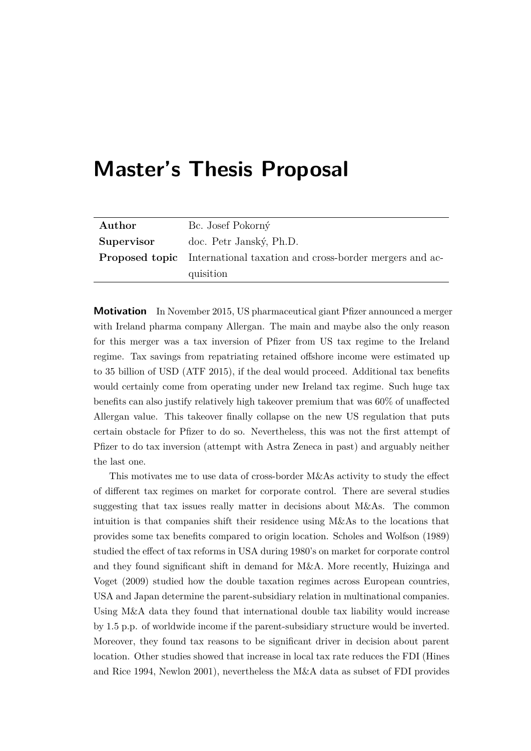# Master's Thesis Proposal

| | |
|---|---|
| **Author** | Bc. Josef Pokorný |
| **Supervisor** | doc. Petr Janský, Ph.D. |
| **Proposed topic** | International taxation and cross-border mergers and acquisition |

**Motivation** In November 2015, US pharmaceutical giant Pfizer announced a merger with Ireland pharma company Allergan. The main and maybe also the only reason for this merger was a tax inversion of Pfizer from US tax regime to the Ireland regime. Tax savings from repatriating retained offshore income were estimated up to 35 billion of USD (ATF 2015), if the deal would proceed. Additional tax benefits would certainly come from operating under new Ireland tax regime. Such huge tax benefits can also justify relatively high takeover premium that was 60% of unaffected Allergan value. This takeover finally collapse on the new US regulation that puts certain obstacle for Pfizer to do so. Nevertheless, this was not the first attempt of Pfizer to do tax inversion (attempt with Astra Zeneca in past) and arguably neither the last one.

This motivates me to use data of cross-border M&As activity to study the effect of different tax regimes on market for corporate control. There are several studies suggesting that tax issues really matter in decisions about M&As. The common intuition is that companies shift their residence using M&As to the locations that provides some tax benefits compared to origin location. Scholes and Wolfson (1989) studied the effect of tax reforms in USA during 1980's on market for corporate control and they found significant shift in demand for M&A. More recently, Huizinga and Voget (2009) studied how the double taxation regimes across European countries, USA and Japan determine the parent-subsidiary relation in multinational companies. Using M&A data they found that international double tax liability would increase by 1.5 p.p. of worldwide income if the parent-subsidiary structure would be inverted. Moreover, they found tax reasons to be significant driver in decision about parent location. Other studies showed that increase in local tax rate reduces the FDI (Hines and Rice 1994, Newlon 2001), nevertheless the M&A data as subset of FDI provides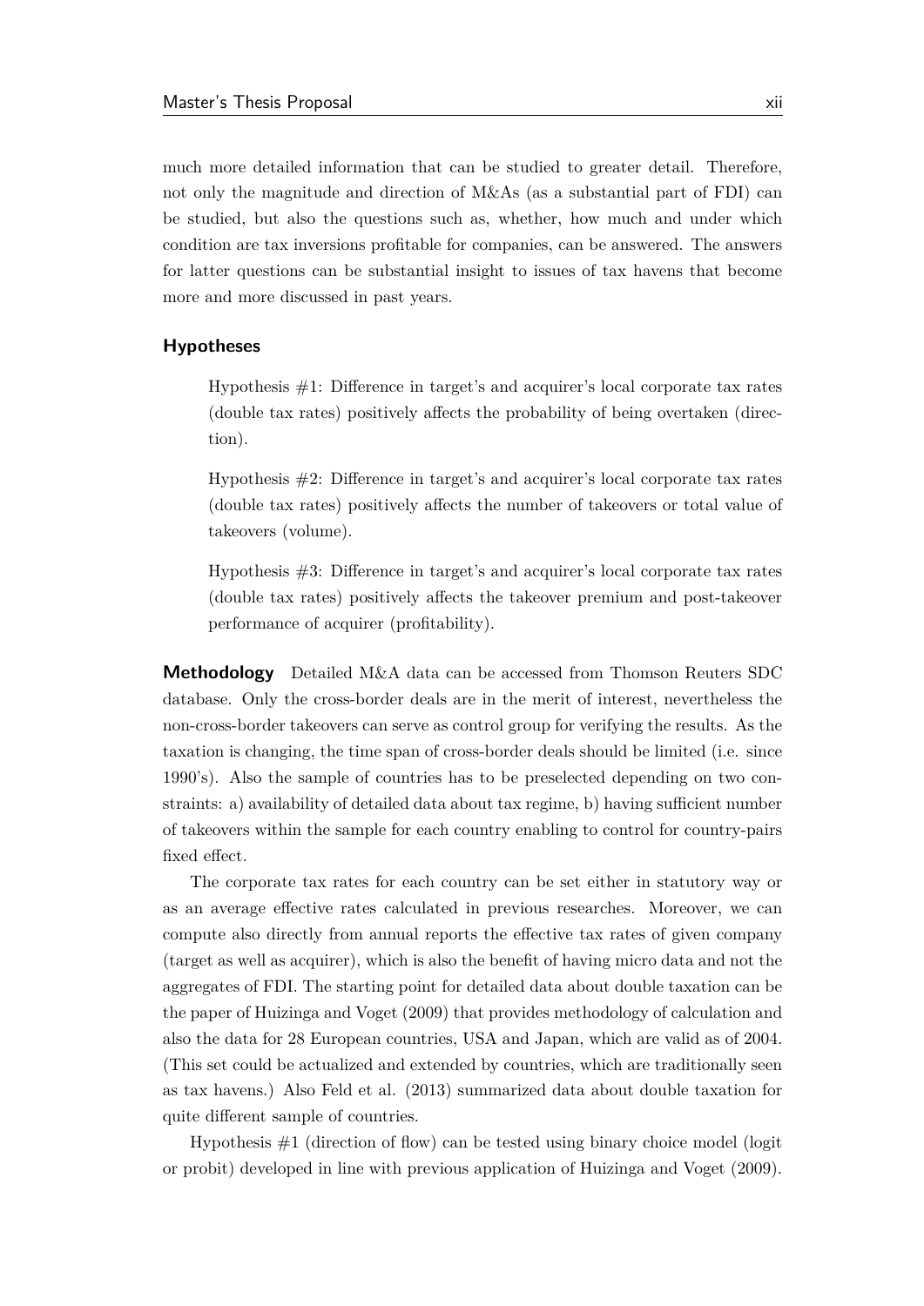much more detailed information that can be studied to greater detail. Therefore, not only the magnitude and direction of M&As (as a substantial part of FDI) can be studied, but also the questions such as, whether, how much and under which condition are tax inversions profitable for companies, can be answered. The answers for latter questions can be substantial insight to issues of tax havens that become more and more discussed in past years.

### Hypotheses

> Hypothesis #1: Difference in target's and acquirer's local corporate tax rates (double tax rates) positively affects the probability of being overtaken (direction).
>
> Hypothesis #2: Difference in target's and acquirer's local corporate tax rates (double tax rates) positively affects the number of takeovers or total value of takeovers (volume).
>
> Hypothesis #3: Difference in target's and acquirer's local corporate tax rates (double tax rates) positively affects the takeover premium and post-takeover performance of acquirer (profitability).

**Methodology** Detailed M&A data can be accessed from Thomson Reuters SDC database. Only the cross-border deals are in the merit of interest, nevertheless the non-cross-border takeovers can serve as control group for verifying the results. As the taxation is changing, the time span of cross-border deals should be limited (i.e. since 1990's). Also the sample of countries has to be preselected depending on two constraints: a) availability of detailed data about tax regime, b) having sufficient number of takeovers within the sample for each country enabling to control for country-pairs fixed effect.

The corporate tax rates for each country can be set either in statutory way or as an average effective rates calculated in previous researches. Moreover, we can compute also directly from annual reports the effective tax rates of given company (target as well as acquirer), which is also the benefit of having micro data and not the aggregates of FDI. The starting point for detailed data about double taxation can be the paper of Huizinga and Voget (2009) that provides methodology of calculation and also the data for 28 European countries, USA and Japan, which are valid as of 2004. (This set could be actualized and extended by countries, which are traditionally seen as tax havens.) Also Feld et al. (2013) summarized data about double taxation for quite different sample of countries.

Hypothesis #1 (direction of flow) can be tested using binary choice model (logit or probit) developed in line with previous application of Huizinga and Voget (2009).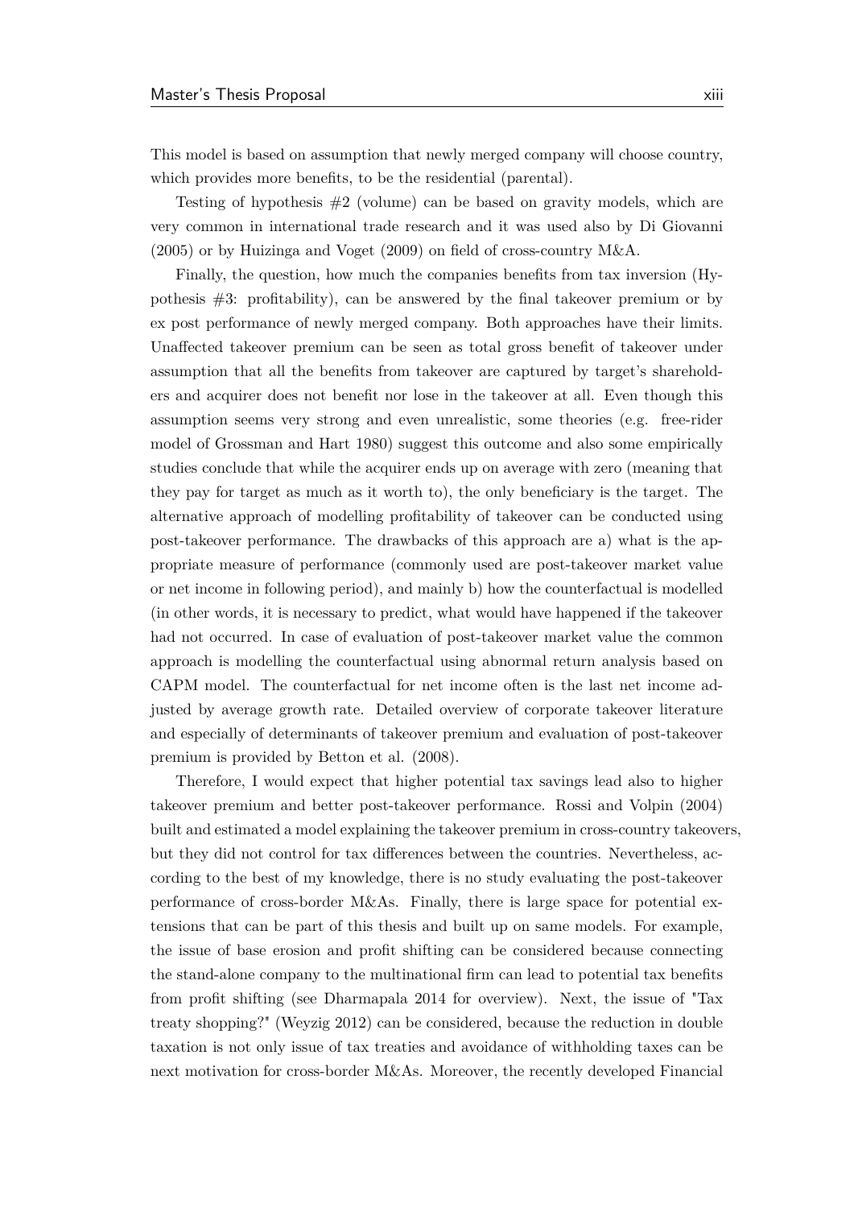This model is based on assumption that newly merged company will choose country, which provides more benefits, to be the residential (parental).

Testing of hypothesis #2 (volume) can be based on gravity models, which are very common in international trade research and it was used also by Di Giovanni (2005) or by Huizinga and Voget (2009) on field of cross-country M&A.

Finally, the question, how much the companies benefits from tax inversion (Hypothesis #3: profitability), can be answered by the final takeover premium or by ex post performance of newly merged company. Both approaches have their limits. Unaffected takeover premium can be seen as total gross benefit of takeover under assumption that all the benefits from takeover are captured by target's shareholders and acquirer does not benefit nor lose in the takeover at all. Even though this assumption seems very strong and even unrealistic, some theories (e.g. free-rider model of Grossman and Hart 1980) suggest this outcome and also some empirically studies conclude that while the acquirer ends up on average with zero (meaning that they pay for target as much as it worth to), the only beneficiary is the target. The alternative approach of modelling profitability of takeover can be conducted using post-takeover performance. The drawbacks of this approach are a) what is the appropriate measure of performance (commonly used are post-takeover market value or net income in following period), and mainly b) how the counterfactual is modelled (in other words, it is necessary to predict, what would have happened if the takeover had not occurred. In case of evaluation of post-takeover market value the common approach is modelling the counterfactual using abnormal return analysis based on CAPM model. The counterfactual for net income often is the last net income adjusted by average growth rate. Detailed overview of corporate takeover literature and especially of determinants of takeover premium and evaluation of post-takeover premium is provided by Betton et al. (2008).

Therefore, I would expect that higher potential tax savings lead also to higher takeover premium and better post-takeover performance. Rossi and Volpin (2004) built and estimated a model explaining the takeover premium in cross-country takeovers, but they did not control for tax differences between the countries. Nevertheless, according to the best of my knowledge, there is no study evaluating the post-takeover performance of cross-border M&As. Finally, there is large space for potential extensions that can be part of this thesis and built up on same models. For example, the issue of base erosion and profit shifting can be considered because connecting the stand-alone company to the multinational firm can lead to potential tax benefits from profit shifting (see Dharmapala 2014 for overview). Next, the issue of "Tax treaty shopping?" (Weyzig 2012) can be considered, because the reduction in double taxation is not only issue of tax treaties and avoidance of withholding taxes can be next motivation for cross-border M&As. Moreover, the recently developed Financial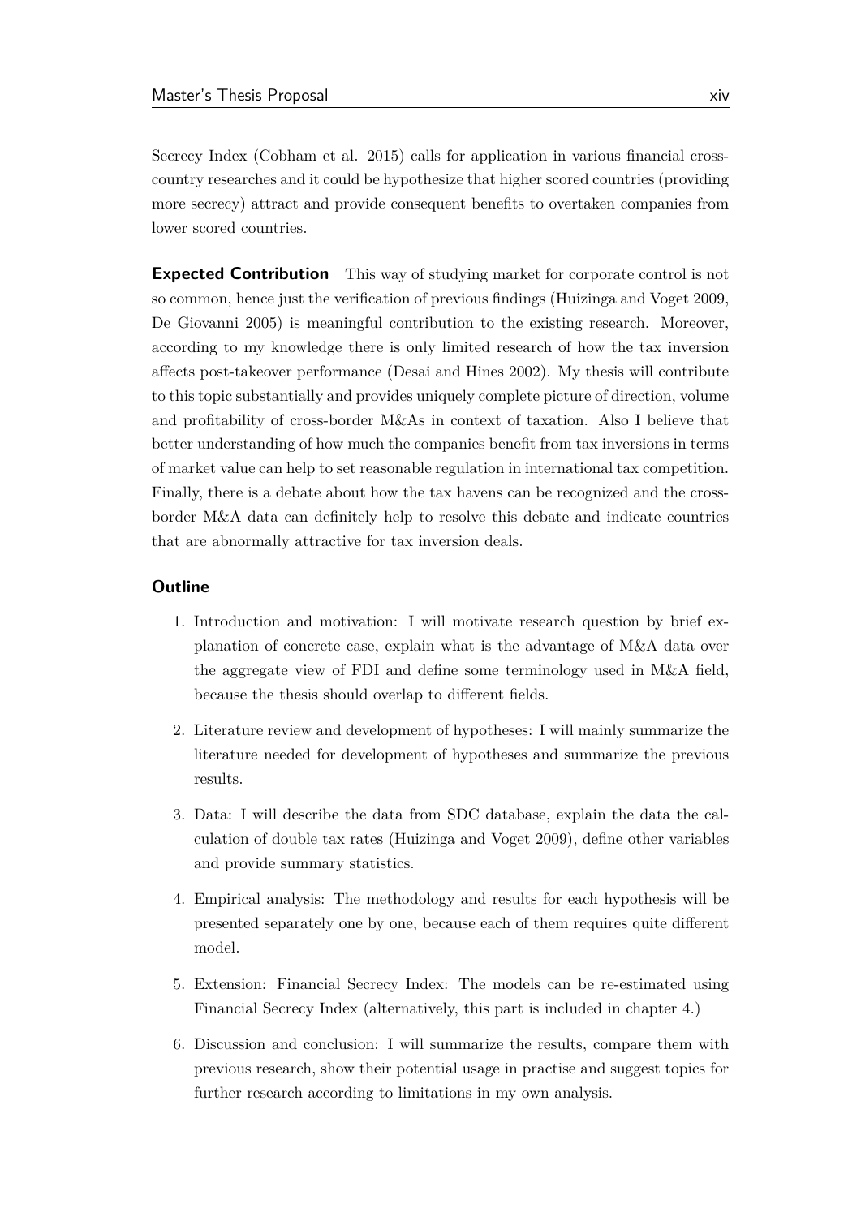Secrecy Index (Cobham et al. 2015) calls for application in various financial cross-country researches and it could be hypothesize that higher scored countries (providing more secrecy) attract and provide consequent benefits to overtaken companies from lower scored countries.

**Expected Contribution** This way of studying market for corporate control is not so common, hence just the verification of previous findings (Huizinga and Voget 2009, De Giovanni 2005) is meaningful contribution to the existing research. Moreover, according to my knowledge there is only limited research of how the tax inversion affects post-takeover performance (Desai and Hines 2002). My thesis will contribute to this topic substantially and provides uniquely complete picture of direction, volume and profitability of cross-border M&As in context of taxation. Also I believe that better understanding of how much the companies benefit from tax inversions in terms of market value can help to set reasonable regulation in international tax competition. Finally, there is a debate about how the tax havens can be recognized and the cross-border M&A data can definitely help to resolve this debate and indicate countries that are abnormally attractive for tax inversion deals.

### Outline

1. Introduction and motivation: I will motivate research question by brief explanation of concrete case, explain what is the advantage of M&A data over the aggregate view of FDI and define some terminology used in M&A field, because the thesis should overlap to different fields.
2. Literature review and development of hypotheses: I will mainly summarize the literature needed for development of hypotheses and summarize the previous results.
3. Data: I will describe the data from SDC database, explain the data the calculation of double tax rates (Huizinga and Voget 2009), define other variables and provide summary statistics.
4. Empirical analysis: The methodology and results for each hypothesis will be presented separately one by one, because each of them requires quite different model.
5. Extension: Financial Secrecy Index: The models can be re-estimated using Financial Secrecy Index (alternatively, this part is included in chapter 4.)
6. Discussion and conclusion: I will summarize the results, compare them with previous research, show their potential usage in practise and suggest topics for further research according to limitations in my own analysis.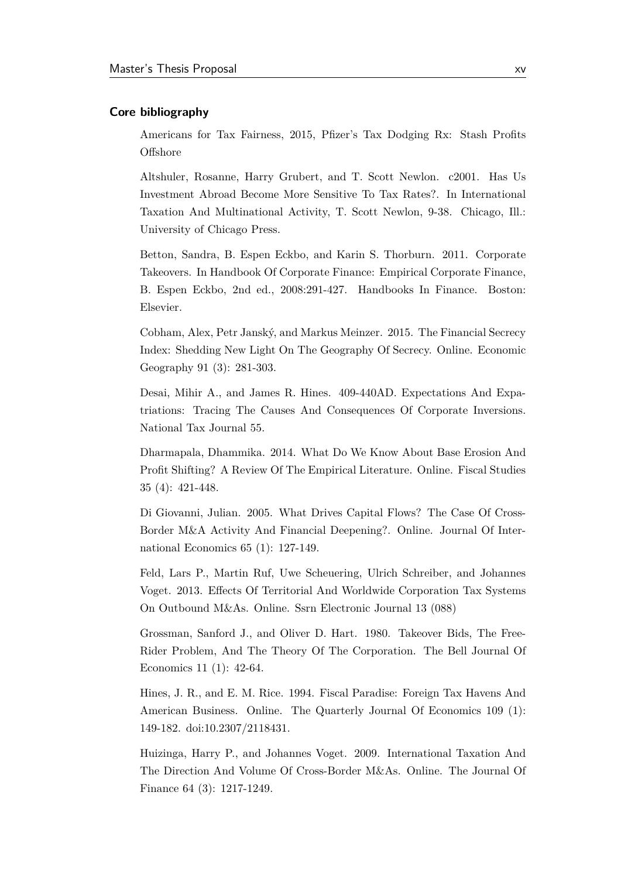## Core bibliography

Americans for Tax Fairness, 2015, Pfizer's Tax Dodging Rx: Stash Profits Offshore

Altshuler, Rosanne, Harry Grubert, and T. Scott Newlon. c2001. Has Us Investment Abroad Become More Sensitive To Tax Rates?. In International Taxation And Multinational Activity, T. Scott Newlon, 9-38. Chicago, Ill.: University of Chicago Press.

Betton, Sandra, B. Espen Eckbo, and Karin S. Thorburn. 2011. Corporate Takeovers. In Handbook Of Corporate Finance: Empirical Corporate Finance, B. Espen Eckbo, 2nd ed., 2008:291-427. Handbooks In Finance. Boston: Elsevier.

Cobham, Alex, Petr Janský, and Markus Meinzer. 2015. The Financial Secrecy Index: Shedding New Light On The Geography Of Secrecy. Online. Economic Geography 91 (3): 281-303.

Desai, Mihir A., and James R. Hines. 409-440AD. Expectations And Expatriations: Tracing The Causes And Consequences Of Corporate Inversions. National Tax Journal 55.

Dharmapala, Dhammika. 2014. What Do We Know About Base Erosion And Profit Shifting? A Review Of The Empirical Literature. Online. Fiscal Studies 35 (4): 421-448.

Di Giovanni, Julian. 2005. What Drives Capital Flows? The Case Of Cross-Border M&A Activity And Financial Deepening?. Online. Journal Of International Economics 65 (1): 127-149.

Feld, Lars P., Martin Ruf, Uwe Scheuering, Ulrich Schreiber, and Johannes Voget. 2013. Effects Of Territorial And Worldwide Corporation Tax Systems On Outbound M&As. Online. Ssrn Electronic Journal 13 (088)

Grossman, Sanford J., and Oliver D. Hart. 1980. Takeover Bids, The Free-Rider Problem, And The Theory Of The Corporation. The Bell Journal Of Economics 11 (1): 42-64.

Hines, J. R., and E. M. Rice. 1994. Fiscal Paradise: Foreign Tax Havens And American Business. Online. The Quarterly Journal Of Economics 109 (1): 149-182. doi:10.2307/2118431.

Huizinga, Harry P., and Johannes Voget. 2009. International Taxation And The Direction And Volume Of Cross-Border M&As. Online. The Journal Of Finance 64 (3): 1217-1249.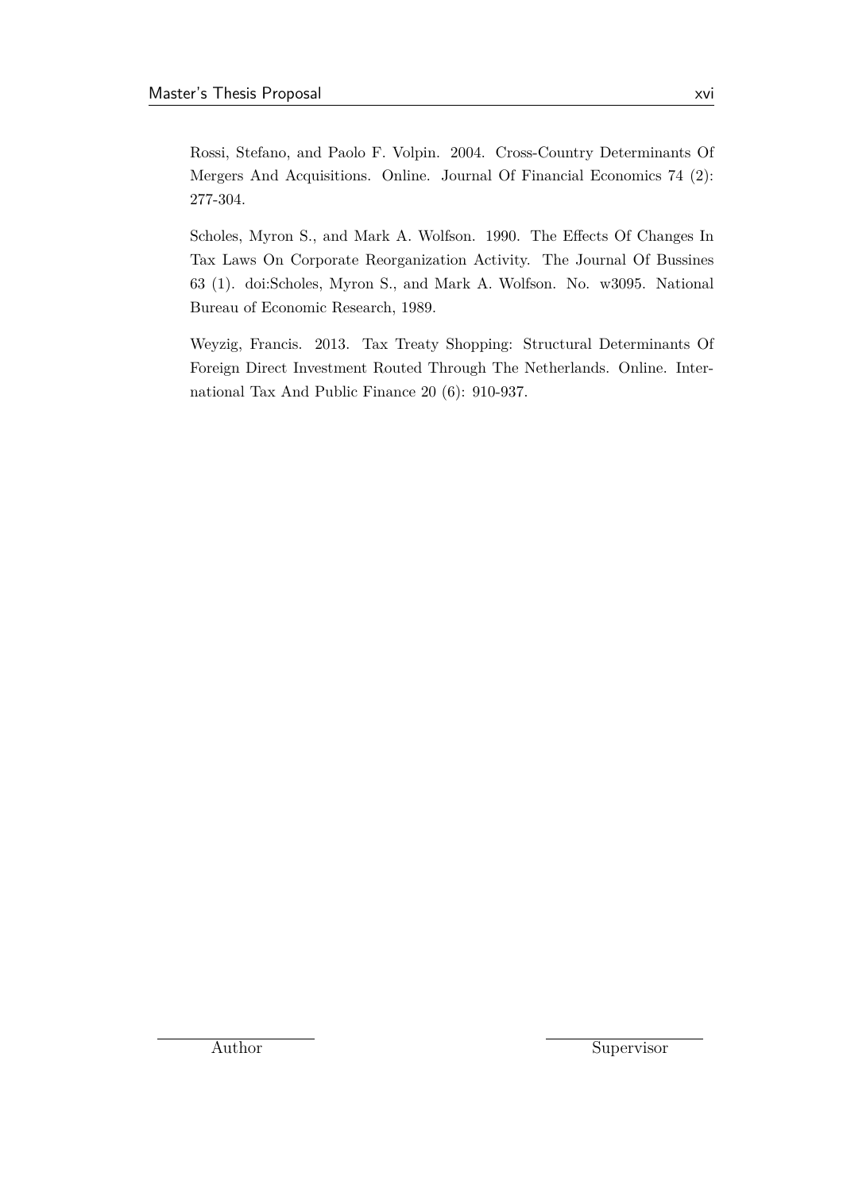Rossi, Stefano, and Paolo F. Volpin. 2004. Cross-Country Determinants Of Mergers And Acquisitions. Online. Journal Of Financial Economics 74 (2): 277-304.

Scholes, Myron S., and Mark A. Wolfson. 1990. The Effects Of Changes In Tax Laws On Corporate Reorganization Activity. The Journal Of Bussines 63 (1). doi:Scholes, Myron S., and Mark A. Wolfson. No. w3095. National Bureau of Economic Research, 1989.

Weyzig, Francis. 2013. Tax Treaty Shopping: Structural Determinants Of Foreign Direct Investment Routed Through The Netherlands. Online. International Tax And Public Finance 20 (6): 910-937.

Author

Supervisor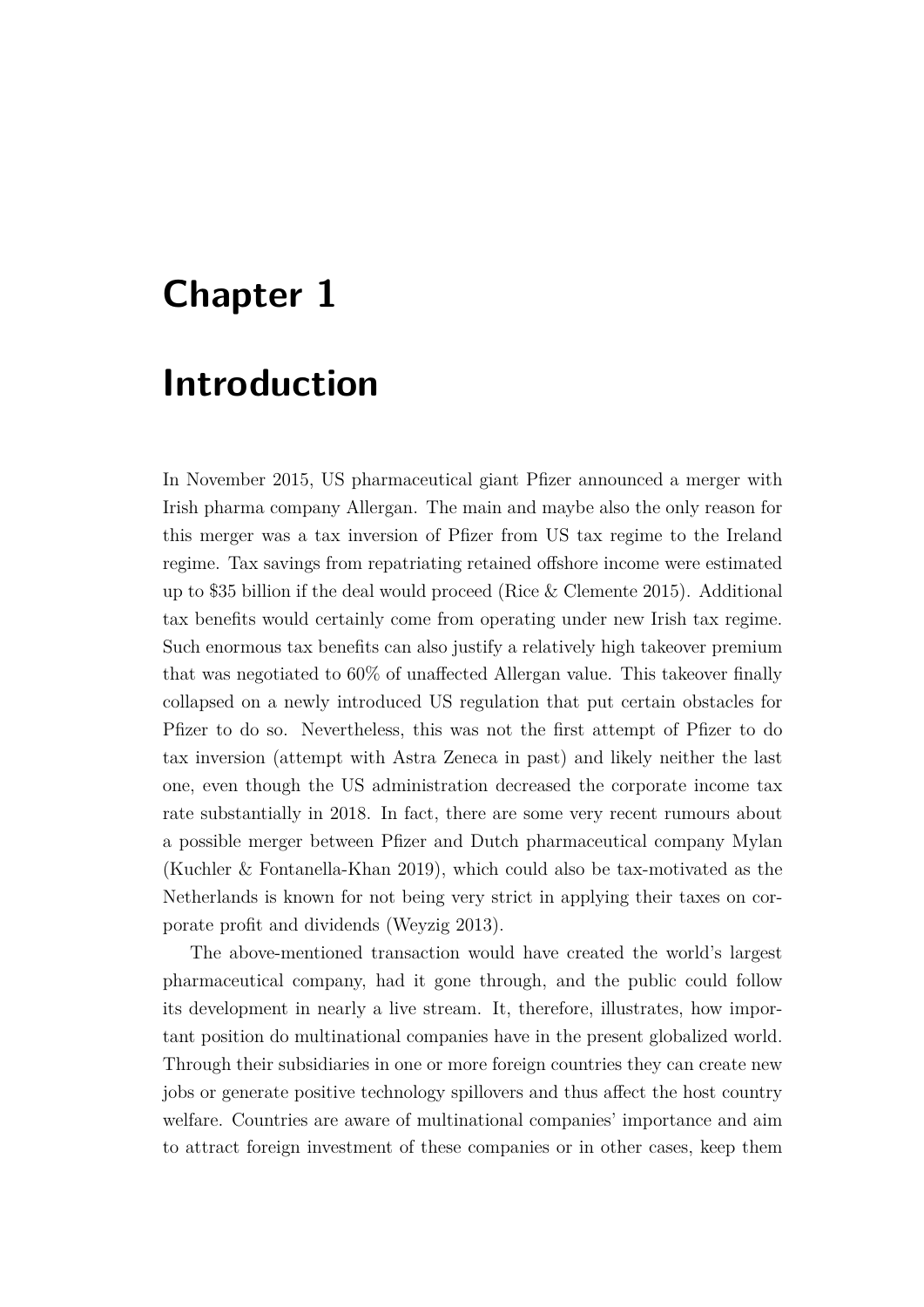# Chapter 1

# Introduction

In November 2015, US pharmaceutical giant Pfizer announced a merger with Irish pharma company Allergan. The main and maybe also the only reason for this merger was a tax inversion of Pfizer from US tax regime to the Ireland regime. Tax savings from repatriating retained offshore income were estimated up to $35 billion if the deal would proceed (Rice & Clemente 2015). Additional tax benefits would certainly come from operating under new Irish tax regime. Such enormous tax benefits can also justify a relatively high takeover premium that was negotiated to 60% of unaffected Allergan value. This takeover finally collapsed on a newly introduced US regulation that put certain obstacles for Pfizer to do so. Nevertheless, this was not the first attempt of Pfizer to do tax inversion (attempt with Astra Zeneca in past) and likely neither the last one, even though the US administration decreased the corporate income tax rate substantially in 2018. In fact, there are some very recent rumours about a possible merger between Pfizer and Dutch pharmaceutical company Mylan (Kuchler & Fontanella-Khan 2019), which could also be tax-motivated as the Netherlands is known for not being very strict in applying their taxes on corporate profit and dividends (Weyzig 2013).

The above-mentioned transaction would have created the world's largest pharmaceutical company, had it gone through, and the public could follow its development in nearly a live stream. It, therefore, illustrates, how important position do multinational companies have in the present globalized world. Through their subsidiaries in one or more foreign countries they can create new jobs or generate positive technology spillovers and thus affect the host country welfare. Countries are aware of multinational companies' importance and aim to attract foreign investment of these companies or in other cases, keep them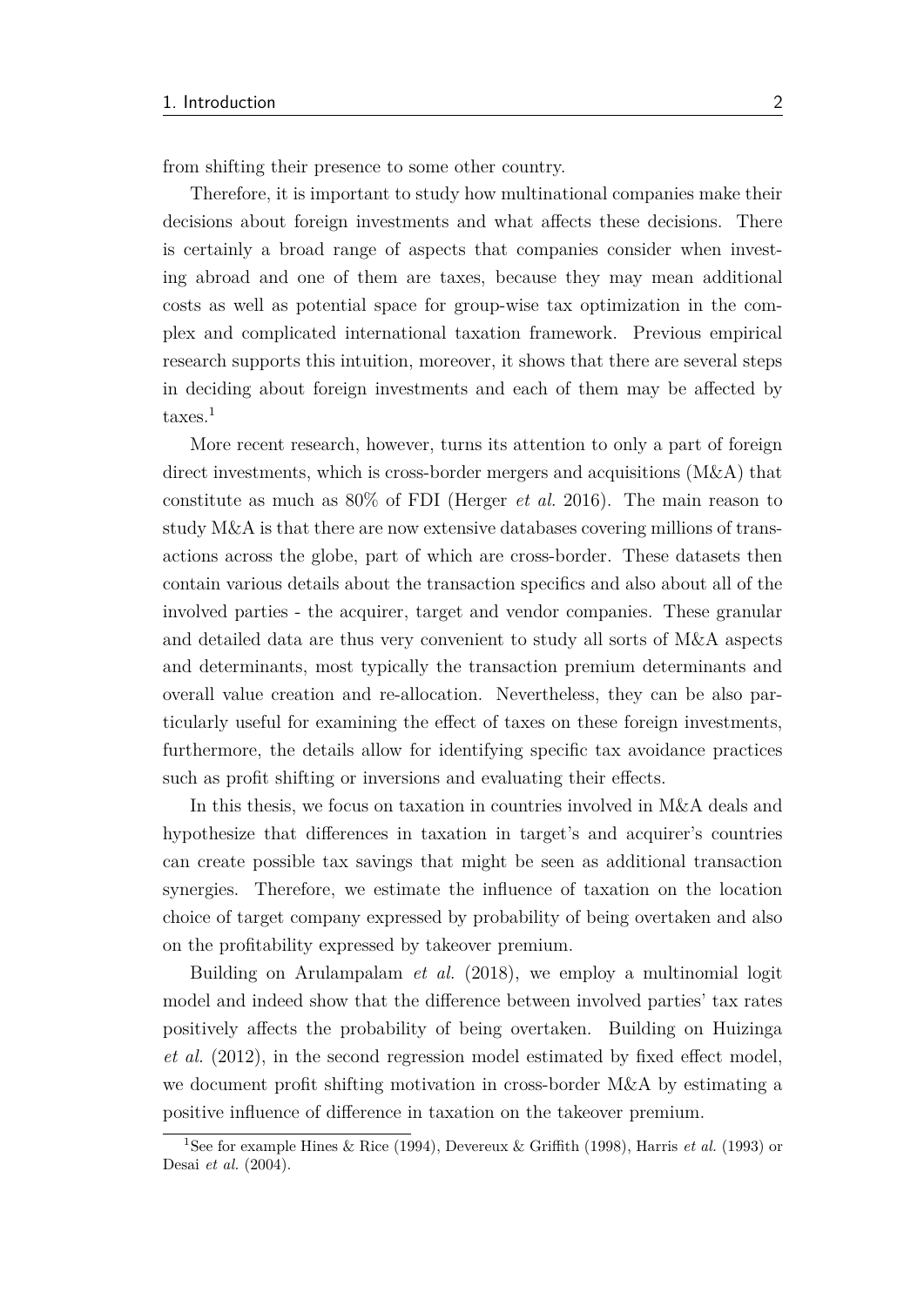from shifting their presence to some other country.

Therefore, it is important to study how multinational companies make their decisions about foreign investments and what affects these decisions. There is certainly a broad range of aspects that companies consider when investing abroad and one of them are taxes, because they may mean additional costs as well as potential space for group-wise tax optimization in the complex and complicated international taxation framework. Previous empirical research supports this intuition, moreover, it shows that there are several steps in deciding about foreign investments and each of them may be affected by taxes.[1]

More recent research, however, turns its attention to only a part of foreign direct investments, which is cross-border mergers and acquisitions (M&A) that constitute as much as 80% of FDI (Herger *et al.* 2016). The main reason to study M&A is that there are now extensive databases covering millions of transactions across the globe, part of which are cross-border. These datasets then contain various details about the transaction specifics and also about all of the involved parties - the acquirer, target and vendor companies. These granular and detailed data are thus very convenient to study all sorts of M&A aspects and determinants, most typically the transaction premium determinants and overall value creation and re-allocation. Nevertheless, they can be also particularly useful for examining the effect of taxes on these foreign investments, furthermore, the details allow for identifying specific tax avoidance practices such as profit shifting or inversions and evaluating their effects.

In this thesis, we focus on taxation in countries involved in M&A deals and hypothesize that differences in taxation in target's and acquirer's countries can create possible tax savings that might be seen as additional transaction synergies. Therefore, we estimate the influence of taxation on the location choice of target company expressed by probability of being overtaken and also on the profitability expressed by takeover premium.

Building on Arulampalam *et al.* (2018), we employ a multinomial logit model and indeed show that the difference between involved parties' tax rates positively affects the probability of being overtaken. Building on Huizinga *et al.* (2012), in the second regression model estimated by fixed effect model, we document profit shifting motivation in cross-border M&A by estimating a positive influence of difference in taxation on the takeover premium.

[1] See for example Hines & Rice (1994), Devereux & Griffith (1998), Harris *et al.* (1993) or Desai *et al.* (2004).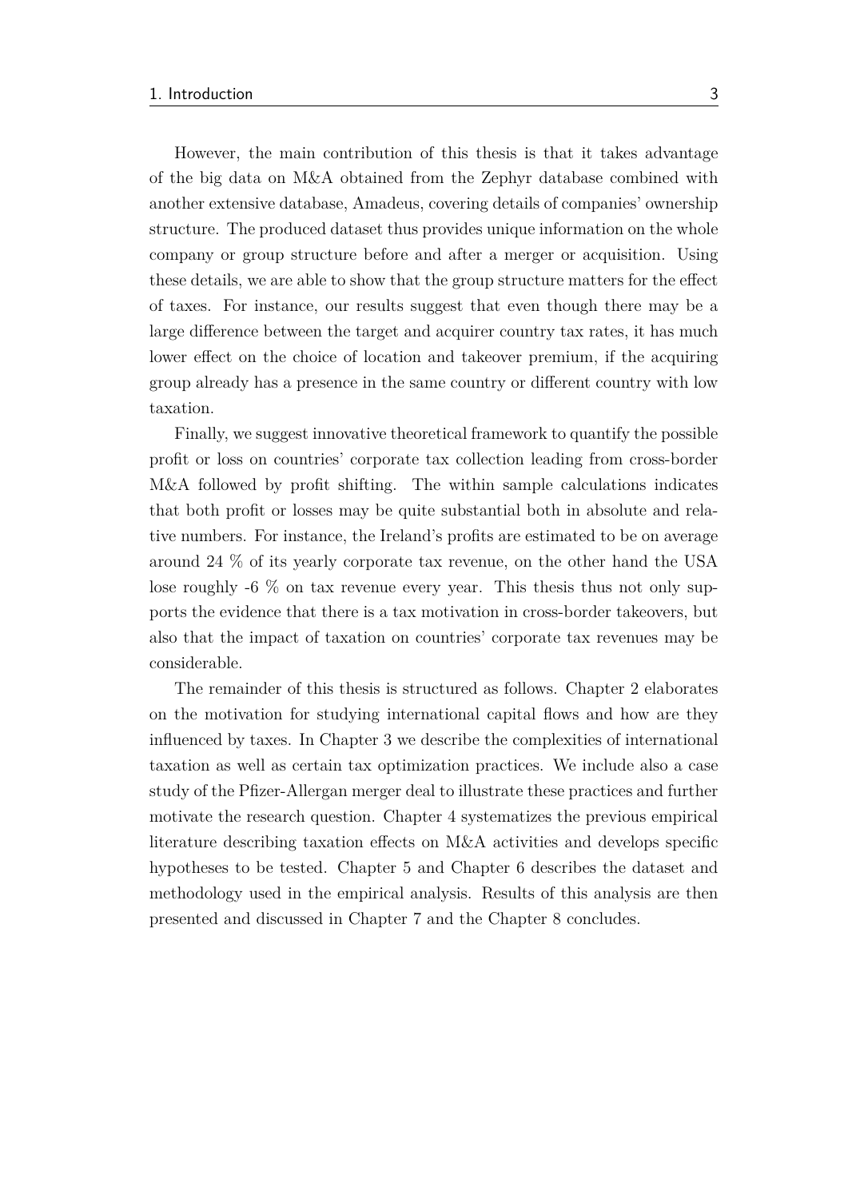However, the main contribution of this thesis is that it takes advantage of the big data on M&A obtained from the Zephyr database combined with another extensive database, Amadeus, covering details of companies' ownership structure. The produced dataset thus provides unique information on the whole company or group structure before and after a merger or acquisition. Using these details, we are able to show that the group structure matters for the effect of taxes. For instance, our results suggest that even though there may be a large difference between the target and acquirer country tax rates, it has much lower effect on the choice of location and takeover premium, if the acquiring group already has a presence in the same country or different country with low taxation.

Finally, we suggest innovative theoretical framework to quantify the possible profit or loss on countries' corporate tax collection leading from cross-border M&A followed by profit shifting. The within sample calculations indicates that both profit or losses may be quite substantial both in absolute and relative numbers. For instance, the Ireland's profits are estimated to be on average around 24 % of its yearly corporate tax revenue, on the other hand the USA lose roughly -6 % on tax revenue every year. This thesis thus not only supports the evidence that there is a tax motivation in cross-border takeovers, but also that the impact of taxation on countries' corporate tax revenues may be considerable.

The remainder of this thesis is structured as follows. Chapter 2 elaborates on the motivation for studying international capital flows and how are they influenced by taxes. In Chapter 3 we describe the complexities of international taxation as well as certain tax optimization practices. We include also a case study of the Pfizer-Allergan merger deal to illustrate these practices and further motivate the research question. Chapter 4 systematizes the previous empirical literature describing taxation effects on M&A activities and develops specific hypotheses to be tested. Chapter 5 and Chapter 6 describes the dataset and methodology used in the empirical analysis. Results of this analysis are then presented and discussed in Chapter 7 and the Chapter 8 concludes.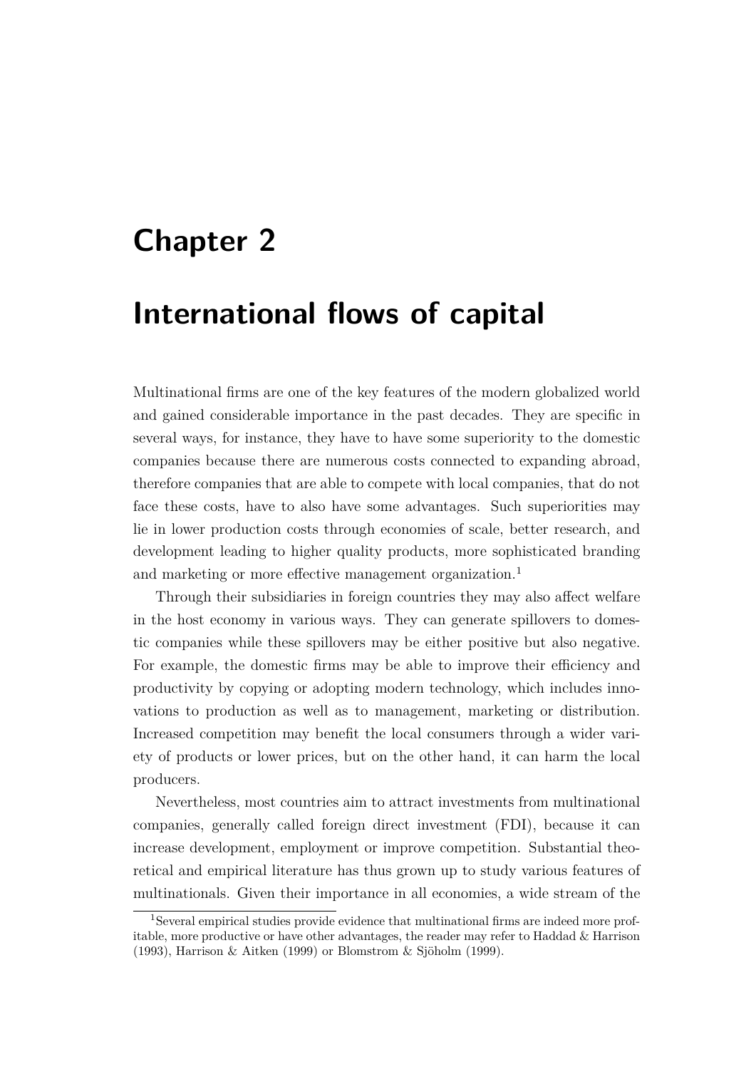# Chapter 2

# International flows of capital

Multinational firms are one of the key features of the modern globalized world and gained considerable importance in the past decades. They are specific in several ways, for instance, they have to have some superiority to the domestic companies because there are numerous costs connected to expanding abroad, therefore companies that are able to compete with local companies, that do not face these costs, have to also have some advantages. Such superiorities may lie in lower production costs through economies of scale, better research, and development leading to higher quality products, more sophisticated branding and marketing or more effective management organization.[1]

Through their subsidiaries in foreign countries they may also affect welfare in the host economy in various ways. They can generate spillovers to domestic companies while these spillovers may be either positive but also negative. For example, the domestic firms may be able to improve their efficiency and productivity by copying or adopting modern technology, which includes innovations to production as well as to management, marketing or distribution. Increased competition may benefit the local consumers through a wider variety of products or lower prices, but on the other hand, it can harm the local producers.

Nevertheless, most countries aim to attract investments from multinational companies, generally called foreign direct investment (FDI), because it can increase development, employment or improve competition. Substantial theoretical and empirical literature has thus grown up to study various features of multinationals. Given their importance in all economies, a wide stream of the

[1] Several empirical studies provide evidence that multinational firms are indeed more profitable, more productive or have other advantages, the reader may refer to Haddad & Harrison (1993), Harrison & Aitken (1999) or Blomstrom & Sjöholm (1999).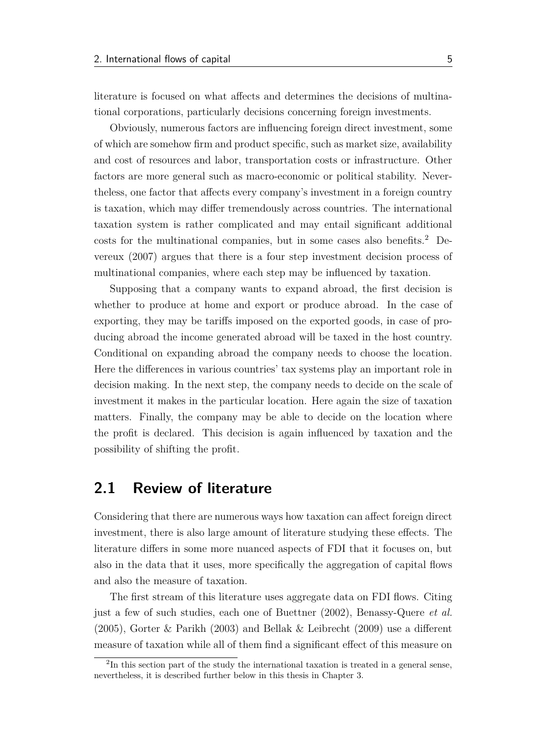literature is focused on what affects and determines the decisions of multinational corporations, particularly decisions concerning foreign investments.

Obviously, numerous factors are influencing foreign direct investment, some of which are somehow firm and product specific, such as market size, availability and cost of resources and labor, transportation costs or infrastructure. Other factors are more general such as macro-economic or political stability. Nevertheless, one factor that affects every company's investment in a foreign country is taxation, which may differ tremendously across countries. The international taxation system is rather complicated and may entail significant additional costs for the multinational companies, but in some cases also benefits.[2] Devereux (2007) argues that there is a four step investment decision process of multinational companies, where each step may be influenced by taxation.

Supposing that a company wants to expand abroad, the first decision is whether to produce at home and export or produce abroad. In the case of exporting, they may be tariffs imposed on the exported goods, in case of producing abroad the income generated abroad will be taxed in the host country. Conditional on expanding abroad the company needs to choose the location. Here the differences in various countries' tax systems play an important role in decision making. In the next step, the company needs to decide on the scale of investment it makes in the particular location. Here again the size of taxation matters. Finally, the company may be able to decide on the location where the profit is declared. This decision is again influenced by taxation and the possibility of shifting the profit.

## 2.1 Review of literature

Considering that there are numerous ways how taxation can affect foreign direct investment, there is also large amount of literature studying these effects. The literature differs in some more nuanced aspects of FDI that it focuses on, but also in the data that it uses, more specifically the aggregation of capital flows and also the measure of taxation.

The first stream of this literature uses aggregate data on FDI flows. Citing just a few of such studies, each one of Buettner (2002), Benassy-Quere *et al.* (2005), Gorter & Parikh (2003) and Bellak & Leibrecht (2009) use a different measure of taxation while all of them find a significant effect of this measure on

[2] In this section part of the study the international taxation is treated in a general sense, nevertheless, it is described further below in this thesis in Chapter 3.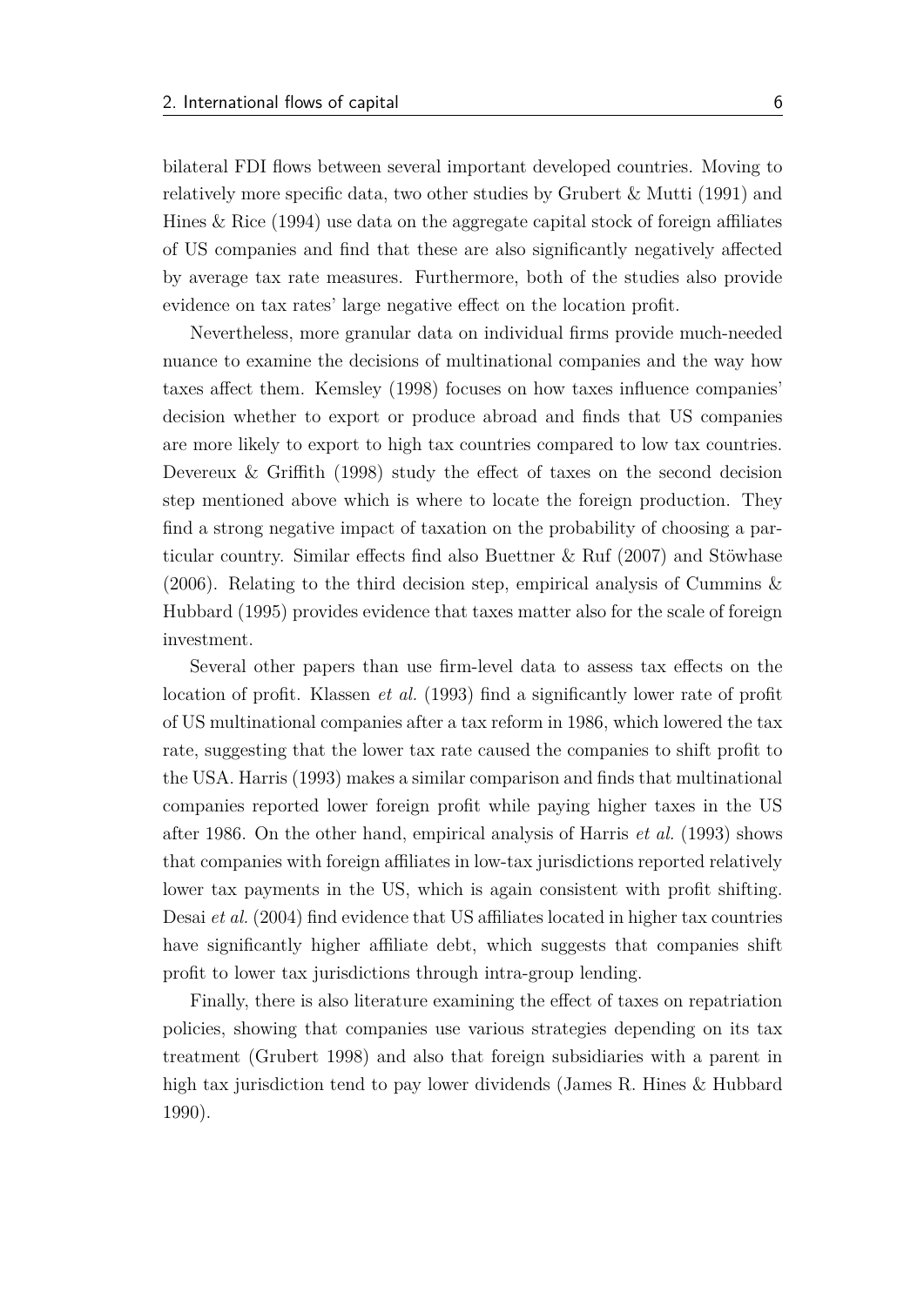bilateral FDI flows between several important developed countries. Moving to relatively more specific data, two other studies by Grubert & Mutti (1991) and Hines & Rice (1994) use data on the aggregate capital stock of foreign affiliates of US companies and find that these are also significantly negatively affected by average tax rate measures. Furthermore, both of the studies also provide evidence on tax rates' large negative effect on the location profit.

Nevertheless, more granular data on individual firms provide much-needed nuance to examine the decisions of multinational companies and the way how taxes affect them. Kemsley (1998) focuses on how taxes influence companies' decision whether to export or produce abroad and finds that US companies are more likely to export to high tax countries compared to low tax countries. Devereux & Griffith (1998) study the effect of taxes on the second decision step mentioned above which is where to locate the foreign production. They find a strong negative impact of taxation on the probability of choosing a particular country. Similar effects find also Buettner & Ruf (2007) and Stöwhase (2006). Relating to the third decision step, empirical analysis of Cummins & Hubbard (1995) provides evidence that taxes matter also for the scale of foreign investment.

Several other papers than use firm-level data to assess tax effects on the location of profit. Klassen *et al.* (1993) find a significantly lower rate of profit of US multinational companies after a tax reform in 1986, which lowered the tax rate, suggesting that the lower tax rate caused the companies to shift profit to the USA. Harris (1993) makes a similar comparison and finds that multinational companies reported lower foreign profit while paying higher taxes in the US after 1986. On the other hand, empirical analysis of Harris *et al.* (1993) shows that companies with foreign affiliates in low-tax jurisdictions reported relatively lower tax payments in the US, which is again consistent with profit shifting. Desai *et al.* (2004) find evidence that US affiliates located in higher tax countries have significantly higher affiliate debt, which suggests that companies shift profit to lower tax jurisdictions through intra-group lending.

Finally, there is also literature examining the effect of taxes on repatriation policies, showing that companies use various strategies depending on its tax treatment (Grubert 1998) and also that foreign subsidiaries with a parent in high tax jurisdiction tend to pay lower dividends (James R. Hines & Hubbard 1990).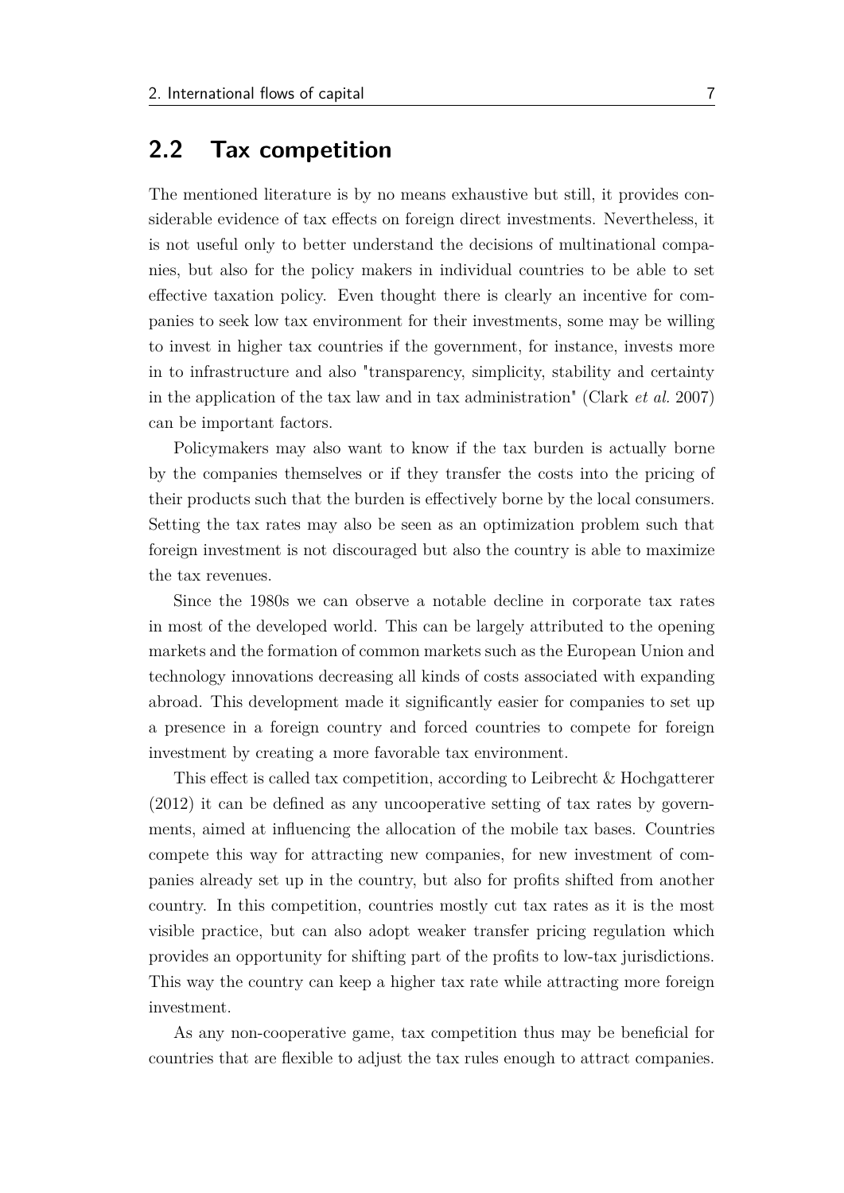## 2.2 Tax competition

The mentioned literature is by no means exhaustive but still, it provides considerable evidence of tax effects on foreign direct investments. Nevertheless, it is not useful only to better understand the decisions of multinational companies, but also for the policy makers in individual countries to be able to set effective taxation policy. Even thought there is clearly an incentive for companies to seek low tax environment for their investments, some may be willing to invest in higher tax countries if the government, for instance, invests more in to infrastructure and also "transparency, simplicity, stability and certainty in the application of the tax law and in tax administration" (Clark *et al.* 2007) can be important factors.

Policymakers may also want to know if the tax burden is actually borne by the companies themselves or if they transfer the costs into the pricing of their products such that the burden is effectively borne by the local consumers. Setting the tax rates may also be seen as an optimization problem such that foreign investment is not discouraged but also the country is able to maximize the tax revenues.

Since the 1980s we can observe a notable decline in corporate tax rates in most of the developed world. This can be largely attributed to the opening markets and the formation of common markets such as the European Union and technology innovations decreasing all kinds of costs associated with expanding abroad. This development made it significantly easier for companies to set up a presence in a foreign country and forced countries to compete for foreign investment by creating a more favorable tax environment.

This effect is called tax competition, according to Leibrecht & Hochgatterer (2012) it can be defined as any uncooperative setting of tax rates by governments, aimed at influencing the allocation of the mobile tax bases. Countries compete this way for attracting new companies, for new investment of companies already set up in the country, but also for profits shifted from another country. In this competition, countries mostly cut tax rates as it is the most visible practice, but can also adopt weaker transfer pricing regulation which provides an opportunity for shifting part of the profits to low-tax jurisdictions. This way the country can keep a higher tax rate while attracting more foreign investment.

As any non-cooperative game, tax competition thus may be beneficial for countries that are flexible to adjust the tax rules enough to attract companies.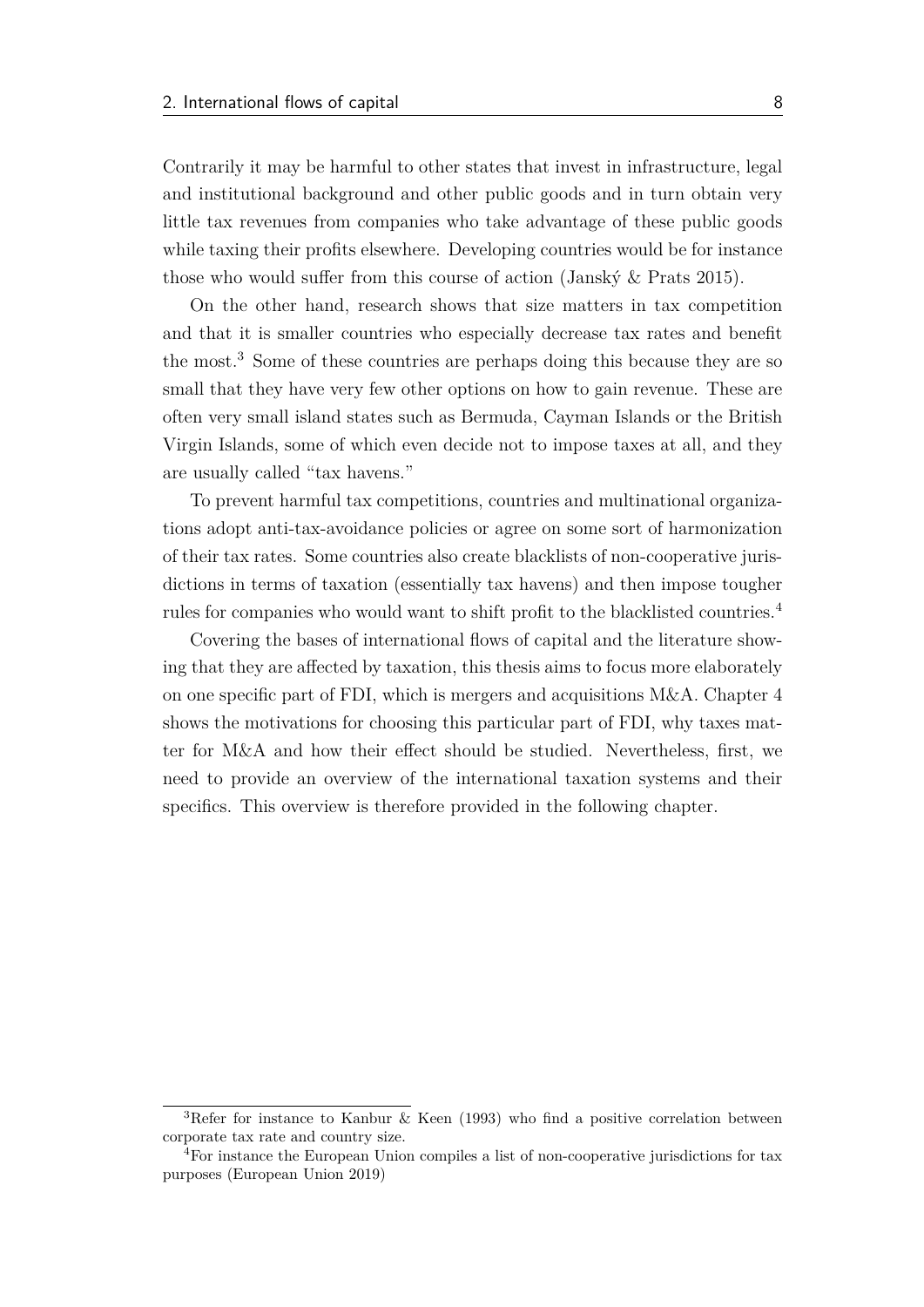Contrarily it may be harmful to other states that invest in infrastructure, legal and institutional background and other public goods and in turn obtain very little tax revenues from companies who take advantage of these public goods while taxing their profits elsewhere. Developing countries would be for instance those who would suffer from this course of action (Janský & Prats 2015).

On the other hand, research shows that size matters in tax competition and that it is smaller countries who especially decrease tax rates and benefit the most.[3] Some of these countries are perhaps doing this because they are so small that they have very few other options on how to gain revenue. These are often very small island states such as Bermuda, Cayman Islands or the British Virgin Islands, some of which even decide not to impose taxes at all, and they are usually called "tax havens."

To prevent harmful tax competitions, countries and multinational organizations adopt anti-tax-avoidance policies or agree on some sort of harmonization of their tax rates. Some countries also create blacklists of non-cooperative jurisdictions in terms of taxation (essentially tax havens) and then impose tougher rules for companies who would want to shift profit to the blacklisted countries.[4]

Covering the bases of international flows of capital and the literature showing that they are affected by taxation, this thesis aims to focus more elaborately on one specific part of FDI, which is mergers and acquisitions M&A. Chapter 4 shows the motivations for choosing this particular part of FDI, why taxes matter for M&A and how their effect should be studied. Nevertheless, first, we need to provide an overview of the international taxation systems and their specifics. This overview is therefore provided in the following chapter.

[3] Refer for instance to Kanbur & Keen (1993) who find a positive correlation between corporate tax rate and country size.

[4] For instance the European Union compiles a list of non-cooperative jurisdictions for tax purposes (European Union 2019)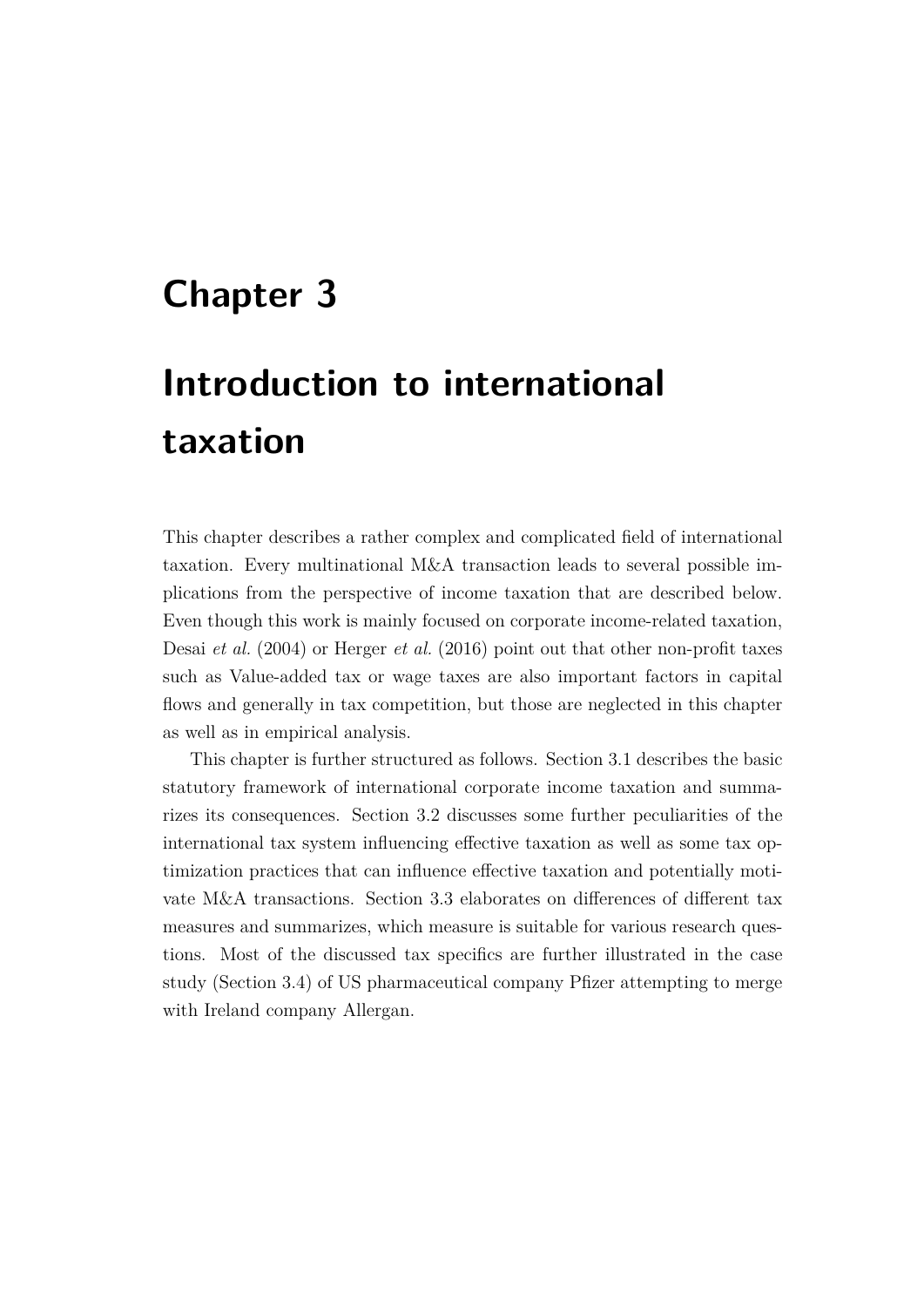# Chapter 3

# Introduction to international taxation

This chapter describes a rather complex and complicated field of international taxation. Every multinational M&A transaction leads to several possible implications from the perspective of income taxation that are described below. Even though this work is mainly focused on corporate income-related taxation, Desai *et al.* (2004) or Herger *et al.* (2016) point out that other non-profit taxes such as Value-added tax or wage taxes are also important factors in capital flows and generally in tax competition, but those are neglected in this chapter as well as in empirical analysis.

This chapter is further structured as follows. Section 3.1 describes the basic statutory framework of international corporate income taxation and summarizes its consequences. Section 3.2 discusses some further peculiarities of the international tax system influencing effective taxation as well as some tax optimization practices that can influence effective taxation and potentially motivate M&A transactions. Section 3.3 elaborates on differences of different tax measures and summarizes, which measure is suitable for various research questions. Most of the discussed tax specifics are further illustrated in the case study (Section 3.4) of US pharmaceutical company Pfizer attempting to merge with Ireland company Allergan.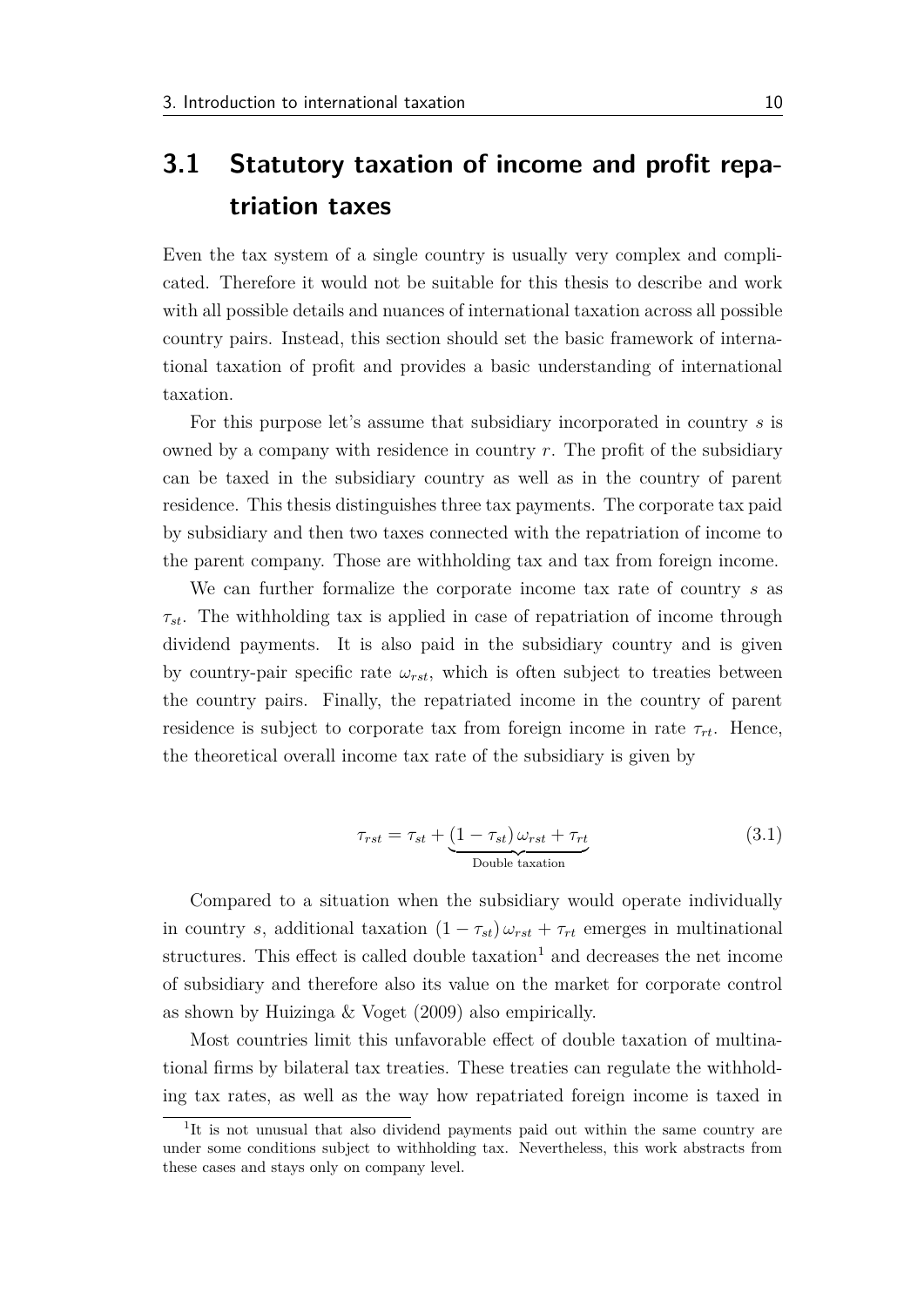## 3.1 Statutory taxation of income and profit repatriation taxes

Even the tax system of a single country is usually very complex and complicated. Therefore it would not be suitable for this thesis to describe and work with all possible details and nuances of international taxation across all possible country pairs. Instead, this section should set the basic framework of international taxation of profit and provides a basic understanding of international taxation.

For this purpose let's assume that subsidiary incorporated in country $s$ is owned by a company with residence in country $r$. The profit of the subsidiary can be taxed in the subsidiary country as well as in the country of parent residence. This thesis distinguishes three tax payments. The corporate tax paid by subsidiary and then two taxes connected with the repatriation of income to the parent company. Those are withholding tax and tax from foreign income.

We can further formalize the corporate income tax rate of country $s$ as $\tau_{st}$. The withholding tax is applied in case of repatriation of income through dividend payments. It is also paid in the subsidiary country and is given by country-pair specific rate $\omega_{rst}$, which is often subject to treaties between the country pairs. Finally, the repatriated income in the country of parent residence is subject to corporate tax from foreign income in rate $\tau_{rt}$. Hence, the theoretical overall income tax rate of the subsidiary is given by

$$\tau_{rst} = \tau_{st} + \underbrace{(1 - \tau_{st})\,\omega_{rst} + \tau_{rt}}_{\text{Double taxation}} \tag{3.1}$$

Compared to a situation when the subsidiary would operate individually in country $s$, additional taxation $(1 - \tau_{st})\,\omega_{rst} + \tau_{rt}$ emerges in multinational structures. This effect is called double taxation[1] and decreases the net income of subsidiary and therefore also its value on the market for corporate control as shown by Huizinga & Voget (2009) also empirically.

Most countries limit this unfavorable effect of double taxation of multinational firms by bilateral tax treaties. These treaties can regulate the withholding tax rates, as well as the way how repatriated foreign income is taxed in

[1] It is not unusual that also dividend payments paid out within the same country are under some conditions subject to withholding tax. Nevertheless, this work abstracts from these cases and stays only on company level.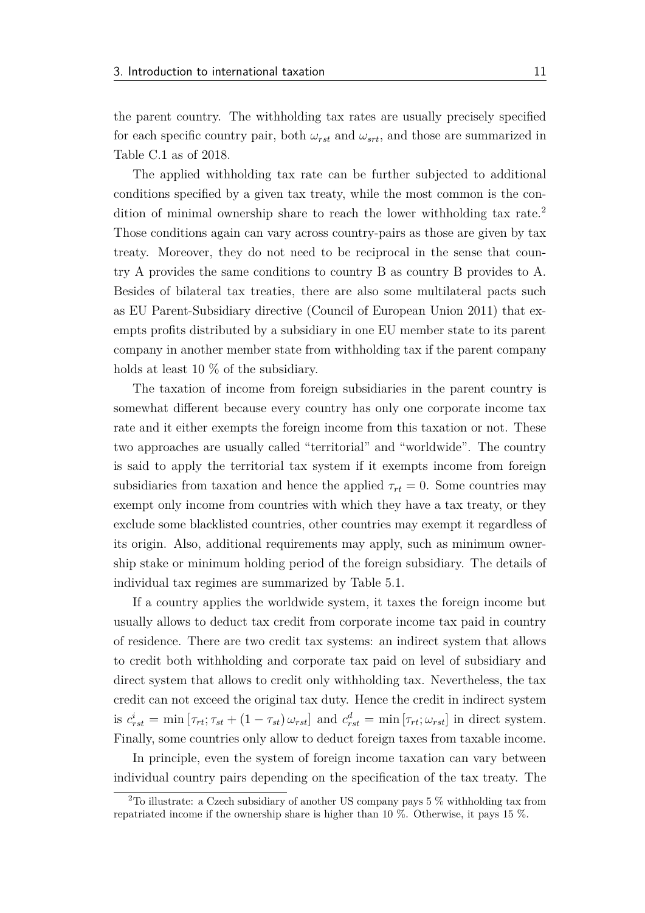the parent country. The withholding tax rates are usually precisely specified for each specific country pair, both $\omega_{rst}$ and $\omega_{srt}$, and those are summarized in Table C.1 as of 2018.

The applied withholding tax rate can be further subjected to additional conditions specified by a given tax treaty, while the most common is the condition of minimal ownership share to reach the lower withholding tax rate.[2] Those conditions again can vary across country-pairs as those are given by tax treaty. Moreover, they do not need to be reciprocal in the sense that country A provides the same conditions to country B as country B provides to A. Besides of bilateral tax treaties, there are also some multilateral pacts such as EU Parent-Subsidiary directive (Council of European Union 2011) that exempts profits distributed by a subsidiary in one EU member state to its parent company in another member state from withholding tax if the parent company holds at least 10 % of the subsidiary.

The taxation of income from foreign subsidiaries in the parent country is somewhat different because every country has only one corporate income tax rate and it either exempts the foreign income from this taxation or not. These two approaches are usually called "territorial" and "worldwide". The country is said to apply the territorial tax system if it exempts income from foreign subsidiaries from taxation and hence the applied $\tau_{rt} = 0$. Some countries may exempt only income from countries with which they have a tax treaty, or they exclude some blacklisted countries, other countries may exempt it regardless of its origin. Also, additional requirements may apply, such as minimum ownership stake or minimum holding period of the foreign subsidiary. The details of individual tax regimes are summarized by Table 5.1.

If a country applies the worldwide system, it taxes the foreign income but usually allows to deduct tax credit from corporate income tax paid in country of residence. There are two credit tax systems: an indirect system that allows to credit both withholding and corporate tax paid on level of subsidiary and direct system that allows to credit only withholding tax. Nevertheless, the tax credit can not exceed the original tax duty. Hence the credit in indirect system is $c^i_{rst} = \min\left[\tau_{rt}; \tau_{st} + (1 - \tau_{st})\,\omega_{rst}\right]$ and $c^d_{rst} = \min\left[\tau_{rt}; \omega_{rst}\right]$ in direct system. Finally, some countries only allow to deduct foreign taxes from taxable income.

In principle, even the system of foreign income taxation can vary between individual country pairs depending on the specification of the tax treaty. The

[2] To illustrate: a Czech subsidiary of another US company pays 5 % withholding tax from repatriated income if the ownership share is higher than 10 %. Otherwise, it pays 15 %.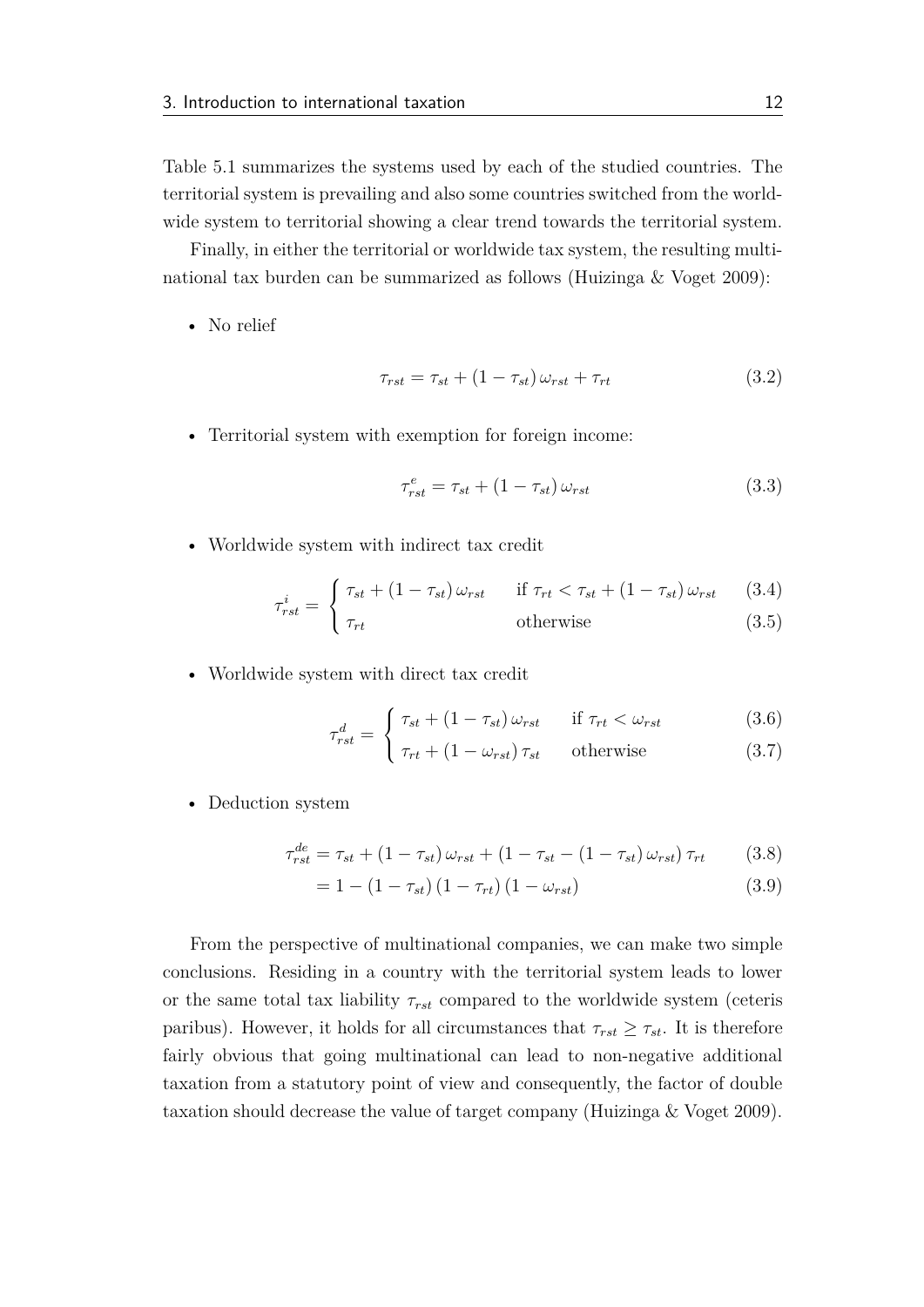Table 5.1 summarizes the systems used by each of the studied countries. The territorial system is prevailing and also some countries switched from the worldwide system to territorial showing a clear trend towards the territorial system.

Finally, in either the territorial or worldwide tax system, the resulting multinational tax burden can be summarized as follows (Huizinga & Voget 2009):

- No relief

$$\tau_{rst} = \tau_{st} + (1 - \tau_{st})\,\omega_{rst} + \tau_{rt} \tag{3.2}$$

- Territorial system with exemption for foreign income:

$$\tau^{e}_{rst} = \tau_{st} + (1 - \tau_{st})\,\omega_{rst} \tag{3.3}$$

- Worldwide system with indirect tax credit

$$\tau^{i}_{rst} = \begin{cases} \tau_{st} + (1 - \tau_{st})\,\omega_{rst} & \text{if } \tau_{rt} < \tau_{st} + (1 - \tau_{st})\,\omega_{rst} \quad (3.4) \\ \tau_{rt} & \text{otherwise} \quad (3.5) \end{cases}$$

- Worldwide system with direct tax credit

$$\tau^{d}_{rst} = \begin{cases} \tau_{st} + (1 - \tau_{st})\,\omega_{rst} & \text{if } \tau_{rt} < \omega_{rst} \quad (3.6) \\ \tau_{rt} + (1 - \omega_{rst})\,\tau_{st} & \text{otherwise} \quad (3.7) \end{cases}$$

- Deduction system

$$\tau^{de}_{rst} = \tau_{st} + (1 - \tau_{st})\,\omega_{rst} + (1 - \tau_{st} - (1 - \tau_{st})\,\omega_{rst})\,\tau_{rt} \tag{3.8}$$

$$= 1 - (1 - \tau_{st})\,(1 - \tau_{rt})\,(1 - \omega_{rst}) \tag{3.9}$$

From the perspective of multinational companies, we can make two simple conclusions. Residing in a country with the territorial system leads to lower or the same total tax liability $\tau_{rst}$ compared to the worldwide system (ceteris paribus). However, it holds for all circumstances that $\tau_{rst} \geq \tau_{st}$. It is therefore fairly obvious that going multinational can lead to non-negative additional taxation from a statutory point of view and consequently, the factor of double taxation should decrease the value of target company (Huizinga & Voget 2009).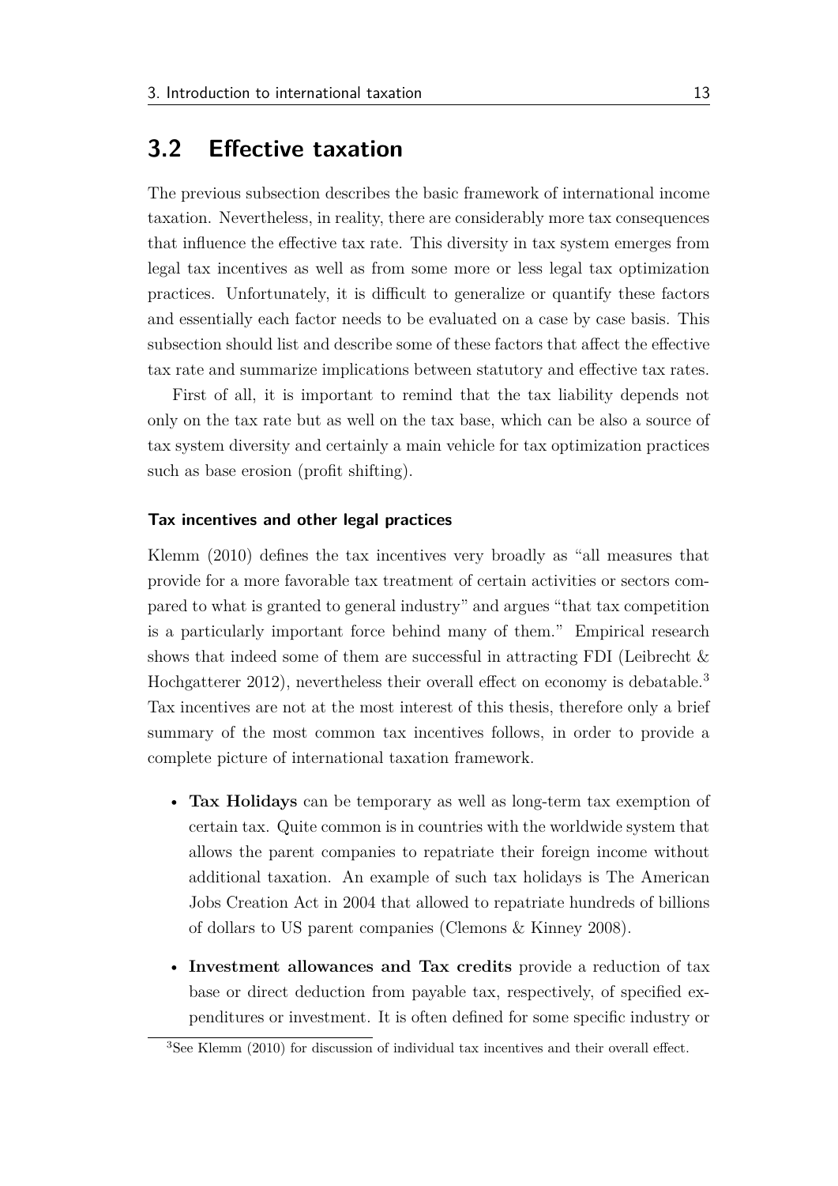## 3.2 Effective taxation

The previous subsection describes the basic framework of international income taxation. Nevertheless, in reality, there are considerably more tax consequences that influence the effective tax rate. This diversity in tax system emerges from legal tax incentives as well as from some more or less legal tax optimization practices. Unfortunately, it is difficult to generalize or quantify these factors and essentially each factor needs to be evaluated on a case by case basis. This subsection should list and describe some of these factors that affect the effective tax rate and summarize implications between statutory and effective tax rates.

First of all, it is important to remind that the tax liability depends not only on the tax rate but as well on the tax base, which can be also a source of tax system diversity and certainly a main vehicle for tax optimization practices such as base erosion (profit shifting).

#### Tax incentives and other legal practices

Klemm (2010) defines the tax incentives very broadly as "all measures that provide for a more favorable tax treatment of certain activities or sectors compared to what is granted to general industry" and argues "that tax competition is a particularly important force behind many of them." Empirical research shows that indeed some of them are successful in attracting FDI (Leibrecht & Hochgatterer 2012), nevertheless their overall effect on economy is debatable.[3] Tax incentives are not at the most interest of this thesis, therefore only a brief summary of the most common tax incentives follows, in order to provide a complete picture of international taxation framework.

- **Tax Holidays** can be temporary as well as long-term tax exemption of certain tax. Quite common is in countries with the worldwide system that allows the parent companies to repatriate their foreign income without additional taxation. An example of such tax holidays is The American Jobs Creation Act in 2004 that allowed to repatriate hundreds of billions of dollars to US parent companies (Clemons & Kinney 2008).
- **Investment allowances and Tax credits** provide a reduction of tax base or direct deduction from payable tax, respectively, of specified expenditures or investment. It is often defined for some specific industry or

[3] See Klemm (2010) for discussion of individual tax incentives and their overall effect.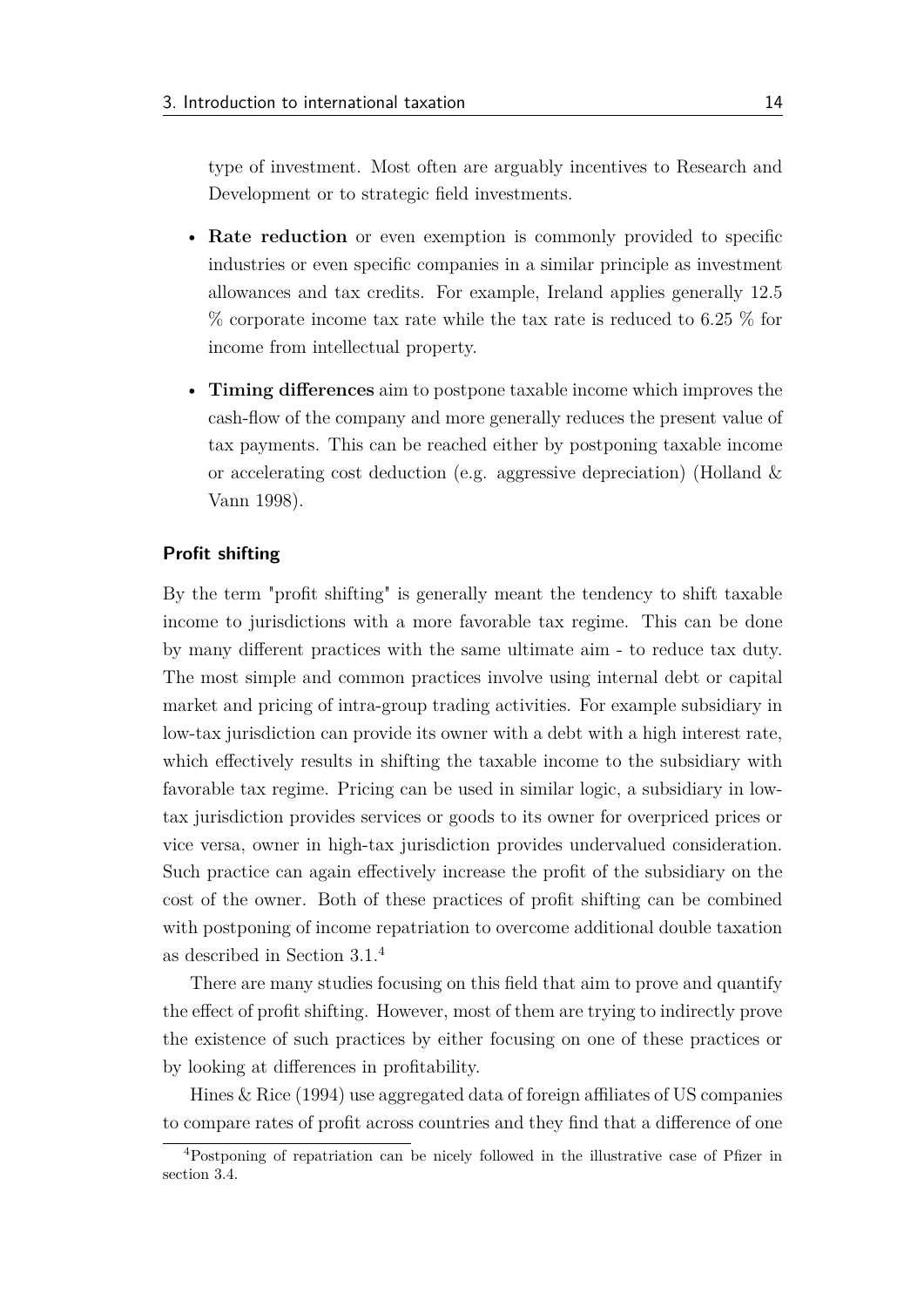type of investment. Most often are arguably incentives to Research and Development or to strategic field investments.

- **Rate reduction** or even exemption is commonly provided to specific industries or even specific companies in a similar principle as investment allowances and tax credits. For example, Ireland applies generally 12.5 % corporate income tax rate while the tax rate is reduced to 6.25 % for income from intellectual property.
- **Timing differences** aim to postpone taxable income which improves the cash-flow of the company and more generally reduces the present value of tax payments. This can be reached either by postponing taxable income or accelerating cost deduction (e.g. aggressive depreciation) (Holland & Vann 1998).

#### Profit shifting

By the term "profit shifting" is generally meant the tendency to shift taxable income to jurisdictions with a more favorable tax regime. This can be done by many different practices with the same ultimate aim - to reduce tax duty. The most simple and common practices involve using internal debt or capital market and pricing of intra-group trading activities. For example subsidiary in low-tax jurisdiction can provide its owner with a debt with a high interest rate, which effectively results in shifting the taxable income to the subsidiary with favorable tax regime. Pricing can be used in similar logic, a subsidiary in low-tax jurisdiction provides services or goods to its owner for overpriced prices or vice versa, owner in high-tax jurisdiction provides undervalued consideration. Such practice can again effectively increase the profit of the subsidiary on the cost of the owner. Both of these practices of profit shifting can be combined with postponing of income repatriation to overcome additional double taxation as described in Section 3.1.[4]

There are many studies focusing on this field that aim to prove and quantify the effect of profit shifting. However, most of them are trying to indirectly prove the existence of such practices by either focusing on one of these practices or by looking at differences in profitability.

Hines & Rice (1994) use aggregated data of foreign affiliates of US companies to compare rates of profit across countries and they find that a difference of one

[4] Postponing of repatriation can be nicely followed in the illustrative case of Pfizer in section 3.4.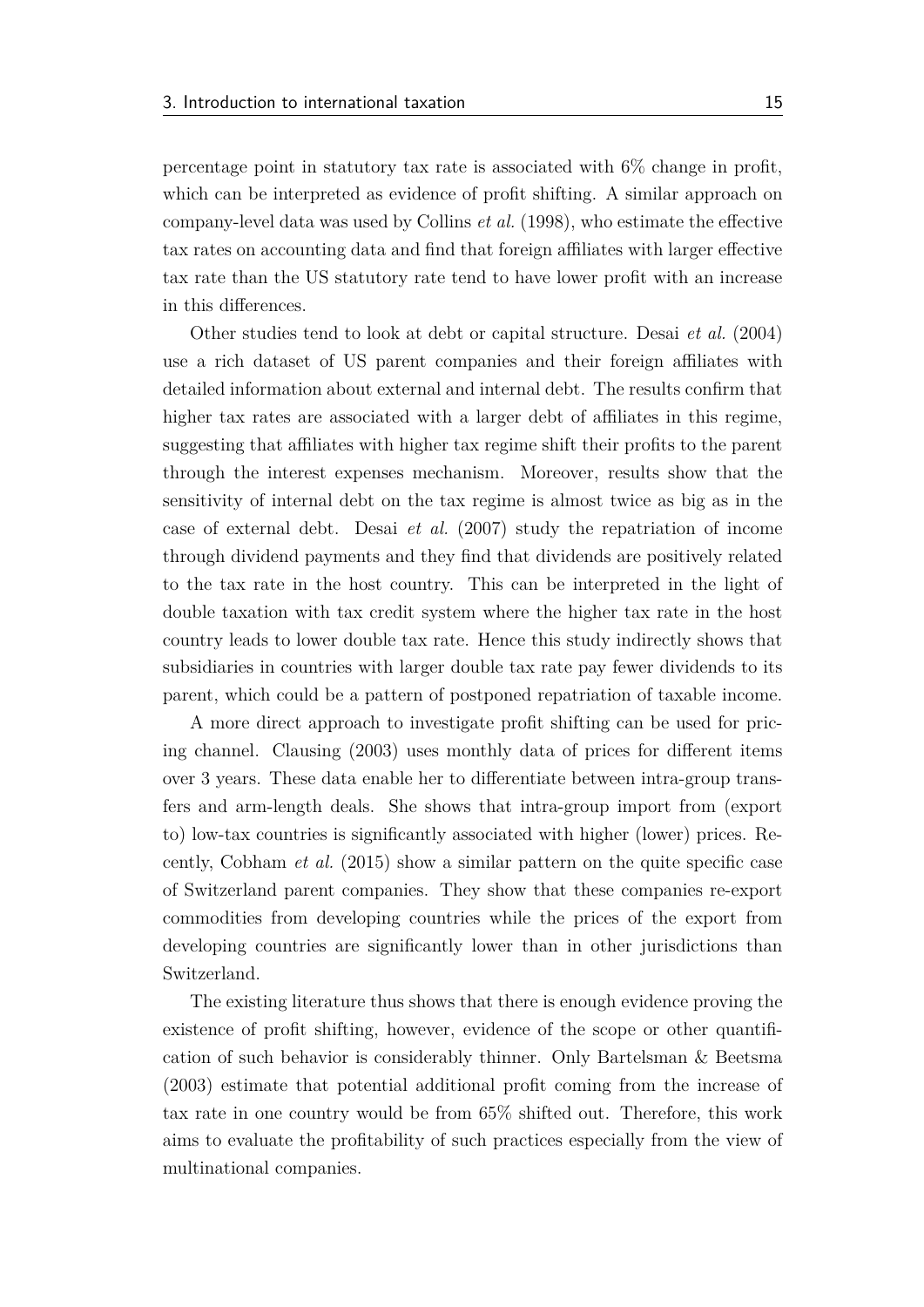percentage point in statutory tax rate is associated with 6% change in profit, which can be interpreted as evidence of profit shifting. A similar approach on company-level data was used by Collins *et al.* (1998), who estimate the effective tax rates on accounting data and find that foreign affiliates with larger effective tax rate than the US statutory rate tend to have lower profit with an increase in this differences.

Other studies tend to look at debt or capital structure. Desai *et al.* (2004) use a rich dataset of US parent companies and their foreign affiliates with detailed information about external and internal debt. The results confirm that higher tax rates are associated with a larger debt of affiliates in this regime, suggesting that affiliates with higher tax regime shift their profits to the parent through the interest expenses mechanism. Moreover, results show that the sensitivity of internal debt on the tax regime is almost twice as big as in the case of external debt. Desai *et al.* (2007) study the repatriation of income through dividend payments and they find that dividends are positively related to the tax rate in the host country. This can be interpreted in the light of double taxation with tax credit system where the higher tax rate in the host country leads to lower double tax rate. Hence this study indirectly shows that subsidiaries in countries with larger double tax rate pay fewer dividends to its parent, which could be a pattern of postponed repatriation of taxable income.

A more direct approach to investigate profit shifting can be used for pricing channel. Clausing (2003) uses monthly data of prices for different items over 3 years. These data enable her to differentiate between intra-group transfers and arm-length deals. She shows that intra-group import from (export to) low-tax countries is significantly associated with higher (lower) prices. Recently, Cobham *et al.* (2015) show a similar pattern on the quite specific case of Switzerland parent companies. They show that these companies re-export commodities from developing countries while the prices of the export from developing countries are significantly lower than in other jurisdictions than Switzerland.

The existing literature thus shows that there is enough evidence proving the existence of profit shifting, however, evidence of the scope or other quantification of such behavior is considerably thinner. Only Bartelsman & Beetsma (2003) estimate that potential additional profit coming from the increase of tax rate in one country would be from 65% shifted out. Therefore, this work aims to evaluate the profitability of such practices especially from the view of multinational companies.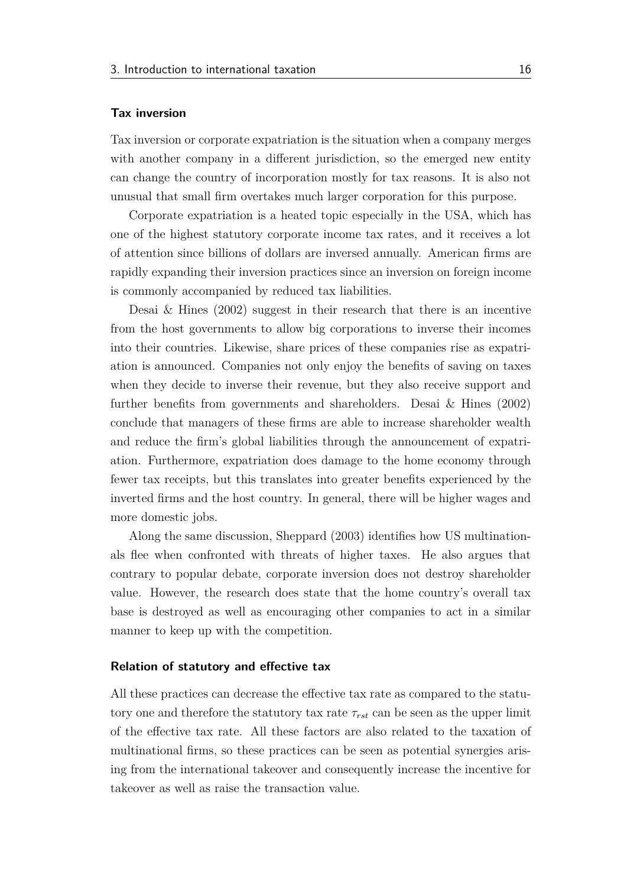#### Tax inversion

Tax inversion or corporate expatriation is the situation when a company merges with another company in a different jurisdiction, so the emerged new entity can change the country of incorporation mostly for tax reasons. It is also not unusual that small firm overtakes much larger corporation for this purpose.

Corporate expatriation is a heated topic especially in the USA, which has one of the highest statutory corporate income tax rates, and it receives a lot of attention since billions of dollars are inversed annually. American firms are rapidly expanding their inversion practices since an inversion on foreign income is commonly accompanied by reduced tax liabilities.

Desai & Hines (2002) suggest in their research that there is an incentive from the host governments to allow big corporations to inverse their incomes into their countries. Likewise, share prices of these companies rise as expatriation is announced. Companies not only enjoy the benefits of saving on taxes when they decide to inverse their revenue, but they also receive support and further benefits from governments and shareholders. Desai & Hines (2002) conclude that managers of these firms are able to increase shareholder wealth and reduce the firm's global liabilities through the announcement of expatriation. Furthermore, expatriation does damage to the home economy through fewer tax receipts, but this translates into greater benefits experienced by the inverted firms and the host country. In general, there will be higher wages and more domestic jobs.

Along the same discussion, Sheppard (2003) identifies how US multinationals flee when confronted with threats of higher taxes. He also argues that contrary to popular debate, corporate inversion does not destroy shareholder value. However, the research does state that the home country's overall tax base is destroyed as well as encouraging other companies to act in a similar manner to keep up with the competition.

#### Relation of statutory and effective tax

All these practices can decrease the effective tax rate as compared to the statutory one and therefore the statutory tax rate $\tau_{rst}$ can be seen as the upper limit of the effective tax rate. All these factors are also related to the taxation of multinational firms, so these practices can be seen as potential synergies arising from the international takeover and consequently increase the incentive for takeover as well as raise the transaction value.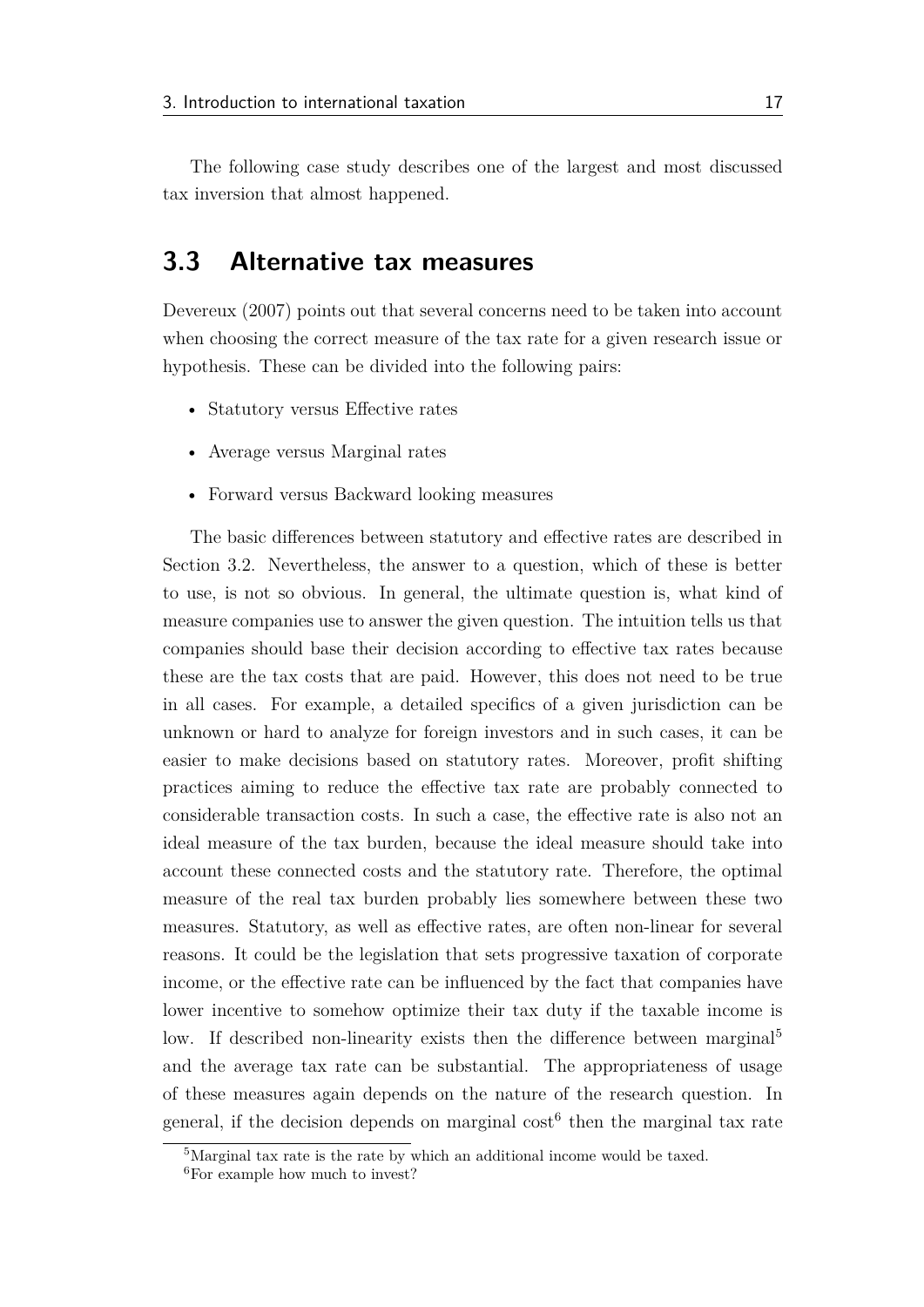The following case study describes one of the largest and most discussed tax inversion that almost happened.

## 3.3 Alternative tax measures

Devereux (2007) points out that several concerns need to be taken into account when choosing the correct measure of the tax rate for a given research issue or hypothesis. These can be divided into the following pairs:

- Statutory versus Effective rates
- Average versus Marginal rates
- Forward versus Backward looking measures

The basic differences between statutory and effective rates are described in Section 3.2. Nevertheless, the answer to a question, which of these is better to use, is not so obvious. In general, the ultimate question is, what kind of measure companies use to answer the given question. The intuition tells us that companies should base their decision according to effective tax rates because these are the tax costs that are paid. However, this does not need to be true in all cases. For example, a detailed specifics of a given jurisdiction can be unknown or hard to analyze for foreign investors and in such cases, it can be easier to make decisions based on statutory rates. Moreover, profit shifting practices aiming to reduce the effective tax rate are probably connected to considerable transaction costs. In such a case, the effective rate is also not an ideal measure of the tax burden, because the ideal measure should take into account these connected costs and the statutory rate. Therefore, the optimal measure of the real tax burden probably lies somewhere between these two measures. Statutory, as well as effective rates, are often non-linear for several reasons. It could be the legislation that sets progressive taxation of corporate income, or the effective rate can be influenced by the fact that companies have lower incentive to somehow optimize their tax duty if the taxable income is low. If described non-linearity exists then the difference between marginal[5] and the average tax rate can be substantial. The appropriateness of usage of these measures again depends on the nature of the research question. In general, if the decision depends on marginal cost[6] then the marginal tax rate

[5] Marginal tax rate is the rate by which an additional income would be taxed.

[6] For example how much to invest?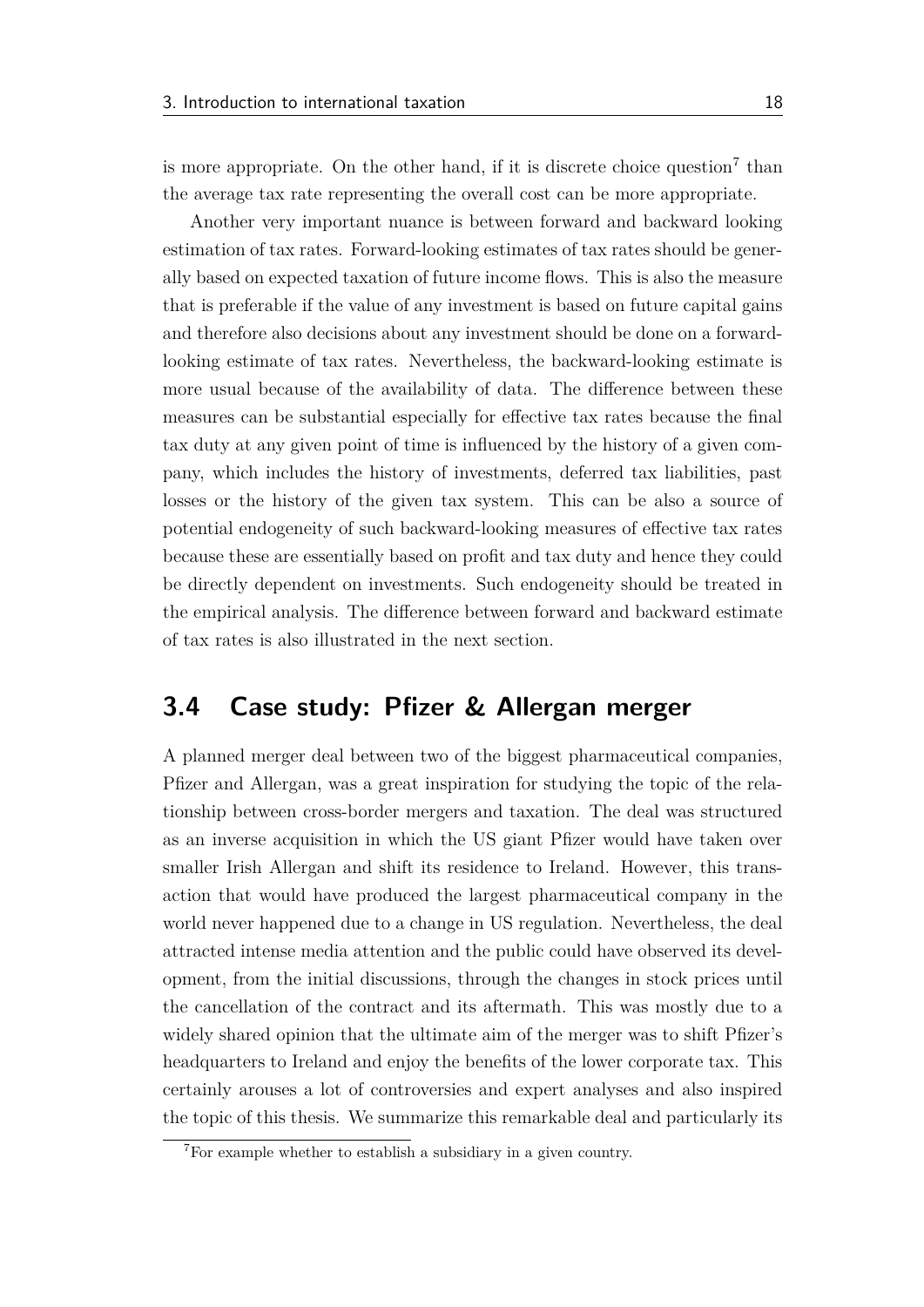is more appropriate. On the other hand, if it is discrete choice question[7] than the average tax rate representing the overall cost can be more appropriate.

Another very important nuance is between forward and backward looking estimation of tax rates. Forward-looking estimates of tax rates should be generally based on expected taxation of future income flows. This is also the measure that is preferable if the value of any investment is based on future capital gains and therefore also decisions about any investment should be done on a forward-looking estimate of tax rates. Nevertheless, the backward-looking estimate is more usual because of the availability of data. The difference between these measures can be substantial especially for effective tax rates because the final tax duty at any given point of time is influenced by the history of a given company, which includes the history of investments, deferred tax liabilities, past losses or the history of the given tax system. This can be also a source of potential endogeneity of such backward-looking measures of effective tax rates because these are essentially based on profit and tax duty and hence they could be directly dependent on investments. Such endogeneity should be treated in the empirical analysis. The difference between forward and backward estimate of tax rates is also illustrated in the next section.

## 3.4 Case study: Pfizer & Allergan merger

A planned merger deal between two of the biggest pharmaceutical companies, Pfizer and Allergan, was a great inspiration for studying the topic of the relationship between cross-border mergers and taxation. The deal was structured as an inverse acquisition in which the US giant Pfizer would have taken over smaller Irish Allergan and shift its residence to Ireland. However, this transaction that would have produced the largest pharmaceutical company in the world never happened due to a change in US regulation. Nevertheless, the deal attracted intense media attention and the public could have observed its development, from the initial discussions, through the changes in stock prices until the cancellation of the contract and its aftermath. This was mostly due to a widely shared opinion that the ultimate aim of the merger was to shift Pfizer's headquarters to Ireland and enjoy the benefits of the lower corporate tax. This certainly arouses a lot of controversies and expert analyses and also inspired the topic of this thesis. We summarize this remarkable deal and particularly its

[7] For example whether to establish a subsidiary in a given country.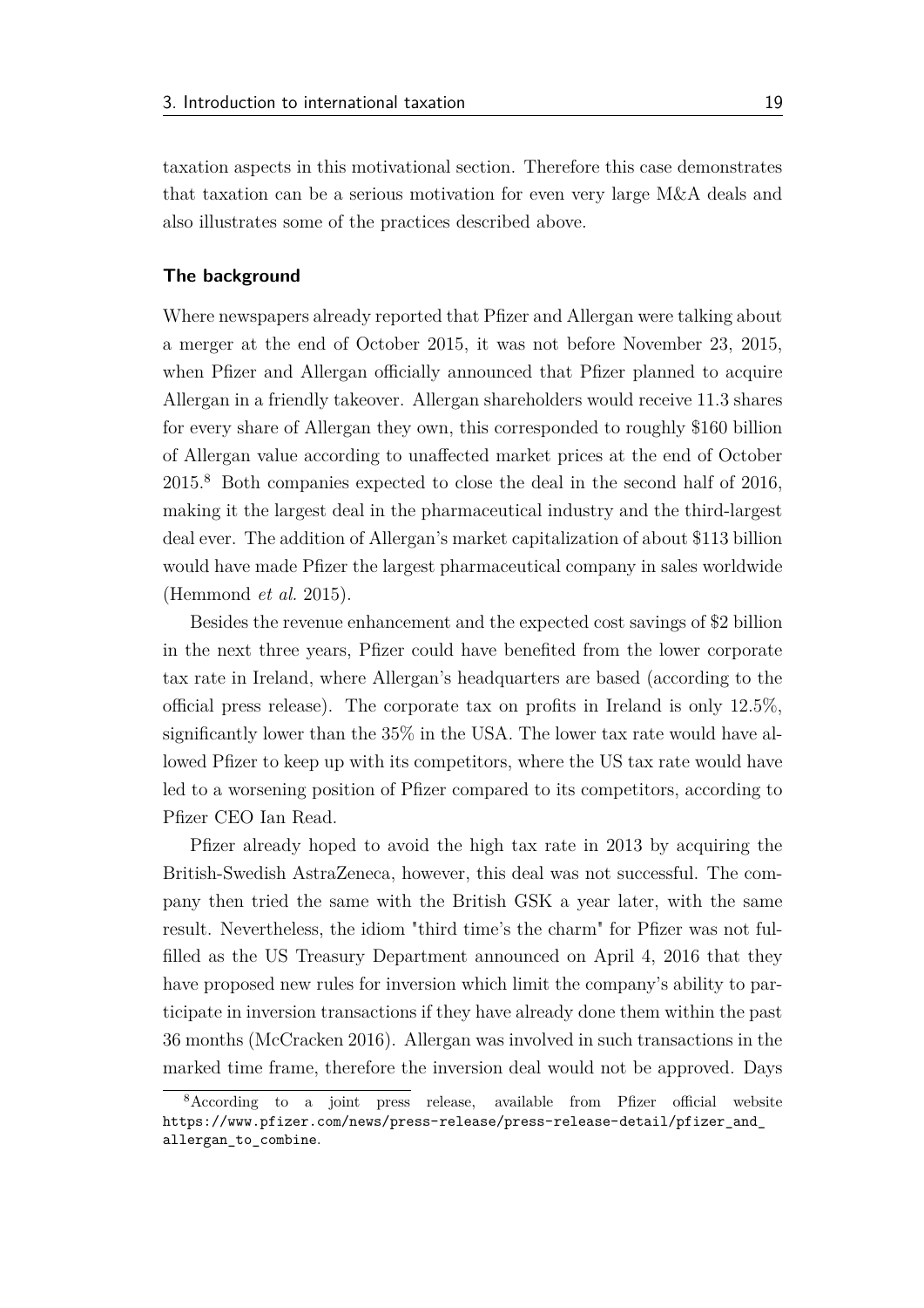taxation aspects in this motivational section. Therefore this case demonstrates that taxation can be a serious motivation for even very large M&A deals and also illustrates some of the practices described above.

### The background

Where newspapers already reported that Pfizer and Allergan were talking about a merger at the end of October 2015, it was not before November 23, 2015, when Pfizer and Allergan officially announced that Pfizer planned to acquire Allergan in a friendly takeover. Allergan shareholders would receive 11.3 shares for every share of Allergan they own, this corresponded to roughly \$160 billion of Allergan value according to unaffected market prices at the end of October 2015.[8] Both companies expected to close the deal in the second half of 2016, making it the largest deal in the pharmaceutical industry and the third-largest deal ever. The addition of Allergan's market capitalization of about \$113 billion would have made Pfizer the largest pharmaceutical company in sales worldwide (Hemmond *et al.* 2015).

Besides the revenue enhancement and the expected cost savings of \$2 billion in the next three years, Pfizer could have benefited from the lower corporate tax rate in Ireland, where Allergan's headquarters are based (according to the official press release). The corporate tax on profits in Ireland is only 12.5%, significantly lower than the 35% in the USA. The lower tax rate would have allowed Pfizer to keep up with its competitors, where the US tax rate would have led to a worsening position of Pfizer compared to its competitors, according to Pfizer CEO Ian Read.

Pfizer already hoped to avoid the high tax rate in 2013 by acquiring the British-Swedish AstraZeneca, however, this deal was not successful. The company then tried the same with the British GSK a year later, with the same result. Nevertheless, the idiom "third time's the charm" for Pfizer was not fulfilled as the US Treasury Department announced on April 4, 2016 that they have proposed new rules for inversion which limit the company's ability to participate in inversion transactions if they have already done them within the past 36 months (McCracken 2016). Allergan was involved in such transactions in the marked time frame, therefore the inversion deal would not be approved. Days

[8] According to a joint press release, available from Pfizer official website https://www.pfizer.com/news/press-release/press-release-detail/pfizer_and_allergan_to_combine.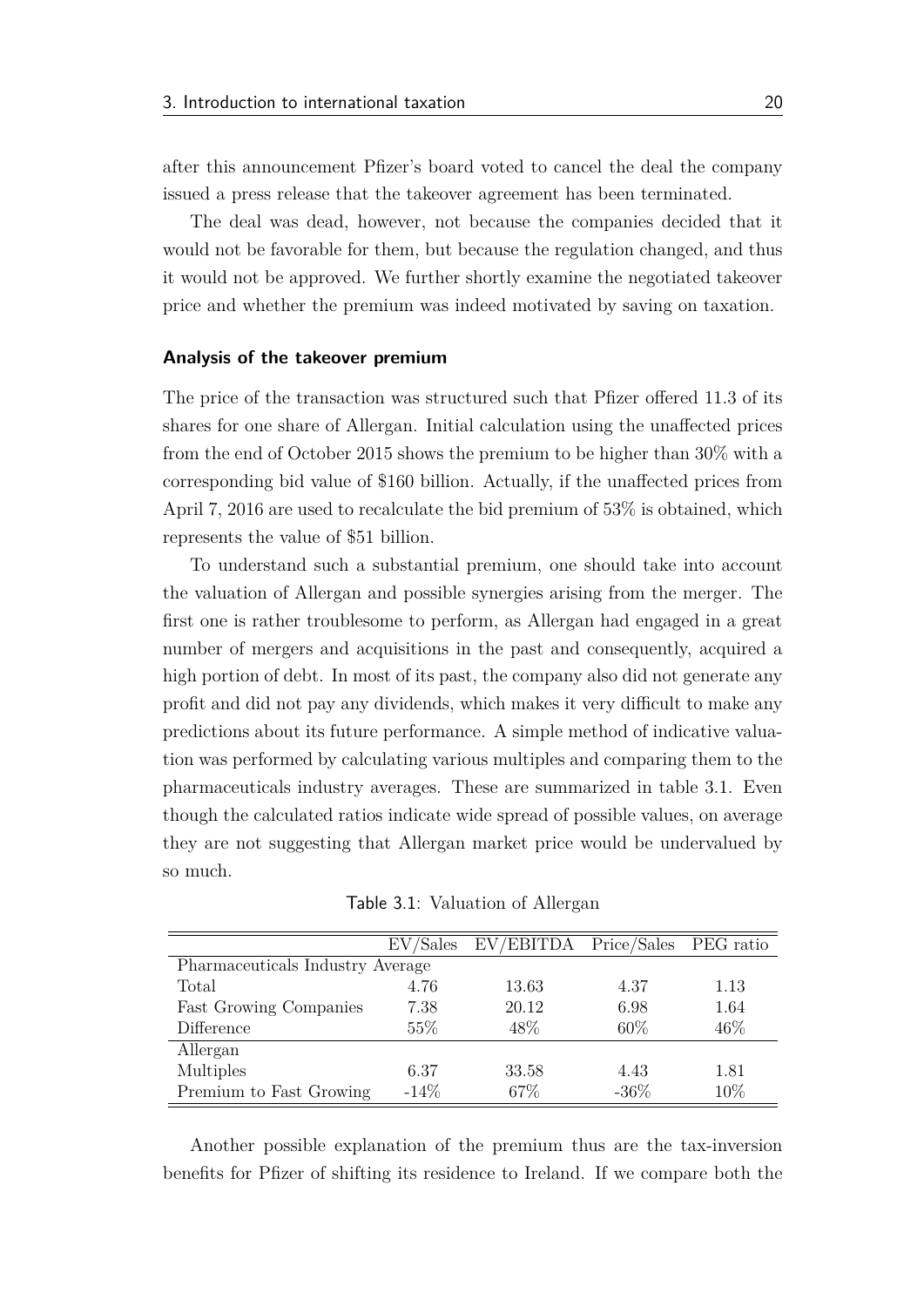after this announcement Pfizer's board voted to cancel the deal the company issued a press release that the takeover agreement has been terminated.

The deal was dead, however, not because the companies decided that it would not be favorable for them, but because the regulation changed, and thus it would not be approved. We further shortly examine the negotiated takeover price and whether the premium was indeed motivated by saving on taxation.

#### Analysis of the takeover premium

The price of the transaction was structured such that Pfizer offered 11.3 of its shares for one share of Allergan. Initial calculation using the unaffected prices from the end of October 2015 shows the premium to be higher than 30% with a corresponding bid value of $160 billion. Actually, if the unaffected prices from April 7, 2016 are used to recalculate the bid premium of 53% is obtained, which represents the value of $51 billion.

To understand such a substantial premium, one should take into account the valuation of Allergan and possible synergies arising from the merger. The first one is rather troublesome to perform, as Allergan had engaged in a great number of mergers and acquisitions in the past and consequently, acquired a high portion of debt. In most of its past, the company also did not generate any profit and did not pay any dividends, which makes it very difficult to make any predictions about its future performance. A simple method of indicative valuation was performed by calculating various multiples and comparing them to the pharmaceuticals industry averages. These are summarized in table 3.1. Even though the calculated ratios indicate wide spread of possible values, on average they are not suggesting that Allergan market price would be undervalued by so much.

Table 3.1: Valuation of Allergan

| | EV/Sales | EV/EBITDA | Price/Sales | PEG ratio |
|---|---|---|---|---|
| Pharmaceuticals Industry Average | | | | |
| Total | 4.76 | 13.63 | 4.37 | 1.13 |
| Fast Growing Companies | 7.38 | 20.12 | 6.98 | 1.64 |
| Difference | 55% | 48% | 60% | 46% |
| Allergan | | | | |
| Multiples | 6.37 | 33.58 | 4.43 | 1.81 |
| Premium to Fast Growing | -14% | 67% | -36% | 10% |

Another possible explanation of the premium thus are the tax-inversion benefits for Pfizer of shifting its residence to Ireland. If we compare both the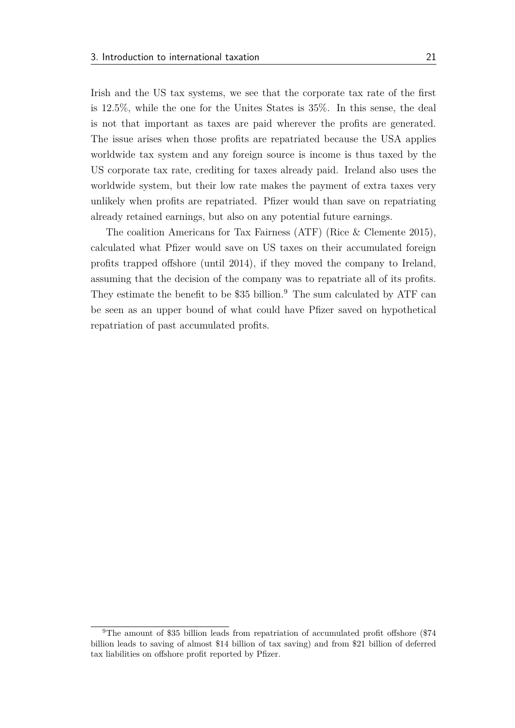Irish and the US tax systems, we see that the corporate tax rate of the first is 12.5%, while the one for the Unites States is 35%. In this sense, the deal is not that important as taxes are paid wherever the profits are generated. The issue arises when those profits are repatriated because the USA applies worldwide tax system and any foreign source is income is thus taxed by the US corporate tax rate, crediting for taxes already paid. Ireland also uses the worldwide system, but their low rate makes the payment of extra taxes very unlikely when profits are repatriated. Pfizer would than save on repatriating already retained earnings, but also on any potential future earnings.

The coalition Americans for Tax Fairness (ATF) (Rice & Clemente 2015), calculated what Pfizer would save on US taxes on their accumulated foreign profits trapped offshore (until 2014), if they moved the company to Ireland, assuming that the decision of the company was to repatriate all of its profits. They estimate the benefit to be $35 billion.[9] The sum calculated by ATF can be seen as an upper bound of what could have Pfizer saved on hypothetical repatriation of past accumulated profits.

[9]The amount of $35 billion leads from repatriation of accumulated profit offshore ($74 billion leads to saving of almost $14 billion of tax saving) and from $21 billion of deferred tax liabilities on offshore profit reported by Pfizer.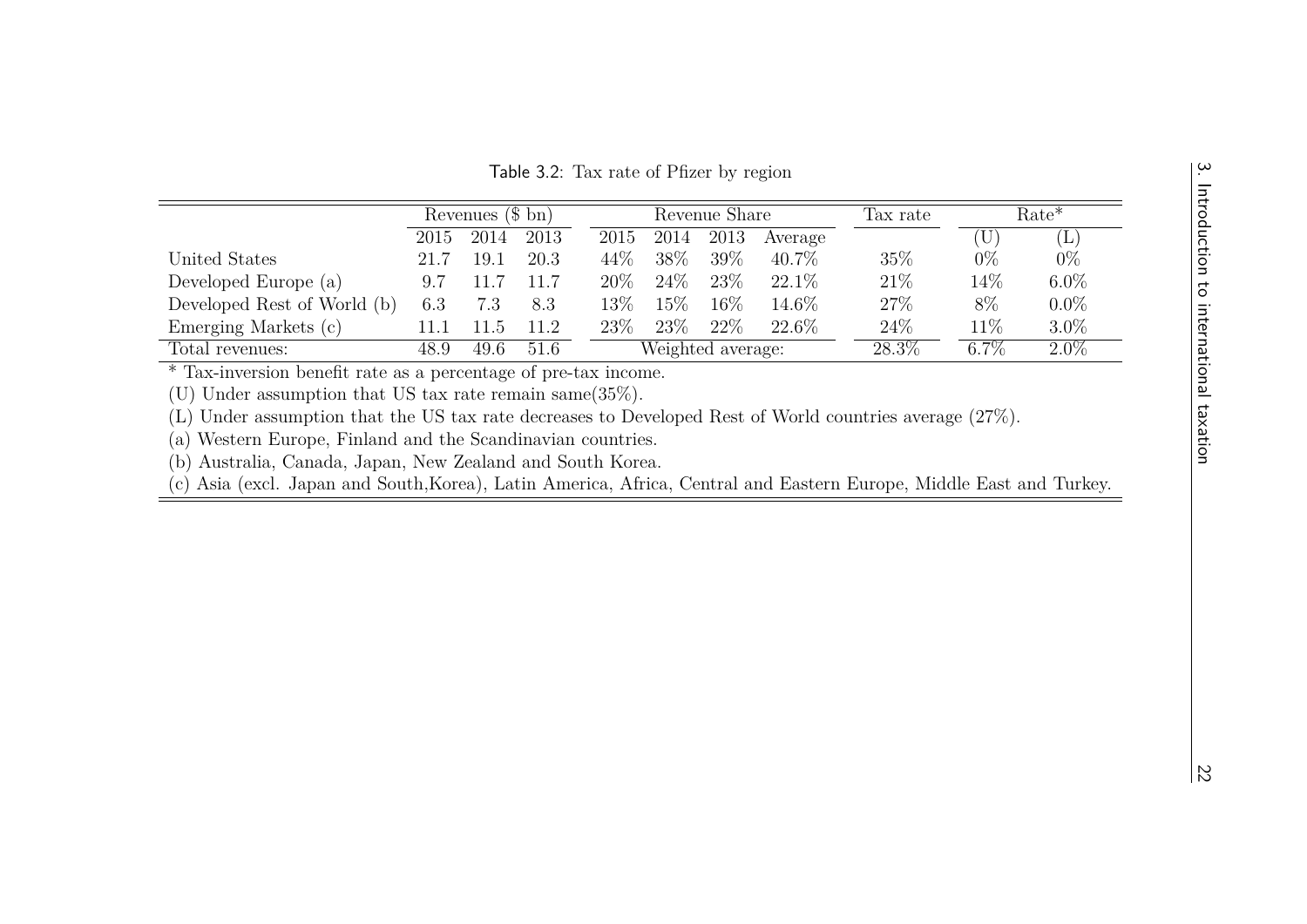Table 3.2: Tax rate of Pfizer by region

| | Revenues ($ bn) | | | Revenue Share | | | | Tax rate | Rate* | |
|---|---|---|---|---|---|---|---|---|---|---|
| | 2015 | 2014 | 2013 | 2015 | 2014 | 2013 | Average | | (U) | (L) |
| United States | 21.7 | 19.1 | 20.3 | 44% | 38% | 39% | 40.7% | 35% | 0% | 0% |
| Developed Europe (a) | 9.7 | 11.7 | 11.7 | 20% | 24% | 23% | 22.1% | 21% | 14% | 6.0% |
| Developed Rest of World (b) | 6.3 | 7.3 | 8.3 | 13% | 15% | 16% | 14.6% | 27% | 8% | 0.0% |
| Emerging Markets (c) | 11.1 | 11.5 | 11.2 | 23% | 23% | 22% | 22.6% | 24% | 11% | 3.0% |
| Total revenues: | 48.9 | 49.6 | 51.6 | Weighted average: | | | | 28.3% | 6.7% | 2.0% |

* Tax-inversion benefit rate as a percentage of pre-tax income.

(U) Under assumption that US tax rate remain same(35%).

(L) Under assumption that the US tax rate decreases to Developed Rest of World countries average (27%).

(a) Western Europe, Finland and the Scandinavian countries.

(b) Australia, Canada, Japan, New Zealand and South Korea.

(c) Asia (excl. Japan and South,Korea), Latin America, Africa, Central and Eastern Europe, Middle East and Turkey.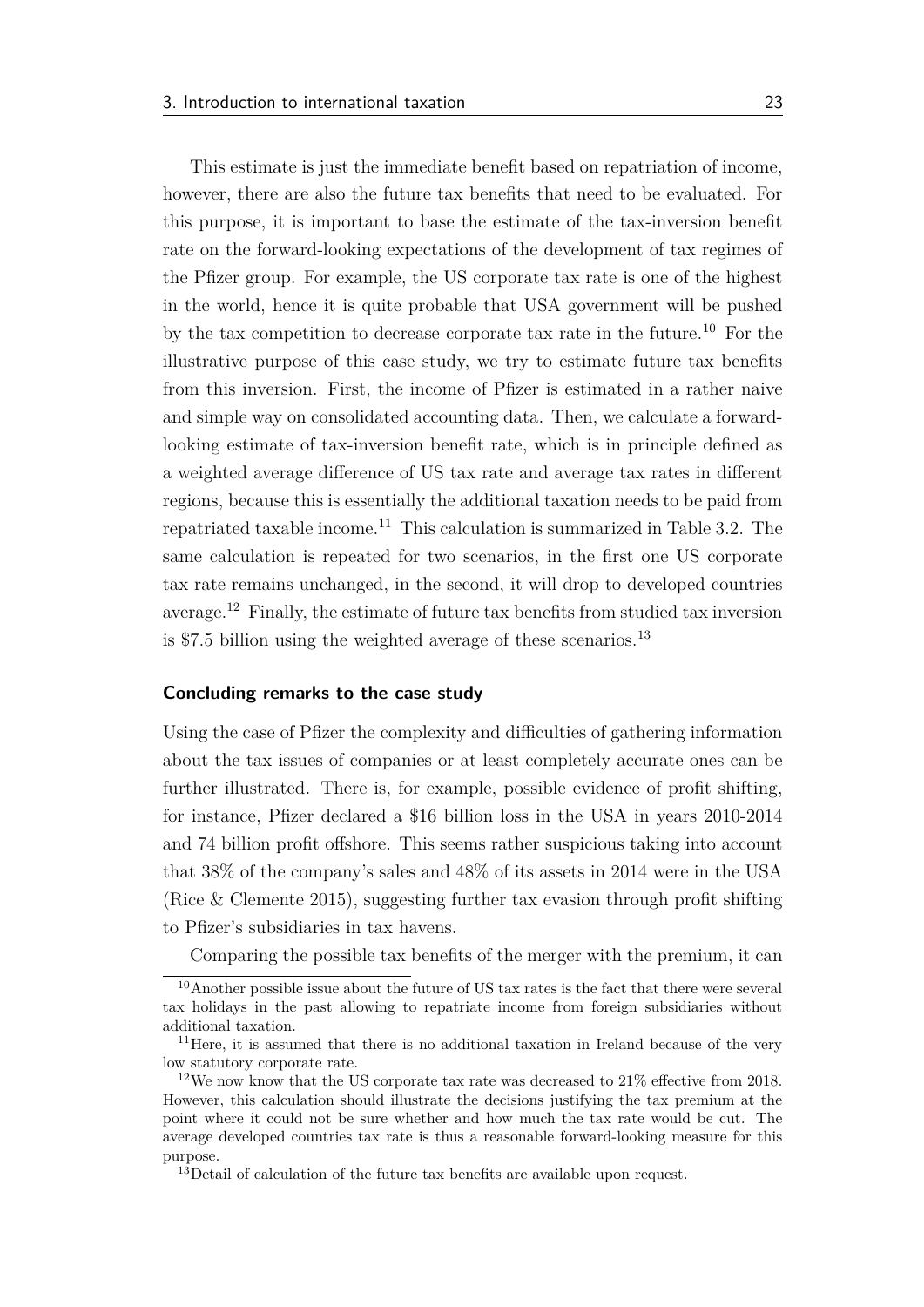This estimate is just the immediate benefit based on repatriation of income, however, there are also the future tax benefits that need to be evaluated. For this purpose, it is important to base the estimate of the tax-inversion benefit rate on the forward-looking expectations of the development of tax regimes of the Pfizer group. For example, the US corporate tax rate is one of the highest in the world, hence it is quite probable that USA government will be pushed by the tax competition to decrease corporate tax rate in the future.[10] For the illustrative purpose of this case study, we try to estimate future tax benefits from this inversion. First, the income of Pfizer is estimated in a rather naive and simple way on consolidated accounting data. Then, we calculate a forward-looking estimate of tax-inversion benefit rate, which is in principle defined as a weighted average difference of US tax rate and average tax rates in different regions, because this is essentially the additional taxation needs to be paid from repatriated taxable income.[11] This calculation is summarized in Table 3.2. The same calculation is repeated for two scenarios, in the first one US corporate tax rate remains unchanged, in the second, it will drop to developed countries average.[12] Finally, the estimate of future tax benefits from studied tax inversion is \$7.5 billion using the weighted average of these scenarios.[13]

#### Concluding remarks to the case study

Using the case of Pfizer the complexity and difficulties of gathering information about the tax issues of companies or at least completely accurate ones can be further illustrated. There is, for example, possible evidence of profit shifting, for instance, Pfizer declared a \$16 billion loss in the USA in years 2010-2014 and 74 billion profit offshore. This seems rather suspicious taking into account that 38% of the company's sales and 48% of its assets in 2014 were in the USA (Rice & Clemente 2015), suggesting further tax evasion through profit shifting to Pfizer's subsidiaries in tax havens.

Comparing the possible tax benefits of the merger with the premium, it can

---

[10] Another possible issue about the future of US tax rates is the fact that there were several tax holidays in the past allowing to repatriate income from foreign subsidiaries without additional taxation.

[11] Here, it is assumed that there is no additional taxation in Ireland because of the very low statutory corporate rate.

[12] We now know that the US corporate tax rate was decreased to 21% effective from 2018. However, this calculation should illustrate the decisions justifying the tax premium at the point where it could not be sure whether and how much the tax rate would be cut. The average developed countries tax rate is thus a reasonable forward-looking measure for this purpose.

[13] Detail of calculation of the future tax benefits are available upon request.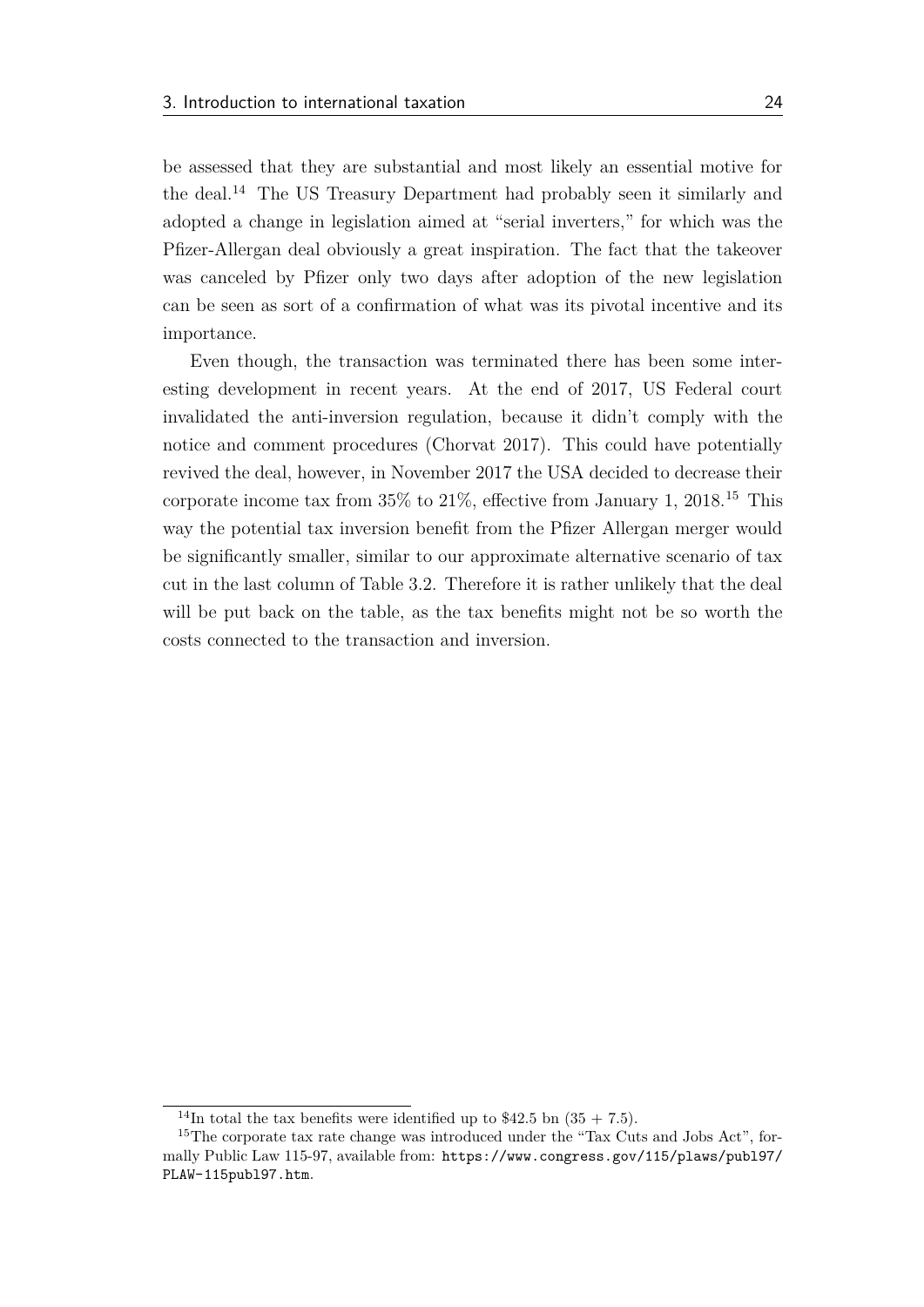be assessed that they are substantial and most likely an essential motive for the deal.[14] The US Treasury Department had probably seen it similarly and adopted a change in legislation aimed at "serial inverters," for which was the Pfizer-Allergan deal obviously a great inspiration. The fact that the takeover was canceled by Pfizer only two days after adoption of the new legislation can be seen as sort of a confirmation of what was its pivotal incentive and its importance.

Even though, the transaction was terminated there has been some interesting development in recent years. At the end of 2017, US Federal court invalidated the anti-inversion regulation, because it didn't comply with the notice and comment procedures (Chorvat 2017). This could have potentially revived the deal, however, in November 2017 the USA decided to decrease their corporate income tax from 35% to 21%, effective from January 1, 2018.[15] This way the potential tax inversion benefit from the Pfizer Allergan merger would be significantly smaller, similar to our approximate alternative scenario of tax cut in the last column of Table 3.2. Therefore it is rather unlikely that the deal will be put back on the table, as the tax benefits might not be so worth the costs connected to the transaction and inversion.

[14] In total the tax benefits were identified up to $42.5 bn (35 + 7.5).

[15] The corporate tax rate change was introduced under the "Tax Cuts and Jobs Act", formally Public Law 115-97, available from: `https://www.congress.gov/115/plaws/publ97/PLAW-115publ97.htm`.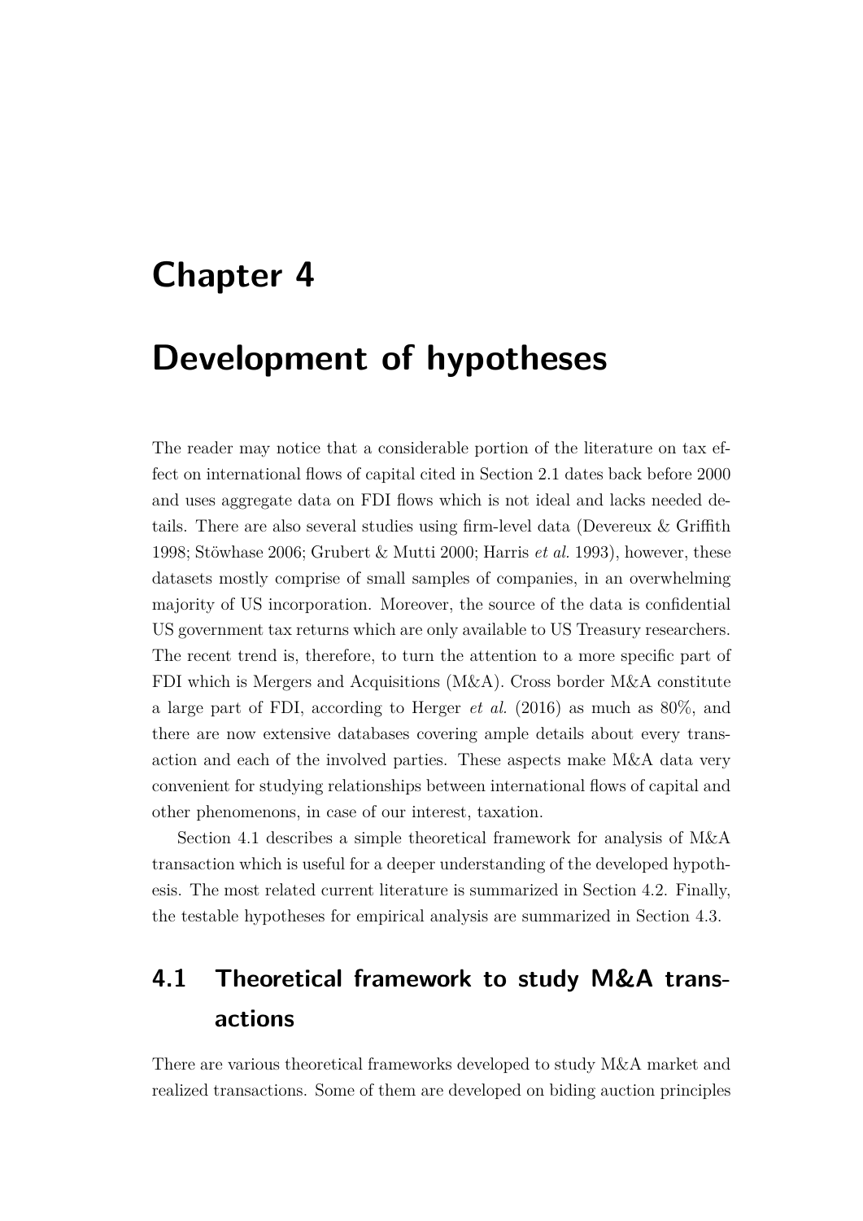# Chapter 4

# Development of hypotheses

The reader may notice that a considerable portion of the literature on tax effect on international flows of capital cited in Section 2.1 dates back before 2000 and uses aggregate data on FDI flows which is not ideal and lacks needed details. There are also several studies using firm-level data (Devereux & Griffith 1998; Stöwhase 2006; Grubert & Mutti 2000; Harris *et al.* 1993), however, these datasets mostly comprise of small samples of companies, in an overwhelming majority of US incorporation. Moreover, the source of the data is confidential US government tax returns which are only available to US Treasury researchers. The recent trend is, therefore, to turn the attention to a more specific part of FDI which is Mergers and Acquisitions (M&A). Cross border M&A constitute a large part of FDI, according to Herger *et al.* (2016) as much as 80%, and there are now extensive databases covering ample details about every transaction and each of the involved parties. These aspects make M&A data very convenient for studying relationships between international flows of capital and other phenomenons, in case of our interest, taxation.

Section 4.1 describes a simple theoretical framework for analysis of M&A transaction which is useful for a deeper understanding of the developed hypothesis. The most related current literature is summarized in Section 4.2. Finally, the testable hypotheses for empirical analysis are summarized in Section 4.3.

## 4.1 Theoretical framework to study M&A transactions

There are various theoretical frameworks developed to study M&A market and realized transactions. Some of them are developed on biding auction principles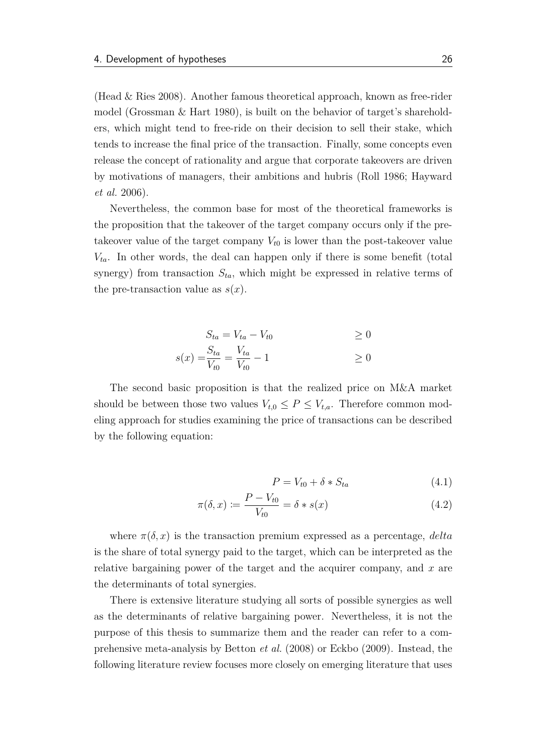(Head & Ries 2008). Another famous theoretical approach, known as free-rider model (Grossman & Hart 1980), is built on the behavior of target's shareholders, which might tend to free-ride on their decision to sell their stake, which tends to increase the final price of the transaction. Finally, some concepts even release the concept of rationality and argue that corporate takeovers are driven by motivations of managers, their ambitions and hubris (Roll 1986; Hayward *et al.* 2006).

Nevertheless, the common base for most of the theoretical frameworks is the proposition that the takeover of the target company occurs only if the pre-takeover value of the target company $V_{t0}$ is lower than the post-takeover value $V_{ta}$. In other words, the deal can happen only if there is some benefit (total synergy) from transaction $S_{ta}$, which might be expressed in relative terms of the pre-transaction value as $s(x)$.

$$
\begin{aligned}
S_{ta} &= V_{ta} - V_{t0} & \geq 0 \\
s(x) &= \frac{S_{ta}}{V_{t0}} = \frac{V_{ta}}{V_{t0}} - 1 & \geq 0
\end{aligned}
$$

The second basic proposition is that the realized price on M&A market should be between those two values $V_{t,0} \leq P \leq V_{t,a}$. Therefore common modeling approach for studies examining the price of transactions can be described by the following equation:

$$P = V_{t0} + \delta * S_{ta} \tag{4.1}$$

$$\pi(\delta, x) := \frac{P - V_{t0}}{V_{t0}} = \delta * s(x) \tag{4.2}$$

where $\pi(\delta, x)$ is the transaction premium expressed as a percentage, *delta* is the share of total synergy paid to the target, which can be interpreted as the relative bargaining power of the target and the acquirer company, and $x$ are the determinants of total synergies.

There is extensive literature studying all sorts of possible synergies as well as the determinants of relative bargaining power. Nevertheless, it is not the purpose of this thesis to summarize them and the reader can refer to a comprehensive meta-analysis by Betton *et al.* (2008) or Eckbo (2009). Instead, the following literature review focuses more closely on emerging literature that uses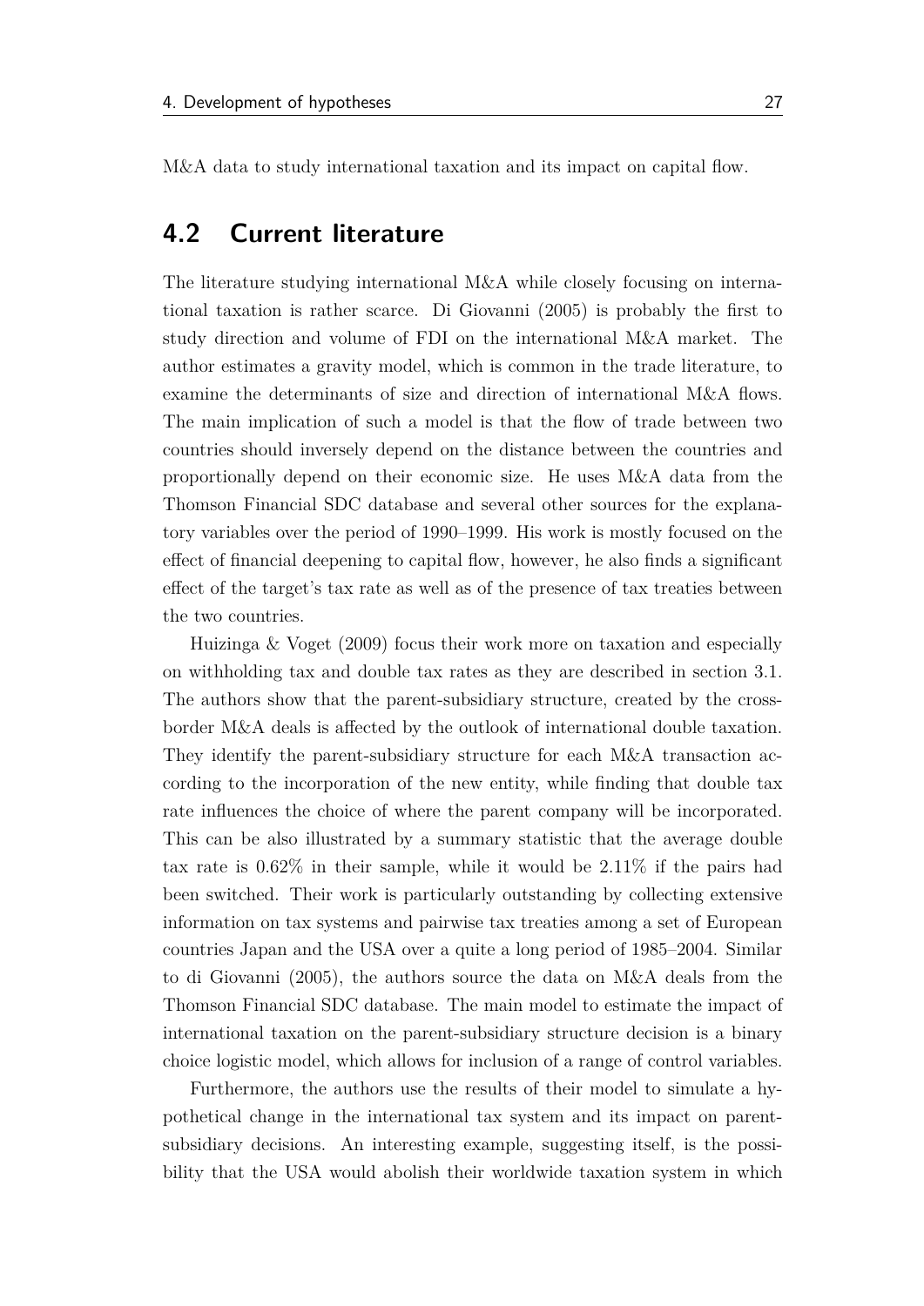M&A data to study international taxation and its impact on capital flow.

## 4.2 Current literature

The literature studying international M&A while closely focusing on international taxation is rather scarce. Di Giovanni (2005) is probably the first to study direction and volume of FDI on the international M&A market. The author estimates a gravity model, which is common in the trade literature, to examine the determinants of size and direction of international M&A flows. The main implication of such a model is that the flow of trade between two countries should inversely depend on the distance between the countries and proportionally depend on their economic size. He uses M&A data from the Thomson Financial SDC database and several other sources for the explanatory variables over the period of 1990–1999. His work is mostly focused on the effect of financial deepening to capital flow, however, he also finds a significant effect of the target's tax rate as well as of the presence of tax treaties between the two countries.

Huizinga & Voget (2009) focus their work more on taxation and especially on withholding tax and double tax rates as they are described in section 3.1. The authors show that the parent-subsidiary structure, created by the cross-border M&A deals is affected by the outlook of international double taxation. They identify the parent-subsidiary structure for each M&A transaction according to the incorporation of the new entity, while finding that double tax rate influences the choice of where the parent company will be incorporated. This can be also illustrated by a summary statistic that the average double tax rate is 0.62% in their sample, while it would be 2.11% if the pairs had been switched. Their work is particularly outstanding by collecting extensive information on tax systems and pairwise tax treaties among a set of European countries Japan and the USA over a quite a long period of 1985–2004. Similar to di Giovanni (2005), the authors source the data on M&A deals from the Thomson Financial SDC database. The main model to estimate the impact of international taxation on the parent-subsidiary structure decision is a binary choice logistic model, which allows for inclusion of a range of control variables.

Furthermore, the authors use the results of their model to simulate a hypothetical change in the international tax system and its impact on parent-subsidiary decisions. An interesting example, suggesting itself, is the possibility that the USA would abolish their worldwide taxation system in which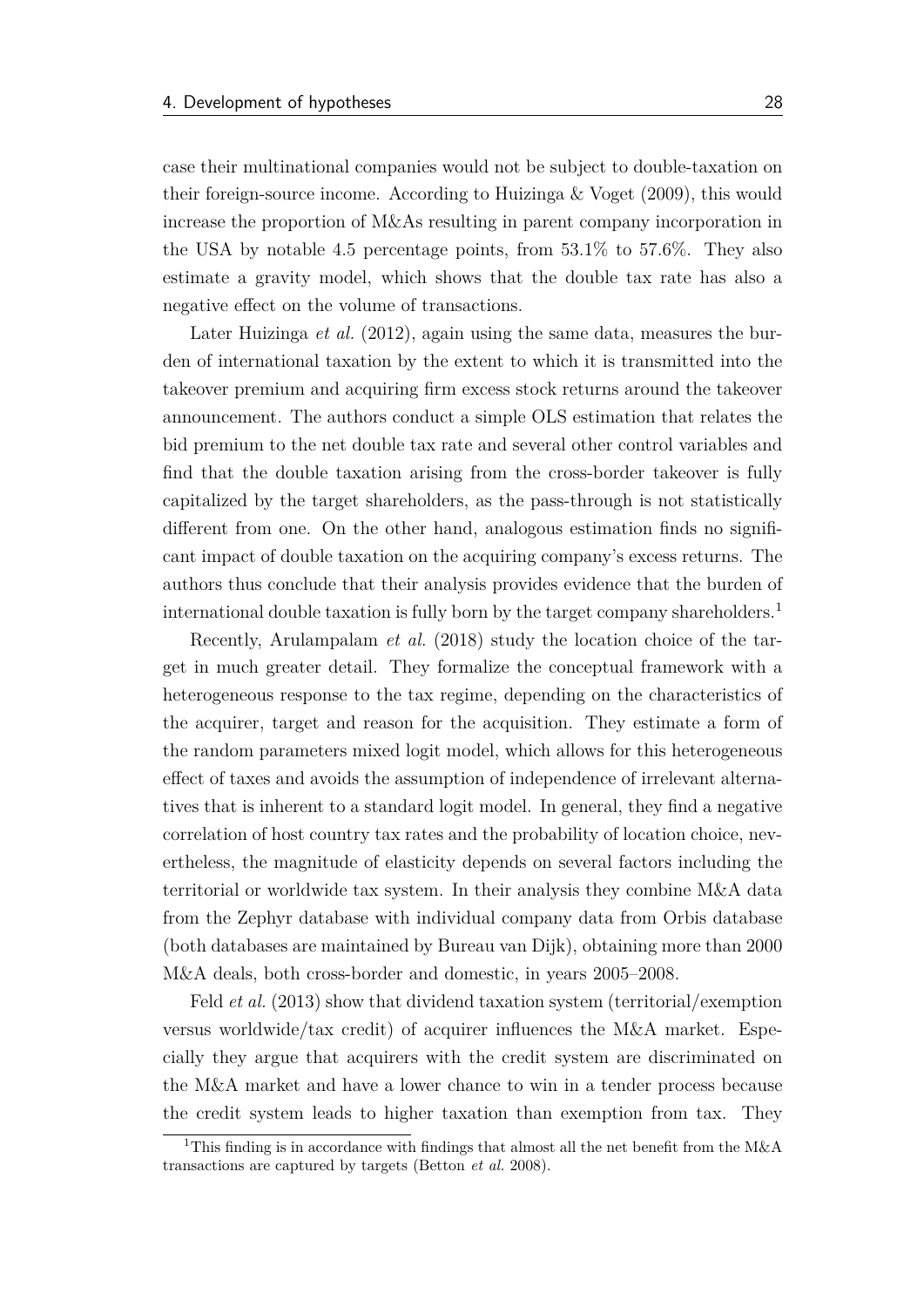case their multinational companies would not be subject to double-taxation on their foreign-source income. According to Huizinga & Voget (2009), this would increase the proportion of M&As resulting in parent company incorporation in the USA by notable 4.5 percentage points, from 53.1% to 57.6%. They also estimate a gravity model, which shows that the double tax rate has also a negative effect on the volume of transactions.

Later Huizinga *et al.* (2012), again using the same data, measures the burden of international taxation by the extent to which it is transmitted into the takeover premium and acquiring firm excess stock returns around the takeover announcement. The authors conduct a simple OLS estimation that relates the bid premium to the net double tax rate and several other control variables and find that the double taxation arising from the cross-border takeover is fully capitalized by the target shareholders, as the pass-through is not statistically different from one. On the other hand, analogous estimation finds no significant impact of double taxation on the acquiring company's excess returns. The authors thus conclude that their analysis provides evidence that the burden of international double taxation is fully born by the target company shareholders.[1]

Recently, Arulampalam *et al.* (2018) study the location choice of the target in much greater detail. They formalize the conceptual framework with a heterogeneous response to the tax regime, depending on the characteristics of the acquirer, target and reason for the acquisition. They estimate a form of the random parameters mixed logit model, which allows for this heterogeneous effect of taxes and avoids the assumption of independence of irrelevant alternatives that is inherent to a standard logit model. In general, they find a negative correlation of host country tax rates and the probability of location choice, nevertheless, the magnitude of elasticity depends on several factors including the territorial or worldwide tax system. In their analysis they combine M&A data from the Zephyr database with individual company data from Orbis database (both databases are maintained by Bureau van Dijk), obtaining more than 2000 M&A deals, both cross-border and domestic, in years 2005–2008.

Feld *et al.* (2013) show that dividend taxation system (territorial/exemption versus worldwide/tax credit) of acquirer influences the M&A market. Especially they argue that acquirers with the credit system are discriminated on the M&A market and have a lower chance to win in a tender process because the credit system leads to higher taxation than exemption from tax. They

[1] This finding is in accordance with findings that almost all the net benefit from the M&A transactions are captured by targets (Betton *et al.* 2008).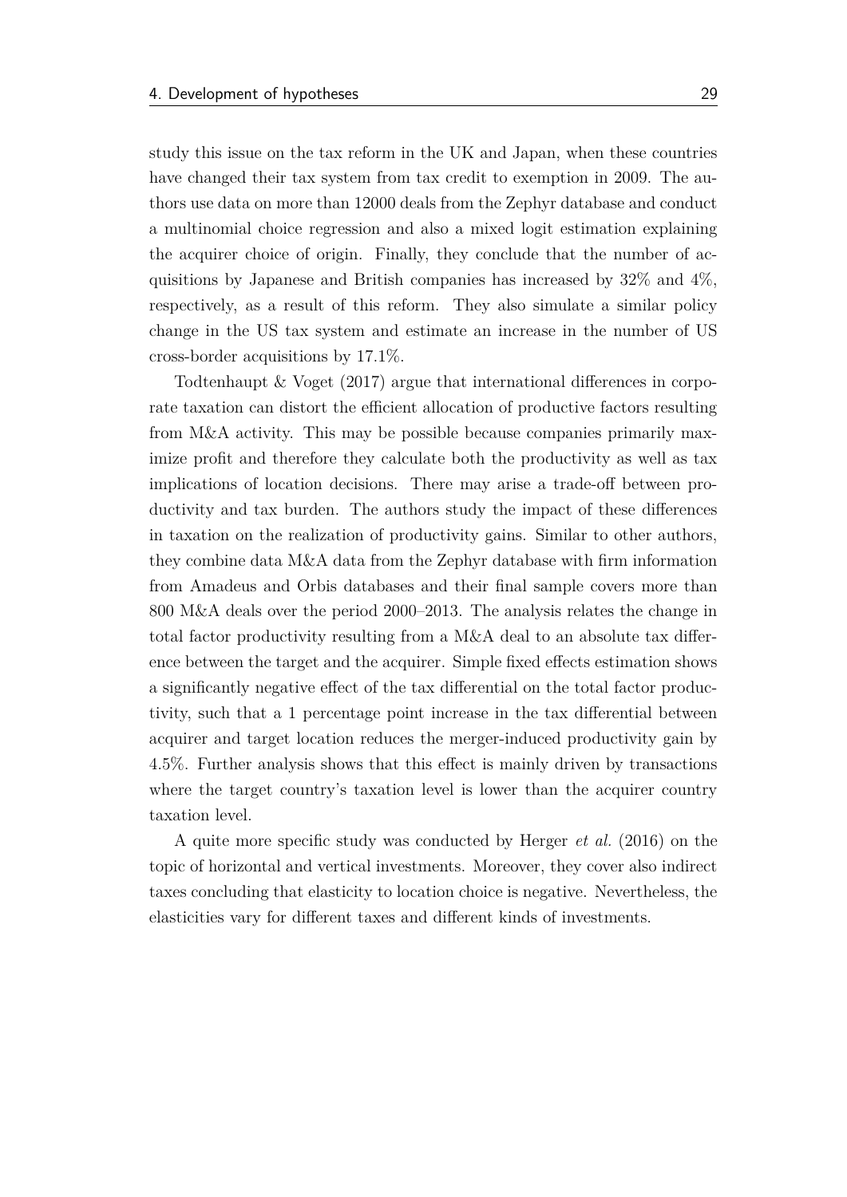study this issue on the tax reform in the UK and Japan, when these countries have changed their tax system from tax credit to exemption in 2009. The authors use data on more than 12000 deals from the Zephyr database and conduct a multinomial choice regression and also a mixed logit estimation explaining the acquirer choice of origin. Finally, they conclude that the number of acquisitions by Japanese and British companies has increased by 32% and 4%, respectively, as a result of this reform. They also simulate a similar policy change in the US tax system and estimate an increase in the number of US cross-border acquisitions by 17.1%.

Todtenhaupt & Voget (2017) argue that international differences in corporate taxation can distort the efficient allocation of productive factors resulting from M&A activity. This may be possible because companies primarily maximize profit and therefore they calculate both the productivity as well as tax implications of location decisions. There may arise a trade-off between productivity and tax burden. The authors study the impact of these differences in taxation on the realization of productivity gains. Similar to other authors, they combine data M&A data from the Zephyr database with firm information from Amadeus and Orbis databases and their final sample covers more than 800 M&A deals over the period 2000–2013. The analysis relates the change in total factor productivity resulting from a M&A deal to an absolute tax difference between the target and the acquirer. Simple fixed effects estimation shows a significantly negative effect of the tax differential on the total factor productivity, such that a 1 percentage point increase in the tax differential between acquirer and target location reduces the merger-induced productivity gain by 4.5%. Further analysis shows that this effect is mainly driven by transactions where the target country's taxation level is lower than the acquirer country taxation level.

A quite more specific study was conducted by Herger *et al.* (2016) on the topic of horizontal and vertical investments. Moreover, they cover also indirect taxes concluding that elasticity to location choice is negative. Nevertheless, the elasticities vary for different taxes and different kinds of investments.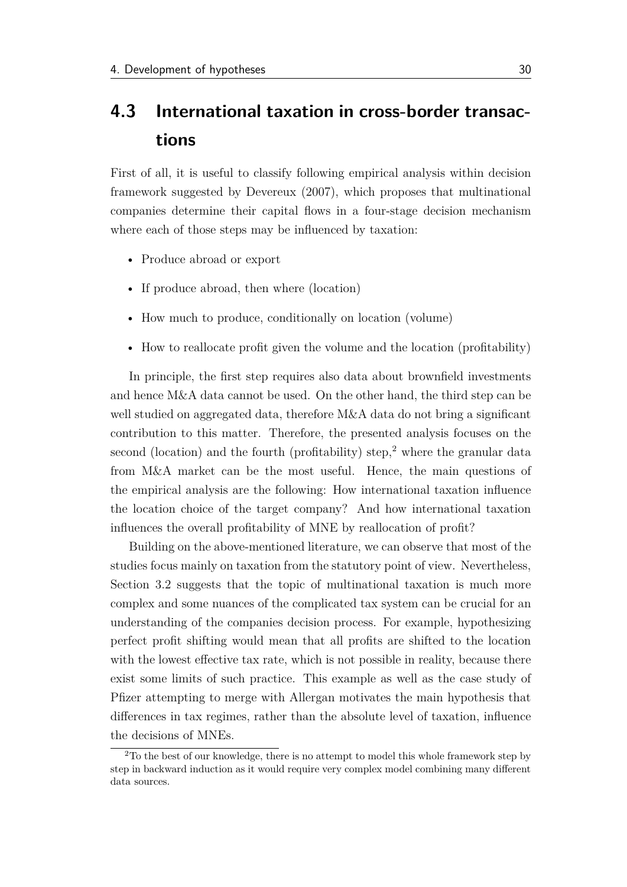## 4.3 International taxation in cross-border transactions

First of all, it is useful to classify following empirical analysis within decision framework suggested by Devereux (2007), which proposes that multinational companies determine their capital flows in a four-stage decision mechanism where each of those steps may be influenced by taxation:

- Produce abroad or export
- If produce abroad, then where (location)
- How much to produce, conditionally on location (volume)
- How to reallocate profit given the volume and the location (profitability)

In principle, the first step requires also data about brownfield investments and hence M&A data cannot be used. On the other hand, the third step can be well studied on aggregated data, therefore M&A data do not bring a significant contribution to this matter. Therefore, the presented analysis focuses on the second (location) and the fourth (profitability) step,[2] where the granular data from M&A market can be the most useful. Hence, the main questions of the empirical analysis are the following: How international taxation influence the location choice of the target company? And how international taxation influences the overall profitability of MNE by reallocation of profit?

Building on the above-mentioned literature, we can observe that most of the studies focus mainly on taxation from the statutory point of view. Nevertheless, Section 3.2 suggests that the topic of multinational taxation is much more complex and some nuances of the complicated tax system can be crucial for an understanding of the companies decision process. For example, hypothesizing perfect profit shifting would mean that all profits are shifted to the location with the lowest effective tax rate, which is not possible in reality, because there exist some limits of such practice. This example as well as the case study of Pfizer attempting to merge with Allergan motivates the main hypothesis that differences in tax regimes, rather than the absolute level of taxation, influence the decisions of MNEs.

[2] To the best of our knowledge, there is no attempt to model this whole framework step by step in backward induction as it would require very complex model combining many different data sources.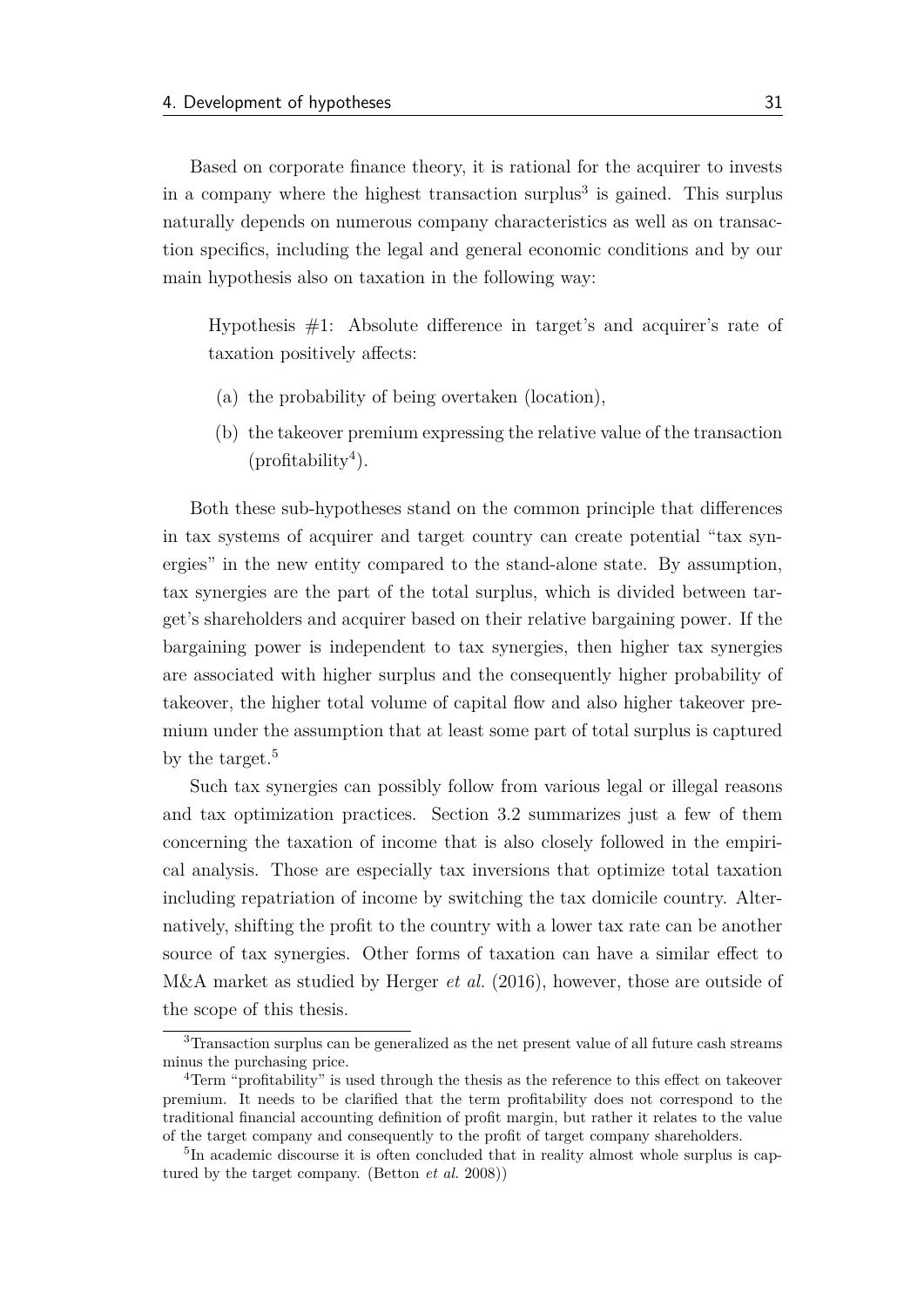Based on corporate finance theory, it is rational for the acquirer to invests in a company where the highest transaction surplus[3] is gained. This surplus naturally depends on numerous company characteristics as well as on transaction specifics, including the legal and general economic conditions and by our main hypothesis also on taxation in the following way:

> Hypothesis #1: Absolute difference in target's and acquirer's rate of taxation positively affects:
>
> (a) the probability of being overtaken (location),
>
> (b) the takeover premium expressing the relative value of the transaction (profitability[4]).

Both these sub-hypotheses stand on the common principle that differences in tax systems of acquirer and target country can create potential "tax synergies" in the new entity compared to the stand-alone state. By assumption, tax synergies are the part of the total surplus, which is divided between target's shareholders and acquirer based on their relative bargaining power. If the bargaining power is independent to tax synergies, then higher tax synergies are associated with higher surplus and the consequently higher probability of takeover, the higher total volume of capital flow and also higher takeover premium under the assumption that at least some part of total surplus is captured by the target.[5]

Such tax synergies can possibly follow from various legal or illegal reasons and tax optimization practices. Section 3.2 summarizes just a few of them concerning the taxation of income that is also closely followed in the empirical analysis. Those are especially tax inversions that optimize total taxation including repatriation of income by switching the tax domicile country. Alternatively, shifting the profit to the country with a lower tax rate can be another source of tax synergies. Other forms of taxation can have a similar effect to M&A market as studied by Herger *et al.* (2016), however, those are outside of the scope of this thesis.

---

[3] Transaction surplus can be generalized as the net present value of all future cash streams minus the purchasing price.

[4] Term "profitability" is used through the thesis as the reference to this effect on takeover premium. It needs to be clarified that the term profitability does not correspond to the traditional financial accounting definition of profit margin, but rather it relates to the value of the target company and consequently to the profit of target company shareholders.

[5] In academic discourse it is often concluded that in reality almost whole surplus is captured by the target company. (Betton *et al.* 2008))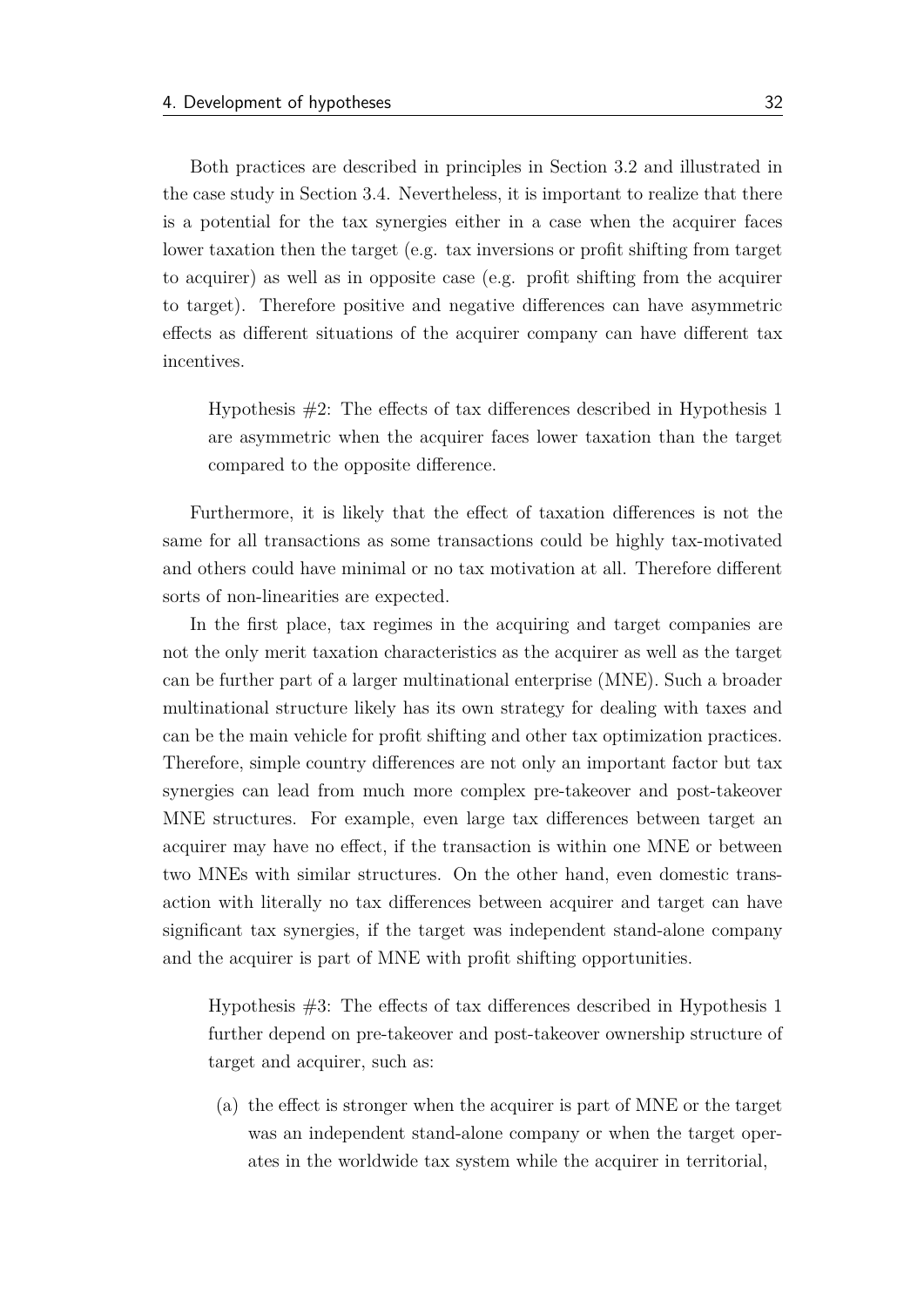Both practices are described in principles in Section 3.2 and illustrated in the case study in Section 3.4. Nevertheless, it is important to realize that there is a potential for the tax synergies either in a case when the acquirer faces lower taxation then the target (e.g. tax inversions or profit shifting from target to acquirer) as well as in opposite case (e.g. profit shifting from the acquirer to target). Therefore positive and negative differences can have asymmetric effects as different situations of the acquirer company can have different tax incentives.

> Hypothesis #2: The effects of tax differences described in Hypothesis 1 are asymmetric when the acquirer faces lower taxation than the target compared to the opposite difference.

Furthermore, it is likely that the effect of taxation differences is not the same for all transactions as some transactions could be highly tax-motivated and others could have minimal or no tax motivation at all. Therefore different sorts of non-linearities are expected.

In the first place, tax regimes in the acquiring and target companies are not the only merit taxation characteristics as the acquirer as well as the target can be further part of a larger multinational enterprise (MNE). Such a broader multinational structure likely has its own strategy for dealing with taxes and can be the main vehicle for profit shifting and other tax optimization practices. Therefore, simple country differences are not only an important factor but tax synergies can lead from much more complex pre-takeover and post-takeover MNE structures. For example, even large tax differences between target an acquirer may have no effect, if the transaction is within one MNE or between two MNEs with similar structures. On the other hand, even domestic transaction with literally no tax differences between acquirer and target can have significant tax synergies, if the target was independent stand-alone company and the acquirer is part of MNE with profit shifting opportunities.

> Hypothesis #3: The effects of tax differences described in Hypothesis 1 further depend on pre-takeover and post-takeover ownership structure of target and acquirer, such as:
>
> (a) the effect is stronger when the acquirer is part of MNE or the target was an independent stand-alone company or when the target operates in the worldwide tax system while the acquirer in territorial,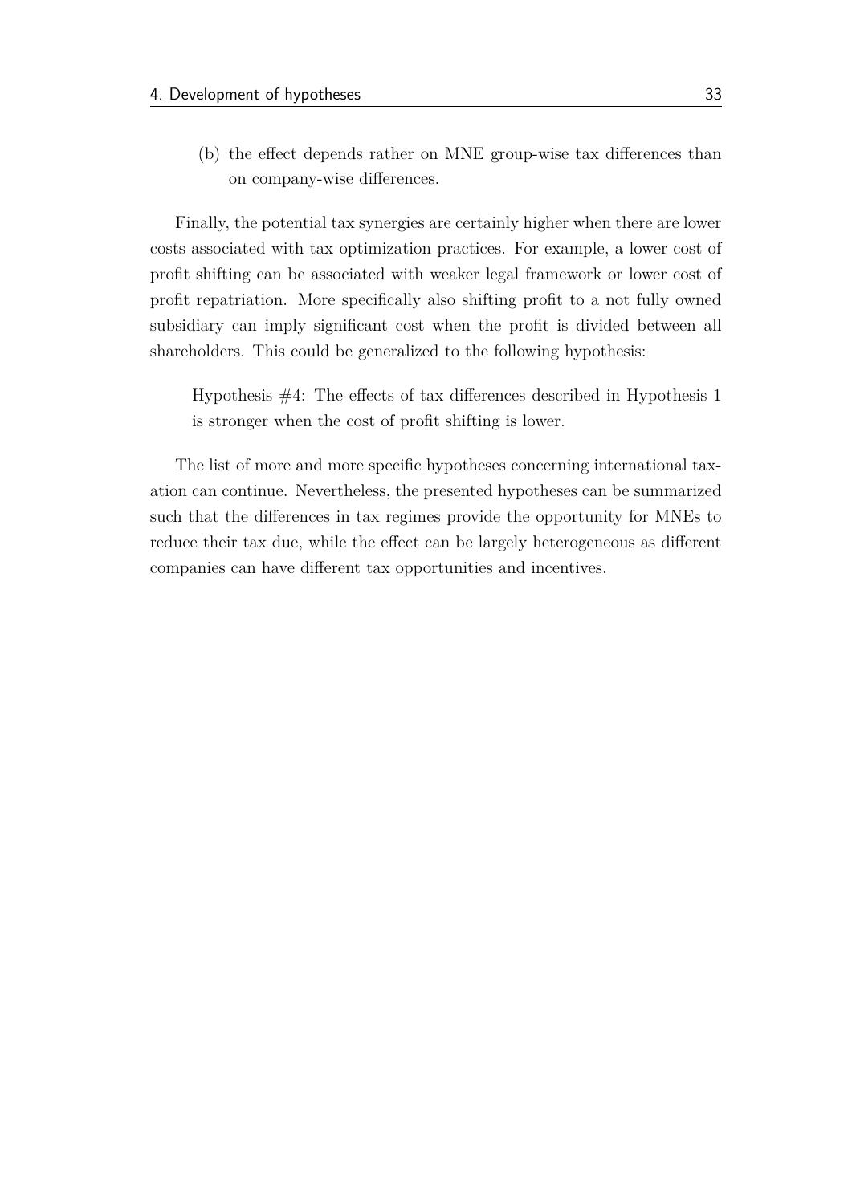(b) the effect depends rather on MNE group-wise tax differences than on company-wise differences.

Finally, the potential tax synergies are certainly higher when there are lower costs associated with tax optimization practices. For example, a lower cost of profit shifting can be associated with weaker legal framework or lower cost of profit repatriation. More specifically also shifting profit to a not fully owned subsidiary can imply significant cost when the profit is divided between all shareholders. This could be generalized to the following hypothesis:

> Hypothesis #4: The effects of tax differences described in Hypothesis 1 is stronger when the cost of profit shifting is lower.

The list of more and more specific hypotheses concerning international taxation can continue. Nevertheless, the presented hypotheses can be summarized such that the differences in tax regimes provide the opportunity for MNEs to reduce their tax due, while the effect can be largely heterogeneous as different companies can have different tax opportunities and incentives.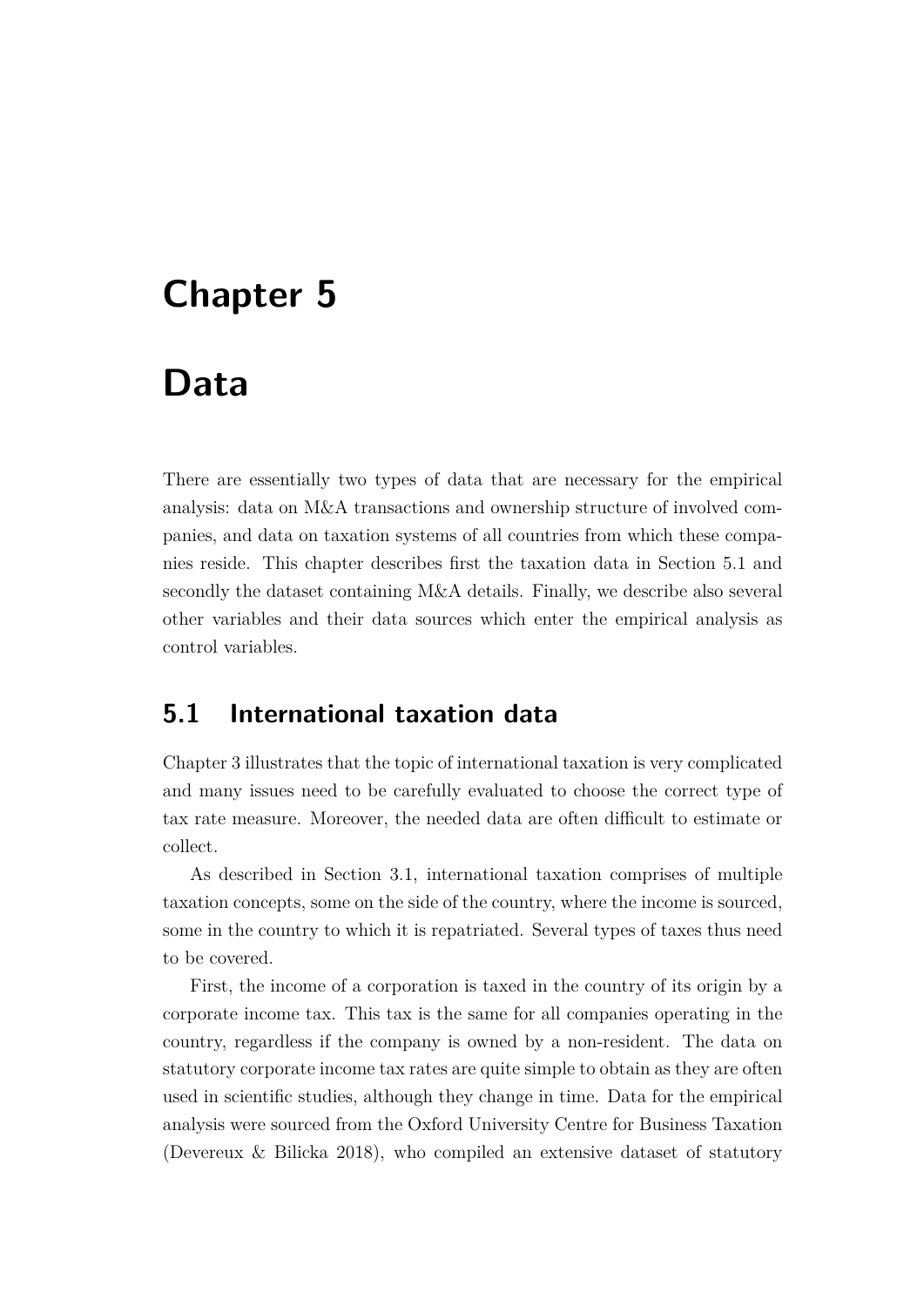# Chapter 5

# Data

There are essentially two types of data that are necessary for the empirical analysis: data on M&A transactions and ownership structure of involved companies, and data on taxation systems of all countries from which these companies reside. This chapter describes first the taxation data in Section 5.1 and secondly the dataset containing M&A details. Finally, we describe also several other variables and their data sources which enter the empirical analysis as control variables.

## 5.1 International taxation data

Chapter 3 illustrates that the topic of international taxation is very complicated and many issues need to be carefully evaluated to choose the correct type of tax rate measure. Moreover, the needed data are often difficult to estimate or collect.

As described in Section 3.1, international taxation comprises of multiple taxation concepts, some on the side of the country, where the income is sourced, some in the country to which it is repatriated. Several types of taxes thus need to be covered.

First, the income of a corporation is taxed in the country of its origin by a corporate income tax. This tax is the same for all companies operating in the country, regardless if the company is owned by a non-resident. The data on statutory corporate income tax rates are quite simple to obtain as they are often used in scientific studies, although they change in time. Data for the empirical analysis were sourced from the Oxford University Centre for Business Taxation (Devereux & Bilicka 2018), who compiled an extensive dataset of statutory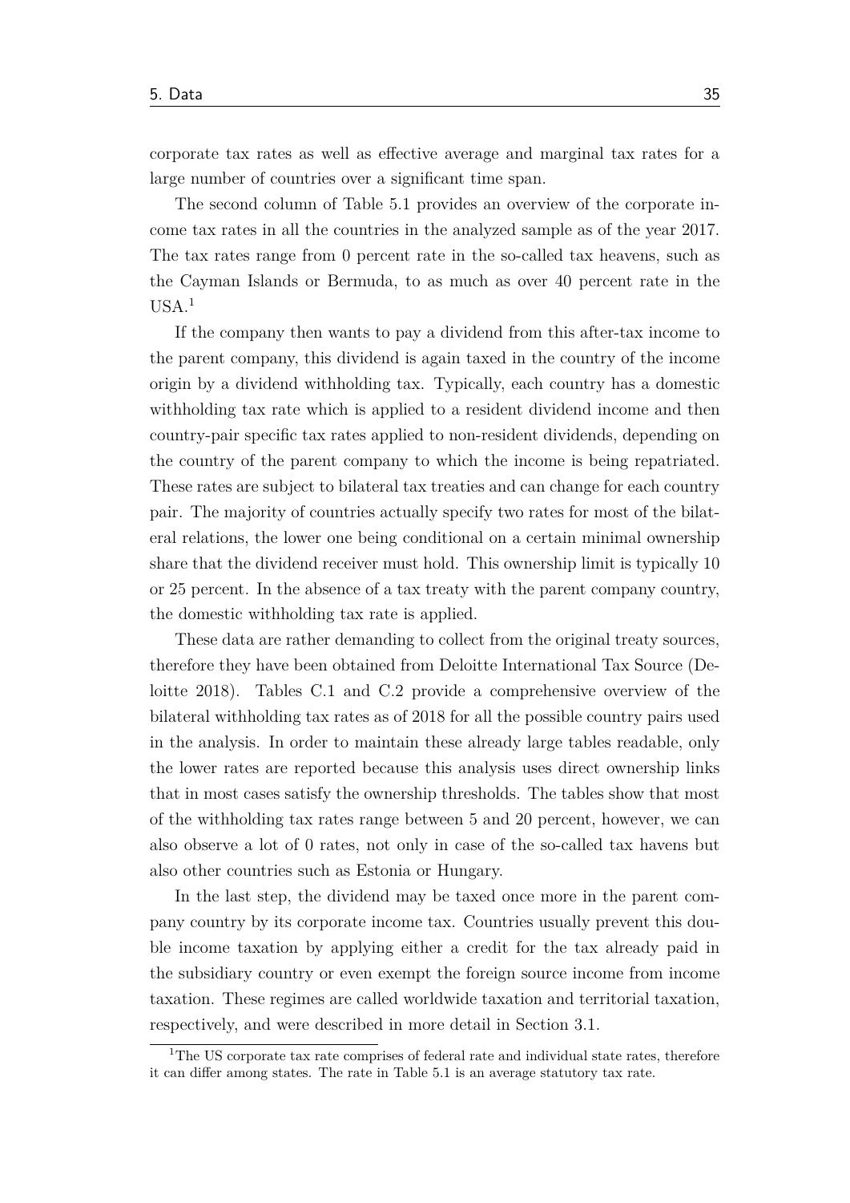corporate tax rates as well as effective average and marginal tax rates for a large number of countries over a significant time span.

The second column of Table 5.1 provides an overview of the corporate income tax rates in all the countries in the analyzed sample as of the year 2017. The tax rates range from 0 percent rate in the so-called tax heavens, such as the Cayman Islands or Bermuda, to as much as over 40 percent rate in the USA.[1]

If the company then wants to pay a dividend from this after-tax income to the parent company, this dividend is again taxed in the country of the income origin by a dividend withholding tax. Typically, each country has a domestic withholding tax rate which is applied to a resident dividend income and then country-pair specific tax rates applied to non-resident dividends, depending on the country of the parent company to which the income is being repatriated. These rates are subject to bilateral tax treaties and can change for each country pair. The majority of countries actually specify two rates for most of the bilateral relations, the lower one being conditional on a certain minimal ownership share that the dividend receiver must hold. This ownership limit is typically 10 or 25 percent. In the absence of a tax treaty with the parent company country, the domestic withholding tax rate is applied.

These data are rather demanding to collect from the original treaty sources, therefore they have been obtained from Deloitte International Tax Source (Deloitte 2018). Tables C.1 and C.2 provide a comprehensive overview of the bilateral withholding tax rates as of 2018 for all the possible country pairs used in the analysis. In order to maintain these already large tables readable, only the lower rates are reported because this analysis uses direct ownership links that in most cases satisfy the ownership thresholds. The tables show that most of the withholding tax rates range between 5 and 20 percent, however, we can also observe a lot of 0 rates, not only in case of the so-called tax havens but also other countries such as Estonia or Hungary.

In the last step, the dividend may be taxed once more in the parent company country by its corporate income tax. Countries usually prevent this double income taxation by applying either a credit for the tax already paid in the subsidiary country or even exempt the foreign source income from income taxation. These regimes are called worldwide taxation and territorial taxation, respectively, and were described in more detail in Section 3.1.

[1] The US corporate tax rate comprises of federal rate and individual state rates, therefore it can differ among states. The rate in Table 5.1 is an average statutory tax rate.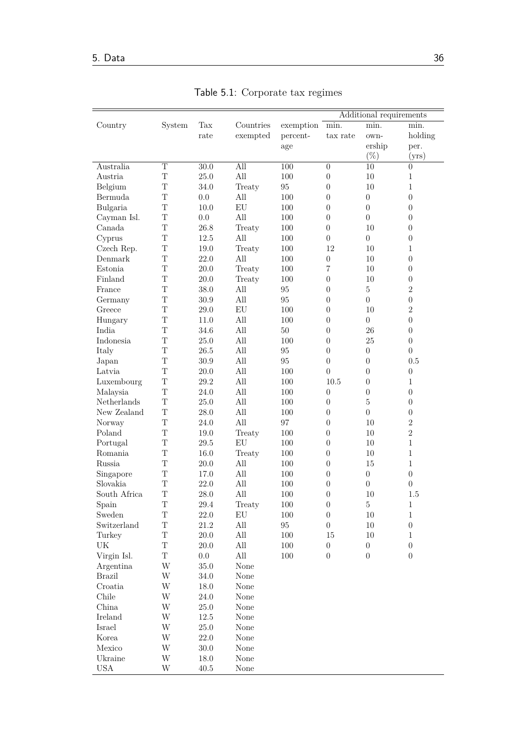Table 5.1: Corporate tax regimes

| Country | System | Tax rate | Countries exempted | exemption percent-age | Additional requirements: min. tax rate | Additional requirements: min. own-ership (%) | Additional requirements: min. holding per. (yrs) |
|---|---|---|---|---|---|---|---|
| Australia | T | 30.0 | All | 100 | 0 | 10 | 0 |
| Austria | T | 25.0 | All | 100 | 0 | 10 | 1 |
| Belgium | T | 34.0 | Treaty | 95 | 0 | 10 | 1 |
| Bermuda | T | 0.0 | All | 100 | 0 | 0 | 0 |
| Bulgaria | T | 10.0 | EU | 100 | 0 | 0 | 0 |
| Cayman Isl. | T | 0.0 | All | 100 | 0 | 0 | 0 |
| Canada | T | 26.8 | Treaty | 100 | 0 | 10 | 0 |
| Cyprus | T | 12.5 | All | 100 | 0 | 0 | 0 |
| Czech Rep. | T | 19.0 | Treaty | 100 | 12 | 10 | 1 |
| Denmark | T | 22.0 | All | 100 | 0 | 10 | 0 |
| Estonia | T | 20.0 | Treaty | 100 | 7 | 10 | 0 |
| Finland | T | 20.0 | Treaty | 100 | 0 | 10 | 0 |
| France | T | 38.0 | All | 95 | 0 | 5 | 2 |
| Germany | T | 30.9 | All | 95 | 0 | 0 | 0 |
| Greece | T | 29.0 | EU | 100 | 0 | 10 | 2 |
| Hungary | T | 11.0 | All | 100 | 0 | 0 | 0 |
| India | T | 34.6 | All | 50 | 0 | 26 | 0 |
| Indonesia | T | 25.0 | All | 100 | 0 | 25 | 0 |
| Italy | T | 26.5 | All | 95 | 0 | 0 | 0 |
| Japan | T | 30.9 | All | 95 | 0 | 0 | 0.5 |
| Latvia | T | 20.0 | All | 100 | 0 | 0 | 0 |
| Luxembourg | T | 29.2 | All | 100 | 10.5 | 0 | 1 |
| Malaysia | T | 24.0 | All | 100 | 0 | 0 | 0 |
| Netherlands | T | 25.0 | All | 100 | 0 | 5 | 0 |
| New Zealand | T | 28.0 | All | 100 | 0 | 0 | 0 |
| Norway | T | 24.0 | All | 97 | 0 | 10 | 2 |
| Poland | T | 19.0 | Treaty | 100 | 0 | 10 | 2 |
| Portugal | T | 29.5 | EU | 100 | 0 | 10 | 1 |
| Romania | T | 16.0 | Treaty | 100 | 0 | 10 | 1 |
| Russia | T | 20.0 | All | 100 | 0 | 15 | 1 |
| Singapore | T | 17.0 | All | 100 | 0 | 0 | 0 |
| Slovakia | T | 22.0 | All | 100 | 0 | 0 | 0 |
| South Africa | T | 28.0 | All | 100 | 0 | 10 | 1.5 |
| Spain | T | 29.4 | Treaty | 100 | 0 | 5 | 1 |
| Sweden | T | 22.0 | EU | 100 | 0 | 10 | 1 |
| Switzerland | T | 21.2 | All | 95 | 0 | 10 | 0 |
| Turkey | T | 20.0 | All | 100 | 15 | 10 | 1 |
| UK | T | 20.0 | All | 100 | 0 | 0 | 0 |
| Virgin Isl. | T | 0.0 | All | 100 | 0 | 0 | 0 |
| Argentina | W | 35.0 | None | | | | |
| Brazil | W | 34.0 | None | | | | |
| Croatia | W | 18.0 | None | | | | |
| Chile | W | 24.0 | None | | | | |
| China | W | 25.0 | None | | | | |
| Ireland | W | 12.5 | None | | | | |
| Israel | W | 25.0 | None | | | | |
| Korea | W | 22.0 | None | | | | |
| Mexico | W | 30.0 | None | | | | |
| Ukraine | W | 18.0 | None | | | | |
| USA | W | 40.5 | None | | | | |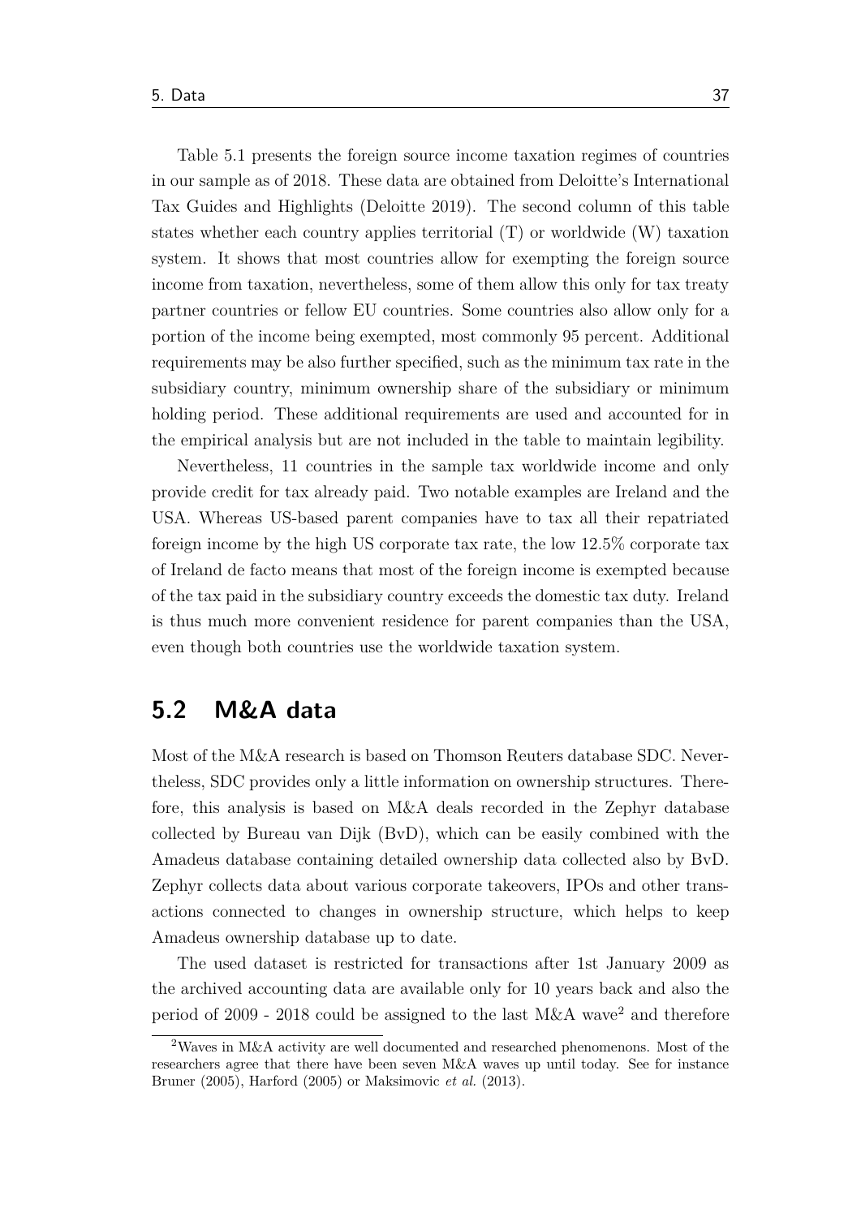Table 5.1 presents the foreign source income taxation regimes of countries in our sample as of 2018. These data are obtained from Deloitte's International Tax Guides and Highlights (Deloitte 2019). The second column of this table states whether each country applies territorial (T) or worldwide (W) taxation system. It shows that most countries allow for exempting the foreign source income from taxation, nevertheless, some of them allow this only for tax treaty partner countries or fellow EU countries. Some countries also allow only for a portion of the income being exempted, most commonly 95 percent. Additional requirements may be also further specified, such as the minimum tax rate in the subsidiary country, minimum ownership share of the subsidiary or minimum holding period. These additional requirements are used and accounted for in the empirical analysis but are not included in the table to maintain legibility.

Nevertheless, 11 countries in the sample tax worldwide income and only provide credit for tax already paid. Two notable examples are Ireland and the USA. Whereas US-based parent companies have to tax all their repatriated foreign income by the high US corporate tax rate, the low 12.5% corporate tax of Ireland de facto means that most of the foreign income is exempted because of the tax paid in the subsidiary country exceeds the domestic tax duty. Ireland is thus much more convenient residence for parent companies than the USA, even though both countries use the worldwide taxation system.

## 5.2 M&A data

Most of the M&A research is based on Thomson Reuters database SDC. Nevertheless, SDC provides only a little information on ownership structures. Therefore, this analysis is based on M&A deals recorded in the Zephyr database collected by Bureau van Dijk (BvD), which can be easily combined with the Amadeus database containing detailed ownership data collected also by BvD. Zephyr collects data about various corporate takeovers, IPOs and other transactions connected to changes in ownership structure, which helps to keep Amadeus ownership database up to date.

The used dataset is restricted for transactions after 1st January 2009 as the archived accounting data are available only for 10 years back and also the period of 2009 - 2018 could be assigned to the last M&A wave[2] and therefore

[2] Waves in M&A activity are well documented and researched phenomenons. Most of the researchers agree that there have been seven M&A waves up until today. See for instance Bruner (2005), Harford (2005) or Maksimovic *et al.* (2013).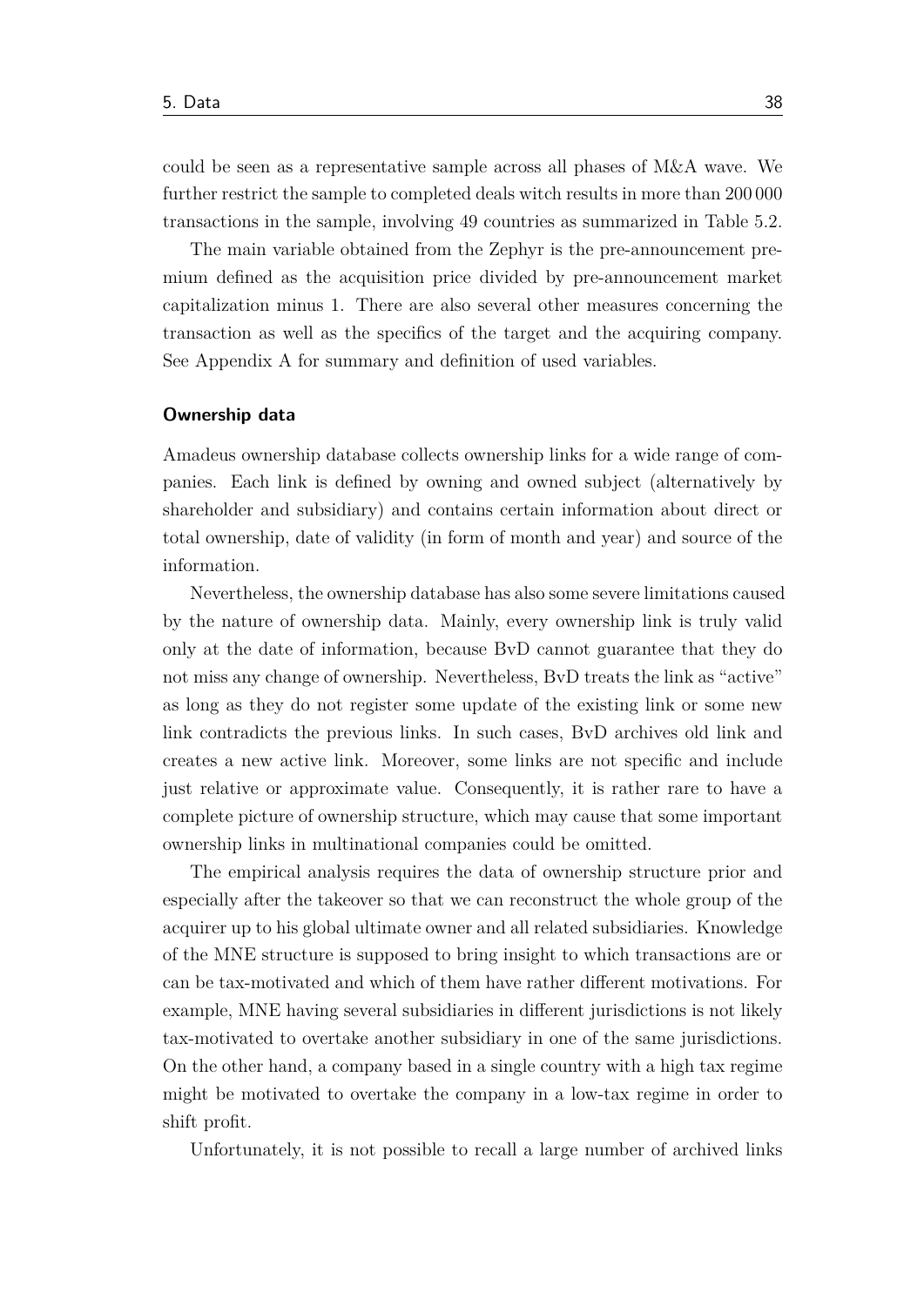could be seen as a representative sample across all phases of M&A wave. We further restrict the sample to completed deals witch results in more than 200 000 transactions in the sample, involving 49 countries as summarized in Table 5.2.

The main variable obtained from the Zephyr is the pre-announcement premium defined as the acquisition price divided by pre-announcement market capitalization minus 1. There are also several other measures concerning the transaction as well as the specifics of the target and the acquiring company. See Appendix A for summary and definition of used variables.

#### Ownership data

Amadeus ownership database collects ownership links for a wide range of companies. Each link is defined by owning and owned subject (alternatively by shareholder and subsidiary) and contains certain information about direct or total ownership, date of validity (in form of month and year) and source of the information.

Nevertheless, the ownership database has also some severe limitations caused by the nature of ownership data. Mainly, every ownership link is truly valid only at the date of information, because BvD cannot guarantee that they do not miss any change of ownership. Nevertheless, BvD treats the link as "active" as long as they do not register some update of the existing link or some new link contradicts the previous links. In such cases, BvD archives old link and creates a new active link. Moreover, some links are not specific and include just relative or approximate value. Consequently, it is rather rare to have a complete picture of ownership structure, which may cause that some important ownership links in multinational companies could be omitted.

The empirical analysis requires the data of ownership structure prior and especially after the takeover so that we can reconstruct the whole group of the acquirer up to his global ultimate owner and all related subsidiaries. Knowledge of the MNE structure is supposed to bring insight to which transactions are or can be tax-motivated and which of them have rather different motivations. For example, MNE having several subsidiaries in different jurisdictions is not likely tax-motivated to overtake another subsidiary in one of the same jurisdictions. On the other hand, a company based in a single country with a high tax regime might be motivated to overtake the company in a low-tax regime in order to shift profit.

Unfortunately, it is not possible to recall a large number of archived links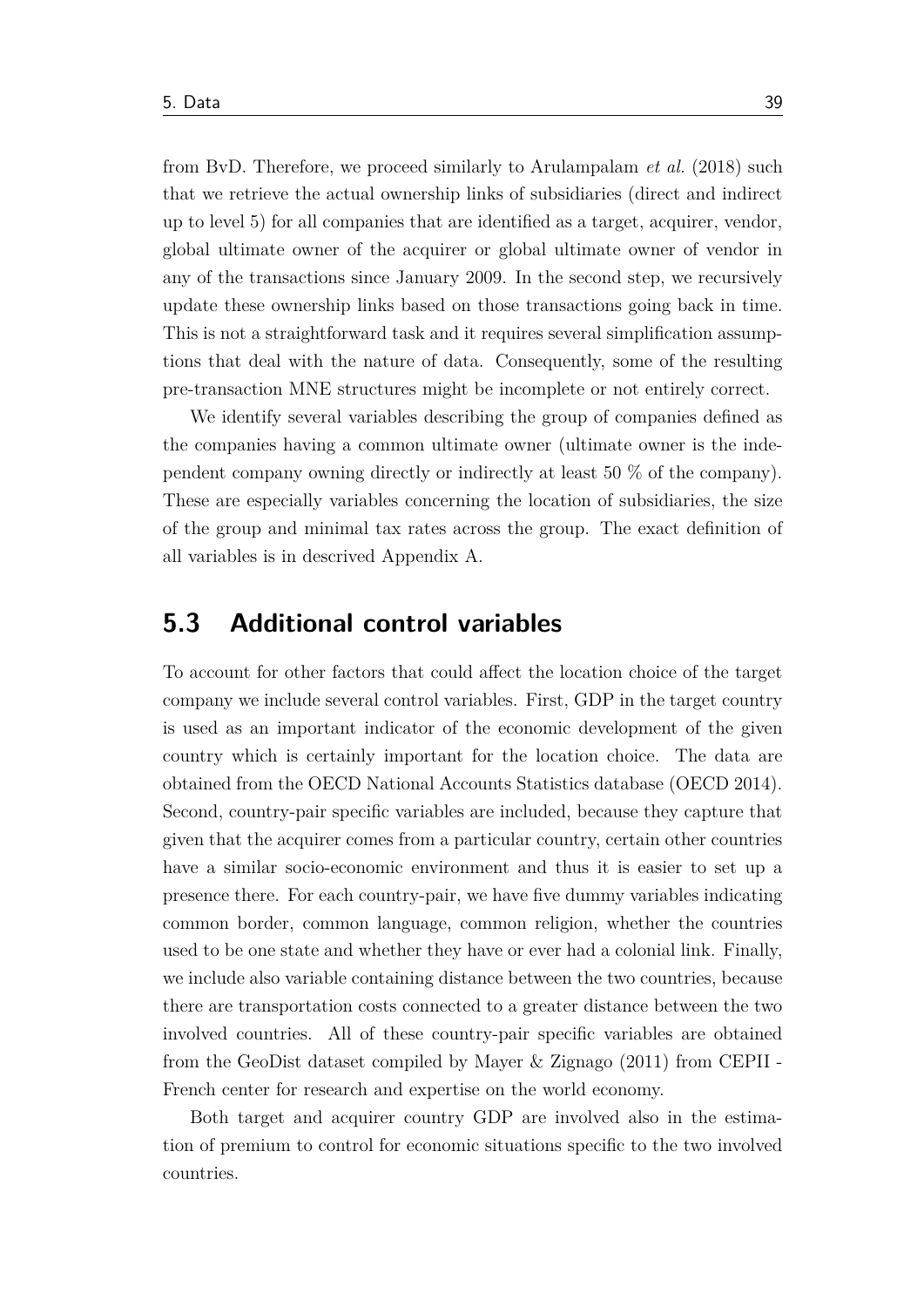from BvD. Therefore, we proceed similarly to Arulampalam *et al.* (2018) such that we retrieve the actual ownership links of subsidiaries (direct and indirect up to level 5) for all companies that are identified as a target, acquirer, vendor, global ultimate owner of the acquirer or global ultimate owner of vendor in any of the transactions since January 2009. In the second step, we recursively update these ownership links based on those transactions going back in time. This is not a straightforward task and it requires several simplification assumptions that deal with the nature of data. Consequently, some of the resulting pre-transaction MNE structures might be incomplete or not entirely correct.

We identify several variables describing the group of companies defined as the companies having a common ultimate owner (ultimate owner is the independent company owning directly or indirectly at least 50 % of the company). These are especially variables concerning the location of subsidiaries, the size of the group and minimal tax rates across the group. The exact definition of all variables is in descrived Appendix A.

## 5.3 Additional control variables

To account for other factors that could affect the location choice of the target company we include several control variables. First, GDP in the target country is used as an important indicator of the economic development of the given country which is certainly important for the location choice. The data are obtained from the OECD National Accounts Statistics database (OECD 2014). Second, country-pair specific variables are included, because they capture that given that the acquirer comes from a particular country, certain other countries have a similar socio-economic environment and thus it is easier to set up a presence there. For each country-pair, we have five dummy variables indicating common border, common language, common religion, whether the countries used to be one state and whether they have or ever had a colonial link. Finally, we include also variable containing distance between the two countries, because there are transportation costs connected to a greater distance between the two involved countries. All of these country-pair specific variables are obtained from the GeoDist dataset compiled by Mayer & Zignago (2011) from CEPII - French center for research and expertise on the world economy.

Both target and acquirer country GDP are involved also in the estimation of premium to control for economic situations specific to the two involved countries.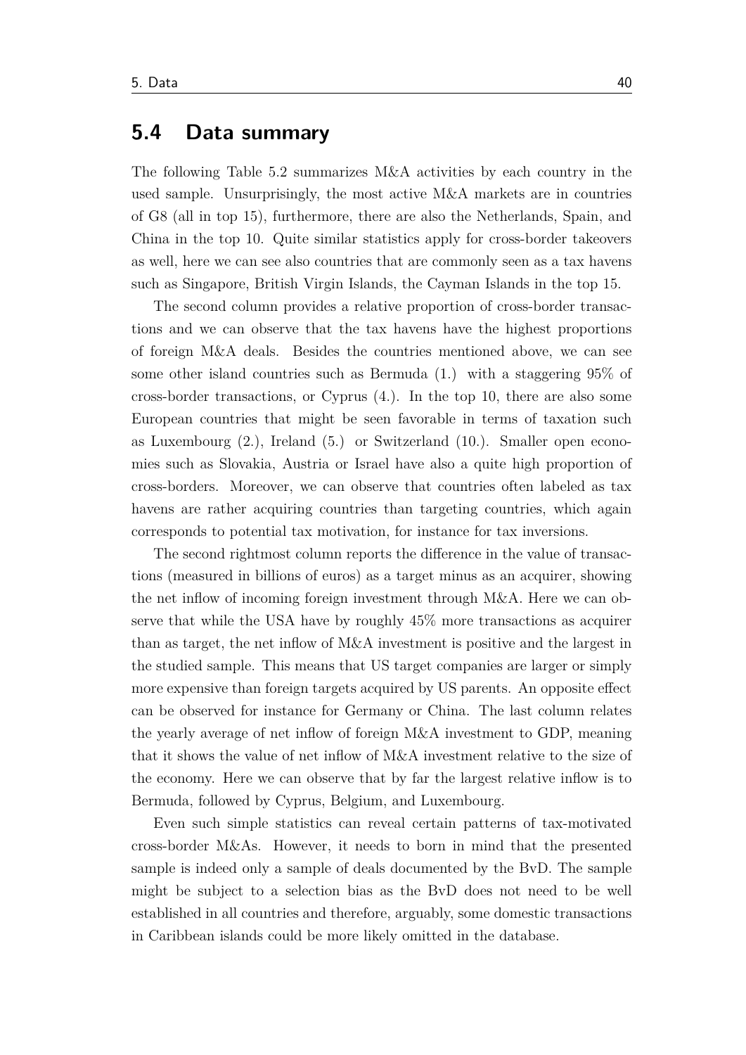## 5.4 Data summary

The following Table 5.2 summarizes M&A activities by each country in the used sample. Unsurprisingly, the most active M&A markets are in countries of G8 (all in top 15), furthermore, there are also the Netherlands, Spain, and China in the top 10. Quite similar statistics apply for cross-border takeovers as well, here we can see also countries that are commonly seen as a tax havens such as Singapore, British Virgin Islands, the Cayman Islands in the top 15.

The second column provides a relative proportion of cross-border transactions and we can observe that the tax havens have the highest proportions of foreign M&A deals. Besides the countries mentioned above, we can see some other island countries such as Bermuda (1.) with a staggering 95% of cross-border transactions, or Cyprus (4.). In the top 10, there are also some European countries that might be seen favorable in terms of taxation such as Luxembourg (2.), Ireland (5.) or Switzerland (10.). Smaller open economies such as Slovakia, Austria or Israel have also a quite high proportion of cross-borders. Moreover, we can observe that countries often labeled as tax havens are rather acquiring countries than targeting countries, which again corresponds to potential tax motivation, for instance for tax inversions.

The second rightmost column reports the difference in the value of transactions (measured in billions of euros) as a target minus as an acquirer, showing the net inflow of incoming foreign investment through M&A. Here we can observe that while the USA have by roughly 45% more transactions as acquirer than as target, the net inflow of M&A investment is positive and the largest in the studied sample. This means that US target companies are larger or simply more expensive than foreign targets acquired by US parents. An opposite effect can be observed for instance for Germany or China. The last column relates the yearly average of net inflow of foreign M&A investment to GDP, meaning that it shows the value of net inflow of M&A investment relative to the size of the economy. Here we can observe that by far the largest relative inflow is to Bermuda, followed by Cyprus, Belgium, and Luxembourg.

Even such simple statistics can reveal certain patterns of tax-motivated cross-border M&As. However, it needs to born in mind that the presented sample is indeed only a sample of deals documented by the BvD. The sample might be subject to a selection bias as the BvD does not need to be well established in all countries and therefore, arguably, some domestic transactions in Caribbean islands could be more likely omitted in the database.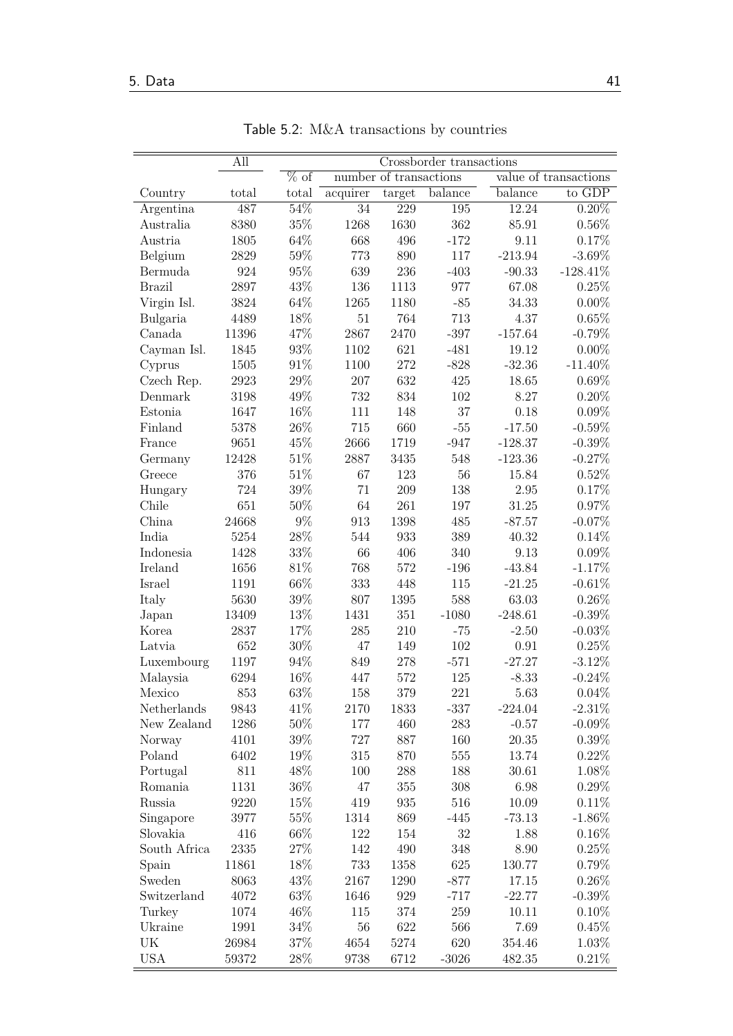Table 5.2: M&A transactions by countries

| | All | Crossborder transactions | | | | | |
|---|---|---|---|---|---|---|---|
| | | % of | number of transactions | | | value of transactions | |
| Country | total | total | acquirer | target | balance | balance | to GDP |
| Argentina | 487 | 54% | 34 | 229 | 195 | 12.24 | 0.20% |
| Australia | 8380 | 35% | 1268 | 1630 | 362 | 85.91 | 0.56% |
| Austria | 1805 | 64% | 668 | 496 | -172 | 9.11 | 0.17% |
| Belgium | 2829 | 59% | 773 | 890 | 117 | -213.94 | -3.69% |
| Bermuda | 924 | 95% | 639 | 236 | -403 | -90.33 | -128.41% |
| Brazil | 2897 | 43% | 136 | 1113 | 977 | 67.08 | 0.25% |
| Virgin Isl. | 3824 | 64% | 1265 | 1180 | -85 | 34.33 | 0.00% |
| Bulgaria | 4489 | 18% | 51 | 764 | 713 | 4.37 | 0.65% |
| Canada | 11396 | 47% | 2867 | 2470 | -397 | -157.64 | -0.79% |
| Cayman Isl. | 1845 | 93% | 1102 | 621 | -481 | 19.12 | 0.00% |
| Cyprus | 1505 | 91% | 1100 | 272 | -828 | -32.36 | -11.40% |
| Czech Rep. | 2923 | 29% | 207 | 632 | 425 | 18.65 | 0.69% |
| Denmark | 3198 | 49% | 732 | 834 | 102 | 8.27 | 0.20% |
| Estonia | 1647 | 16% | 111 | 148 | 37 | 0.18 | 0.09% |
| Finland | 5378 | 26% | 715 | 660 | -55 | -17.50 | -0.59% |
| France | 9651 | 45% | 2666 | 1719 | -947 | -128.37 | -0.39% |
| Germany | 12428 | 51% | 2887 | 3435 | 548 | -123.36 | -0.27% |
| Greece | 376 | 51% | 67 | 123 | 56 | 15.84 | 0.52% |
| Hungary | 724 | 39% | 71 | 209 | 138 | 2.95 | 0.17% |
| Chile | 651 | 50% | 64 | 261 | 197 | 31.25 | 0.97% |
| China | 24668 | 9% | 913 | 1398 | 485 | -87.57 | -0.07% |
| India | 5254 | 28% | 544 | 933 | 389 | 40.32 | 0.14% |
| Indonesia | 1428 | 33% | 66 | 406 | 340 | 9.13 | 0.09% |
| Ireland | 1656 | 81% | 768 | 572 | -196 | -43.84 | -1.17% |
| Israel | 1191 | 66% | 333 | 448 | 115 | -21.25 | -0.61% |
| Italy | 5630 | 39% | 807 | 1395 | 588 | 63.03 | 0.26% |
| Japan | 13409 | 13% | 1431 | 351 | -1080 | -248.61 | -0.39% |
| Korea | 2837 | 17% | 285 | 210 | -75 | -2.50 | -0.03% |
| Latvia | 652 | 30% | 47 | 149 | 102 | 0.91 | 0.25% |
| Luxembourg | 1197 | 94% | 849 | 278 | -571 | -27.27 | -3.12% |
| Malaysia | 6294 | 16% | 447 | 572 | 125 | -8.33 | -0.24% |
| Mexico | 853 | 63% | 158 | 379 | 221 | 5.63 | 0.04% |
| Netherlands | 9843 | 41% | 2170 | 1833 | -337 | -224.04 | -2.31% |
| New Zealand | 1286 | 50% | 177 | 460 | 283 | -0.57 | -0.09% |
| Norway | 4101 | 39% | 727 | 887 | 160 | 20.35 | 0.39% |
| Poland | 6402 | 19% | 315 | 870 | 555 | 13.74 | 0.22% |
| Portugal | 811 | 48% | 100 | 288 | 188 | 30.61 | 1.08% |
| Romania | 1131 | 36% | 47 | 355 | 308 | 6.98 | 0.29% |
| Russia | 9220 | 15% | 419 | 935 | 516 | 10.09 | 0.11% |
| Singapore | 3977 | 55% | 1314 | 869 | -445 | -73.13 | -1.86% |
| Slovakia | 416 | 66% | 122 | 154 | 32 | 1.88 | 0.16% |
| South Africa | 2335 | 27% | 142 | 490 | 348 | 8.90 | 0.25% |
| Spain | 11861 | 18% | 733 | 1358 | 625 | 130.77 | 0.79% |
| Sweden | 8063 | 43% | 2167 | 1290 | -877 | 17.15 | 0.26% |
| Switzerland | 4072 | 63% | 1646 | 929 | -717 | -22.77 | -0.39% |
| Turkey | 1074 | 46% | 115 | 374 | 259 | 10.11 | 0.10% |
| Ukraine | 1991 | 34% | 56 | 622 | 566 | 7.69 | 0.45% |
| UK | 26984 | 37% | 4654 | 5274 | 620 | 354.46 | 1.03% |
| USA | 59372 | 28% | 9738 | 6712 | -3026 | 482.35 | 0.21% |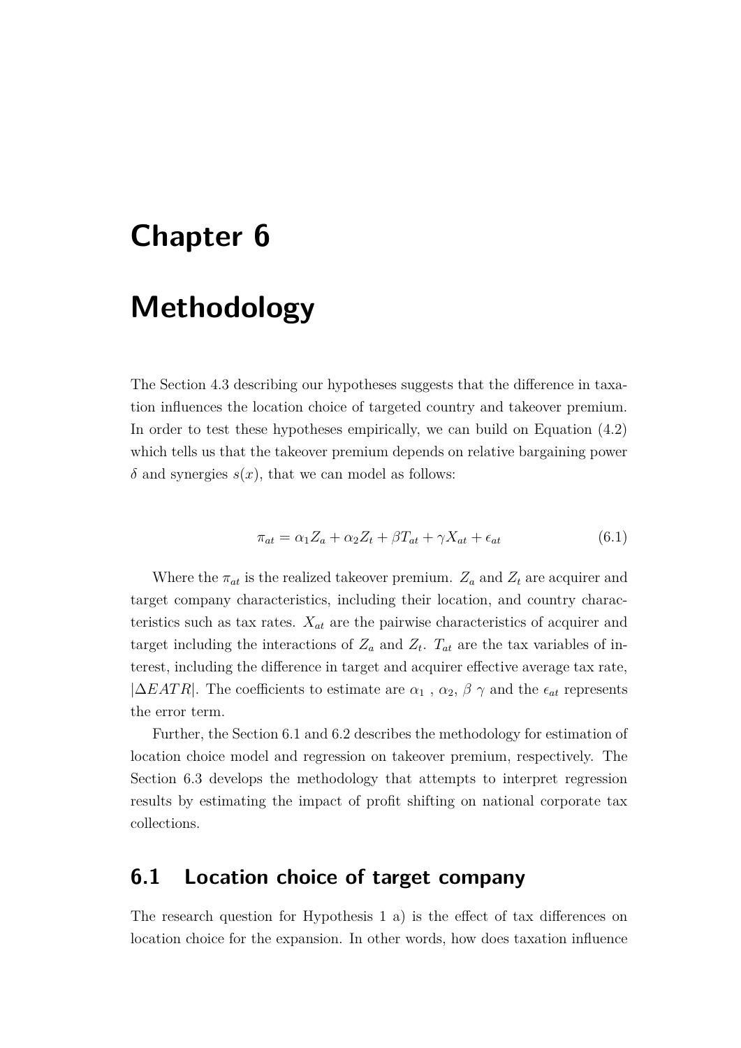# Chapter 6

# Methodology

The Section 4.3 describing our hypotheses suggests that the difference in taxation influences the location choice of targeted country and takeover premium. In order to test these hypotheses empirically, we can build on Equation (4.2) which tells us that the takeover premium depends on relative bargaining power $\delta$ and synergies $s(x)$, that we can model as follows:

$$\pi_{at} = \alpha_1 Z_a + \alpha_2 Z_t + \beta T_{at} + \gamma X_{at} + \epsilon_{at} \tag{6.1}$$

Where the $\pi_{at}$ is the realized takeover premium. $Z_a$ and $Z_t$ are acquirer and target company characteristics, including their location, and country characteristics such as tax rates. $X_{at}$ are the pairwise characteristics of acquirer and target including the interactions of $Z_a$ and $Z_t$. $T_{at}$ are the tax variables of interest, including the difference in target and acquirer effective average tax rate, $|\Delta EATR|$. The coefficients to estimate are $\alpha_1$ , $\alpha_2$, $\beta$ $\gamma$ and the $\epsilon_{at}$ represents the error term.

Further, the Section 6.1 and 6.2 describes the methodology for estimation of location choice model and regression on takeover premium, respectively. The Section 6.3 develops the methodology that attempts to interpret regression results by estimating the impact of profit shifting on national corporate tax collections.

## 6.1 Location choice of target company

The research question for Hypothesis 1 a) is the effect of tax differences on location choice for the expansion. In other words, how does taxation influence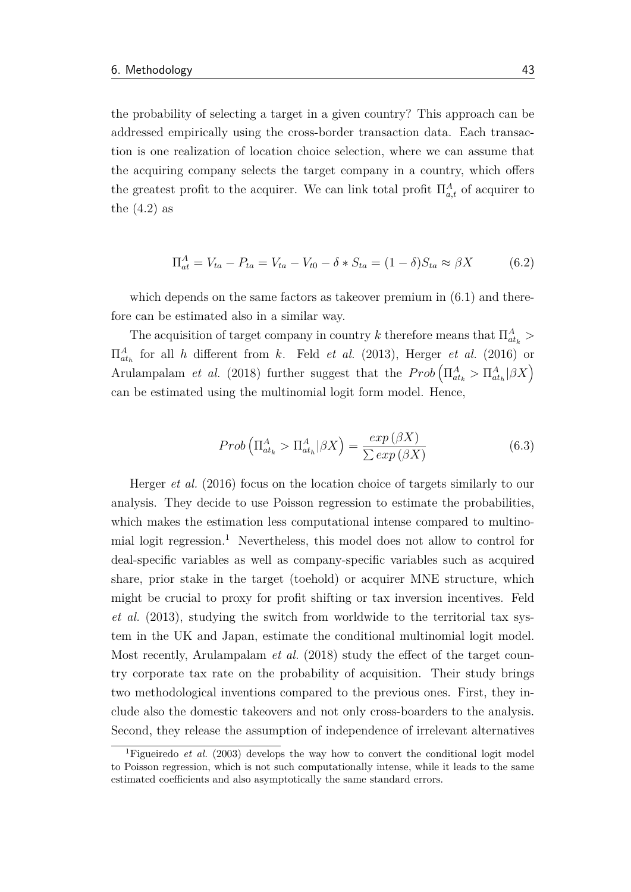the probability of selecting a target in a given country? This approach can be addressed empirically using the cross-border transaction data. Each transaction is one realization of location choice selection, where we can assume that the acquiring company selects the target company in a country, which offers the greatest profit to the acquirer. We can link total profit $\Pi^A_{a,t}$ of acquirer to the (4.2) as

$$\Pi^A_{at} = V_{ta} - P_{ta} = V_{ta} - V_{t0} - \delta * S_{ta} = (1-\delta)S_{ta} \approx \beta X \tag{6.2}$$

which depends on the same factors as takeover premium in (6.1) and therefore can be estimated also in a similar way.

The acquisition of target company in country $k$ therefore means that $\Pi^A_{at_k} > \Pi^A_{at_h}$ for all $h$ different from $k$. Feld *et al.* (2013), Herger *et al.* (2016) or Arulampalam *et al.* (2018) further suggest that the $Prob\left(\Pi^A_{at_k} > \Pi^A_{at_h} | \beta X\right)$ can be estimated using the multinomial logit form model. Hence,

$$Prob\left(\Pi^A_{at_k} > \Pi^A_{at_h} | \beta X\right) = \frac{exp\left(\beta X\right)}{\sum exp\left(\beta X\right)} \tag{6.3}$$

Herger *et al.* (2016) focus on the location choice of targets similarly to our analysis. They decide to use Poisson regression to estimate the probabilities, which makes the estimation less computational intense compared to multinomial logit regression.[1] Nevertheless, this model does not allow to control for deal-specific variables as well as company-specific variables such as acquired share, prior stake in the target (toehold) or acquirer MNE structure, which might be crucial to proxy for profit shifting or tax inversion incentives. Feld *et al.* (2013), studying the switch from worldwide to the territorial tax system in the UK and Japan, estimate the conditional multinomial logit model. Most recently, Arulampalam *et al.* (2018) study the effect of the target country corporate tax rate on the probability of acquisition. Their study brings two methodological inventions compared to the previous ones. First, they include also the domestic takeovers and not only cross-boarders to the analysis. Second, they release the assumption of independence of irrelevant alternatives

[1] Figueiredo *et al.* (2003) develops the way how to convert the conditional logit model to Poisson regression, which is not such computationally intense, while it leads to the same estimated coefficients and also asymptotically the same standard errors.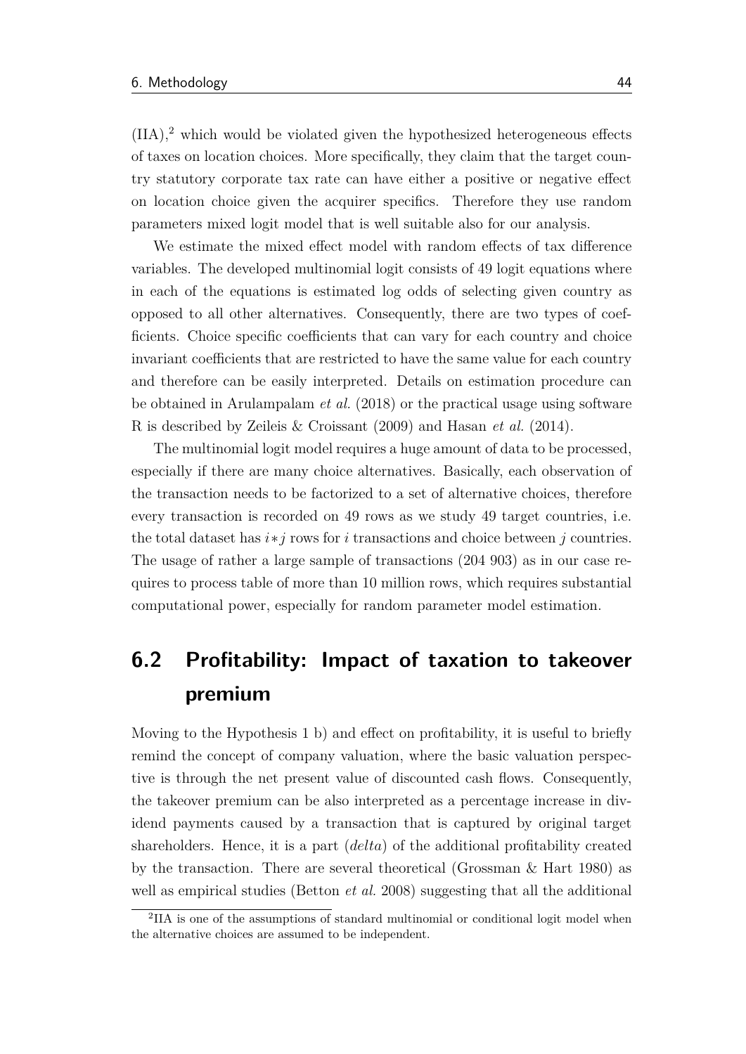(IIA),[2] which would be violated given the hypothesized heterogeneous effects of taxes on location choices. More specifically, they claim that the target country statutory corporate tax rate can have either a positive or negative effect on location choice given the acquirer specifics. Therefore they use random parameters mixed logit model that is well suitable also for our analysis.

We estimate the mixed effect model with random effects of tax difference variables. The developed multinomial logit consists of 49 logit equations where in each of the equations is estimated log odds of selecting given country as opposed to all other alternatives. Consequently, there are two types of coefficients. Choice specific coefficients that can vary for each country and choice invariant coefficients that are restricted to have the same value for each country and therefore can be easily interpreted. Details on estimation procedure can be obtained in Arulampalam *et al.* (2018) or the practical usage using software R is described by Zeileis & Croissant (2009) and Hasan *et al.* (2014).

The multinomial logit model requires a huge amount of data to be processed, especially if there are many choice alternatives. Basically, each observation of the transaction needs to be factorized to a set of alternative choices, therefore every transaction is recorded on 49 rows as we study 49 target countries, i.e. the total dataset has $i * j$ rows for $i$ transactions and choice between $j$ countries. The usage of rather a large sample of transactions (204 903) as in our case requires to process table of more than 10 million rows, which requires substantial computational power, especially for random parameter model estimation.

## 6.2 Profitability: Impact of taxation to takeover premium

Moving to the Hypothesis 1 b) and effect on profitability, it is useful to briefly remind the concept of company valuation, where the basic valuation perspective is through the net present value of discounted cash flows. Consequently, the takeover premium can be also interpreted as a percentage increase in dividend payments caused by a transaction that is captured by original target shareholders. Hence, it is a part (*delta*) of the additional profitability created by the transaction. There are several theoretical (Grossman & Hart 1980) as well as empirical studies (Betton *et al.* 2008) suggesting that all the additional

[2] IIA is one of the assumptions of standard multinomial or conditional logit model when the alternative choices are assumed to be independent.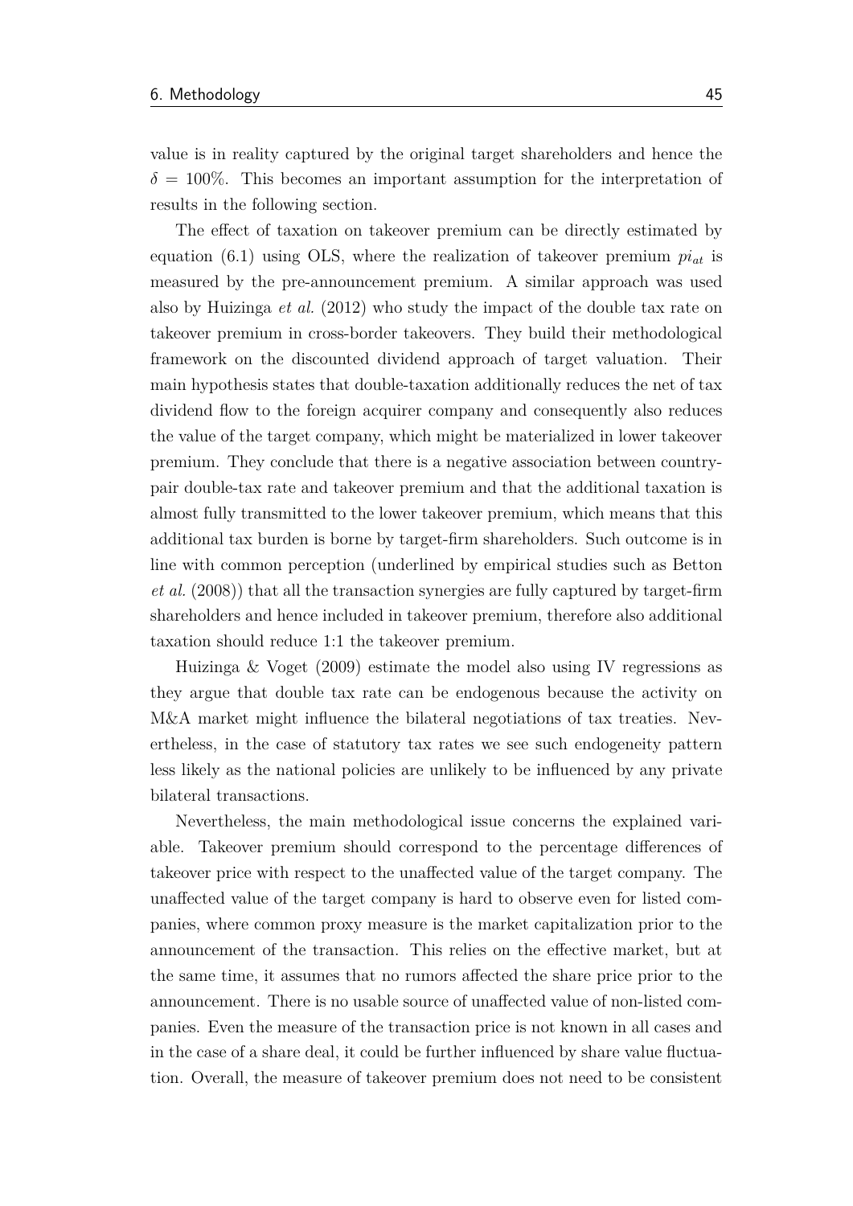value is in reality captured by the original target shareholders and hence the $\delta = 100\%$. This becomes an important assumption for the interpretation of results in the following section.

The effect of taxation on takeover premium can be directly estimated by equation (6.1) using OLS, where the realization of takeover premium $pi_{at}$ is measured by the pre-announcement premium. A similar approach was used also by Huizinga *et al.* (2012) who study the impact of the double tax rate on takeover premium in cross-border takeovers. They build their methodological framework on the discounted dividend approach of target valuation. Their main hypothesis states that double-taxation additionally reduces the net of tax dividend flow to the foreign acquirer company and consequently also reduces the value of the target company, which might be materialized in lower takeover premium. They conclude that there is a negative association between country-pair double-tax rate and takeover premium and that the additional taxation is almost fully transmitted to the lower takeover premium, which means that this additional tax burden is borne by target-firm shareholders. Such outcome is in line with common perception (underlined by empirical studies such as Betton *et al.* (2008)) that all the transaction synergies are fully captured by target-firm shareholders and hence included in takeover premium, therefore also additional taxation should reduce 1:1 the takeover premium.

Huizinga & Voget (2009) estimate the model also using IV regressions as they argue that double tax rate can be endogenous because the activity on M&A market might influence the bilateral negotiations of tax treaties. Nevertheless, in the case of statutory tax rates we see such endogeneity pattern less likely as the national policies are unlikely to be influenced by any private bilateral transactions.

Nevertheless, the main methodological issue concerns the explained variable. Takeover premium should correspond to the percentage differences of takeover price with respect to the unaffected value of the target company. The unaffected value of the target company is hard to observe even for listed companies, where common proxy measure is the market capitalization prior to the announcement of the transaction. This relies on the effective market, but at the same time, it assumes that no rumors affected the share price prior to the announcement. There is no usable source of unaffected value of non-listed companies. Even the measure of the transaction price is not known in all cases and in the case of a share deal, it could be further influenced by share value fluctuation. Overall, the measure of takeover premium does not need to be consistent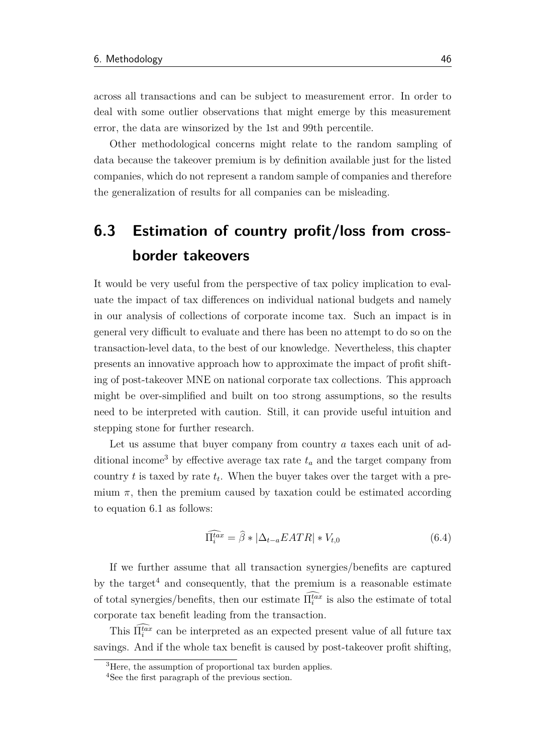across all transactions and can be subject to measurement error. In order to deal with some outlier observations that might emerge by this measurement error, the data are winsorized by the 1st and 99th percentile.

Other methodological concerns might relate to the random sampling of data because the takeover premium is by definition available just for the listed companies, which do not represent a random sample of companies and therefore the generalization of results for all companies can be misleading.

## 6.3 Estimation of country profit/loss from cross-border takeovers

It would be very useful from the perspective of tax policy implication to evaluate the impact of tax differences on individual national budgets and namely in our analysis of collections of corporate income tax. Such an impact is in general very difficult to evaluate and there has been no attempt to do so on the transaction-level data, to the best of our knowledge. Nevertheless, this chapter presents an innovative approach how to approximate the impact of profit shifting of post-takeover MNE on national corporate tax collections. This approach might be over-simplified and built on too strong assumptions, so the results need to be interpreted with caution. Still, it can provide useful intuition and stepping stone for further research.

Let us assume that buyer company from country $a$ taxes each unit of additional income[3] by effective average tax rate $t_a$ and the target company from country $t$ is taxed by rate $t_t$. When the buyer takes over the target with a premium $\pi$, then the premium caused by taxation could be estimated according to equation 6.1 as follows:

$$\widehat{\Pi_i^{tax}} = \widehat{\beta} * |\Delta_{t-a} EATR| * V_{t,0} \tag{6.4}$$

If we further assume that all transaction synergies/benefits are captured by the target[4] and consequently, that the premium is a reasonable estimate of total synergies/benefits, then our estimate $\widehat{\Pi_i^{tax}}$ is also the estimate of total corporate tax benefit leading from the transaction.

This $\widehat{\Pi_i^{tax}}$ can be interpreted as an expected present value of all future tax savings. And if the whole tax benefit is caused by post-takeover profit shifting,

[3] Here, the assumption of proportional tax burden applies.

[4] See the first paragraph of the previous section.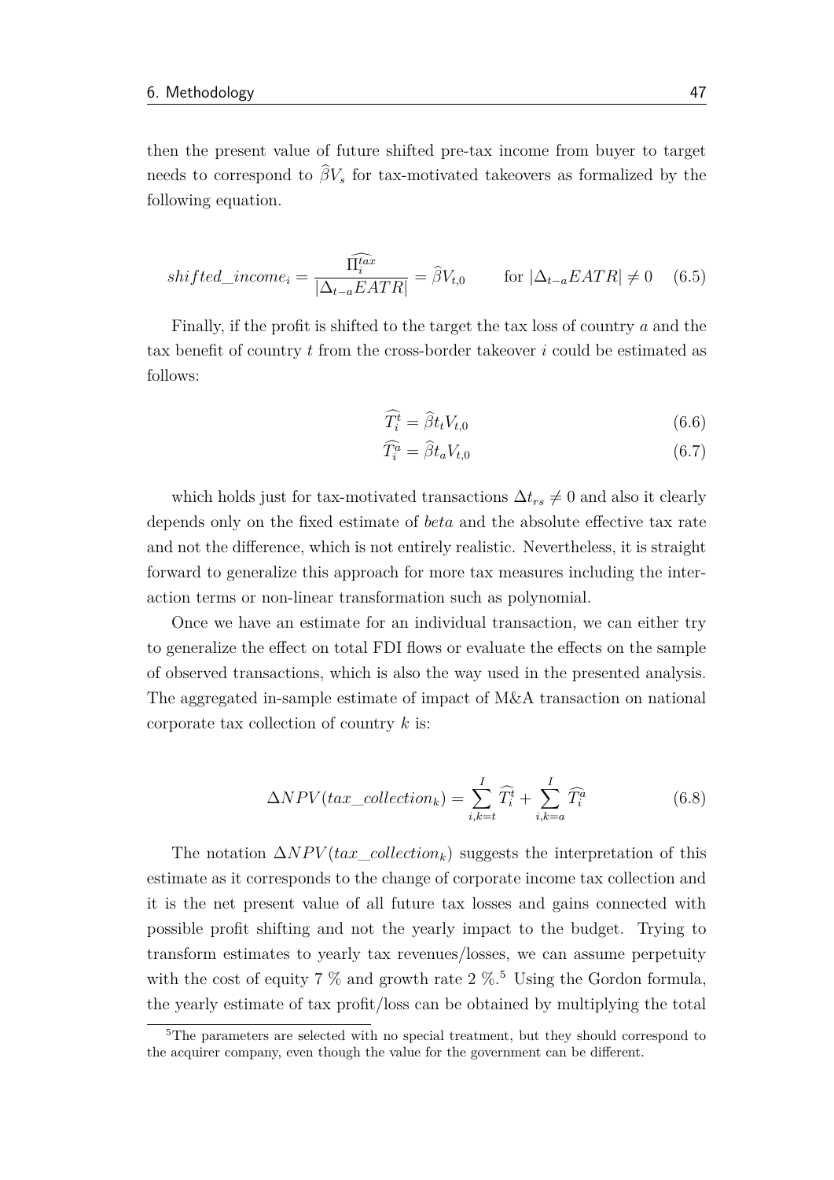then the present value of future shifted pre-tax income from buyer to target needs to correspond to $\widehat{\beta} V_s$ for tax-motivated takeovers as formalized by the following equation.

$$shifted\_income_i = \frac{\widehat{\Pi_i^{tax}}}{|\Delta_{t-a} EATR|} = \widehat{\beta} V_{t,0} \qquad \text{for } |\Delta_{t-a} EATR| \neq 0 \tag{6.5}$$

Finally, if the profit is shifted to the target the tax loss of country $a$ and the tax benefit of country $t$ from the cross-border takeover $i$ could be estimated as follows:

$$\widehat{T_i^t} = \widehat{\beta} t_t V_{t,0} \tag{6.6}$$

$$\widehat{T_i^a} = \widehat{\beta} t_a V_{t,0} \tag{6.7}$$

which holds just for tax-motivated transactions $\Delta t_{rs} \neq 0$ and also it clearly depends only on the fixed estimate of *beta* and the absolute effective tax rate and not the difference, which is not entirely realistic. Nevertheless, it is straight forward to generalize this approach for more tax measures including the interaction terms or non-linear transformation such as polynomial.

Once we have an estimate for an individual transaction, we can either try to generalize the effect on total FDI flows or evaluate the effects on the sample of observed transactions, which is also the way used in the presented analysis. The aggregated in-sample estimate of impact of M&A transaction on national corporate tax collection of country $k$ is:

$$\Delta NPV(tax\_collection_k) = \sum_{i,k=t}^{I} \widehat{T_i^t} + \sum_{i,k=a}^{I} \widehat{T_i^a} \tag{6.8}$$

The notation $\Delta NPV(tax\_collection_k)$ suggests the interpretation of this estimate as it corresponds to the change of corporate income tax collection and it is the net present value of all future tax losses and gains connected with possible profit shifting and not the yearly impact to the budget. Trying to transform estimates to yearly tax revenues/losses, we can assume perpetuity with the cost of equity 7 % and growth rate 2 %.[5] Using the Gordon formula, the yearly estimate of tax profit/loss can be obtained by multiplying the total

[5] The parameters are selected with no special treatment, but they should correspond to the acquirer company, even though the value for the government can be different.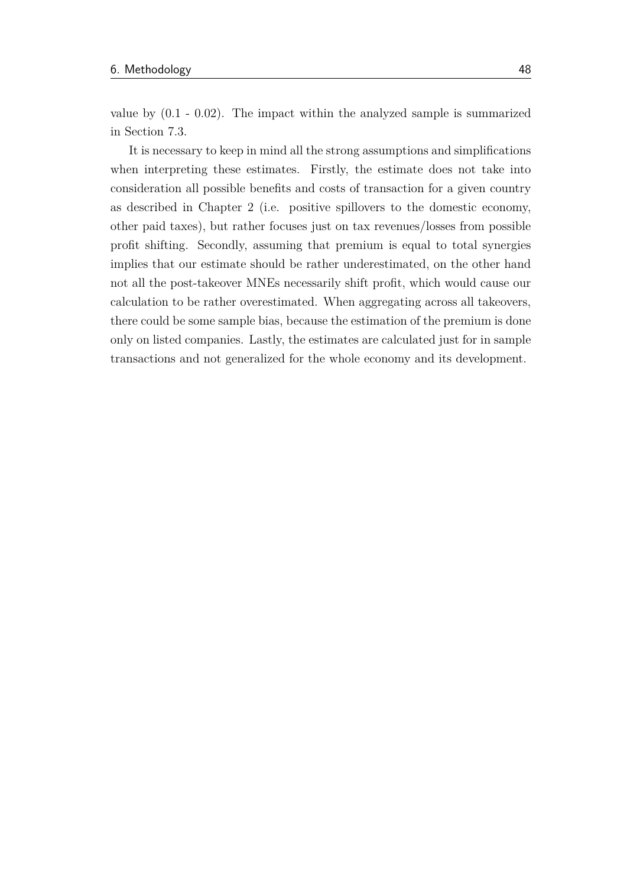value by (0.1 - 0.02). The impact within the analyzed sample is summarized in Section 7.3.

It is necessary to keep in mind all the strong assumptions and simplifications when interpreting these estimates. Firstly, the estimate does not take into consideration all possible benefits and costs of transaction for a given country as described in Chapter 2 (i.e. positive spillovers to the domestic economy, other paid taxes), but rather focuses just on tax revenues/losses from possible profit shifting. Secondly, assuming that premium is equal to total synergies implies that our estimate should be rather underestimated, on the other hand not all the post-takeover MNEs necessarily shift profit, which would cause our calculation to be rather overestimated. When aggregating across all takeovers, there could be some sample bias, because the estimation of the premium is done only on listed companies. Lastly, the estimates are calculated just for in sample transactions and not generalized for the whole economy and its development.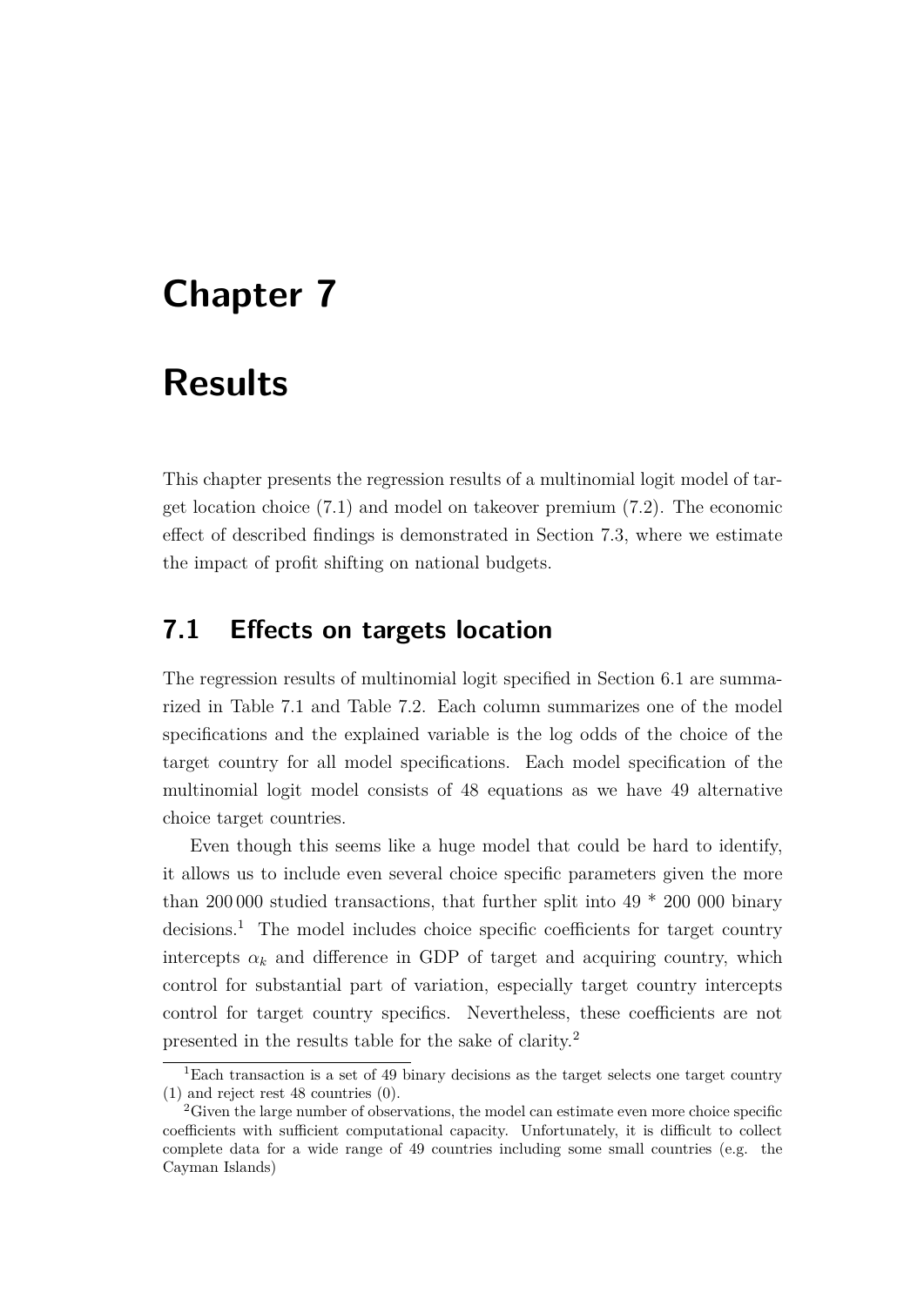# Chapter 7

# Results

This chapter presents the regression results of a multinomial logit model of target location choice (7.1) and model on takeover premium (7.2). The economic effect of described findings is demonstrated in Section 7.3, where we estimate the impact of profit shifting on national budgets.

## 7.1 Effects on targets location

The regression results of multinomial logit specified in Section 6.1 are summarized in Table 7.1 and Table 7.2. Each column summarizes one of the model specifications and the explained variable is the log odds of the choice of the target country for all model specifications. Each model specification of the multinomial logit model consists of 48 equations as we have 49 alternative choice target countries.

Even though this seems like a huge model that could be hard to identify, it allows us to include even several choice specific parameters given the more than 200 000 studied transactions, that further split into 49 * 200 000 binary decisions.[1] The model includes choice specific coefficients for target country intercepts $\alpha_k$ and difference in GDP of target and acquiring country, which control for substantial part of variation, especially target country intercepts control for target country specifics. Nevertheless, these coefficients are not presented in the results table for the sake of clarity.[2]

[1] Each transaction is a set of 49 binary decisions as the target selects one target country (1) and reject rest 48 countries (0).

[2] Given the large number of observations, the model can estimate even more choice specific coefficients with sufficient computational capacity. Unfortunately, it is difficult to collect complete data for a wide range of 49 countries including some small countries (e.g. the Cayman Islands)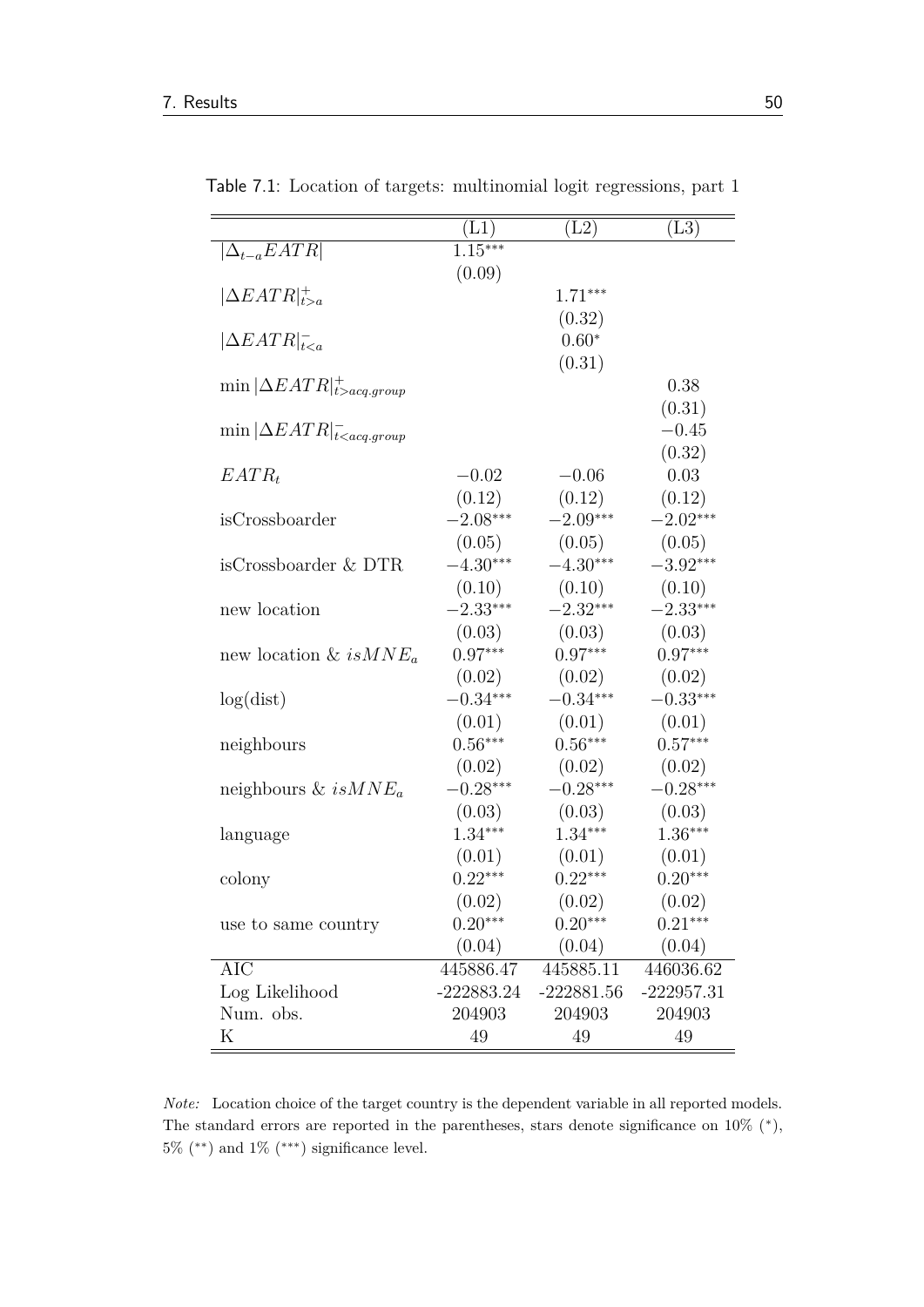Table 7.1: Location of targets: multinomial logit regressions, part 1

| | (L1) | (L2) | (L3) |
|---|---|---|---|
| $\lvert\Delta_{t-a}EATR\rvert$ | $1.15^{***}$ | | |
| | (0.09) | | |
| $\lvert\Delta EATR\rvert^{+}_{t>a}$ | | $1.71^{***}$ | |
| | | (0.32) | |
| $\lvert\Delta EATR\rvert^{-}_{t<a}$ | | $0.60^{*}$ | |
| | | (0.31) | |
| $\min\lvert\Delta EATR\rvert^{+}_{t>acq.group}$ | | | 0.38 |
| | | | (0.31) |
| $\min\lvert\Delta EATR\rvert^{-}_{t<acq.group}$ | | | $-0.45$ |
| | | | (0.32) |
| $EATR_t$ | $-0.02$ | $-0.06$ | 0.03 |
| | (0.12) | (0.12) | (0.12) |
| isCrossboarder | $-2.08^{***}$ | $-2.09^{***}$ | $-2.02^{***}$ |
| | (0.05) | (0.05) | (0.05) |
| isCrossboarder & DTR | $-4.30^{***}$ | $-4.30^{***}$ | $-3.92^{***}$ |
| | (0.10) | (0.10) | (0.10) |
| new location | $-2.33^{***}$ | $-2.32^{***}$ | $-2.33^{***}$ |
| | (0.03) | (0.03) | (0.03) |
| new location & $isMNE_a$ | $0.97^{***}$ | $0.97^{***}$ | $0.97^{***}$ |
| | (0.02) | (0.02) | (0.02) |
| log(dist) | $-0.34^{***}$ | $-0.34^{***}$ | $-0.33^{***}$ |
| | (0.01) | (0.01) | (0.01) |
| neighbours | $0.56^{***}$ | $0.56^{***}$ | $0.57^{***}$ |
| | (0.02) | (0.02) | (0.02) |
| neighbours & $isMNE_a$ | $-0.28^{***}$ | $-0.28^{***}$ | $-0.28^{***}$ |
| | (0.03) | (0.03) | (0.03) |
| language | $1.34^{***}$ | $1.34^{***}$ | $1.36^{***}$ |
| | (0.01) | (0.01) | (0.01) |
| colony | $0.22^{***}$ | $0.22^{***}$ | $0.20^{***}$ |
| | (0.02) | (0.02) | (0.02) |
| use to same country | $0.20^{***}$ | $0.20^{***}$ | $0.21^{***}$ |
| | (0.04) | (0.04) | (0.04) |
| AIC | 445886.47 | 445885.11 | 446036.62 |
| Log Likelihood | -222883.24 | -222881.56 | -222957.31 |
| Num. obs. | 204903 | 204903 | 204903 |
| K | 49 | 49 | 49 |

*Note:* Location choice of the target country is the dependent variable in all reported models. The standard errors are reported in the parentheses, stars denote significance on 10% (\*), 5% (\*\*) and 1% (\*\*\*) significance level.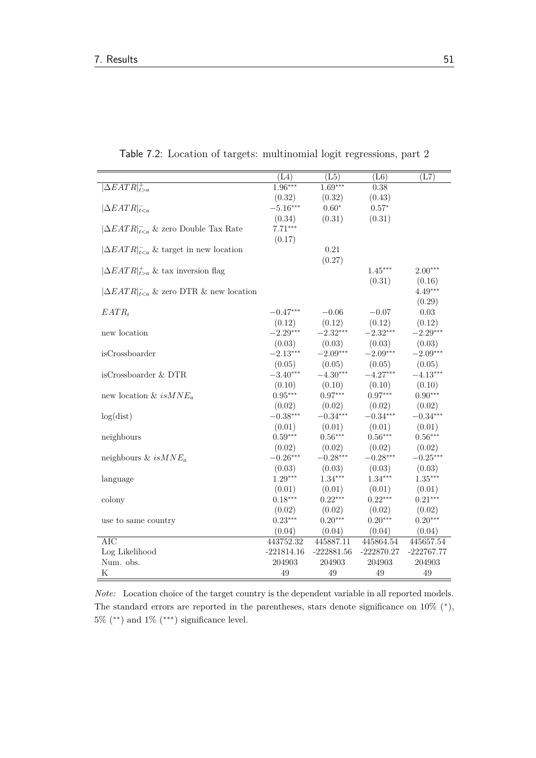Table 7.2: Location of targets: multinomial logit regressions, part 2

| | (L4) | (L5) | (L6) | (L7) |
|---|---|---|---|---|
| $\lvert\Delta EATR\rvert^{+}_{t>a}$ | $1.96^{***}$ | $1.69^{***}$ | $0.38$ | |
| | (0.32) | (0.32) | (0.43) | |
| $\lvert\Delta EATR\rvert^{-}_{t<a}$ | $-5.16^{***}$ | $0.60^{*}$ | $0.57^{*}$ | |
| | (0.34) | (0.31) | (0.31) | |
| $\lvert\Delta EATR\rvert^{-}_{t<a}$ & zero Double Tax Rate | $7.71^{***}$ | | | |
| | (0.17) | | | |
| $\lvert\Delta EATR\rvert^{-}_{t<a}$ & target in new location | | $0.21$ | | |
| | | (0.27) | | |
| $\lvert\Delta EATR\rvert^{+}_{t>a}$ & tax inversion flag | | | $1.45^{***}$ | $2.00^{***}$ |
| | | | (0.31) | (0.16) |
| $\lvert\Delta EATR\rvert^{-}_{t<a}$ & zero DTR & new location | | | | $4.49^{***}$ |
| | | | | (0.29) |
| $EATR_t$ | $-0.47^{***}$ | $-0.06$ | $-0.07$ | $0.03$ |
| | (0.12) | (0.12) | (0.12) | (0.12) |
| new location | $-2.29^{***}$ | $-2.32^{***}$ | $-2.32^{***}$ | $-2.29^{***}$ |
| | (0.03) | (0.03) | (0.03) | (0.03) |
| isCrossboarder | $-2.13^{***}$ | $-2.09^{***}$ | $-2.09^{***}$ | $-2.09^{***}$ |
| | (0.05) | (0.05) | (0.05) | (0.05) |
| isCrossboarder & DTR | $-3.40^{***}$ | $-4.30^{***}$ | $-4.27^{***}$ | $-4.13^{***}$ |
| | (0.10) | (0.10) | (0.10) | (0.10) |
| new location & $isMNE_a$ | $0.95^{***}$ | $0.97^{***}$ | $0.97^{***}$ | $0.90^{***}$ |
| | (0.02) | (0.02) | (0.02) | (0.02) |
| log(dist) | $-0.38^{***}$ | $-0.34^{***}$ | $-0.34^{***}$ | $-0.34^{***}$ |
| | (0.01) | (0.01) | (0.01) | (0.01) |
| neighbours | $0.59^{***}$ | $0.56^{***}$ | $0.56^{***}$ | $0.56^{***}$ |
| | (0.02) | (0.02) | (0.02) | (0.02) |
| neighbours & $isMNE_a$ | $-0.26^{***}$ | $-0.28^{***}$ | $-0.28^{***}$ | $-0.25^{***}$ |
| | (0.03) | (0.03) | (0.03) | (0.03) |
| language | $1.29^{***}$ | $1.34^{***}$ | $1.34^{***}$ | $1.35^{***}$ |
| | (0.01) | (0.01) | (0.01) | (0.01) |
| colony | $0.18^{***}$ | $0.22^{***}$ | $0.22^{***}$ | $0.21^{***}$ |
| | (0.02) | (0.02) | (0.02) | (0.02) |
| use to same country | $0.23^{***}$ | $0.20^{***}$ | $0.20^{***}$ | $0.20^{***}$ |
| | (0.04) | (0.04) | (0.04) | (0.04) |
| AIC | 443752.32 | 445887.11 | 445864.54 | 445657.54 |
| Log Likelihood | -221814.16 | -222881.56 | -222870.27 | -222767.77 |
| Num. obs. | 204903 | 204903 | 204903 | 204903 |
| K | 49 | 49 | 49 | 49 |

*Note:* Location choice of the target country is the dependent variable in all reported models. The standard errors are reported in the parentheses, stars denote significance on 10% (*), 5% (**) and 1% (***) significance level.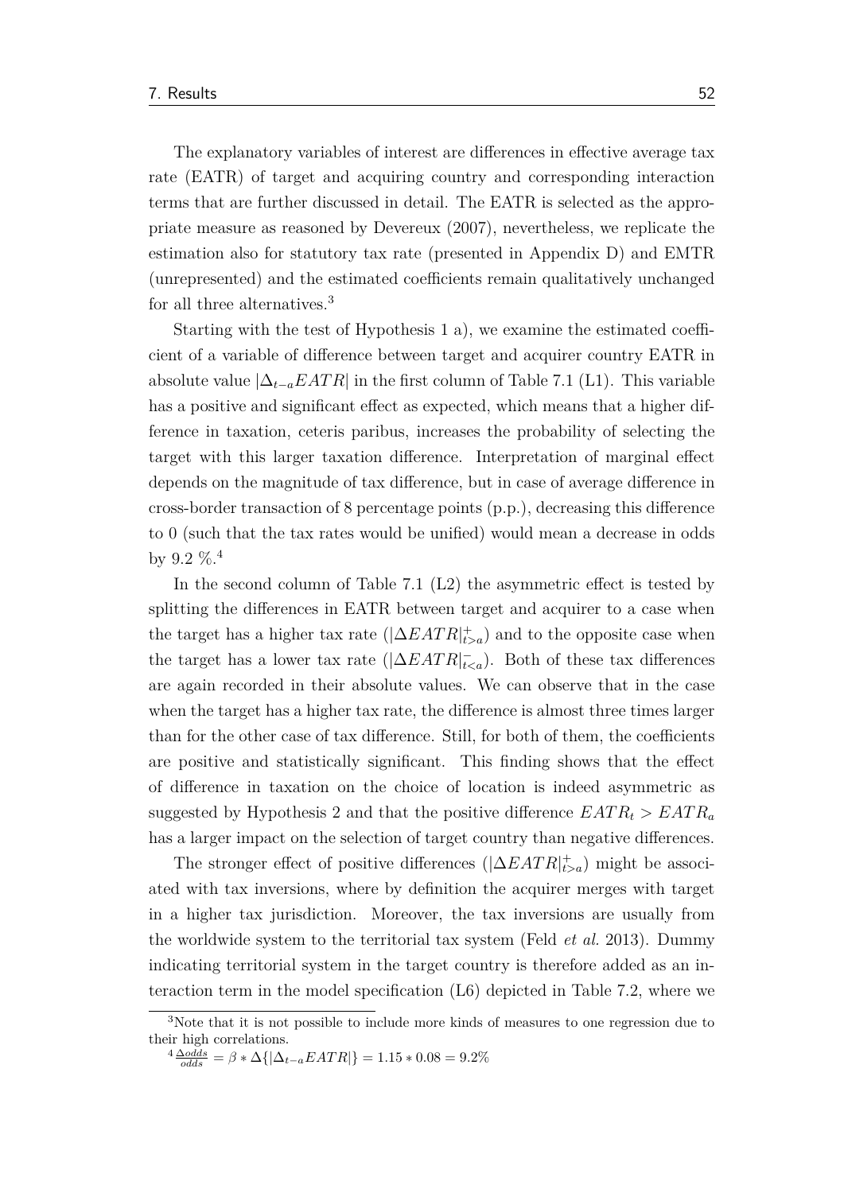The explanatory variables of interest are differences in effective average tax rate (EATR) of target and acquiring country and corresponding interaction terms that are further discussed in detail. The EATR is selected as the appropriate measure as reasoned by Devereux (2007), nevertheless, we replicate the estimation also for statutory tax rate (presented in Appendix D) and EMTR (unrepresented) and the estimated coefficients remain qualitatively unchanged for all three alternatives.[3]

Starting with the test of Hypothesis 1 a), we examine the estimated coefficient of a variable of difference between target and acquirer country EATR in absolute value $|\Delta_{t-a}EATR|$ in the first column of Table 7.1 (L1). This variable has a positive and significant effect as expected, which means that a higher difference in taxation, ceteris paribus, increases the probability of selecting the target with this larger taxation difference. Interpretation of marginal effect depends on the magnitude of tax difference, but in case of average difference in cross-border transaction of 8 percentage points (p.p.), decreasing this difference to 0 (such that the tax rates would be unified) would mean a decrease in odds by 9.2 %.[4]

In the second column of Table 7.1 (L2) the asymmetric effect is tested by splitting the differences in EATR between target and acquirer to a case when the target has a higher tax rate ($|\Delta EATR|^{+}_{t>a}$) and to the opposite case when the target has a lower tax rate ($|\Delta EATR|^{-}_{t<a}$). Both of these tax differences are again recorded in their absolute values. We can observe that in the case when the target has a higher tax rate, the difference is almost three times larger than for the other case of tax difference. Still, for both of them, the coefficients are positive and statistically significant. This finding shows that the effect of difference in taxation on the choice of location is indeed asymmetric as suggested by Hypothesis 2 and that the positive difference $EATR_t > EATR_a$ has a larger impact on the selection of target country than negative differences.

The stronger effect of positive differences ($|\Delta EATR|^{+}_{t>a}$) might be associated with tax inversions, where by definition the acquirer merges with target in a higher tax jurisdiction. Moreover, the tax inversions are usually from the worldwide system to the territorial tax system (Feld *et al.* 2013). Dummy indicating territorial system in the target country is therefore added as an interaction term in the model specification (L6) depicted in Table 7.2, where we

---

[3] Note that it is not possible to include more kinds of measures to one regression due to their high correlations.

[4] $\frac{\Delta odds}{odds} = \beta * \Delta\{|\Delta_{t-a}EATR|\} = 1.15 * 0.08 = 9.2\%$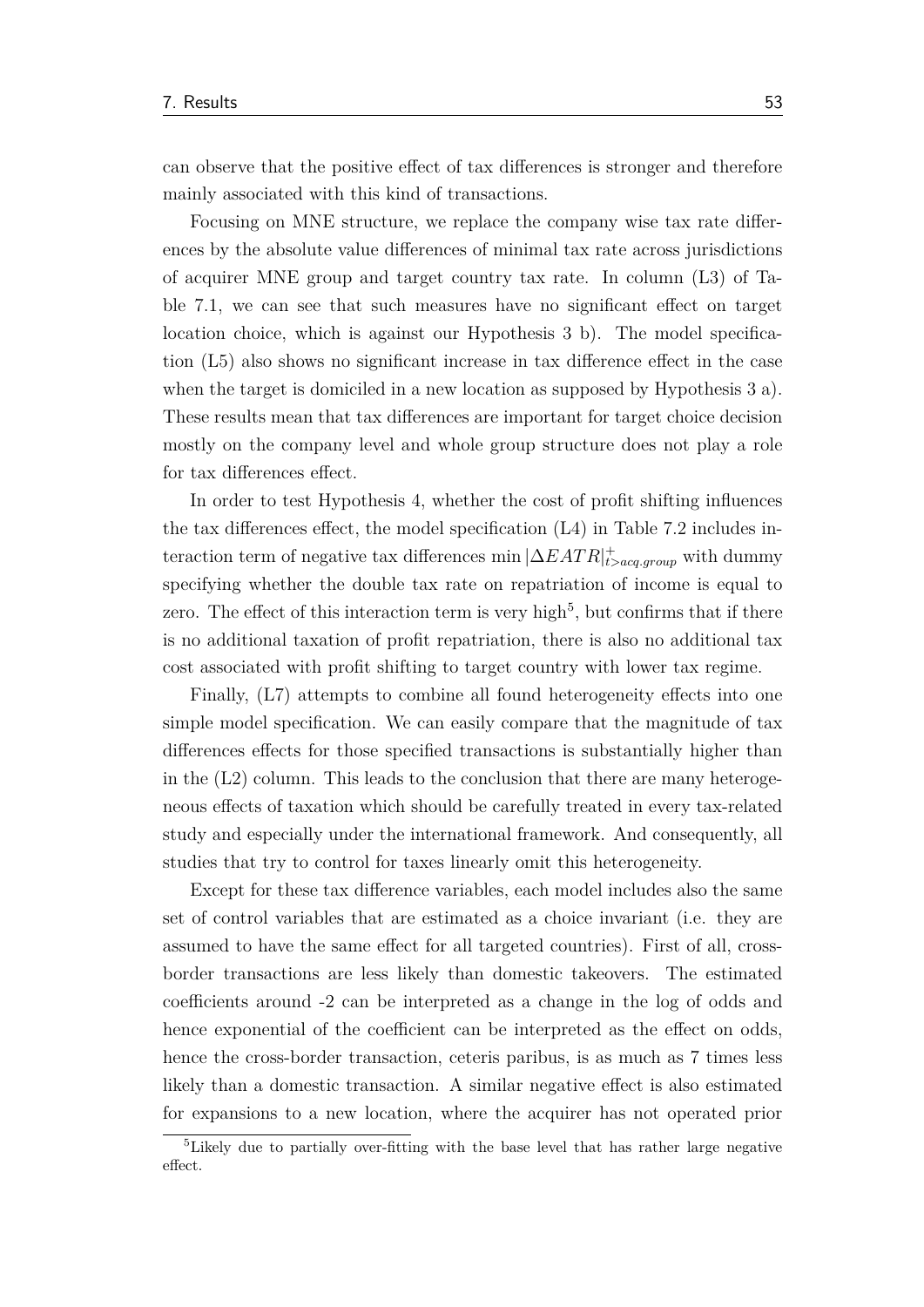can observe that the positive effect of tax differences is stronger and therefore mainly associated with this kind of transactions.

Focusing on MNE structure, we replace the company wise tax rate differences by the absolute value differences of minimal tax rate across jurisdictions of acquirer MNE group and target country tax rate. In column (L3) of Table 7.1, we can see that such measures have no significant effect on target location choice, which is against our Hypothesis 3 b). The model specification (L5) also shows no significant increase in tax difference effect in the case when the target is domiciled in a new location as supposed by Hypothesis 3 a). These results mean that tax differences are important for target choice decision mostly on the company level and whole group structure does not play a role for tax differences effect.

In order to test Hypothesis 4, whether the cost of profit shifting influences the tax differences effect, the model specification (L4) in Table 7.2 includes interaction term of negative tax differences $\min |\Delta EATR|^{+}_{t>acq.group}$ with dummy specifying whether the double tax rate on repatriation of income is equal to zero. The effect of this interaction term is very high[5], but confirms that if there is no additional taxation of profit repatriation, there is also no additional tax cost associated with profit shifting to target country with lower tax regime.

Finally, (L7) attempts to combine all found heterogeneity effects into one simple model specification. We can easily compare that the magnitude of tax differences effects for those specified transactions is substantially higher than in the (L2) column. This leads to the conclusion that there are many heterogeneous effects of taxation which should be carefully treated in every tax-related study and especially under the international framework. And consequently, all studies that try to control for taxes linearly omit this heterogeneity.

Except for these tax difference variables, each model includes also the same set of control variables that are estimated as a choice invariant (i.e. they are assumed to have the same effect for all targeted countries). First of all, cross-border transactions are less likely than domestic takeovers. The estimated coefficients around -2 can be interpreted as a change in the log of odds and hence exponential of the coefficient can be interpreted as the effect on odds, hence the cross-border transaction, ceteris paribus, is as much as 7 times less likely than a domestic transaction. A similar negative effect is also estimated for expansions to a new location, where the acquirer has not operated prior

[5] Likely due to partially over-fitting with the base level that has rather large negative effect.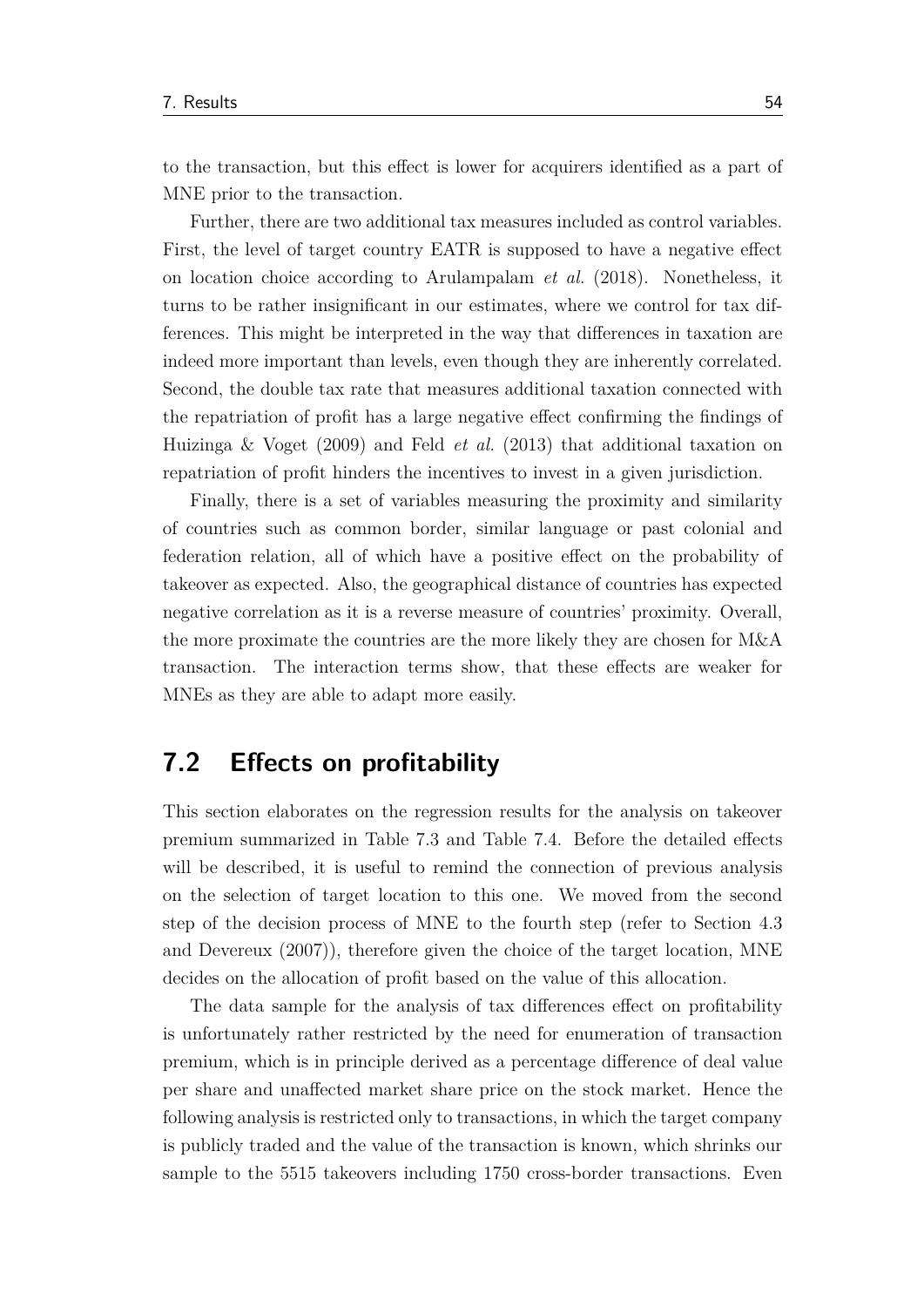to the transaction, but this effect is lower for acquirers identified as a part of MNE prior to the transaction.

Further, there are two additional tax measures included as control variables. First, the level of target country EATR is supposed to have a negative effect on location choice according to Arulampalam *et al.* (2018). Nonetheless, it turns to be rather insignificant in our estimates, where we control for tax differences. This might be interpreted in the way that differences in taxation are indeed more important than levels, even though they are inherently correlated. Second, the double tax rate that measures additional taxation connected with the repatriation of profit has a large negative effect confirming the findings of Huizinga & Voget (2009) and Feld *et al.* (2013) that additional taxation on repatriation of profit hinders the incentives to invest in a given jurisdiction.

Finally, there is a set of variables measuring the proximity and similarity of countries such as common border, similar language or past colonial and federation relation, all of which have a positive effect on the probability of takeover as expected. Also, the geographical distance of countries has expected negative correlation as it is a reverse measure of countries' proximity. Overall, the more proximate the countries are the more likely they are chosen for M&A transaction. The interaction terms show, that these effects are weaker for MNEs as they are able to adapt more easily.

## 7.2 Effects on profitability

This section elaborates on the regression results for the analysis on takeover premium summarized in Table 7.3 and Table 7.4. Before the detailed effects will be described, it is useful to remind the connection of previous analysis on the selection of target location to this one. We moved from the second step of the decision process of MNE to the fourth step (refer to Section 4.3 and Devereux (2007)), therefore given the choice of the target location, MNE decides on the allocation of profit based on the value of this allocation.

The data sample for the analysis of tax differences effect on profitability is unfortunately rather restricted by the need for enumeration of transaction premium, which is in principle derived as a percentage difference of deal value per share and unaffected market share price on the stock market. Hence the following analysis is restricted only to transactions, in which the target company is publicly traded and the value of the transaction is known, which shrinks our sample to the 5515 takeovers including 1750 cross-border transactions. Even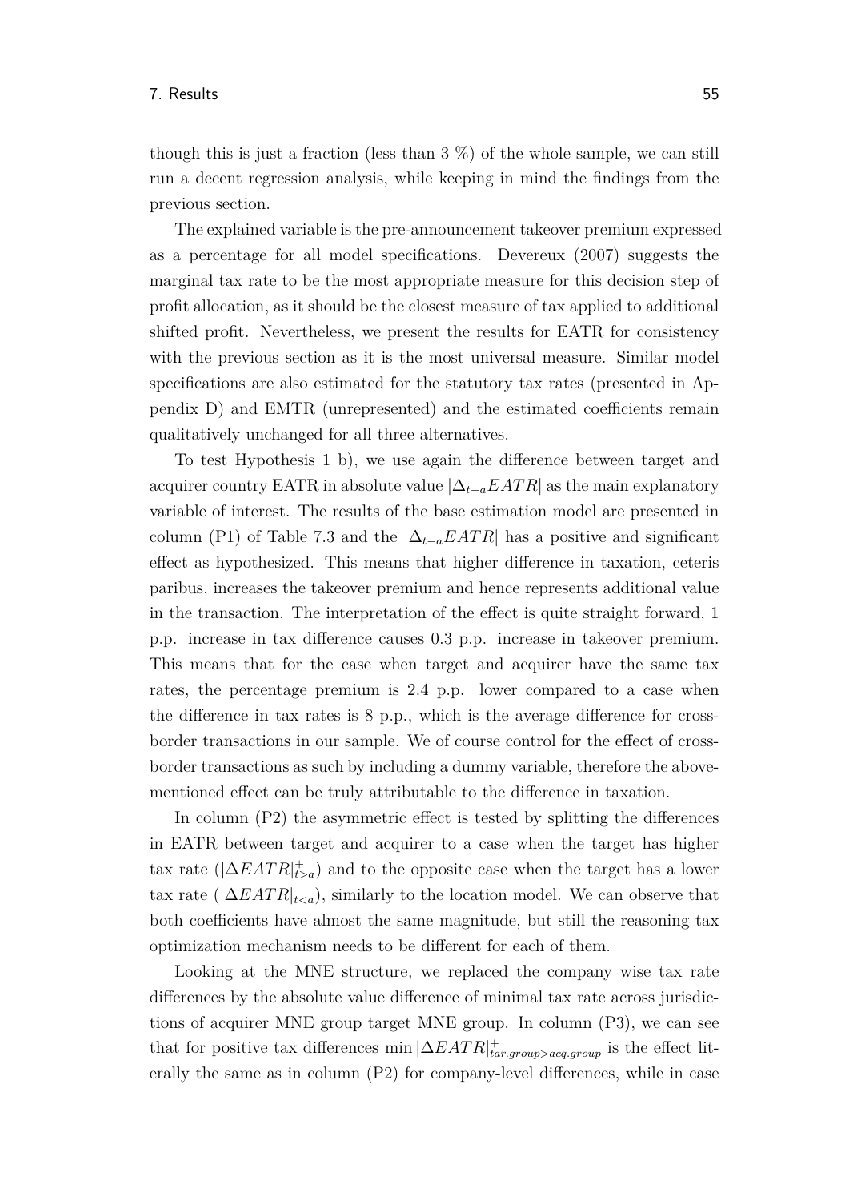though this is just a fraction (less than 3 %) of the whole sample, we can still run a decent regression analysis, while keeping in mind the findings from the previous section.

The explained variable is the pre-announcement takeover premium expressed as a percentage for all model specifications. Devereux (2007) suggests the marginal tax rate to be the most appropriate measure for this decision step of profit allocation, as it should be the closest measure of tax applied to additional shifted profit. Nevertheless, we present the results for EATR for consistency with the previous section as it is the most universal measure. Similar model specifications are also estimated for the statutory tax rates (presented in Appendix D) and EMTR (unrepresented) and the estimated coefficients remain qualitatively unchanged for all three alternatives.

To test Hypothesis 1 b), we use again the difference between target and acquirer country EATR in absolute value $|\Delta_{t-a}EATR|$ as the main explanatory variable of interest. The results of the base estimation model are presented in column (P1) of Table 7.3 and the $|\Delta_{t-a}EATR|$ has a positive and significant effect as hypothesized. This means that higher difference in taxation, ceteris paribus, increases the takeover premium and hence represents additional value in the transaction. The interpretation of the effect is quite straight forward, 1 p.p. increase in tax difference causes 0.3 p.p. increase in takeover premium. This means that for the case when target and acquirer have the same tax rates, the percentage premium is 2.4 p.p. lower compared to a case when the difference in tax rates is 8 p.p., which is the average difference for cross-border transactions in our sample. We of course control for the effect of cross-border transactions as such by including a dummy variable, therefore the above-mentioned effect can be truly attributable to the difference in taxation.

In column (P2) the asymmetric effect is tested by splitting the differences in EATR between target and acquirer to a case when the target has higher tax rate ($|\Delta EATR|^{+}_{t>a}$) and to the opposite case when the target has a lower tax rate ($|\Delta EATR|^{-}_{t<a}$), similarly to the location model. We can observe that both coefficients have almost the same magnitude, but still the reasoning tax optimization mechanism needs to be different for each of them.

Looking at the MNE structure, we replaced the company wise tax rate differences by the absolute value difference of minimal tax rate across jurisdictions of acquirer MNE group target MNE group. In column (P3), we can see that for positive tax differences $\min|\Delta EATR|^{+}_{tar.group>acq.group}$ is the effect literally the same as in column (P2) for company-level differences, while in case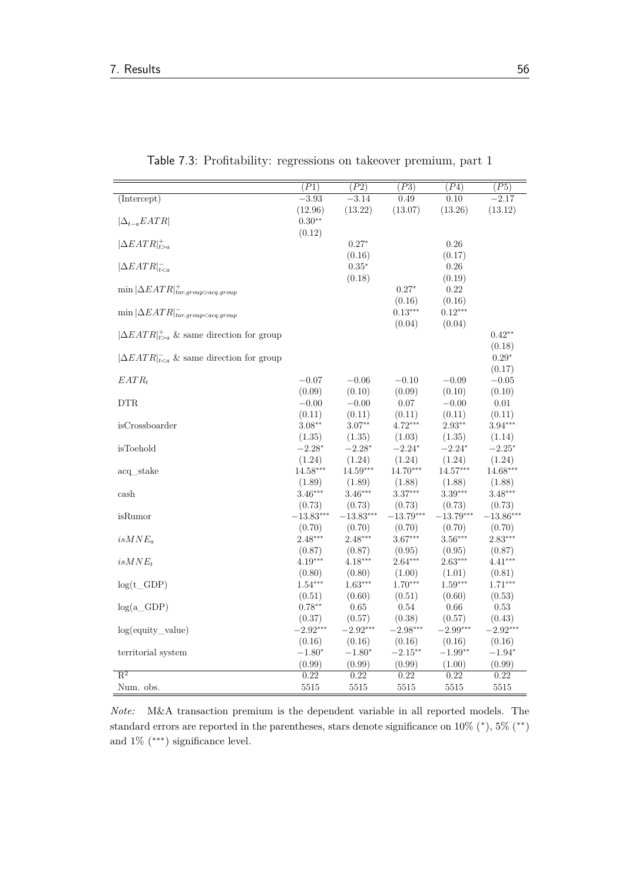Table 7.3: Profitability: regressions on takeover premium, part 1

| | (P1) | (P2) | (P3) | (P4) | (P5) |
|---|---|---|---|---|---|
| (Intercept) | $-3.93$ | $-3.14$ | $0.49$ | $0.10$ | $-2.17$ |
| | (12.96) | (13.22) | (13.07) | (13.26) | (13.12) |
| $\lvert\Delta_{t-a}EATR\rvert$ | $0.30^{**}$ | | | | |
| | (0.12) | | | | |
| $\lvert\Delta EATR\rvert^{+}_{t>a}$ | | $0.27^{*}$ | | $0.26$ | |
| | | (0.16) | | (0.17) | |
| $\lvert\Delta EATR\rvert^{-}_{t<a}$ | | $0.35^{*}$ | | $0.26$ | |
| | | (0.18) | | (0.19) | |
| $\min\lvert\Delta EATR\rvert^{+}_{tar.group>acq.group}$ | | | $0.27^{*}$ | $0.22$ | |
| | | | (0.16) | (0.16) | |
| $\min\lvert\Delta EATR\rvert^{-}_{tar.group<acq.group}$ | | | $0.13^{***}$ | $0.12^{***}$ | |
| | | | (0.04) | (0.04) | |
| $\lvert\Delta EATR\rvert^{+}_{t>a}$ & same direction for group | | | | | $0.42^{**}$ |
| | | | | | (0.18) |
| $\lvert\Delta EATR\rvert^{-}_{t<a}$ & same direction for group | | | | | $0.29^{*}$ |
| | | | | | (0.17) |
| $EATR_t$ | $-0.07$ | $-0.06$ | $-0.10$ | $-0.09$ | $-0.05$ |
| | (0.09) | (0.10) | (0.09) | (0.10) | (0.10) |
| DTR | $-0.00$ | $-0.00$ | $0.07$ | $-0.00$ | $0.01$ |
| | (0.11) | (0.11) | (0.11) | (0.11) | (0.11) |
| isCrossboarder | $3.08^{**}$ | $3.07^{**}$ | $4.72^{***}$ | $2.93^{**}$ | $3.94^{***}$ |
| | (1.35) | (1.35) | (1.03) | (1.35) | (1.14) |
| isToehold | $-2.28^{*}$ | $-2.28^{*}$ | $-2.24^{*}$ | $-2.24^{*}$ | $-2.25^{*}$ |
| | (1.24) | (1.24) | (1.24) | (1.24) | (1.24) |
| acq_stake | $14.58^{***}$ | $14.59^{***}$ | $14.70^{***}$ | $14.57^{***}$ | $14.68^{***}$ |
| | (1.89) | (1.89) | (1.88) | (1.88) | (1.88) |
| cash | $3.46^{***}$ | $3.46^{***}$ | $3.37^{***}$ | $3.39^{***}$ | $3.48^{***}$ |
| | (0.73) | (0.73) | (0.73) | (0.73) | (0.73) |
| isRumor | $-13.83^{***}$ | $-13.83^{***}$ | $-13.79^{***}$ | $-13.79^{***}$ | $-13.86^{***}$ |
| | (0.70) | (0.70) | (0.70) | (0.70) | (0.70) |
| $isMNE_a$ | $2.48^{***}$ | $2.48^{***}$ | $3.67^{***}$ | $3.56^{***}$ | $2.83^{***}$ |
| | (0.87) | (0.87) | (0.95) | (0.95) | (0.87) |
| $isMNE_t$ | $4.19^{***}$ | $4.18^{***}$ | $2.64^{***}$ | $2.63^{***}$ | $4.41^{***}$ |
| | (0.80) | (0.80) | (1.00) | (1.01) | (0.81) |
| log(t_GDP) | $1.54^{***}$ | $1.63^{***}$ | $1.70^{***}$ | $1.59^{***}$ | $1.71^{***}$ |
| | (0.51) | (0.60) | (0.51) | (0.60) | (0.53) |
| log(a_GDP) | $0.78^{**}$ | $0.65$ | $0.54$ | $0.66$ | $0.53$ |
| | (0.37) | (0.57) | (0.38) | (0.57) | (0.43) |
| log(equity_value) | $-2.92^{***}$ | $-2.92^{***}$ | $-2.98^{***}$ | $-2.99^{***}$ | $-2.92^{***}$ |
| | (0.16) | (0.16) | (0.16) | (0.16) | (0.16) |
| territorial system | $-1.80^{*}$ | $-1.80^{*}$ | $-2.15^{**}$ | $-1.99^{**}$ | $-1.94^{*}$ |
| | (0.99) | (0.99) | (0.99) | (1.00) | (0.99) |
| $R^2$ | 0.22 | 0.22 | 0.22 | 0.22 | 0.22 |
| Num. obs. | 5515 | 5515 | 5515 | 5515 | 5515 |

*Note:* M&A transaction premium is the dependent variable in all reported models. The standard errors are reported in the parentheses, stars denote significance on 10% (*), 5% (**) and 1% (***) significance level.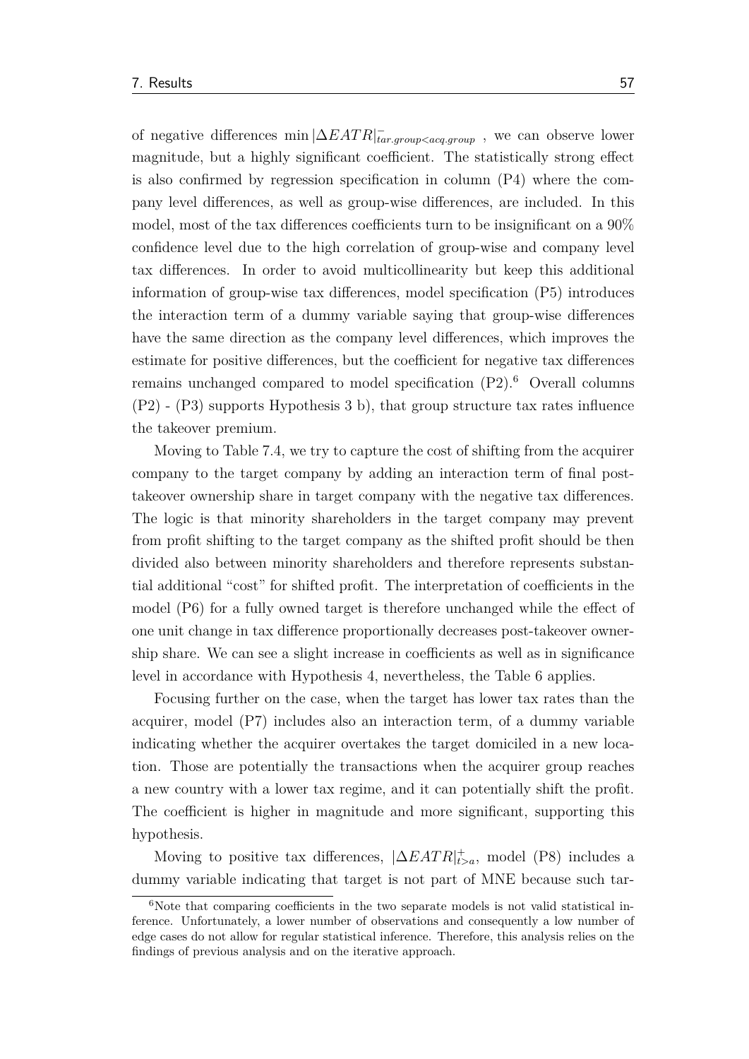of negative differences $\min |\Delta EATR|^{-}_{tar.group<acq.group}$ , we can observe lower magnitude, but a highly significant coefficient. The statistically strong effect is also confirmed by regression specification in column (P4) where the company level differences, as well as group-wise differences, are included. In this model, most of the tax differences coefficients turn to be insignificant on a 90% confidence level due to the high correlation of group-wise and company level tax differences. In order to avoid multicollinearity but keep this additional information of group-wise tax differences, model specification (P5) introduces the interaction term of a dummy variable saying that group-wise differences have the same direction as the company level differences, which improves the estimate for positive differences, but the coefficient for negative tax differences remains unchanged compared to model specification (P2).[6] Overall columns (P2) - (P3) supports Hypothesis 3 b), that group structure tax rates influence the takeover premium.

Moving to Table 7.4, we try to capture the cost of shifting from the acquirer company to the target company by adding an interaction term of final post-takeover ownership share in target company with the negative tax differences. The logic is that minority shareholders in the target company may prevent from profit shifting to the target company as the shifted profit should be then divided also between minority shareholders and therefore represents substantial additional "cost" for shifted profit. The interpretation of coefficients in the model (P6) for a fully owned target is therefore unchanged while the effect of one unit change in tax difference proportionally decreases post-takeover ownership share. We can see a slight increase in coefficients as well as in significance level in accordance with Hypothesis 4, nevertheless, the Table 6 applies.

Focusing further on the case, when the target has lower tax rates than the acquirer, model (P7) includes also an interaction term, of a dummy variable indicating whether the acquirer overtakes the target domiciled in a new location. Those are potentially the transactions when the acquirer group reaches a new country with a lower tax regime, and it can potentially shift the profit. The coefficient is higher in magnitude and more significant, supporting this hypothesis.

Moving to positive tax differences, $|\Delta EATR|^{+}_{t>a}$, model (P8) includes a dummy variable indicating that target is not part of MNE because such tar-

[6] Note that comparing coefficients in the two separate models is not valid statistical inference. Unfortunately, a lower number of observations and consequently a low number of edge cases do not allow for regular statistical inference. Therefore, this analysis relies on the findings of previous analysis and on the iterative approach.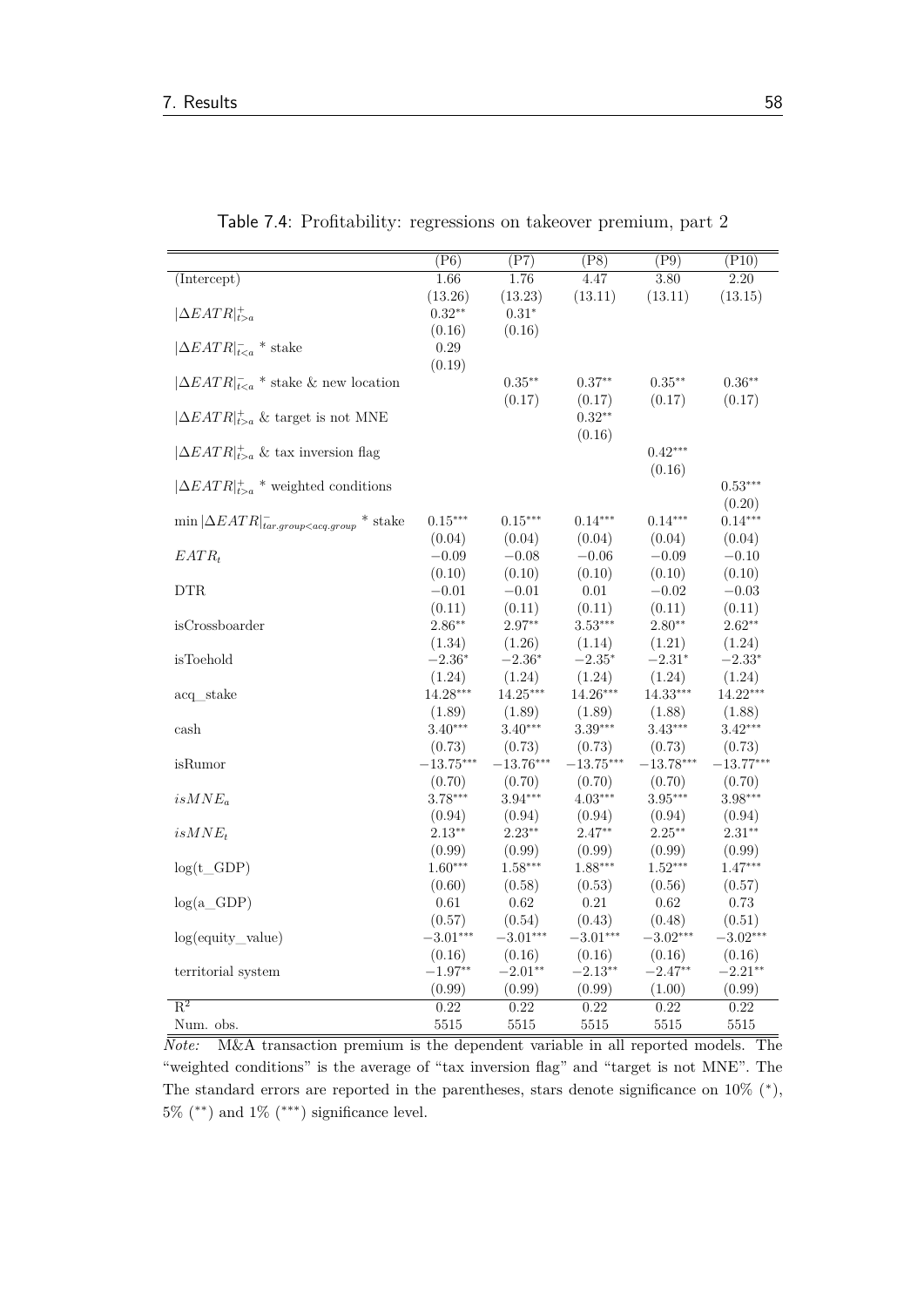Table 7.4: Profitability: regressions on takeover premium, part 2

| | (P6) | (P7) | (P8) | (P9) | (P10) |
|---|---|---|---|---|---|
| (Intercept) | 1.66 | 1.76 | 4.47 | 3.80 | 2.20 |
| | (13.26) | (13.23) | (13.11) | (13.11) | (13.15) |
| $\lvert\Delta EATR\rvert^{+}_{t>a}$ | $0.32^{**}$ | $0.31^{*}$ | | | |
| | (0.16) | (0.16) | | | |
| $\lvert\Delta EATR\rvert^{-}_{t<a}$ * stake | 0.29 | | | | |
| | (0.19) | | | | |
| $\lvert\Delta EATR\rvert^{-}_{t<a}$ * stake & new location | | $0.35^{**}$ | $0.37^{**}$ | $0.35^{**}$ | $0.36^{**}$ |
| | | (0.17) | (0.17) | (0.17) | (0.17) |
| $\lvert\Delta EATR\rvert^{+}_{t>a}$ & target is not MNE | | | $0.32^{**}$ | | |
| | | | (0.16) | | |
| $\lvert\Delta EATR\rvert^{+}_{t>a}$ & tax inversion flag | | | | $0.42^{***}$ | |
| | | | | (0.16) | |
| $\lvert\Delta EATR\rvert^{+}_{t>a}$ * weighted conditions | | | | | $0.53^{***}$ |
| | | | | | (0.20) |
| $\min\lvert\Delta EATR\rvert^{-}_{tar.group<acq.group}$ * stake | $0.15^{***}$ | $0.15^{***}$ | $0.14^{***}$ | $0.14^{***}$ | $0.14^{***}$ |
| | (0.04) | (0.04) | (0.04) | (0.04) | (0.04) |
| $EATR_t$ | $-0.09$ | $-0.08$ | $-0.06$ | $-0.09$ | $-0.10$ |
| | (0.10) | (0.10) | (0.10) | (0.10) | (0.10) |
| DTR | $-0.01$ | $-0.01$ | 0.01 | $-0.02$ | $-0.03$ |
| | (0.11) | (0.11) | (0.11) | (0.11) | (0.11) |
| isCrossboarder | $2.86^{**}$ | $2.97^{**}$ | $3.53^{***}$ | $2.80^{**}$ | $2.62^{**}$ |
| | (1.34) | (1.26) | (1.14) | (1.21) | (1.24) |
| isToehold | $-2.36^{*}$ | $-2.36^{*}$ | $-2.35^{*}$ | $-2.31^{*}$ | $-2.33^{*}$ |
| | (1.24) | (1.24) | (1.24) | (1.24) | (1.24) |
| acq_stake | $14.28^{***}$ | $14.25^{***}$ | $14.26^{***}$ | $14.33^{***}$ | $14.22^{***}$ |
| | (1.89) | (1.89) | (1.89) | (1.88) | (1.88) |
| cash | $3.40^{***}$ | $3.40^{***}$ | $3.39^{***}$ | $3.43^{***}$ | $3.42^{***}$ |
| | (0.73) | (0.73) | (0.73) | (0.73) | (0.73) |
| isRumor | $-13.75^{***}$ | $-13.76^{***}$ | $-13.75^{***}$ | $-13.78^{***}$ | $-13.77^{***}$ |
| | (0.70) | (0.70) | (0.70) | (0.70) | (0.70) |
| $isMNE_a$ | $3.78^{***}$ | $3.94^{***}$ | $4.03^{***}$ | $3.95^{***}$ | $3.98^{***}$ |
| | (0.94) | (0.94) | (0.94) | (0.94) | (0.94) |
| $isMNE_t$ | $2.13^{**}$ | $2.23^{**}$ | $2.47^{**}$ | $2.25^{**}$ | $2.31^{**}$ |
| | (0.99) | (0.99) | (0.99) | (0.99) | (0.99) |
| log(t_GDP) | $1.60^{***}$ | $1.58^{***}$ | $1.88^{***}$ | $1.52^{***}$ | $1.47^{***}$ |
| | (0.60) | (0.58) | (0.53) | (0.56) | (0.57) |
| log(a_GDP) | 0.61 | 0.62 | 0.21 | 0.62 | 0.73 |
| | (0.57) | (0.54) | (0.43) | (0.48) | (0.51) |
| log(equity_value) | $-3.01^{***}$ | $-3.01^{***}$ | $-3.01^{***}$ | $-3.02^{***}$ | $-3.02^{***}$ |
| | (0.16) | (0.16) | (0.16) | (0.16) | (0.16) |
| territorial system | $-1.97^{**}$ | $-2.01^{**}$ | $-2.13^{**}$ | $-2.47^{**}$ | $-2.21^{**}$ |
| | (0.99) | (0.99) | (0.99) | (1.00) | (0.99) |
| $R^2$ | 0.22 | 0.22 | 0.22 | 0.22 | 0.22 |
| Num. obs. | 5515 | 5515 | 5515 | 5515 | 5515 |

*Note:* M&A transaction premium is the dependent variable in all reported models. The "weighted conditions" is the average of "tax inversion flag" and "target is not MNE". The The standard errors are reported in the parentheses, stars denote significance on 10% (*), 5% (**) and 1% (***) significance level.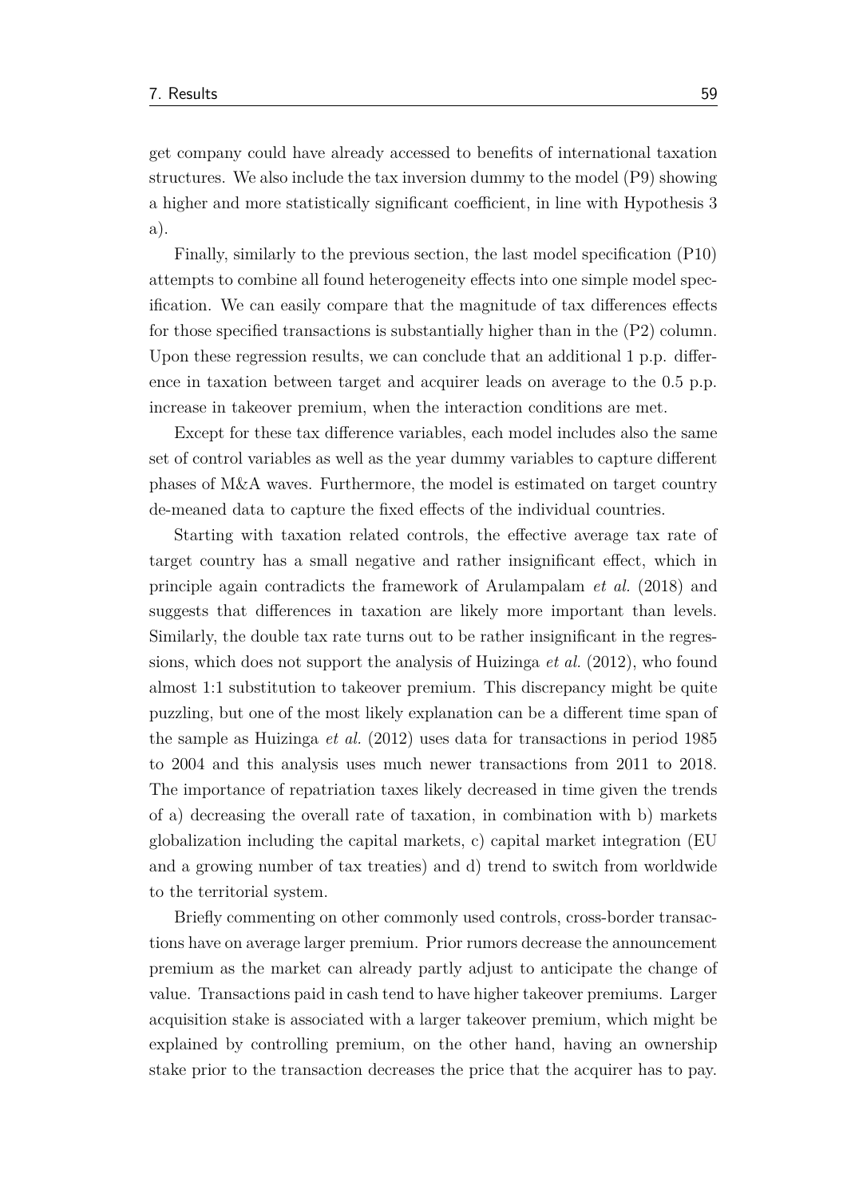get company could have already accessed to benefits of international taxation structures. We also include the tax inversion dummy to the model (P9) showing a higher and more statistically significant coefficient, in line with Hypothesis 3 a).

Finally, similarly to the previous section, the last model specification (P10) attempts to combine all found heterogeneity effects into one simple model specification. We can easily compare that the magnitude of tax differences effects for those specified transactions is substantially higher than in the (P2) column. Upon these regression results, we can conclude that an additional 1 p.p. difference in taxation between target and acquirer leads on average to the 0.5 p.p. increase in takeover premium, when the interaction conditions are met.

Except for these tax difference variables, each model includes also the same set of control variables as well as the year dummy variables to capture different phases of M&A waves. Furthermore, the model is estimated on target country de-meaned data to capture the fixed effects of the individual countries.

Starting with taxation related controls, the effective average tax rate of target country has a small negative and rather insignificant effect, which in principle again contradicts the framework of Arulampalam *et al.* (2018) and suggests that differences in taxation are likely more important than levels. Similarly, the double tax rate turns out to be rather insignificant in the regressions, which does not support the analysis of Huizinga *et al.* (2012), who found almost 1:1 substitution to takeover premium. This discrepancy might be quite puzzling, but one of the most likely explanation can be a different time span of the sample as Huizinga *et al.* (2012) uses data for transactions in period 1985 to 2004 and this analysis uses much newer transactions from 2011 to 2018. The importance of repatriation taxes likely decreased in time given the trends of a) decreasing the overall rate of taxation, in combination with b) markets globalization including the capital markets, c) capital market integration (EU and a growing number of tax treaties) and d) trend to switch from worldwide to the territorial system.

Briefly commenting on other commonly used controls, cross-border transactions have on average larger premium. Prior rumors decrease the announcement premium as the market can already partly adjust to anticipate the change of value. Transactions paid in cash tend to have higher takeover premiums. Larger acquisition stake is associated with a larger takeover premium, which might be explained by controlling premium, on the other hand, having an ownership stake prior to the transaction decreases the price that the acquirer has to pay.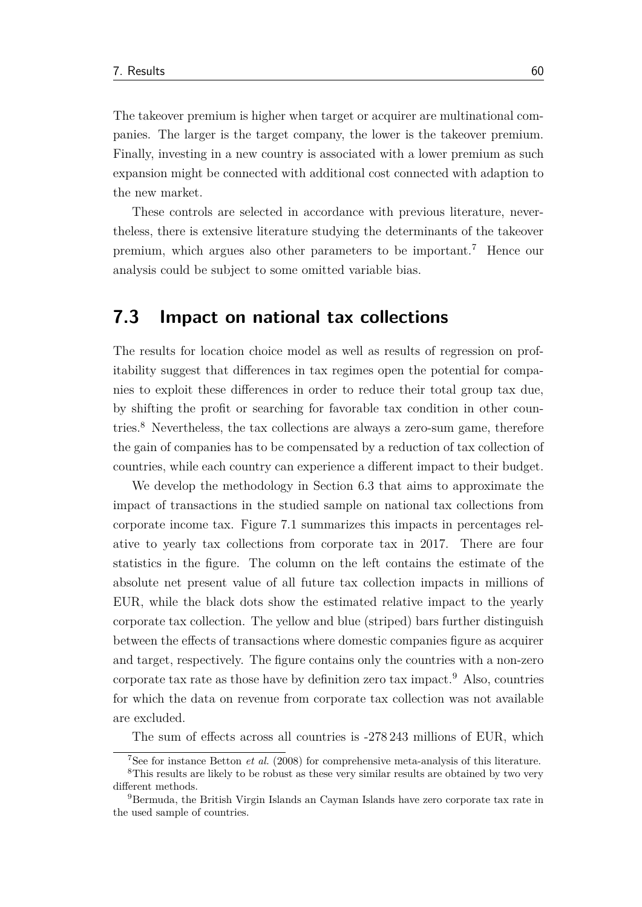The takeover premium is higher when target or acquirer are multinational companies. The larger is the target company, the lower is the takeover premium. Finally, investing in a new country is associated with a lower premium as such expansion might be connected with additional cost connected with adaption to the new market.

These controls are selected in accordance with previous literature, nevertheless, there is extensive literature studying the determinants of the takeover premium, which argues also other parameters to be important.[7] Hence our analysis could be subject to some omitted variable bias.

## 7.3 Impact on national tax collections

The results for location choice model as well as results of regression on profitability suggest that differences in tax regimes open the potential for companies to exploit these differences in order to reduce their total group tax due, by shifting the profit or searching for favorable tax condition in other countries.[8] Nevertheless, the tax collections are always a zero-sum game, therefore the gain of companies has to be compensated by a reduction of tax collection of countries, while each country can experience a different impact to their budget.

We develop the methodology in Section 6.3 that aims to approximate the impact of transactions in the studied sample on national tax collections from corporate income tax. Figure 7.1 summarizes this impacts in percentages relative to yearly tax collections from corporate tax in 2017. There are four statistics in the figure. The column on the left contains the estimate of the absolute net present value of all future tax collection impacts in millions of EUR, while the black dots show the estimated relative impact to the yearly corporate tax collection. The yellow and blue (striped) bars further distinguish between the effects of transactions where domestic companies figure as acquirer and target, respectively. The figure contains only the countries with a non-zero corporate tax rate as those have by definition zero tax impact.[9] Also, countries for which the data on revenue from corporate tax collection was not available are excluded.

The sum of effects across all countries is -278 243 millions of EUR, which

[7] See for instance Betton *et al.* (2008) for comprehensive meta-analysis of this literature.

[8] This results are likely to be robust as these very similar results are obtained by two very different methods.

[9] Bermuda, the British Virgin Islands an Cayman Islands have zero corporate tax rate in the used sample of countries.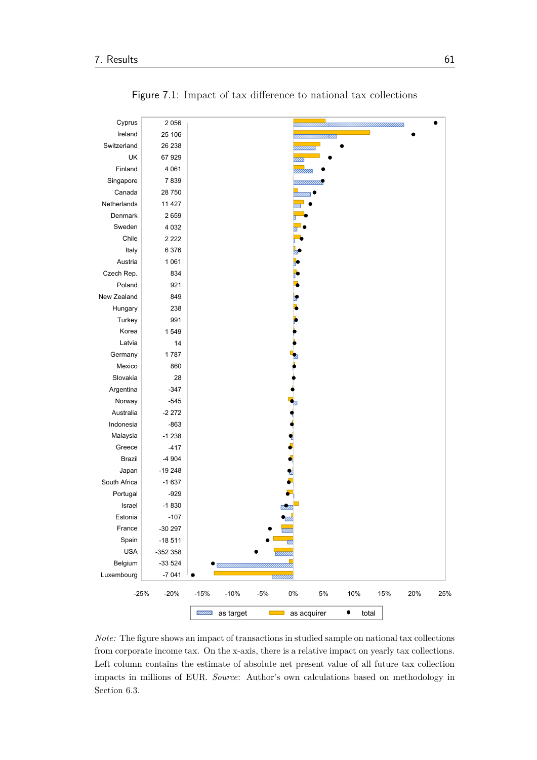Figure 7.1: Impact of tax difference to national tax collections

| Country | NPV (mil. EUR) |
|---|---|
| Cyprus | 2 056 |
| Ireland | 25 106 |
| Switzerland | 26 238 |
| UK | 67 929 |
| Finland | 4 061 |
| Singapore | 7 839 |
| Canada | 28 750 |
| Netherlands | 11 427 |
| Denmark | 2 659 |
| Sweden | 4 032 |
| Chile | 2 222 |
| Italy | 6 376 |
| Austria | 1 061 |
| Czech Rep. | 834 |
| Poland | 921 |
| New Zealand | 849 |
| Hungary | 238 |
| Turkey | 991 |
| Korea | 1 549 |
| Latvia | 14 |
| Germany | 1 787 |
| Mexico | 860 |
| Slovakia | 28 |
| Argentina | -347 |
| Norway | -545 |
| Australia | -2 272 |
| Indonesia | -863 |
| Malaysia | -1 238 |
| Greece | -417 |
| Brazil | -4 904 |
| Japan | -19 248 |
| South Africa | -1 637 |
| Portugal | -929 |
| Israel | -1 830 |
| Estonia | -107 |
| France | -30 297 |
| Spain | -18 511 |
| USA | -352 358 |
| Belgium | -33 524 |
| Luxembourg | -7 041 |

Legend: as target, as acquirer, total. X-axis: -25% to 25%.

*Note:* The figure shows an impact of transactions in studied sample on national tax collections from corporate income tax. On the x-axis, there is a relative impact on yearly tax collections. Left column contains the estimate of absolute net present value of all future tax collection impacts in millions of EUR. *Source*: Author's own calculations based on methodology in Section 6.3.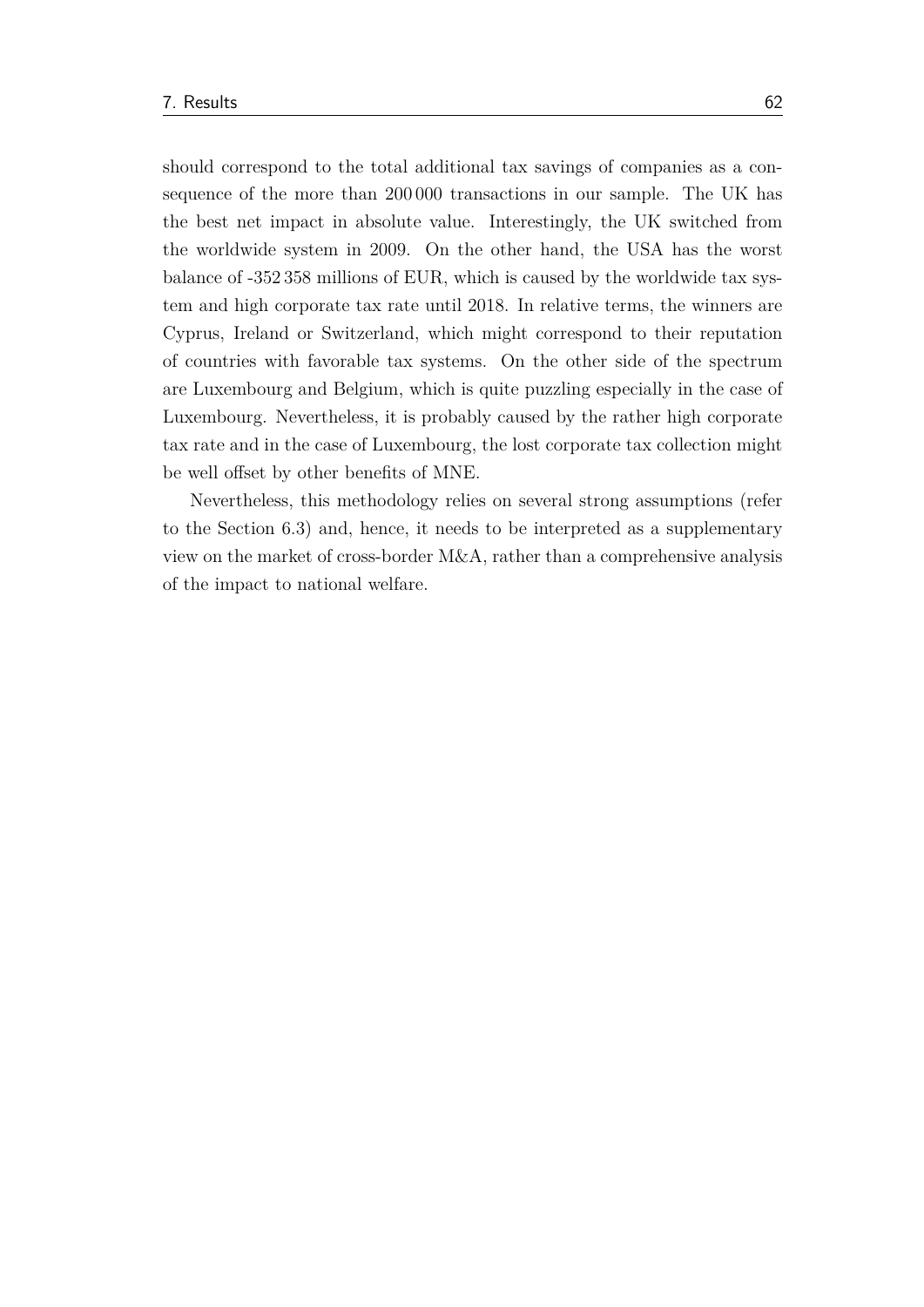should correspond to the total additional tax savings of companies as a consequence of the more than 200 000 transactions in our sample. The UK has the best net impact in absolute value. Interestingly, the UK switched from the worldwide system in 2009. On the other hand, the USA has the worst balance of -352 358 millions of EUR, which is caused by the worldwide tax system and high corporate tax rate until 2018. In relative terms, the winners are Cyprus, Ireland or Switzerland, which might correspond to their reputation of countries with favorable tax systems. On the other side of the spectrum are Luxembourg and Belgium, which is quite puzzling especially in the case of Luxembourg. Nevertheless, it is probably caused by the rather high corporate tax rate and in the case of Luxembourg, the lost corporate tax collection might be well offset by other benefits of MNE.

Nevertheless, this methodology relies on several strong assumptions (refer to the Section 6.3) and, hence, it needs to be interpreted as a supplementary view on the market of cross-border M&A, rather than a comprehensive analysis of the impact to national welfare.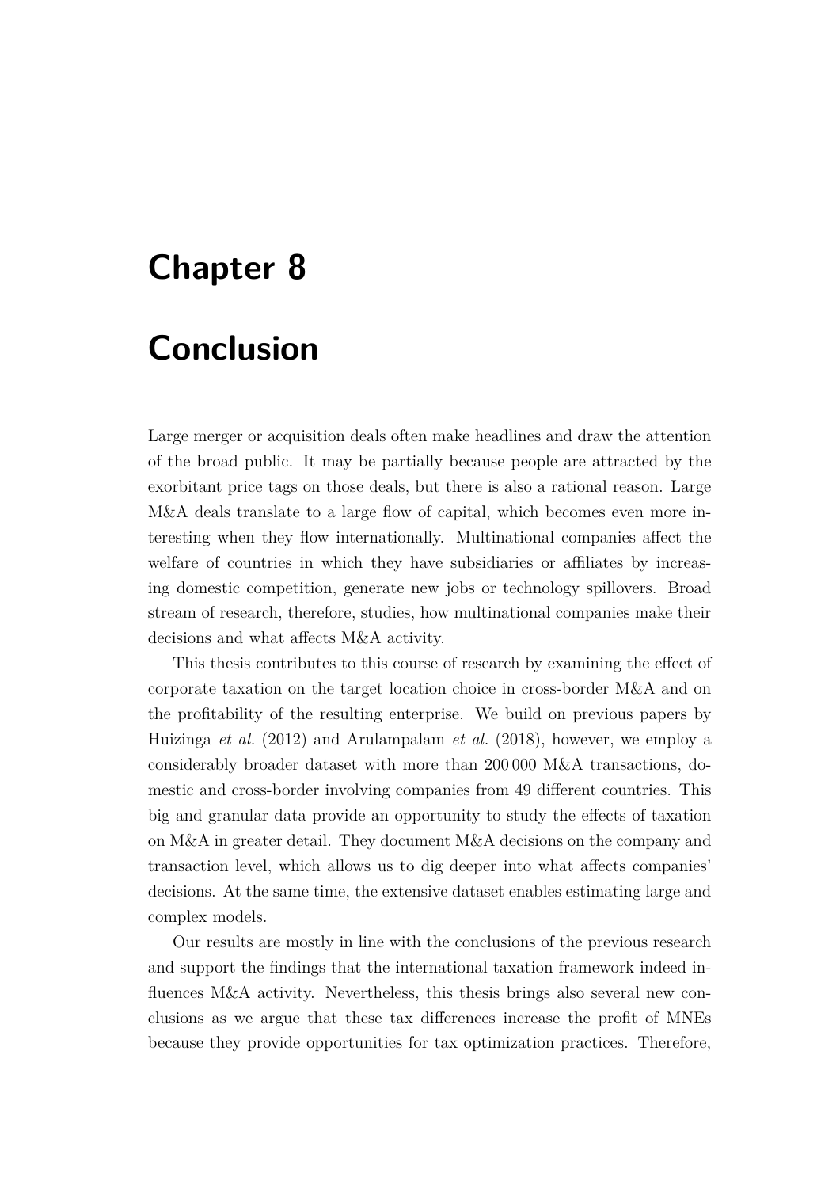# Chapter 8

# Conclusion

Large merger or acquisition deals often make headlines and draw the attention of the broad public. It may be partially because people are attracted by the exorbitant price tags on those deals, but there is also a rational reason. Large M&A deals translate to a large flow of capital, which becomes even more interesting when they flow internationally. Multinational companies affect the welfare of countries in which they have subsidiaries or affiliates by increasing domestic competition, generate new jobs or technology spillovers. Broad stream of research, therefore, studies, how multinational companies make their decisions and what affects M&A activity.

This thesis contributes to this course of research by examining the effect of corporate taxation on the target location choice in cross-border M&A and on the profitability of the resulting enterprise. We build on previous papers by Huizinga *et al.* (2012) and Arulampalam *et al.* (2018), however, we employ a considerably broader dataset with more than 200 000 M&A transactions, domestic and cross-border involving companies from 49 different countries. This big and granular data provide an opportunity to study the effects of taxation on M&A in greater detail. They document M&A decisions on the company and transaction level, which allows us to dig deeper into what affects companies' decisions. At the same time, the extensive dataset enables estimating large and complex models.

Our results are mostly in line with the conclusions of the previous research and support the findings that the international taxation framework indeed influences M&A activity. Nevertheless, this thesis brings also several new conclusions as we argue that these tax differences increase the profit of MNEs because they provide opportunities for tax optimization practices. Therefore,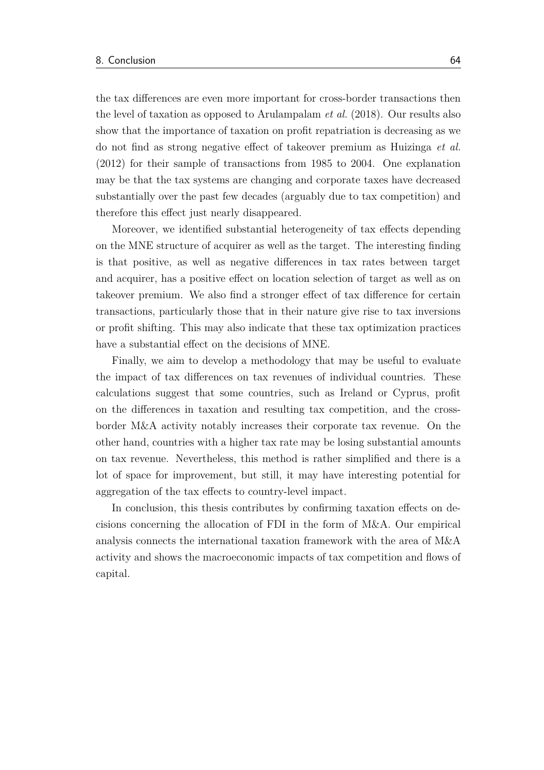the tax differences are even more important for cross-border transactions then the level of taxation as opposed to Arulampalam *et al.* (2018). Our results also show that the importance of taxation on profit repatriation is decreasing as we do not find as strong negative effect of takeover premium as Huizinga *et al.* (2012) for their sample of transactions from 1985 to 2004. One explanation may be that the tax systems are changing and corporate taxes have decreased substantially over the past few decades (arguably due to tax competition) and therefore this effect just nearly disappeared.

Moreover, we identified substantial heterogeneity of tax effects depending on the MNE structure of acquirer as well as the target. The interesting finding is that positive, as well as negative differences in tax rates between target and acquirer, has a positive effect on location selection of target as well as on takeover premium. We also find a stronger effect of tax difference for certain transactions, particularly those that in their nature give rise to tax inversions or profit shifting. This may also indicate that these tax optimization practices have a substantial effect on the decisions of MNE.

Finally, we aim to develop a methodology that may be useful to evaluate the impact of tax differences on tax revenues of individual countries. These calculations suggest that some countries, such as Ireland or Cyprus, profit on the differences in taxation and resulting tax competition, and the cross-border M&A activity notably increases their corporate tax revenue. On the other hand, countries with a higher tax rate may be losing substantial amounts on tax revenue. Nevertheless, this method is rather simplified and there is a lot of space for improvement, but still, it may have interesting potential for aggregation of the tax effects to country-level impact.

In conclusion, this thesis contributes by confirming taxation effects on decisions concerning the allocation of FDI in the form of M&A. Our empirical analysis connects the international taxation framework with the area of M&A activity and shows the macroeconomic impacts of tax competition and flows of capital.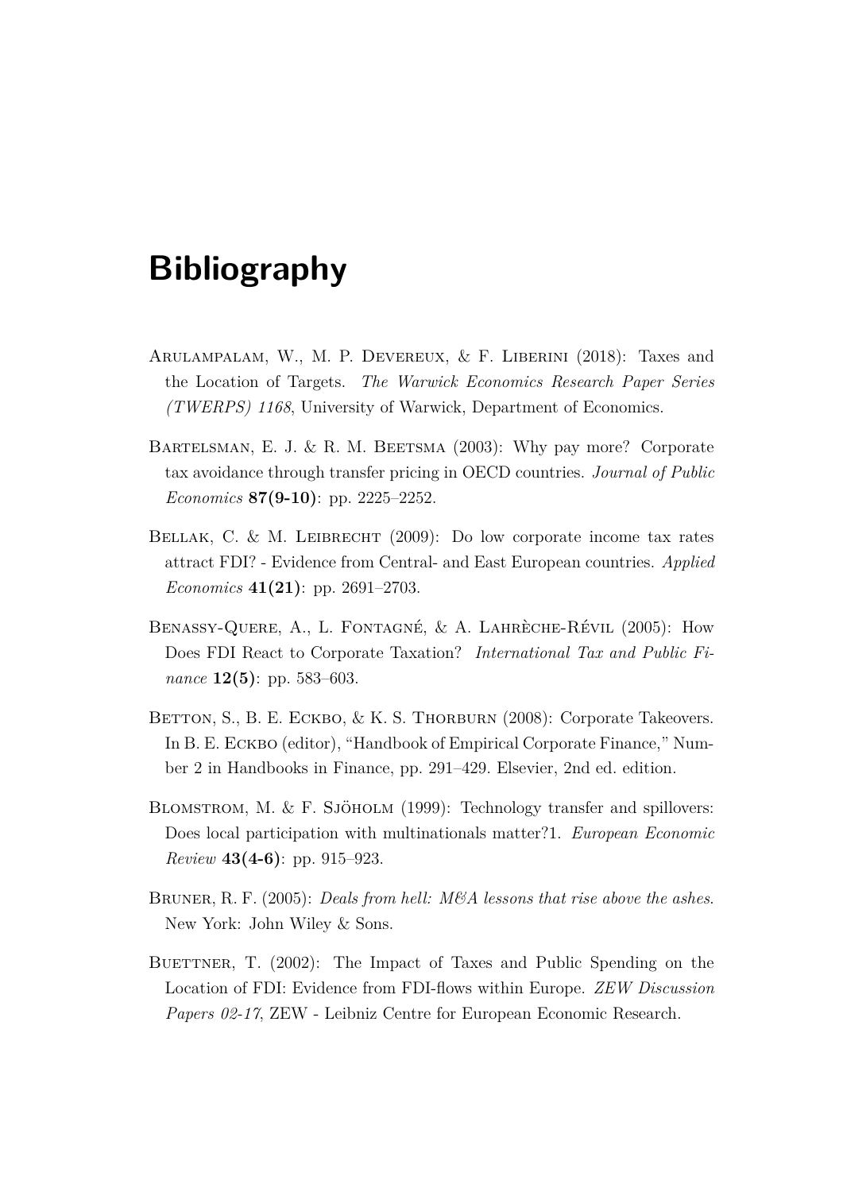# Bibliography

Arulampalam, W., M. P. Devereux, & F. Liberini (2018): Taxes and the Location of Targets. *The Warwick Economics Research Paper Series (TWERPS) 1168*, University of Warwick, Department of Economics.

Bartelsman, E. J. & R. M. Beetsma (2003): Why pay more? Corporate tax avoidance through transfer pricing in OECD countries. *Journal of Public Economics* **87(9-10)**: pp. 2225–2252.

Bellak, C. & M. Leibrecht (2009): Do low corporate income tax rates attract FDI? - Evidence from Central- and East European countries. *Applied Economics* **41(21)**: pp. 2691–2703.

Benassy-Quere, A., L. Fontagné, & A. Lahrèche-Révil (2005): How Does FDI React to Corporate Taxation? *International Tax and Public Finance* **12(5)**: pp. 583–603.

Betton, S., B. E. Eckbo, & K. S. Thorburn (2008): Corporate Takeovers. In B. E. Eckbo (editor), "Handbook of Empirical Corporate Finance," Number 2 in Handbooks in Finance, pp. 291–429. Elsevier, 2nd ed. edition.

Blomstrom, M. & F. Sjöholm (1999): Technology transfer and spillovers: Does local participation with multinationals matter?1. *European Economic Review* **43(4-6)**: pp. 915–923.

Bruner, R. F. (2005): *Deals from hell: M&A lessons that rise above the ashes*. New York: John Wiley & Sons.

Buettner, T. (2002): The Impact of Taxes and Public Spending on the Location of FDI: Evidence from FDI-flows within Europe. *ZEW Discussion Papers 02-17*, ZEW - Leibniz Centre for European Economic Research.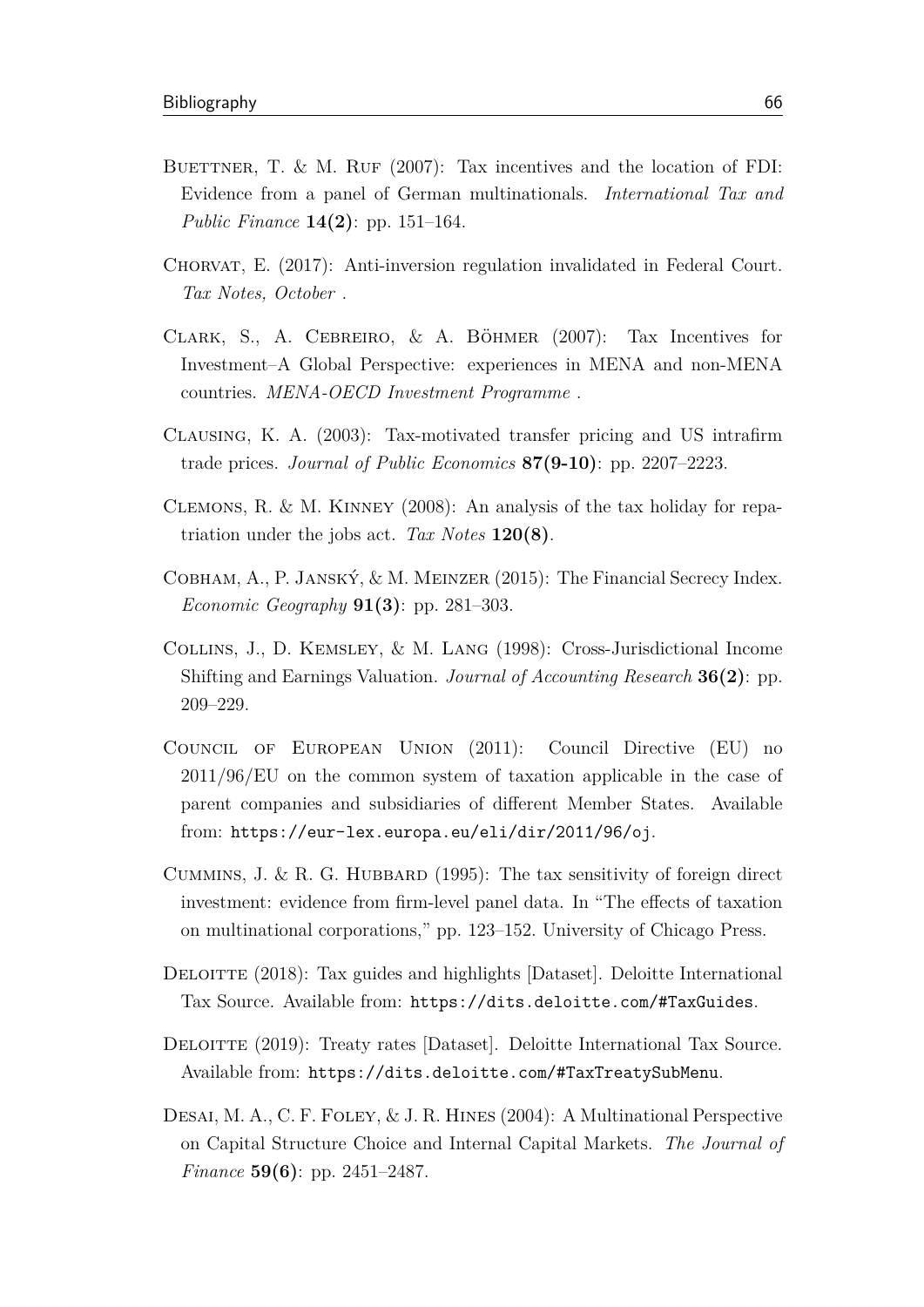Buettner, T. & M. Ruf (2007): Tax incentives and the location of FDI: Evidence from a panel of German multinationals. *International Tax and Public Finance* **14(2)**: pp. 151–164.

Chorvat, E. (2017): Anti-inversion regulation invalidated in Federal Court. *Tax Notes, October* .

Clark, S., A. Cebreiro, & A. Böhmer (2007): Tax Incentives for Investment–A Global Perspective: experiences in MENA and non-MENA countries. *MENA-OECD Investment Programme* .

Clausing, K. A. (2003): Tax-motivated transfer pricing and US intrafirm trade prices. *Journal of Public Economics* **87(9-10)**: pp. 2207–2223.

Clemons, R. & M. Kinney (2008): An analysis of the tax holiday for repatriation under the jobs act. *Tax Notes* **120(8)**.

Cobham, A., P. Janský, & M. Meinzer (2015): The Financial Secrecy Index. *Economic Geography* **91(3)**: pp. 281–303.

Collins, J., D. Kemsley, & M. Lang (1998): Cross-Jurisdictional Income Shifting and Earnings Valuation. *Journal of Accounting Research* **36(2)**: pp. 209–229.

Council of European Union (2011): Council Directive (EU) no 2011/96/EU on the common system of taxation applicable in the case of parent companies and subsidiaries of different Member States. Available from: https://eur-lex.europa.eu/eli/dir/2011/96/oj.

Cummins, J. & R. G. Hubbard (1995): The tax sensitivity of foreign direct investment: evidence from firm-level panel data. In "The effects of taxation on multinational corporations," pp. 123–152. University of Chicago Press.

Deloitte (2018): Tax guides and highlights [Dataset]. Deloitte International Tax Source. Available from: https://dits.deloitte.com/#TaxGuides.

Deloitte (2019): Treaty rates [Dataset]. Deloitte International Tax Source. Available from: https://dits.deloitte.com/#TaxTreatySubMenu.

Desai, M. A., C. F. Foley, & J. R. Hines (2004): A Multinational Perspective on Capital Structure Choice and Internal Capital Markets. *The Journal of Finance* **59(6)**: pp. 2451–2487.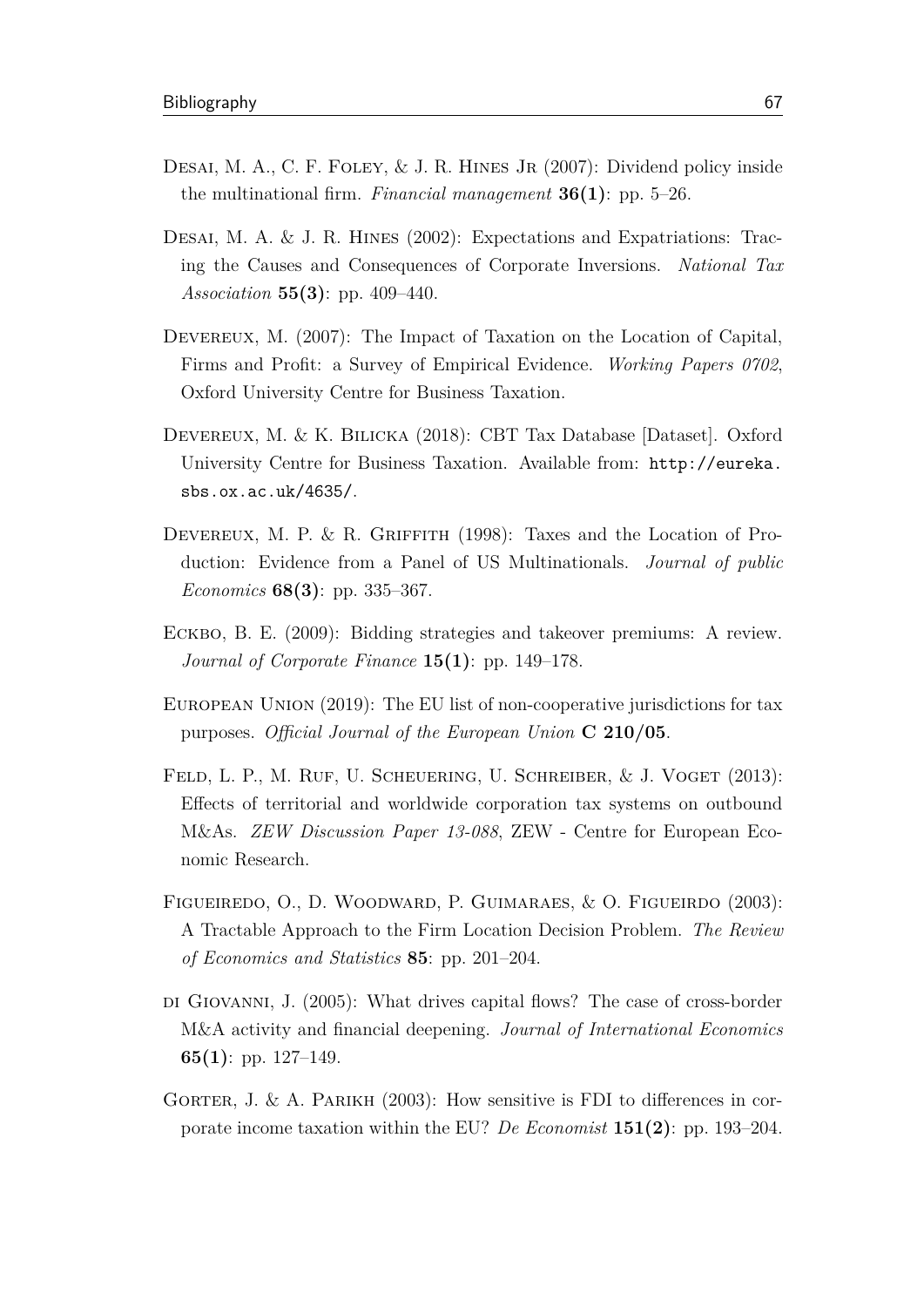Desai, M. A., C. F. Foley, & J. R. Hines Jr (2007): Dividend policy inside the multinational firm. *Financial management* **36(1)**: pp. 5–26.

Desai, M. A. & J. R. Hines (2002): Expectations and Expatriations: Tracing the Causes and Consequences of Corporate Inversions. *National Tax Association* **55(3)**: pp. 409–440.

Devereux, M. (2007): The Impact of Taxation on the Location of Capital, Firms and Profit: a Survey of Empirical Evidence. *Working Papers 0702*, Oxford University Centre for Business Taxation.

Devereux, M. & K. Bilicka (2018): CBT Tax Database [Dataset]. Oxford University Centre for Business Taxation. Available from: `http://eureka.sbs.ox.ac.uk/4635/`.

Devereux, M. P. & R. Griffith (1998): Taxes and the Location of Production: Evidence from a Panel of US Multinationals. *Journal of public Economics* **68(3)**: pp. 335–367.

Eckbo, B. E. (2009): Bidding strategies and takeover premiums: A review. *Journal of Corporate Finance* **15(1)**: pp. 149–178.

European Union (2019): The EU list of non-cooperative jurisdictions for tax purposes. *Official Journal of the European Union* **C 210/05**.

Feld, L. P., M. Ruf, U. Scheuering, U. Schreiber, & J. Voget (2013): Effects of territorial and worldwide corporation tax systems on outbound M&As. *ZEW Discussion Paper 13-088*, ZEW - Centre for European Economic Research.

Figueiredo, O., D. Woodward, P. Guimaraes, & O. Figueirdo (2003): A Tractable Approach to the Firm Location Decision Problem. *The Review of Economics and Statistics* **85**: pp. 201–204.

di Giovanni, J. (2005): What drives capital flows? The case of cross-border M&A activity and financial deepening. *Journal of International Economics* **65(1)**: pp. 127–149.

Gorter, J. & A. Parikh (2003): How sensitive is FDI to differences in corporate income taxation within the EU? *De Economist* **151(2)**: pp. 193–204.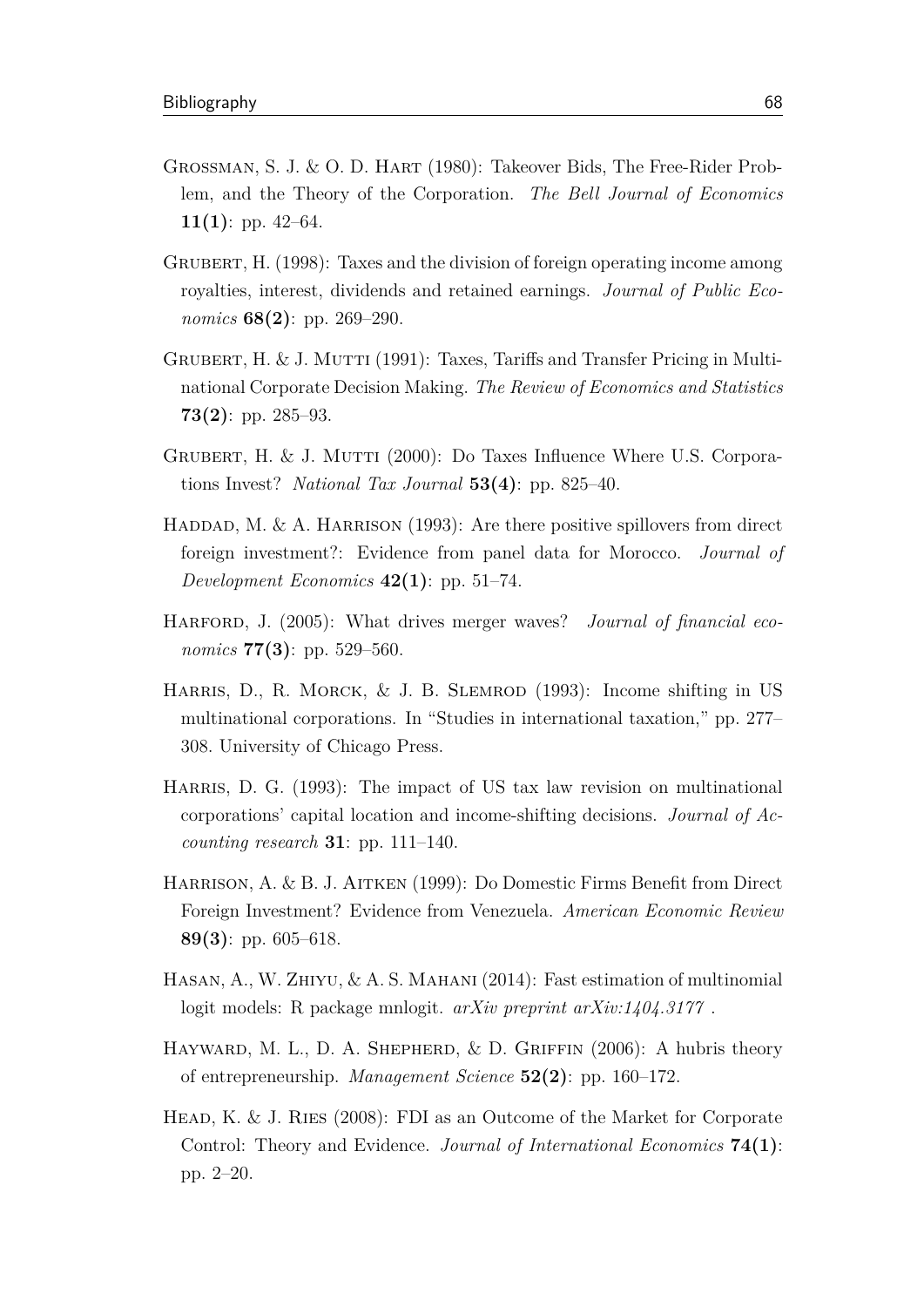Grossman, S. J. & O. D. Hart (1980): Takeover Bids, The Free-Rider Problem, and the Theory of the Corporation. *The Bell Journal of Economics* **11(1)**: pp. 42–64.

Grubert, H. (1998): Taxes and the division of foreign operating income among royalties, interest, dividends and retained earnings. *Journal of Public Economics* **68(2)**: pp. 269–290.

Grubert, H. & J. Mutti (1991): Taxes, Tariffs and Transfer Pricing in Multinational Corporate Decision Making. *The Review of Economics and Statistics* **73(2)**: pp. 285–93.

Grubert, H. & J. Mutti (2000): Do Taxes Influence Where U.S. Corporations Invest? *National Tax Journal* **53(4)**: pp. 825–40.

Haddad, M. & A. Harrison (1993): Are there positive spillovers from direct foreign investment?: Evidence from panel data for Morocco. *Journal of Development Economics* **42(1)**: pp. 51–74.

Harford, J. (2005): What drives merger waves? *Journal of financial economics* **77(3)**: pp. 529–560.

Harris, D., R. Morck, & J. B. Slemrod (1993): Income shifting in US multinational corporations. In "Studies in international taxation," pp. 277–308. University of Chicago Press.

Harris, D. G. (1993): The impact of US tax law revision on multinational corporations' capital location and income-shifting decisions. *Journal of Accounting research* **31**: pp. 111–140.

Harrison, A. & B. J. Aitken (1999): Do Domestic Firms Benefit from Direct Foreign Investment? Evidence from Venezuela. *American Economic Review* **89(3)**: pp. 605–618.

Hasan, A., W. Zhiyu, & A. S. Mahani (2014): Fast estimation of multinomial logit models: R package mnlogit. *arXiv preprint arXiv:1404.3177* .

Hayward, M. L., D. A. Shepherd, & D. Griffin (2006): A hubris theory of entrepreneurship. *Management Science* **52(2)**: pp. 160–172.

Head, K. & J. Ries (2008): FDI as an Outcome of the Market for Corporate Control: Theory and Evidence. *Journal of International Economics* **74(1)**: pp. 2–20.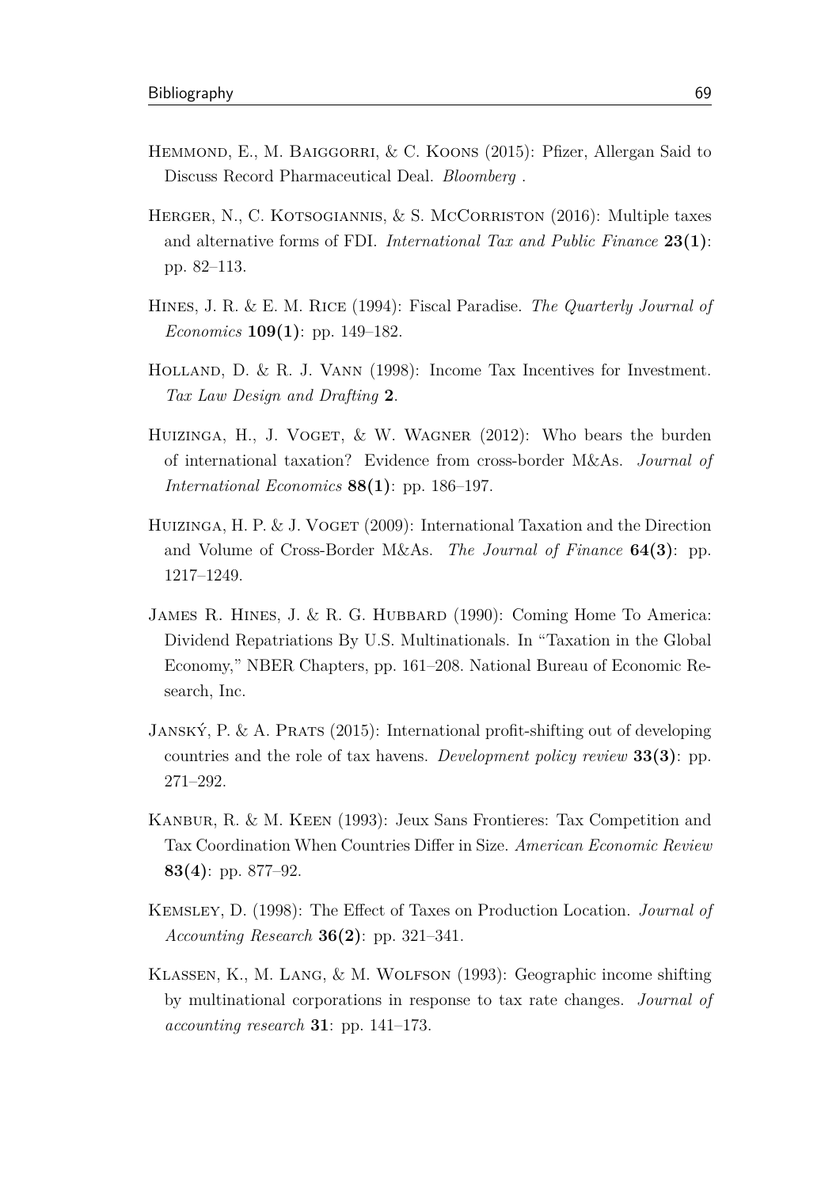Hemmond, E., M. Baiggorri, & C. Koons (2015): Pfizer, Allergan Said to Discuss Record Pharmaceutical Deal. *Bloomberg* .

Herger, N., C. Kotsogiannis, & S. McCorriston (2016): Multiple taxes and alternative forms of FDI. *International Tax and Public Finance* **23(1)**: pp. 82–113.

Hines, J. R. & E. M. Rice (1994): Fiscal Paradise. *The Quarterly Journal of Economics* **109(1)**: pp. 149–182.

Holland, D. & R. J. Vann (1998): Income Tax Incentives for Investment. *Tax Law Design and Drafting* **2**.

Huizinga, H., J. Voget, & W. Wagner (2012): Who bears the burden of international taxation? Evidence from cross-border M&As. *Journal of International Economics* **88(1)**: pp. 186–197.

Huizinga, H. P. & J. Voget (2009): International Taxation and the Direction and Volume of Cross-Border M&As. *The Journal of Finance* **64(3)**: pp. 1217–1249.

James R. Hines, J. & R. G. Hubbard (1990): Coming Home To America: Dividend Repatriations By U.S. Multinationals. In "Taxation in the Global Economy," NBER Chapters, pp. 161–208. National Bureau of Economic Research, Inc.

Janský, P. & A. Prats (2015): International profit-shifting out of developing countries and the role of tax havens. *Development policy review* **33(3)**: pp. 271–292.

Kanbur, R. & M. Keen (1993): Jeux Sans Frontieres: Tax Competition and Tax Coordination When Countries Differ in Size. *American Economic Review* **83(4)**: pp. 877–92.

Kemsley, D. (1998): The Effect of Taxes on Production Location. *Journal of Accounting Research* **36(2)**: pp. 321–341.

Klassen, K., M. Lang, & M. Wolfson (1993): Geographic income shifting by multinational corporations in response to tax rate changes. *Journal of accounting research* **31**: pp. 141–173.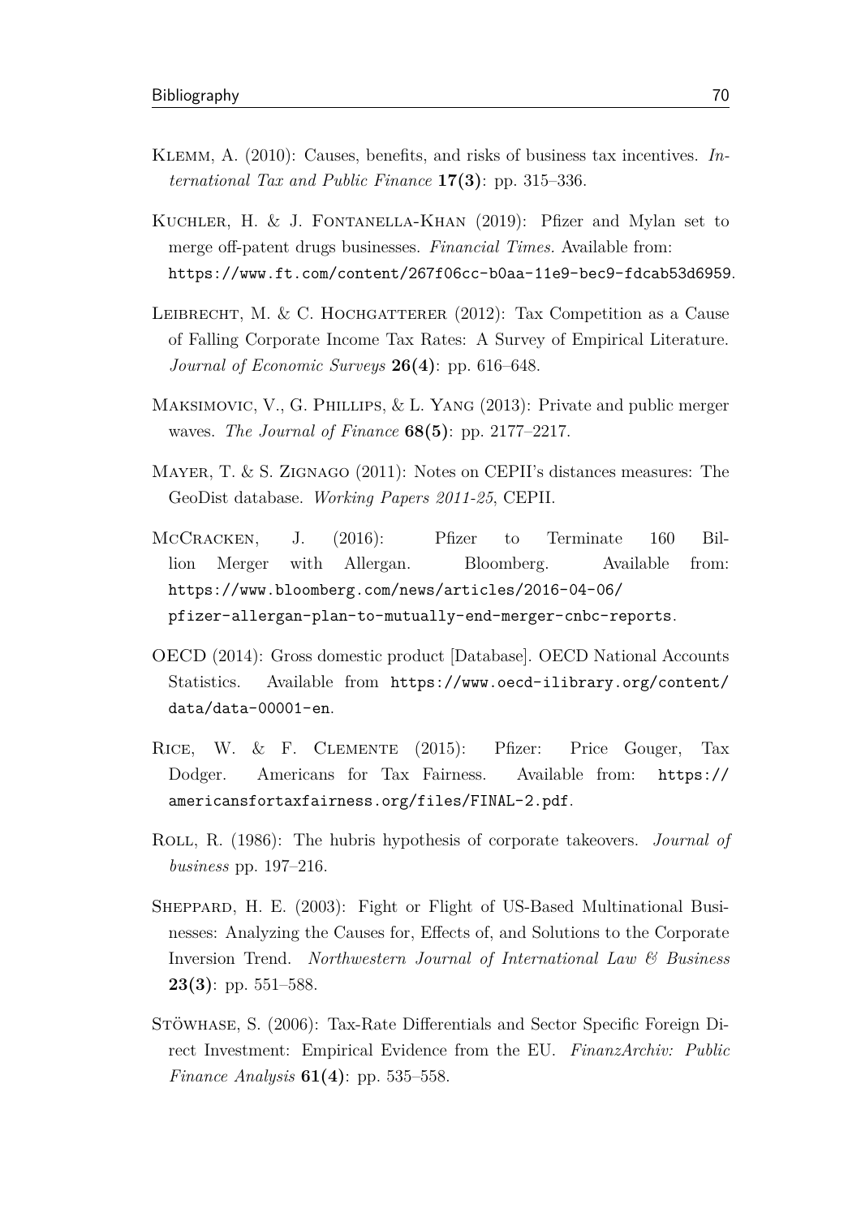Klemm, A. (2010): Causes, benefits, and risks of business tax incentives. *International Tax and Public Finance* **17(3)**: pp. 315–336.

Kuchler, H. & J. Fontanella-Khan (2019): Pfizer and Mylan set to merge off-patent drugs businesses. *Financial Times*. Available from: https://www.ft.com/content/267f06cc-b0aa-11e9-bec9-fdcab53d6959.

Leibrecht, M. & C. Hochgatterer (2012): Tax Competition as a Cause of Falling Corporate Income Tax Rates: A Survey of Empirical Literature. *Journal of Economic Surveys* **26(4)**: pp. 616–648.

Maksimovic, V., G. Phillips, & L. Yang (2013): Private and public merger waves. *The Journal of Finance* **68(5)**: pp. 2177–2217.

Mayer, T. & S. Zignago (2011): Notes on CEPII's distances measures: The GeoDist database. *Working Papers 2011-25*, CEPII.

McCracken, J. (2016): Pfizer to Terminate 160 Billion Merger with Allergan. Bloomberg. Available from: https://www.bloomberg.com/news/articles/2016-04-06/pfizer-allergan-plan-to-mutually-end-merger-cnbc-reports.

OECD (2014): Gross domestic product [Database]. OECD National Accounts Statistics. Available from https://www.oecd-ilibrary.org/content/data/data-00001-en.

Rice, W. & F. Clemente (2015): Pfizer: Price Gouger, Tax Dodger. Americans for Tax Fairness. Available from: https://americansfortaxfairness.org/files/FINAL-2.pdf.

Roll, R. (1986): The hubris hypothesis of corporate takeovers. *Journal of business* pp. 197–216.

Sheppard, H. E. (2003): Fight or Flight of US-Based Multinational Businesses: Analyzing the Causes for, Effects of, and Solutions to the Corporate Inversion Trend. *Northwestern Journal of International Law & Business* **23(3)**: pp. 551–588.

Stöwhase, S. (2006): Tax-Rate Differentials and Sector Specific Foreign Direct Investment: Empirical Evidence from the EU. *FinanzArchiv: Public Finance Analysis* **61(4)**: pp. 535–558.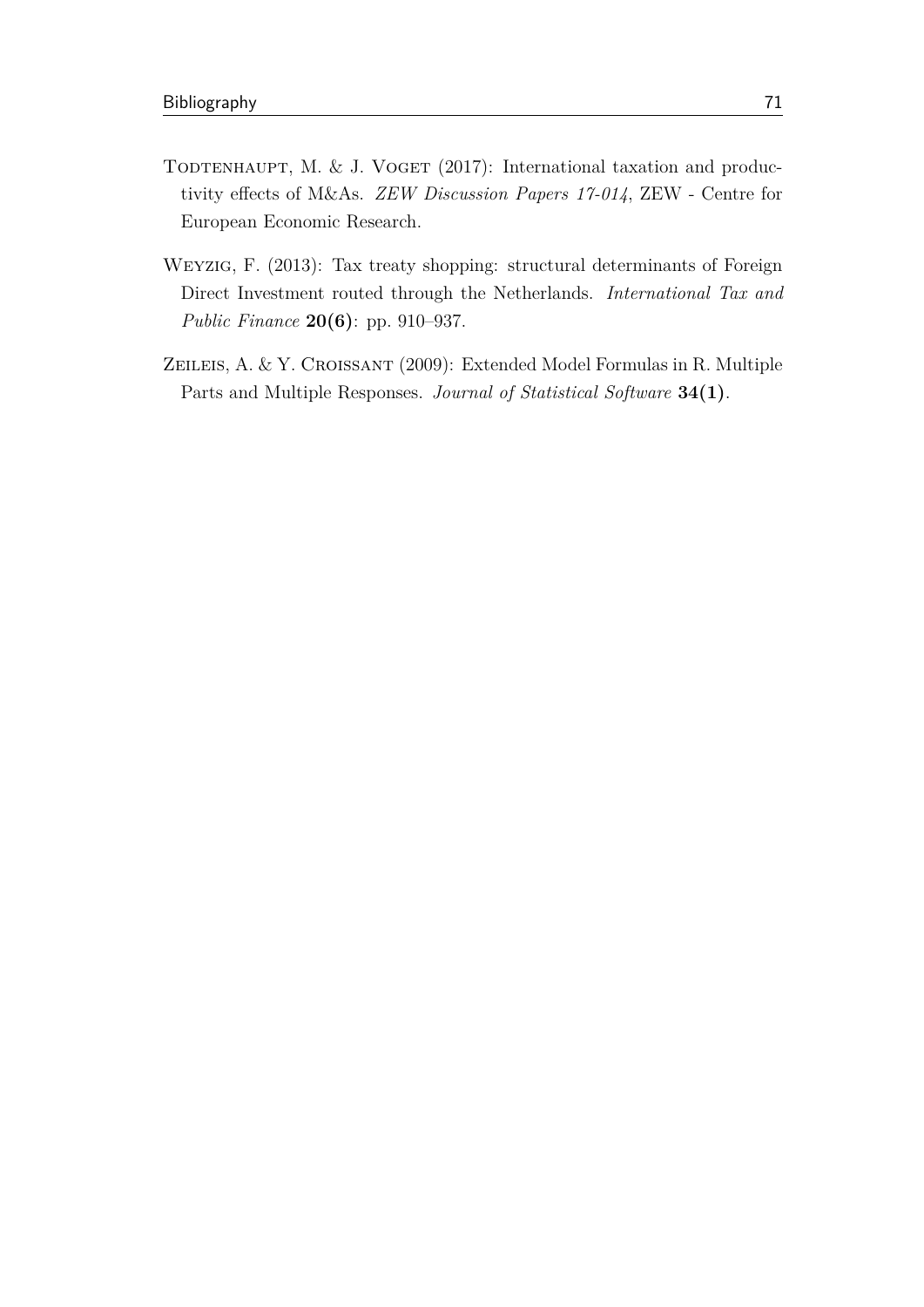Todtenhaupt, M. & J. Voget (2017): International taxation and productivity effects of M&As. *ZEW Discussion Papers 17-014*, ZEW - Centre for European Economic Research.

Weyzig, F. (2013): Tax treaty shopping: structural determinants of Foreign Direct Investment routed through the Netherlands. *International Tax and Public Finance* **20(6)**: pp. 910–937.

Zeileis, A. & Y. Croissant (2009): Extended Model Formulas in R. Multiple Parts and Multiple Responses. *Journal of Statistical Software* **34(1)**.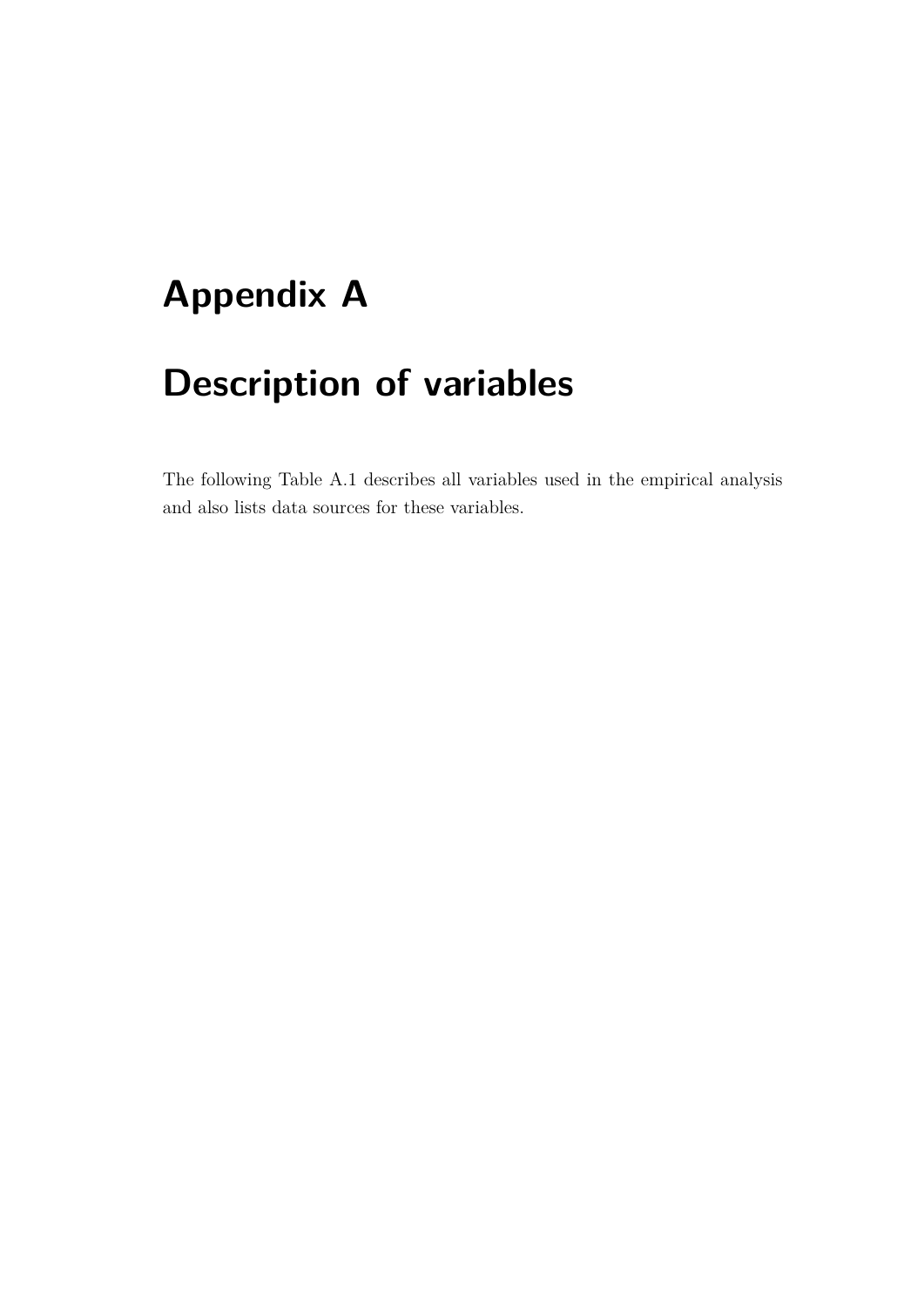# Appendix A

# Description of variables

The following Table A.1 describes all variables used in the empirical analysis and also lists data sources for these variables.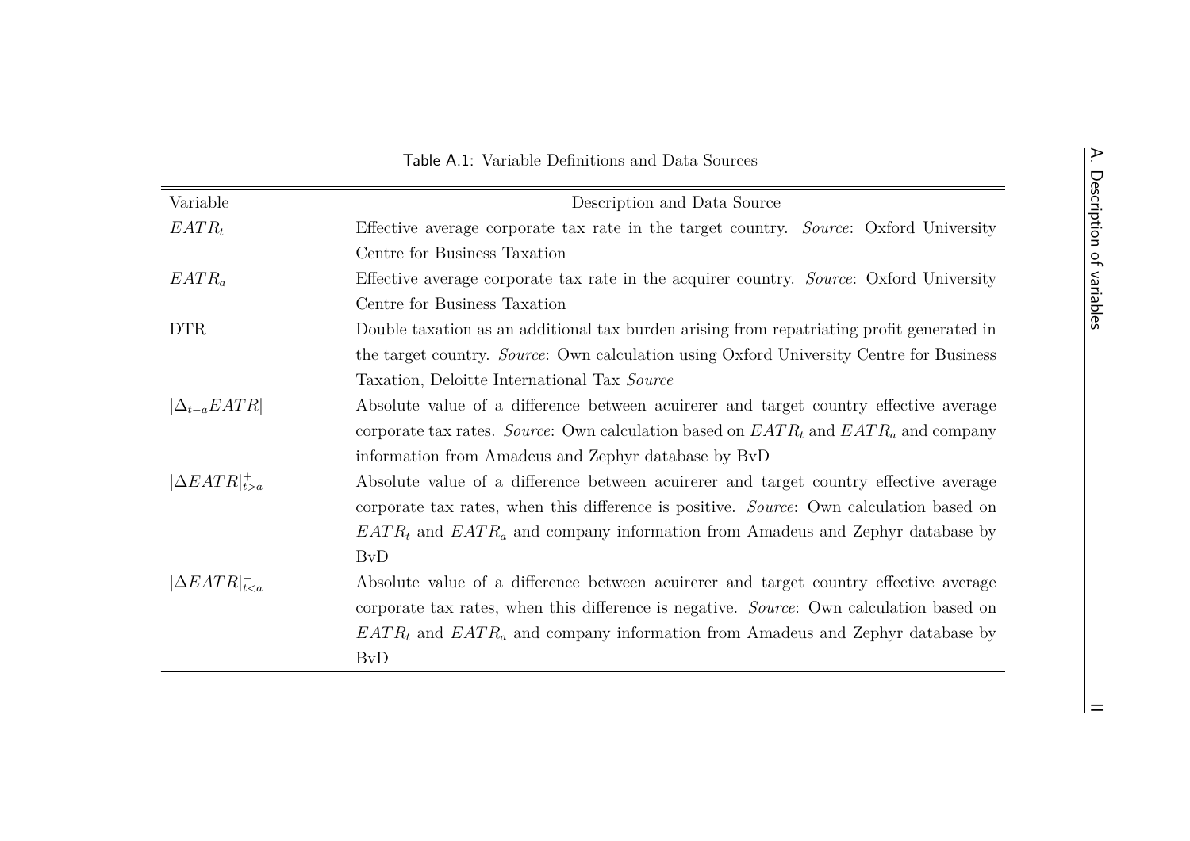Table A.1: Variable Definitions and Data Sources

| Variable | Description and Data Source |
|---|---|
| $EATR_t$ | Effective average corporate tax rate in the target country. *Source*: Oxford University Centre for Business Taxation |
| $EATR_a$ | Effective average corporate tax rate in the acquirer country. *Source*: Oxford University Centre for Business Taxation |
| DTR | Double taxation as an additional tax burden arising from repatriating profit generated in the target country. *Source*: Own calculation using Oxford University Centre for Business Taxation, Deloitte International Tax *Source* |
| $\|\Delta_{t-a}EATR\|$ | Absolute value of a difference between acuirerer and target country effective average corporate tax rates. *Source*: Own calculation based on $EATR_t$ and $EATR_a$ and company information from Amadeus and Zephyr database by BvD |
| $\|\Delta EATR\|^{+}_{t>a}$ | Absolute value of a difference between acuirerer and target country effective average corporate tax rates, when this difference is positive. *Source*: Own calculation based on $EATR_t$ and $EATR_a$ and company information from Amadeus and Zephyr database by BvD |
| $\|\Delta EATR\|^{-}_{t<a}$ | Absolute value of a difference between acuirerer and target country effective average corporate tax rates, when this difference is negative. *Source*: Own calculation based on $EATR_t$ and $EATR_a$ and company information from Amadeus and Zephyr database by BvD |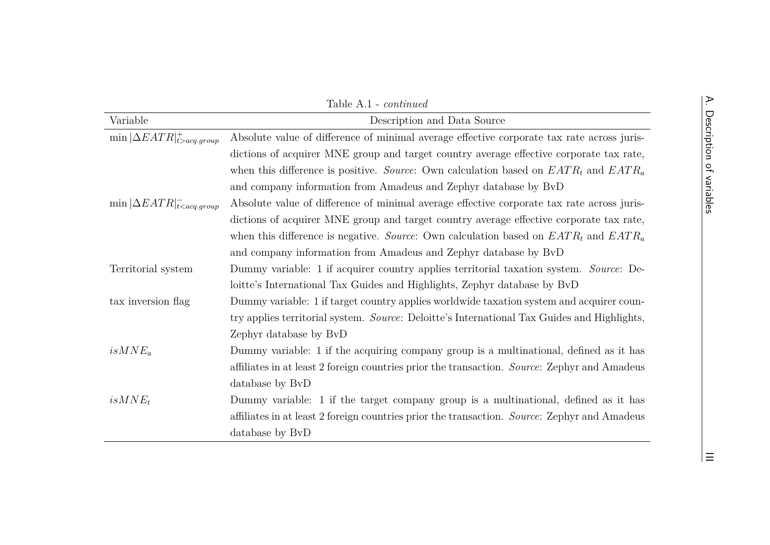Table A.1 - *continued*

| Variable | Description and Data Source |
|---|---|
| $\min\lvert\Delta EATR\rvert^{+}_{t>acq.group}$ | Absolute value of difference of minimal average effective corporate tax rate across jurisdictions of acquirer MNE group and target country average effective corporate tax rate, when this difference is positive. *Source*: Own calculation based on $EATR_t$ and $EATR_a$ and company information from Amadeus and Zephyr database by BvD |
| $\min\lvert\Delta EATR\rvert^{-}_{t<acq.group}$ | Absolute value of difference of minimal average effective corporate tax rate across jurisdictions of acquirer MNE group and target country average effective corporate tax rate, when this difference is negative. *Source*: Own calculation based on $EATR_t$ and $EATR_a$ and company information from Amadeus and Zephyr database by BvD |
| Territorial system | Dummy variable: 1 if acquirer country applies territorial taxation system. *Source*: Deloitte's International Tax Guides and Highlights, Zephyr database by BvD |
| tax inversion flag | Dummy variable: 1 if target country applies worldwide taxation system and acquirer country applies territorial system. *Source*: Deloitte's International Tax Guides and Highlights, Zephyr database by BvD |
| $isMNE_a$ | Dummy variable: 1 if the acquiring company group is a multinational, defined as it has affiliates in at least 2 foreign countries prior the transaction. *Source*: Zephyr and Amadeus database by BvD |
| $isMNE_t$ | Dummy variable: 1 if the target company group is a multinational, defined as it has affiliates in at least 2 foreign countries prior the transaction. *Source*: Zephyr and Amadeus database by BvD |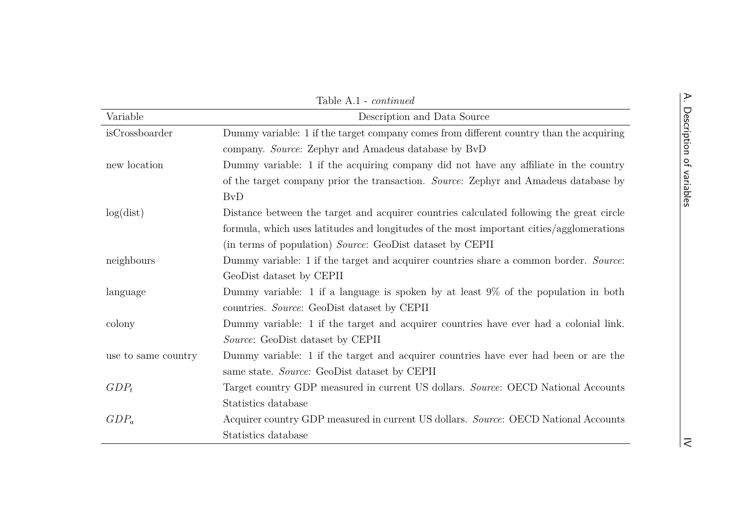Table A.1 - *continued*

| Variable | Description and Data Source |
| --- | --- |
| isCrossboarder | Dummy variable: 1 if the target company comes from different country than the acquiring company. *Source*: Zephyr and Amadeus database by BvD |
| new location | Dummy variable: 1 if the acquiring company did not have any affiliate in the country of the target company prior the transaction. *Source*: Zephyr and Amadeus database by BvD |
| log(dist) | Distance between the target and acquirer countries calculated following the great circle formula, which uses latitudes and longitudes of the most important cities/agglomerations (in terms of population) *Source*: GeoDist dataset by CEPII |
| neighbours | Dummy variable: 1 if the target and acquirer countries share a common border. *Source*: GeoDist dataset by CEPII |
| language | Dummy variable: 1 if a language is spoken by at least 9% of the population in both countries. *Source*: GeoDist dataset by CEPII |
| colony | Dummy variable: 1 if the target and acquirer countries have ever had a colonial link. *Source*: GeoDist dataset by CEPII |
| use to same country | Dummy variable: 1 if the target and acquirer countries have ever had been or are the same state. *Source*: GeoDist dataset by CEPII |
| $GDP_t$ | Target country GDP measured in current US dollars. *Source*: OECD National Accounts Statistics database |
| $GDP_a$ | Acquirer country GDP measured in current US dollars. *Source*: OECD National Accounts Statistics database |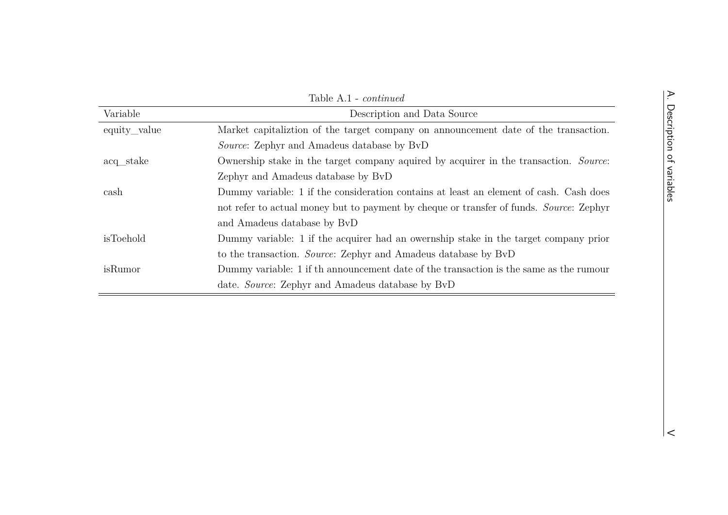Table A.1 - *continued*

| Variable | Description and Data Source |
|---|---|
| equity_value | Market capitaliztion of the target company on announcement date of the transaction. *Source*: Zephyr and Amadeus database by BvD |
| acq_stake | Ownership stake in the target company aquired by acquirer in the transaction. *Source*: Zephyr and Amadeus database by BvD |
| cash | Dummy variable: 1 if the consideration contains at least an element of cash. Cash does not refer to actual money but to payment by cheque or transfer of funds. *Source*: Zephyr and Amadeus database by BvD |
| isToehold | Dummy variable: 1 if the acquirer had an owernship stake in the target company prior to the transaction. *Source*: Zephyr and Amadeus database by BvD |
| isRumor | Dummy variable: 1 if th announcement date of the transaction is the same as the rumour date. *Source*: Zephyr and Amadeus database by BvD |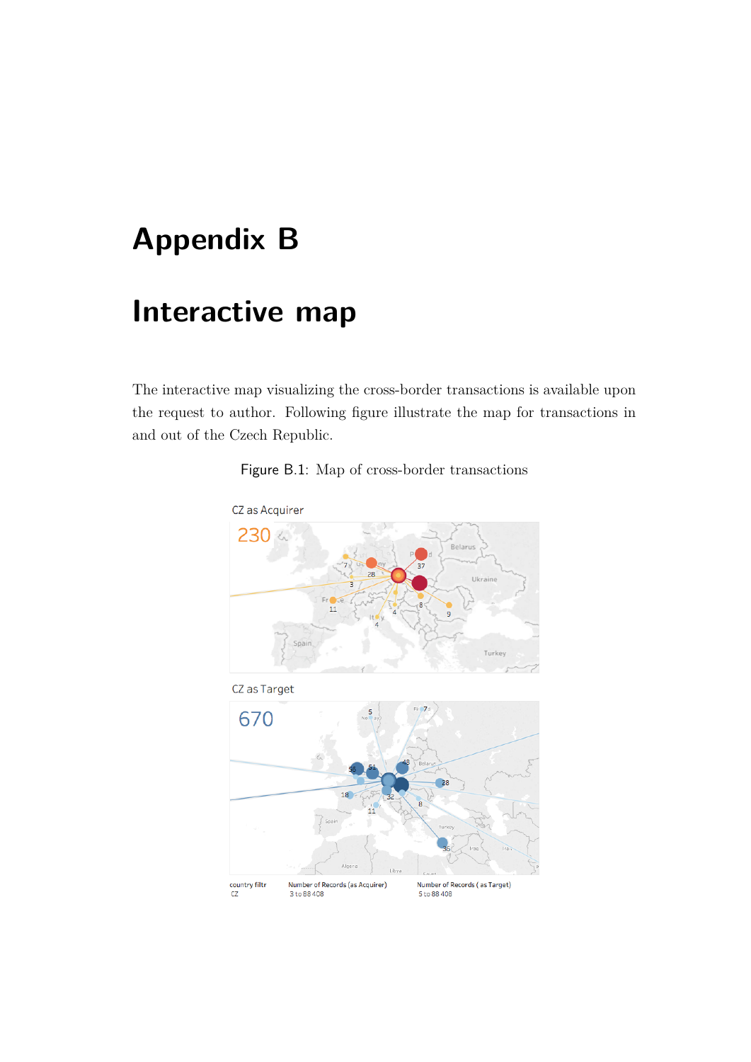# Appendix B

# Interactive map

The interactive map visualizing the cross-border transactions is available upon the request to author. Following figure illustrate the map for transactions in and out of the Czech Republic.

Figure B.1: Map of cross-border transactions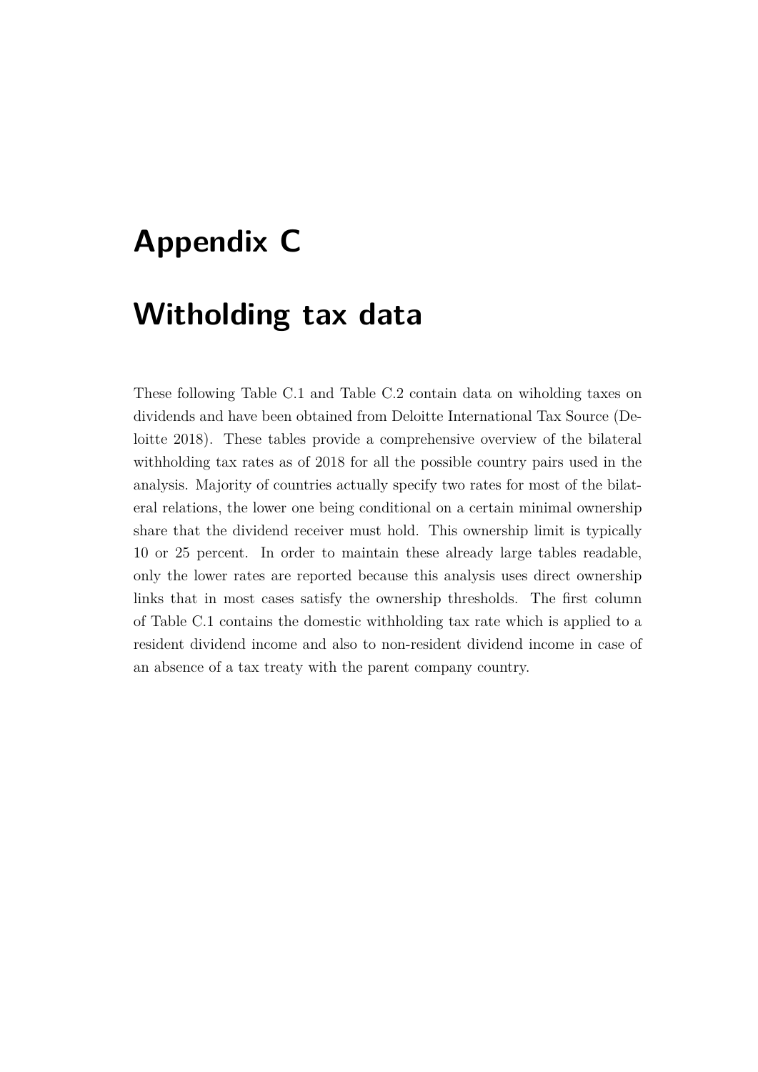# Appendix C

# Witholding tax data

These following Table C.1 and Table C.2 contain data on wiholding taxes on dividends and have been obtained from Deloitte International Tax Source (Deloitte 2018). These tables provide a comprehensive overview of the bilateral withholding tax rates as of 2018 for all the possible country pairs used in the analysis. Majority of countries actually specify two rates for most of the bilateral relations, the lower one being conditional on a certain minimal ownership share that the dividend receiver must hold. This ownership limit is typically 10 or 25 percent. In order to maintain these already large tables readable, only the lower rates are reported because this analysis uses direct ownership links that in most cases satisfy the ownership thresholds. The first column of Table C.1 contains the domestic withholding tax rate which is applied to a resident dividend income and also to non-resident dividend income in case of an absence of a tax treaty with the parent company country.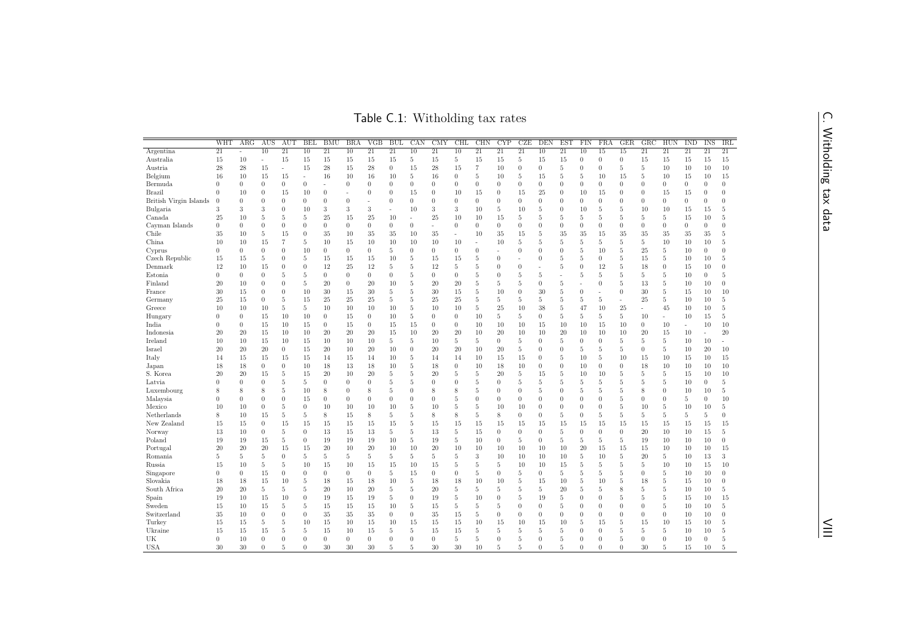Table C.1: Witholding tax rates

| | WHT | ARG | AUS | AUT | BEL | BMU | BRA | VGB | BUL | CAN | CMY | CHL | CHN | CYP | CZE | DEN | EST | FIN | FRA | GER | GRC | HUN | IND | INS | IRL |
|---|---|---|---|---|---|---|---|---|---|---|---|---|---|---|---|---|---|---|---|---|---|---|---|---|---|
| Argentina | 21 | - | 10 | 21 | 10 | 21 | 10 | 21 | 21 | 10 | 21 | 10 | 21 | 21 | 21 | 10 | 21 | 10 | 15 | 15 | 21 | 21 | 21 | 21 | 21 |
| Australia | 15 | 10 | - | 15 | 15 | 15 | 15 | 15 | 15 | 5 | 15 | 5 | 15 | 15 | 5 | 15 | 15 | 0 | 0 | 0 | 15 | 15 | 15 | 15 | 15 |
| Austria | 28 | 28 | 15 | - | 15 | 28 | 15 | 28 | 0 | 15 | 28 | 15 | 7 | 10 | 0 | 0 | 5 | 0 | 0 | 5 | 5 | 10 | 10 | 10 | 10 |
| Belgium | 16 | 10 | 15 | 15 | - | 16 | 10 | 16 | 10 | 5 | 16 | 0 | 5 | 10 | 5 | 15 | 5 | 5 | 10 | 15 | 5 | 10 | 15 | 10 | 15 |
| Bermuda | 0 | 0 | 0 | 0 | 0 | - | 0 | 0 | 0 | 0 | 0 | 0 | 0 | 0 | 0 | 0 | 0 | 0 | 0 | 0 | 0 | 0 | 0 | 0 | 0 |
| Brazil | 0 | 10 | 0 | 15 | 10 | 0 | - | 0 | 0 | 15 | 0 | 10 | 15 | 0 | 15 | 25 | 0 | 10 | 15 | 0 | 0 | 15 | 15 | 0 | 0 |
| British Virgin Islands | 0 | 0 | 0 | 0 | 0 | 0 | 0 | - | 0 | 0 | 0 | 0 | 0 | 0 | 0 | 0 | 0 | 0 | 0 | 0 | 0 | 0 | 0 | 0 | 0 |
| Bulgaria | 3 | 3 | 3 | 0 | 10 | 3 | 3 | 3 | - | 10 | 3 | 3 | 10 | 5 | 10 | 5 | 0 | 10 | 5 | 5 | 10 | 10 | 15 | 15 | 5 |
| Canada | 25 | 10 | 5 | 5 | 5 | 25 | 15 | 25 | 10 | - | 25 | 10 | 10 | 15 | 5 | 5 | 5 | 5 | 5 | 5 | 5 | 5 | 15 | 10 | 5 |
| Cayman Islands | 0 | 0 | 0 | 0 | 0 | 0 | 0 | 0 | 0 | 0 | - | 0 | 0 | 0 | 0 | 0 | 0 | 0 | 0 | 0 | 0 | 0 | 0 | 0 | 0 |
| Chile | 35 | 10 | 5 | 15 | 0 | 35 | 10 | 35 | 35 | 10 | 35 | - | 10 | 35 | 15 | 5 | 35 | 35 | 15 | 35 | 35 | 35 | 35 | 35 | 5 |
| China | 10 | 10 | 15 | 7 | 5 | 10 | 15 | 10 | 10 | 10 | 10 | 10 | - | 10 | 5 | 5 | 5 | 5 | 5 | 5 | 5 | 10 | 10 | 10 | 5 |
| Cyprus | 0 | 0 | 0 | 0 | 10 | 0 | 0 | 0 | 5 | 0 | 0 | 0 | 0 | - | 0 | 0 | 0 | 5 | 10 | 5 | 25 | 5 | 10 | 0 | 0 |
| Czech Republic | 15 | 15 | 5 | 0 | 5 | 15 | 15 | 15 | 10 | 5 | 15 | 15 | 5 | 0 | - | 0 | 5 | 5 | 0 | 5 | 15 | 5 | 10 | 10 | 5 |
| Denmark | 12 | 10 | 15 | 0 | 0 | 12 | 25 | 12 | 5 | 5 | 12 | 5 | 5 | 0 | 0 | - | 5 | 0 | 12 | 5 | 18 | 0 | 15 | 10 | 0 |
| Estonia | 0 | 0 | 0 | 5 | 5 | 0 | 0 | 0 | 0 | 5 | 0 | 0 | 5 | 0 | 5 | 5 | - | 5 | 5 | 5 | 5 | 5 | 10 | 0 | 5 |
| Finland | 20 | 10 | 0 | 0 | 5 | 20 | 0 | 20 | 10 | 5 | 20 | 20 | 5 | 5 | 5 | 0 | 5 | - | 0 | 5 | 13 | 5 | 10 | 10 | 0 |
| France | 30 | 15 | 0 | 0 | 10 | 30 | 15 | 30 | 5 | 5 | 30 | 15 | 5 | 10 | 0 | 30 | 5 | 0 | - | 0 | 30 | 5 | 15 | 10 | 10 |
| Germany | 25 | 15 | 0 | 5 | 15 | 25 | 25 | 25 | 5 | 5 | 25 | 25 | 5 | 5 | 5 | 5 | 5 | 5 | 5 | - | 25 | 5 | 10 | 10 | 5 |
| Greece | 10 | 10 | 10 | 5 | 5 | 10 | 10 | 10 | 10 | 5 | 10 | 10 | 5 | 25 | 10 | 38 | 5 | 47 | 10 | 25 | - | 45 | 10 | 10 | 5 |
| Hungary | 0 | 0 | 15 | 10 | 10 | 0 | 15 | 0 | 10 | 5 | 0 | 0 | 10 | 5 | 5 | 0 | 5 | 5 | 5 | 5 | 10 | - | 10 | 15 | 5 |
| India | 0 | 0 | 15 | 10 | 15 | 0 | 15 | 0 | 15 | 15 | 0 | 0 | 10 | 10 | 10 | 15 | 10 | 10 | 15 | 10 | 0 | 10 | - | 10 | 10 |
| Indonesia | 20 | 20 | 15 | 10 | 10 | 20 | 20 | 20 | 15 | 10 | 20 | 20 | 10 | 20 | 10 | 10 | 20 | 10 | 10 | 10 | 20 | 15 | 10 | - | 20 |
| Ireland | 10 | 10 | 15 | 10 | 15 | 10 | 10 | 10 | 5 | 5 | 10 | 5 | 5 | 0 | 5 | 0 | 5 | 0 | 0 | 5 | 5 | 5 | 10 | 10 | - |
| Israel | 20 | 20 | 20 | 0 | 15 | 20 | 10 | 20 | 10 | 0 | 20 | 20 | 10 | 20 | 5 | 0 | 0 | 5 | 5 | 5 | 0 | 5 | 10 | 20 | 10 |
| Italy | 14 | 15 | 15 | 15 | 15 | 14 | 15 | 14 | 10 | 5 | 14 | 14 | 10 | 15 | 15 | 0 | 5 | 10 | 5 | 10 | 15 | 10 | 15 | 10 | 15 |
| Japan | 18 | 18 | 0 | 0 | 10 | 18 | 13 | 18 | 10 | 5 | 18 | 0 | 10 | 18 | 10 | 0 | 0 | 10 | 0 | 0 | 18 | 10 | 10 | 10 | 10 |
| S. Korea | 20 | 20 | 15 | 5 | 15 | 20 | 10 | 20 | 5 | 5 | 20 | 5 | 5 | 20 | 5 | 15 | 5 | 10 | 10 | 5 | 5 | 5 | 15 | 10 | 10 |
| Latvia | 0 | 0 | 0 | 5 | 5 | 0 | 0 | 0 | 5 | 5 | 0 | 0 | 5 | 0 | 5 | 5 | 5 | 5 | 5 | 5 | 5 | 5 | 10 | 0 | 5 |
| Luxembourg | 8 | 8 | 8 | 5 | 10 | 8 | 0 | 8 | 5 | 0 | 8 | 8 | 5 | 0 | 0 | 5 | 0 | 5 | 5 | 5 | 8 | 0 | 10 | 10 | 5 |
| Malaysia | 0 | 0 | 0 | 0 | 15 | 0 | 0 | 0 | 0 | 0 | 0 | 5 | 0 | 0 | 0 | 0 | 0 | 0 | 0 | 5 | 0 | 0 | 5 | 0 | 10 |
| Mexico | 10 | 10 | 0 | 5 | 0 | 10 | 10 | 10 | 10 | 5 | 10 | 5 | 5 | 10 | 10 | 0 | 0 | 0 | 0 | 5 | 10 | 5 | 10 | 10 | 5 |
| Netherlands | 8 | 10 | 15 | 5 | 5 | 8 | 15 | 8 | 5 | 5 | 8 | 8 | 5 | 8 | 0 | 0 | 5 | 0 | 5 | 5 | 5 | 5 | 5 | 5 | 0 |
| New Zealand | 15 | 15 | 15 | 15 | 15 | 15 | 15 | 15 | 15 | 5 | 15 | 15 | 15 | 15 | 15 | 15 | 15 | 15 | 15 | 15 | 15 | 15 | 15 | 15 | 15 |
| Norway | 13 | 10 | 0 | 5 | 0 | 13 | 15 | 13 | 5 | 5 | 13 | 5 | 15 | 0 | 0 | 0 | 5 | 0 | 0 | 0 | 20 | 10 | 10 | 15 | 5 |
| Poland | 19 | 19 | 15 | 5 | 0 | 19 | 19 | 19 | 10 | 5 | 19 | 5 | 10 | 0 | 5 | 0 | 5 | 5 | 5 | 5 | 19 | 10 | 10 | 10 | 0 |
| Portugal | 20 | 20 | 20 | 15 | 15 | 20 | 10 | 20 | 10 | 10 | 20 | 10 | 10 | 10 | 10 | 10 | 10 | 20 | 15 | 15 | 15 | 10 | 10 | 10 | 15 |
| Romania | 5 | 5 | 5 | 0 | 5 | 5 | 5 | 5 | 5 | 5 | 5 | 5 | 3 | 10 | 10 | 10 | 10 | 5 | 10 | 5 | 20 | 5 | 10 | 13 | 3 |
| Russia | 15 | 10 | 5 | 5 | 10 | 15 | 10 | 15 | 15 | 10 | 15 | 5 | 5 | 5 | 10 | 10 | 15 | 5 | 5 | 5 | 5 | 10 | 10 | 15 | 10 |
| Singapore | 0 | 0 | 15 | 0 | 0 | 0 | 0 | 0 | 5 | 15 | 0 | 0 | 5 | 0 | 5 | 0 | 5 | 5 | 5 | 5 | 0 | 5 | 10 | 10 | 0 |
| Slovakia | 18 | 18 | 15 | 10 | 5 | 18 | 15 | 18 | 10 | 5 | 18 | 18 | 10 | 10 | 5 | 15 | 10 | 5 | 10 | 5 | 18 | 5 | 15 | 10 | 0 |
| South Africa | 20 | 20 | 5 | 5 | 5 | 20 | 10 | 20 | 5 | 5 | 20 | 5 | 5 | 5 | 5 | 5 | 20 | 5 | 5 | 8 | 5 | 5 | 10 | 10 | 5 |
| Spain | 19 | 10 | 15 | 10 | 0 | 19 | 15 | 19 | 5 | 0 | 19 | 5 | 10 | 0 | 5 | 19 | 5 | 0 | 0 | 5 | 5 | 5 | 15 | 10 | 15 |
| Sweden | 15 | 10 | 15 | 5 | 5 | 15 | 15 | 15 | 10 | 5 | 15 | 5 | 5 | 5 | 0 | 0 | 5 | 0 | 0 | 0 | 0 | 5 | 10 | 10 | 5 |
| Switzerland | 35 | 10 | 0 | 0 | 0 | 35 | 35 | 35 | 0 | 0 | 35 | 15 | 5 | 0 | 0 | 0 | 0 | 0 | 0 | 0 | 0 | 0 | 10 | 10 | 0 |
| Turkey | 15 | 15 | 5 | 5 | 10 | 15 | 10 | 15 | 10 | 15 | 15 | 15 | 10 | 15 | 10 | 15 | 10 | 5 | 15 | 5 | 15 | 10 | 15 | 10 | 5 |
| Ukraine | 15 | 15 | 15 | 5 | 5 | 15 | 10 | 15 | 5 | 5 | 15 | 15 | 5 | 5 | 5 | 5 | 5 | 0 | 0 | 5 | 5 | 5 | 10 | 10 | 5 |
| UK | 0 | 10 | 0 | 0 | 0 | 0 | 0 | 0 | 0 | 0 | 0 | 5 | 5 | 0 | 5 | 0 | 5 | 0 | 0 | 5 | 0 | 0 | 10 | 0 | 5 |
| USA | 30 | 30 | 0 | 5 | 0 | 30 | 30 | 30 | 5 | 5 | 30 | 30 | 10 | 5 | 5 | 0 | 5 | 0 | 0 | 0 | 30 | 5 | 15 | 10 | 5 |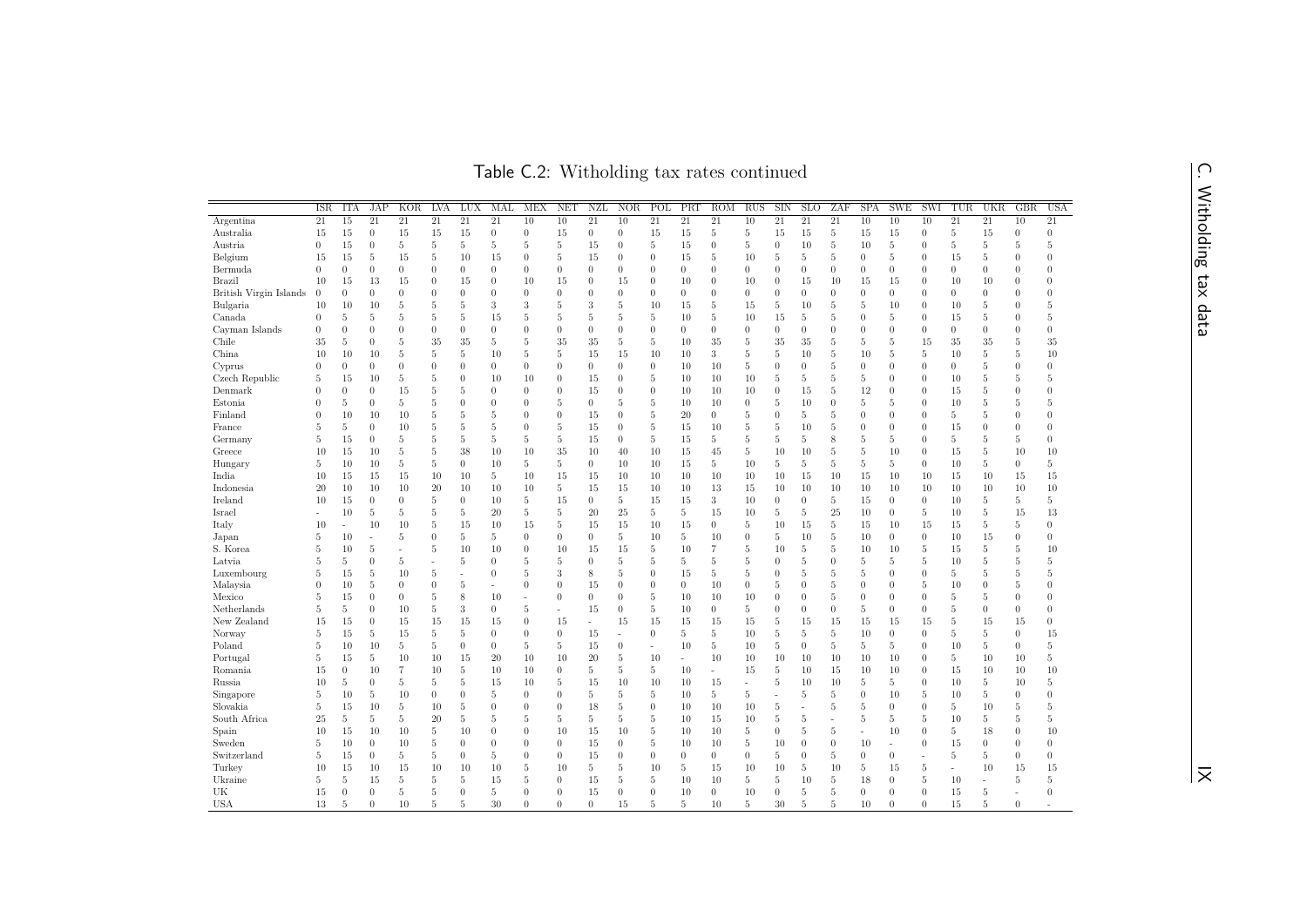Table C.2: Witholding tax rates continued

| | ISR | ITA | JAP | KOR | LVA | LUX | MAL | MEX | NET | NZL | NOR | POL | PRT | ROM | RUS | SIN | SLO | ZAF | SPA | SWE | SWI | TUR | UKR | GBR | USA |
|---|---|---|---|---|---|---|---|---|---|---|---|---|---|---|---|---|---|---|---|---|---|---|---|---|---|
| Argentina | 21 | 15 | 21 | 21 | 21 | 21 | 21 | 10 | 10 | 21 | 10 | 21 | 21 | 21 | 10 | 21 | 21 | 21 | 10 | 10 | 10 | 21 | 21 | 10 | 21 |
| Australia | 15 | 15 | 0 | 15 | 15 | 15 | 0 | 0 | 15 | 0 | 0 | 15 | 15 | 5 | 5 | 15 | 15 | 5 | 15 | 15 | 0 | 5 | 15 | 0 | 0 |
| Austria | 0 | 15 | 0 | 5 | 5 | 5 | 5 | 5 | 5 | 15 | 0 | 5 | 15 | 0 | 5 | 0 | 10 | 5 | 10 | 5 | 0 | 5 | 5 | 5 | 5 |
| Belgium | 15 | 15 | 5 | 15 | 5 | 10 | 15 | 0 | 5 | 15 | 0 | 0 | 15 | 5 | 10 | 5 | 5 | 5 | 0 | 5 | 0 | 15 | 5 | 0 | 0 |
| Bermuda | 0 | 0 | 0 | 0 | 0 | 0 | 0 | 0 | 0 | 0 | 0 | 0 | 0 | 0 | 0 | 0 | 0 | 0 | 0 | 0 | 0 | 0 | 0 | 0 | 0 |
| Brazil | 10 | 15 | 13 | 15 | 0 | 15 | 0 | 10 | 15 | 0 | 15 | 0 | 10 | 0 | 10 | 0 | 15 | 10 | 15 | 15 | 0 | 10 | 10 | 0 | 0 |
| British Virgin Islands | 0 | 0 | 0 | 0 | 0 | 0 | 0 | 0 | 0 | 0 | 0 | 0 | 0 | 0 | 0 | 0 | 0 | 0 | 0 | 0 | 0 | 0 | 0 | 0 | 0 |
| Bulgaria | 10 | 10 | 10 | 5 | 5 | 5 | 3 | 3 | 5 | 3 | 5 | 10 | 15 | 5 | 15 | 5 | 10 | 5 | 5 | 10 | 0 | 10 | 5 | 0 | 5 |
| Canada | 0 | 5 | 5 | 5 | 5 | 5 | 15 | 5 | 5 | 5 | 5 | 5 | 10 | 5 | 10 | 15 | 5 | 5 | 0 | 5 | 0 | 15 | 5 | 0 | 5 |
| Cayman Islands | 0 | 0 | 0 | 0 | 0 | 0 | 0 | 0 | 0 | 0 | 0 | 0 | 0 | 0 | 0 | 0 | 0 | 0 | 0 | 0 | 0 | 0 | 0 | 0 | 0 |
| Chile | 35 | 5 | 0 | 5 | 35 | 35 | 5 | 5 | 35 | 35 | 5 | 5 | 10 | 35 | 5 | 35 | 35 | 5 | 5 | 5 | 15 | 35 | 35 | 5 | 35 |
| China | 10 | 10 | 10 | 5 | 5 | 5 | 10 | 5 | 5 | 15 | 15 | 10 | 10 | 3 | 5 | 5 | 10 | 5 | 10 | 5 | 5 | 10 | 5 | 5 | 10 |
| Cyprus | 0 | 0 | 0 | 0 | 0 | 0 | 0 | 0 | 0 | 0 | 0 | 0 | 10 | 10 | 5 | 0 | 0 | 5 | 0 | 0 | 0 | 0 | 5 | 0 | 0 |
| Czech Republic | 5 | 15 | 10 | 5 | 5 | 0 | 10 | 10 | 0 | 15 | 0 | 5 | 10 | 10 | 10 | 5 | 5 | 5 | 5 | 0 | 0 | 10 | 5 | 5 | 5 |
| Denmark | 0 | 0 | 0 | 15 | 5 | 5 | 0 | 0 | 0 | 15 | 0 | 0 | 10 | 10 | 10 | 0 | 15 | 5 | 12 | 0 | 0 | 15 | 5 | 0 | 0 |
| Estonia | 0 | 5 | 0 | 5 | 5 | 0 | 0 | 0 | 5 | 0 | 5 | 5 | 10 | 10 | 0 | 5 | 10 | 0 | 5 | 5 | 0 | 10 | 5 | 5 | 5 |
| Finland | 0 | 10 | 10 | 10 | 5 | 5 | 5 | 0 | 0 | 15 | 0 | 5 | 20 | 0 | 5 | 0 | 5 | 5 | 0 | 0 | 0 | 5 | 5 | 0 | 0 |
| France | 5 | 5 | 0 | 10 | 5 | 5 | 5 | 0 | 5 | 15 | 0 | 5 | 15 | 10 | 5 | 5 | 10 | 5 | 0 | 0 | 0 | 15 | 0 | 0 | 0 |
| Germany | 5 | 15 | 0 | 5 | 5 | 5 | 5 | 5 | 5 | 15 | 0 | 5 | 15 | 5 | 5 | 5 | 5 | 8 | 5 | 5 | 0 | 5 | 5 | 5 | 0 |
| Greece | 10 | 15 | 10 | 5 | 5 | 38 | 10 | 10 | 35 | 10 | 40 | 10 | 15 | 45 | 5 | 10 | 10 | 5 | 5 | 10 | 0 | 15 | 5 | 10 | 10 |
| Hungary | 5 | 10 | 10 | 5 | 5 | 0 | 10 | 5 | 5 | 0 | 10 | 10 | 15 | 5 | 10 | 5 | 5 | 5 | 5 | 5 | 0 | 10 | 5 | 0 | 5 |
| India | 10 | 15 | 15 | 15 | 10 | 10 | 5 | 10 | 15 | 15 | 10 | 10 | 10 | 10 | 10 | 10 | 15 | 10 | 15 | 10 | 10 | 15 | 10 | 15 | 15 |
| Indonesia | 20 | 10 | 10 | 10 | 20 | 10 | 10 | 10 | 5 | 15 | 15 | 10 | 10 | 13 | 15 | 10 | 10 | 10 | 10 | 10 | 10 | 10 | 10 | 10 | 10 |
| Ireland | 10 | 15 | 0 | 0 | 5 | 0 | 10 | 5 | 15 | 0 | 5 | 15 | 15 | 3 | 10 | 0 | 0 | 5 | 15 | 0 | 0 | 10 | 5 | 5 | 5 |
| Israel | - | 10 | 5 | 5 | 5 | 5 | 20 | 5 | 5 | 20 | 25 | 5 | 5 | 15 | 10 | 5 | 5 | 25 | 10 | 0 | 5 | 10 | 5 | 15 | 13 |
| Italy | 10 | - | 10 | 10 | 5 | 15 | 10 | 15 | 5 | 15 | 15 | 10 | 15 | 0 | 5 | 10 | 15 | 5 | 15 | 10 | 15 | 15 | 5 | 5 | 0 |
| Japan | 5 | 10 | - | 5 | 0 | 5 | 5 | 0 | 0 | 0 | 5 | 10 | 5 | 10 | 0 | 5 | 10 | 5 | 10 | 0 | 0 | 10 | 15 | 0 | 0 |
| S. Korea | 5 | 10 | 5 | - | 5 | 10 | 10 | 0 | 10 | 15 | 15 | 5 | 10 | 7 | 5 | 10 | 5 | 5 | 10 | 10 | 5 | 15 | 5 | 5 | 10 |
| Latvia | 5 | 5 | 0 | 5 | - | 5 | 0 | 5 | 5 | 0 | 5 | 5 | 5 | 5 | 5 | 0 | 5 | 0 | 5 | 5 | 5 | 10 | 5 | 5 | 5 |
| Luxembourg | 5 | 15 | 5 | 10 | 5 | - | 0 | 5 | 3 | 8 | 5 | 0 | 15 | 5 | 5 | 0 | 5 | 5 | 5 | 0 | 0 | 5 | 5 | 5 | 5 |
| Malaysia | 0 | 10 | 5 | 0 | 0 | 5 | - | 0 | 0 | 15 | 0 | 0 | 0 | 10 | 0 | 5 | 0 | 5 | 0 | 0 | 5 | 10 | 0 | 5 | 0 |
| Mexico | 5 | 15 | 0 | 0 | 5 | 8 | 10 | - | 0 | 0 | 0 | 5 | 10 | 10 | 10 | 0 | 0 | 5 | 0 | 0 | 0 | 5 | 5 | 0 | 0 |
| Netherlands | 5 | 5 | 0 | 10 | 5 | 3 | 0 | 5 | - | 15 | 0 | 5 | 10 | 0 | 5 | 0 | 0 | 0 | 5 | 0 | 0 | 5 | 0 | 0 | 0 |
| New Zealand | 15 | 15 | 0 | 15 | 15 | 15 | 15 | 0 | 15 | - | 15 | 15 | 15 | 15 | 15 | 5 | 15 | 15 | 15 | 15 | 15 | 5 | 15 | 15 | 0 |
| Norway | 5 | 15 | 5 | 15 | 5 | 5 | 0 | 0 | 0 | 15 | - | 0 | 5 | 5 | 10 | 5 | 5 | 5 | 10 | 0 | 0 | 5 | 5 | 0 | 15 |
| Poland | 5 | 10 | 10 | 5 | 5 | 0 | 0 | 5 | 5 | 15 | 0 | - | 10 | 5 | 10 | 5 | 0 | 5 | 5 | 5 | 0 | 10 | 5 | 0 | 5 |
| Portugal | 5 | 15 | 5 | 10 | 10 | 15 | 20 | 10 | 10 | 20 | 5 | 10 | - | 10 | 10 | 10 | 10 | 10 | 10 | 10 | 0 | 5 | 10 | 10 | 5 |
| Romania | 15 | 0 | 10 | 7 | 10 | 5 | 10 | 10 | 0 | 5 | 5 | 5 | 10 | - | 15 | 5 | 10 | 15 | 10 | 10 | 0 | 15 | 10 | 10 | 10 |
| Russia | 10 | 5 | 0 | 5 | 5 | 5 | 15 | 10 | 5 | 15 | 10 | 10 | 10 | 15 | - | 5 | 10 | 10 | 5 | 5 | 0 | 10 | 5 | 10 | 5 |
| Singapore | 5 | 10 | 5 | 10 | 0 | 0 | 5 | 0 | 0 | 5 | 5 | 5 | 10 | 5 | 5 | - | 5 | 5 | 0 | 10 | 5 | 10 | 5 | 0 | 0 |
| Slovakia | 5 | 15 | 10 | 5 | 10 | 5 | 0 | 0 | 0 | 18 | 5 | 0 | 10 | 10 | 10 | 5 | - | 5 | 5 | 0 | 0 | 5 | 10 | 5 | 5 |
| South Africa | 25 | 5 | 5 | 5 | 20 | 5 | 5 | 5 | 5 | 5 | 5 | 5 | 10 | 15 | 10 | 5 | 5 | - | 5 | 5 | 5 | 10 | 5 | 5 | 5 |
| Spain | 10 | 15 | 10 | 10 | 5 | 10 | 0 | 0 | 10 | 15 | 10 | 5 | 10 | 10 | 5 | 0 | 5 | 5 | - | 10 | 0 | 5 | 18 | 0 | 10 |
| Sweden | 5 | 10 | 0 | 10 | 5 | 0 | 0 | 0 | 0 | 15 | 0 | 5 | 10 | 10 | 5 | 10 | 0 | 0 | 10 | - | 0 | 15 | 0 | 0 | 0 |
| Switzerland | 5 | 15 | 0 | 5 | 5 | 0 | 5 | 0 | 0 | 15 | 0 | 0 | 0 | 0 | 0 | 5 | 0 | 5 | 0 | 0 | - | 5 | 5 | 0 | 0 |
| Turkey | 10 | 15 | 10 | 15 | 10 | 10 | 10 | 5 | 10 | 5 | 5 | 10 | 5 | 15 | 10 | 10 | 5 | 10 | 5 | 15 | 5 | - | 10 | 15 | 15 |
| Ukraine | 5 | 5 | 15 | 5 | 5 | 5 | 15 | 5 | 0 | 15 | 5 | 5 | 10 | 10 | 5 | 5 | 10 | 5 | 18 | 0 | 5 | 10 | - | 5 | 5 |
| UK | 15 | 0 | 0 | 5 | 5 | 0 | 5 | 0 | 0 | 15 | 0 | 0 | 10 | 0 | 10 | 0 | 5 | 5 | 0 | 0 | 0 | 15 | 5 | - | 0 |
| USA | 13 | 5 | 0 | 10 | 5 | 5 | 30 | 0 | 0 | 0 | 15 | 5 | 5 | 10 | 5 | 30 | 5 | 5 | 10 | 0 | 0 | 15 | 5 | 0 | - |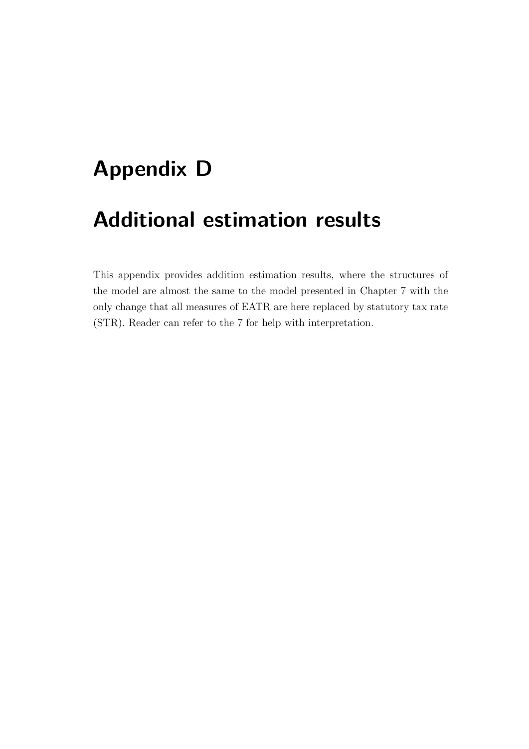# Appendix D

# Additional estimation results

This appendix provides addition estimation results, where the structures of the model are almost the same to the model presented in Chapter 7 with the only change that all measures of EATR are here replaced by statutory tax rate (STR). Reader can refer to the 7 for help with interpretation.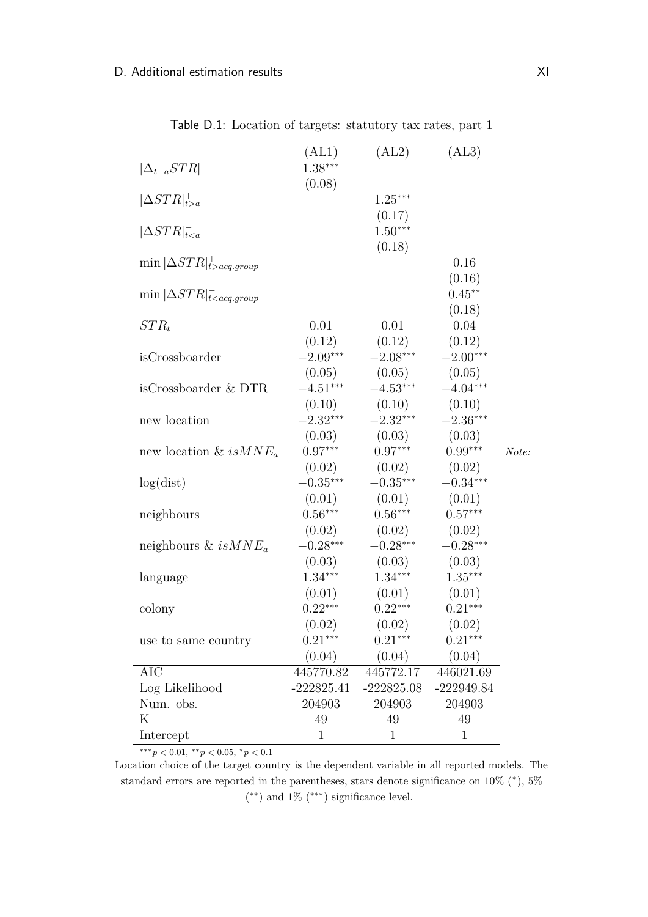Table D.1: Location of targets: statutory tax rates, part 1

| | (AL1) | (AL2) | (AL3) |
|---|---|---|---|
| $\lvert\Delta_{t-a}STR\rvert$ | $1.38^{***}$ | | |
| | (0.08) | | |
| $\lvert\Delta STR\rvert^{+}_{t>a}$ | | $1.25^{***}$ | |
| | | (0.17) | |
| $\lvert\Delta STR\rvert^{-}_{t<a}$ | | $1.50^{***}$ | |
| | | (0.18) | |
| $\min\lvert\Delta STR\rvert^{+}_{t>acq.group}$ | | | 0.16 |
| | | | (0.16) |
| $\min\lvert\Delta STR\rvert^{-}_{t<acq.group}$ | | | $0.45^{**}$ |
| | | | (0.18) |
| $STR_t$ | 0.01 | 0.01 | 0.04 |
| | (0.12) | (0.12) | (0.12) |
| isCrossboarder | $-2.09^{***}$ | $-2.08^{***}$ | $-2.00^{***}$ |
| | (0.05) | (0.05) | (0.05) |
| isCrossboarder & DTR | $-4.51^{***}$ | $-4.53^{***}$ | $-4.04^{***}$ |
| | (0.10) | (0.10) | (0.10) |
| new location | $-2.32^{***}$ | $-2.32^{***}$ | $-2.36^{***}$ |
| | (0.03) | (0.03) | (0.03) |
| new location & $isMNE_a$ | $0.97^{***}$ | $0.97^{***}$ | $0.99^{***}$ |
| | (0.02) | (0.02) | (0.02) |
| log(dist) | $-0.35^{***}$ | $-0.35^{***}$ | $-0.34^{***}$ |
| | (0.01) | (0.01) | (0.01) |
| neighbours | $0.56^{***}$ | $0.56^{***}$ | $0.57^{***}$ |
| | (0.02) | (0.02) | (0.02) |
| neighbours & $isMNE_a$ | $-0.28^{***}$ | $-0.28^{***}$ | $-0.28^{***}$ |
| | (0.03) | (0.03) | (0.03) |
| language | $1.34^{***}$ | $1.34^{***}$ | $1.35^{***}$ |
| | (0.01) | (0.01) | (0.01) |
| colony | $0.22^{***}$ | $0.22^{***}$ | $0.21^{***}$ |
| | (0.02) | (0.02) | (0.02) |
| use to same country | $0.21^{***}$ | $0.21^{***}$ | $0.21^{***}$ |
| | (0.04) | (0.04) | (0.04) |
| AIC | 445770.82 | 445772.17 | 446021.69 |
| Log Likelihood | -222825.41 | -222825.08 | -222949.84 |
| Num. obs. | 204903 | 204903 | 204903 |
| K | 49 | 49 | 49 |
| Intercept | 1 | 1 | 1 |

$^{***}p < 0.01$, $^{**}p < 0.05$, $^{*}p < 0.1$

*Note:*

Location choice of the target country is the dependent variable in all reported models. The standard errors are reported in the parentheses, stars denote significance on 10% (\*), 5% (\*\*) and 1% (\*\*\*) significance level.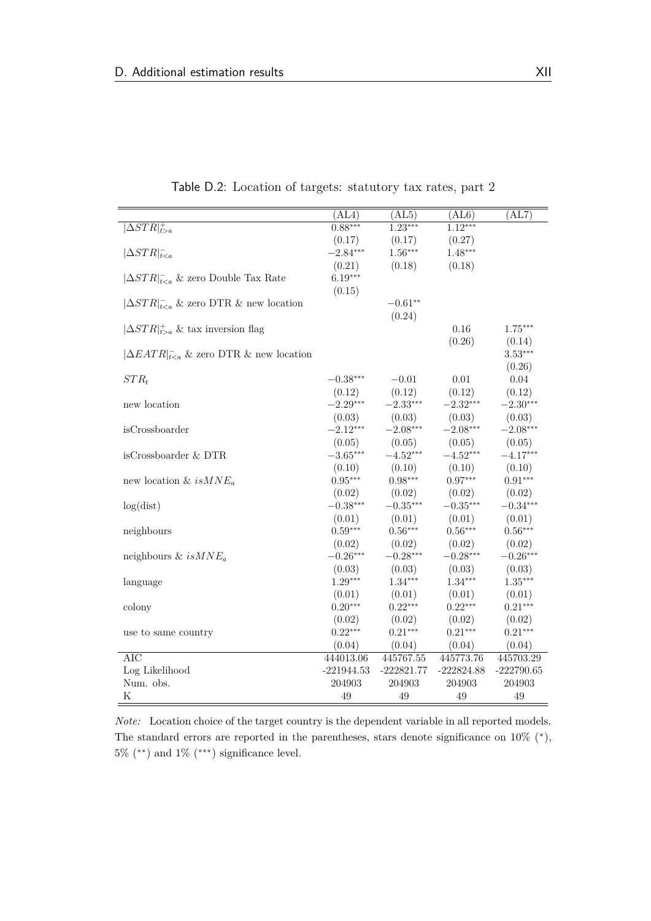Table D.2: Location of targets: statutory tax rates, part 2

| | (AL4) | (AL5) | (AL6) | (AL7) |
|---|---|---|---|---|
| $\|\Delta STR\|_{t>a}^{+}$ | $0.88^{***}$ | $1.23^{***}$ | $1.12^{***}$ | |
| | (0.17) | (0.17) | (0.27) | |
| $\|\Delta STR\|_{t<a}^{-}$ | $-2.84^{***}$ | $1.56^{***}$ | $1.48^{***}$ | |
| | (0.21) | (0.18) | (0.18) | |
| $\|\Delta STR\|_{t<a}^{-}$ & zero Double Tax Rate | $6.19^{***}$ | | | |
| | (0.15) | | | |
| $\|\Delta STR\|_{t<a}^{-}$ & zero DTR & new location | | $-0.61^{**}$ | | |
| | | (0.24) | | |
| $\|\Delta STR\|_{t>a}^{+}$ & tax inversion flag | | | 0.16 | $1.75^{***}$ |
| | | | (0.26) | (0.14) |
| $\|\Delta EATR\|_{t<a}^{-}$ & zero DTR & new location | | | | $3.53^{***}$ |
| | | | | (0.26) |
| $STR_t$ | $-0.38^{***}$ | $-0.01$ | 0.01 | 0.04 |
| | (0.12) | (0.12) | (0.12) | (0.12) |
| new location | $-2.29^{***}$ | $-2.33^{***}$ | $-2.32^{***}$ | $-2.30^{***}$ |
| | (0.03) | (0.03) | (0.03) | (0.03) |
| isCrossboarder | $-2.12^{***}$ | $-2.08^{***}$ | $-2.08^{***}$ | $-2.08^{***}$ |
| | (0.05) | (0.05) | (0.05) | (0.05) |
| isCrossboarder & DTR | $-3.65^{***}$ | $-4.52^{***}$ | $-4.52^{***}$ | $-4.17^{***}$ |
| | (0.10) | (0.10) | (0.10) | (0.10) |
| new location & $isMNE_a$ | $0.95^{***}$ | $0.98^{***}$ | $0.97^{***}$ | $0.91^{***}$ |
| | (0.02) | (0.02) | (0.02) | (0.02) |
| log(dist) | $-0.38^{***}$ | $-0.35^{***}$ | $-0.35^{***}$ | $-0.34^{***}$ |
| | (0.01) | (0.01) | (0.01) | (0.01) |
| neighbours | $0.59^{***}$ | $0.56^{***}$ | $0.56^{***}$ | $0.56^{***}$ |
| | (0.02) | (0.02) | (0.02) | (0.02) |
| neighbours & $isMNE_a$ | $-0.26^{***}$ | $-0.28^{***}$ | $-0.28^{***}$ | $-0.26^{***}$ |
| | (0.03) | (0.03) | (0.03) | (0.03) |
| language | $1.29^{***}$ | $1.34^{***}$ | $1.34^{***}$ | $1.35^{***}$ |
| | (0.01) | (0.01) | (0.01) | (0.01) |
| colony | $0.20^{***}$ | $0.22^{***}$ | $0.22^{***}$ | $0.21^{***}$ |
| | (0.02) | (0.02) | (0.02) | (0.02) |
| use to same country | $0.22^{***}$ | $0.21^{***}$ | $0.21^{***}$ | $0.21^{***}$ |
| | (0.04) | (0.04) | (0.04) | (0.04) |
| AIC | 444013.06 | 445767.55 | 445773.76 | 445703.29 |
| Log Likelihood | -221944.53 | -222821.77 | -222824.88 | -222790.65 |
| Num. obs. | 204903 | 204903 | 204903 | 204903 |
| K | 49 | 49 | 49 | 49 |

*Note:* Location choice of the target country is the dependent variable in all reported models. The standard errors are reported in the parentheses, stars denote significance on 10% (*), 5% (**) and 1% (***) significance level.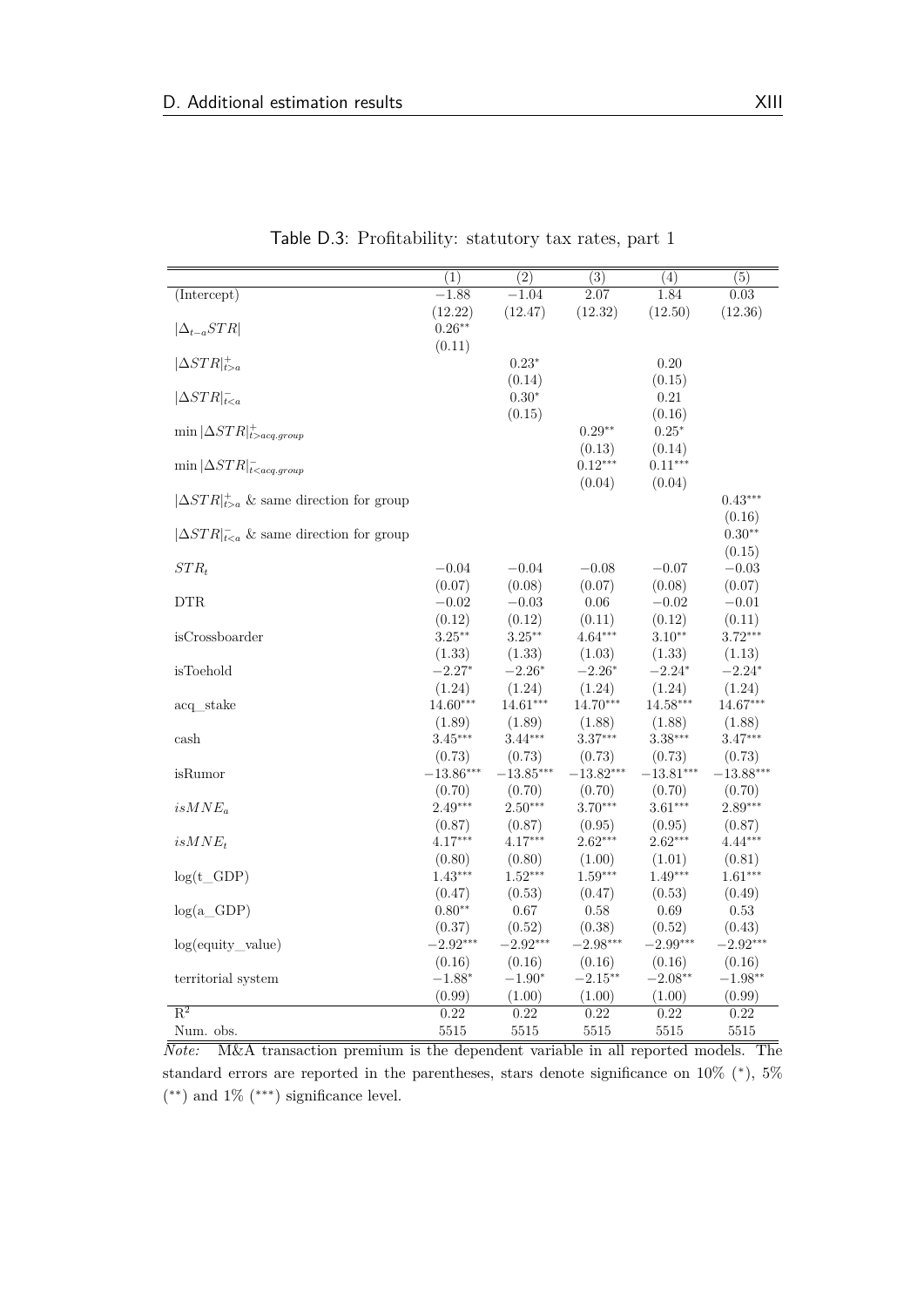Table D.3: Profitability: statutory tax rates, part 1

| | (1) | (2) | (3) | (4) | (5) |
|---|---|---|---|---|---|
| (Intercept) | $-1.88$ | $-1.04$ | 2.07 | 1.84 | 0.03 |
| | (12.22) | (12.47) | (12.32) | (12.50) | (12.36) |
| $\lvert\Delta_{t-a}STR\rvert$ | $0.26^{**}$ | | | | |
| | (0.11) | | | | |
| $\lvert\Delta STR\rvert^{+}_{t>a}$ | | $0.23^{*}$ | | 0.20 | |
| | | (0.14) | | (0.15) | |
| $\lvert\Delta STR\rvert^{-}_{t<a}$ | | $0.30^{*}$ | | 0.21 | |
| | | (0.15) | | (0.16) | |
| $\min\lvert\Delta STR\rvert^{+}_{t>acq.group}$ | | | $0.29^{**}$ | $0.25^{*}$ | |
| | | | (0.13) | (0.14) | |
| $\min\lvert\Delta STR\rvert^{-}_{t<acq.group}$ | | | $0.12^{***}$ | $0.11^{***}$ | |
| | | | (0.04) | (0.04) | |
| $\lvert\Delta STR\rvert^{+}_{t>a}$ & same direction for group | | | | | $0.43^{***}$ |
| | | | | | (0.16) |
| $\lvert\Delta STR\rvert^{-}_{t<a}$ & same direction for group | | | | | $0.30^{**}$ |
| | | | | | (0.15) |
| $STR_t$ | $-0.04$ | $-0.04$ | $-0.08$ | $-0.07$ | $-0.03$ |
| | (0.07) | (0.08) | (0.07) | (0.08) | (0.07) |
| DTR | $-0.02$ | $-0.03$ | 0.06 | $-0.02$ | $-0.01$ |
| | (0.12) | (0.12) | (0.11) | (0.12) | (0.11) |
| isCrossboarder | $3.25^{**}$ | $3.25^{**}$ | $4.64^{***}$ | $3.10^{**}$ | $3.72^{***}$ |
| | (1.33) | (1.33) | (1.03) | (1.33) | (1.13) |
| isToehold | $-2.27^{*}$ | $-2.26^{*}$ | $-2.26^{*}$ | $-2.24^{*}$ | $-2.24^{*}$ |
| | (1.24) | (1.24) | (1.24) | (1.24) | (1.24) |
| acq_stake | $14.60^{***}$ | $14.61^{***}$ | $14.70^{***}$ | $14.58^{***}$ | $14.67^{***}$ |
| | (1.89) | (1.89) | (1.88) | (1.88) | (1.88) |
| cash | $3.45^{***}$ | $3.44^{***}$ | $3.37^{***}$ | $3.38^{***}$ | $3.47^{***}$ |
| | (0.73) | (0.73) | (0.73) | (0.73) | (0.73) |
| isRumor | $-13.86^{***}$ | $-13.85^{***}$ | $-13.82^{***}$ | $-13.81^{***}$ | $-13.88^{***}$ |
| | (0.70) | (0.70) | (0.70) | (0.70) | (0.70) |
| $isMNE_a$ | $2.49^{***}$ | $2.50^{***}$ | $3.70^{***}$ | $3.61^{***}$ | $2.89^{***}$ |
| | (0.87) | (0.87) | (0.95) | (0.95) | (0.87) |
| $isMNE_t$ | $4.17^{***}$ | $4.17^{***}$ | $2.62^{***}$ | $2.62^{***}$ | $4.44^{***}$ |
| | (0.80) | (0.80) | (1.00) | (1.01) | (0.81) |
| log(t_GDP) | $1.43^{***}$ | $1.52^{***}$ | $1.59^{***}$ | $1.49^{***}$ | $1.61^{***}$ |
| | (0.47) | (0.53) | (0.47) | (0.53) | (0.49) |
| log(a_GDP) | $0.80^{**}$ | 0.67 | 0.58 | 0.69 | 0.53 |
| | (0.37) | (0.52) | (0.38) | (0.52) | (0.43) |
| log(equity_value) | $-2.92^{***}$ | $-2.92^{***}$ | $-2.98^{***}$ | $-2.99^{***}$ | $-2.92^{***}$ |
| | (0.16) | (0.16) | (0.16) | (0.16) | (0.16) |
| territorial system | $-1.88^{*}$ | $-1.90^{*}$ | $-2.15^{**}$ | $-2.08^{**}$ | $-1.98^{**}$ |
| | (0.99) | (1.00) | (1.00) | (1.00) | (0.99) |
| $R^2$ | 0.22 | 0.22 | 0.22 | 0.22 | 0.22 |
| Num. obs. | 5515 | 5515 | 5515 | 5515 | 5515 |

*Note:* M&A transaction premium is the dependent variable in all reported models. The standard errors are reported in the parentheses, stars denote significance on 10% (*), 5% (**) and 1% (***) significance level.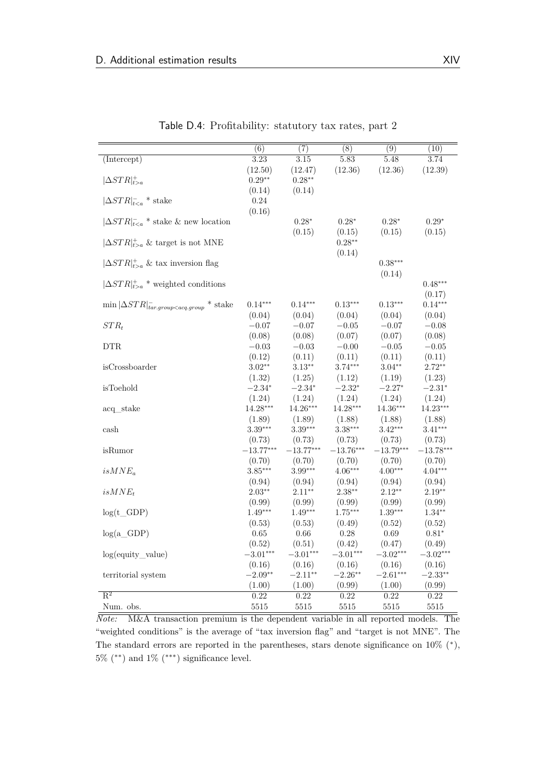Table D.4: Profitability: statutory tax rates, part 2

| | (6) | (7) | (8) | (9) | (10) |
|---|---|---|---|---|---|
| (Intercept) | 3.23 | 3.15 | 5.83 | 5.48 | 3.74 |
| | (12.50) | (12.47) | (12.36) | (12.36) | (12.39) |
| $\lvert\Delta STR\rvert^{+}_{t>a}$ | $0.29^{**}$ | $0.28^{**}$ | | | |
| | (0.14) | (0.14) | | | |
| $\lvert\Delta STR\rvert^{-}_{t<a}$ * stake | 0.24 | | | | |
| | (0.16) | | | | |
| $\lvert\Delta STR\rvert^{-}_{t<a}$ * stake & new location | | $0.28^{*}$ | $0.28^{*}$ | $0.28^{*}$ | $0.29^{*}$ |
| | | (0.15) | (0.15) | (0.15) | (0.15) |
| $\lvert\Delta STR\rvert^{+}_{t>a}$ & target is not MNE | | | $0.28^{**}$ | | |
| | | | (0.14) | | |
| $\lvert\Delta STR\rvert^{+}_{t>a}$ & tax inversion flag | | | | $0.38^{***}$ | |
| | | | | (0.14) | |
| $\lvert\Delta STR\rvert^{+}_{t>a}$ * weighted conditions | | | | | $0.48^{***}$ |
| | | | | | (0.17) |
| $\min \lvert\Delta STR\rvert^{-}_{tar.group<acq.group}$ * stake | $0.14^{***}$ | $0.14^{***}$ | $0.13^{***}$ | $0.13^{***}$ | $0.14^{***}$ |
| | (0.04) | (0.04) | (0.04) | (0.04) | (0.04) |
| $STR_t$ | $-0.07$ | $-0.07$ | $-0.05$ | $-0.07$ | $-0.08$ |
| | (0.08) | (0.08) | (0.07) | (0.07) | (0.08) |
| DTR | $-0.03$ | $-0.03$ | $-0.00$ | $-0.05$ | $-0.05$ |
| | (0.12) | (0.11) | (0.11) | (0.11) | (0.11) |
| isCrossboarder | $3.02^{**}$ | $3.13^{**}$ | $3.74^{***}$ | $3.04^{**}$ | $2.72^{**}$ |
| | (1.32) | (1.25) | (1.12) | (1.19) | (1.23) |
| isToehold | $-2.34^{*}$ | $-2.34^{*}$ | $-2.32^{*}$ | $-2.27^{*}$ | $-2.31^{*}$ |
| | (1.24) | (1.24) | (1.24) | (1.24) | (1.24) |
| acq_stake | $14.28^{***}$ | $14.26^{***}$ | $14.28^{***}$ | $14.36^{***}$ | $14.23^{***}$ |
| | (1.89) | (1.89) | (1.88) | (1.88) | (1.88) |
| cash | $3.39^{***}$ | $3.39^{***}$ | $3.38^{***}$ | $3.42^{***}$ | $3.41^{***}$ |
| | (0.73) | (0.73) | (0.73) | (0.73) | (0.73) |
| isRumor | $-13.77^{***}$ | $-13.77^{***}$ | $-13.76^{***}$ | $-13.79^{***}$ | $-13.78^{***}$ |
| | (0.70) | (0.70) | (0.70) | (0.70) | (0.70) |
| $isMNE_a$ | $3.85^{***}$ | $3.99^{***}$ | $4.06^{***}$ | $4.00^{***}$ | $4.04^{***}$ |
| | (0.94) | (0.94) | (0.94) | (0.94) | (0.94) |
| $isMNE_t$ | $2.03^{**}$ | $2.11^{**}$ | $2.38^{**}$ | $2.12^{**}$ | $2.19^{**}$ |
| | (0.99) | (0.99) | (0.99) | (0.99) | (0.99) |
| log(t_GDP) | $1.49^{***}$ | $1.49^{***}$ | $1.75^{***}$ | $1.39^{***}$ | $1.34^{**}$ |
| | (0.53) | (0.53) | (0.49) | (0.52) | (0.52) |
| log(a_GDP) | 0.65 | 0.66 | 0.28 | 0.69 | $0.81^{*}$ |
| | (0.52) | (0.51) | (0.42) | (0.47) | (0.49) |
| log(equity_value) | $-3.01^{***}$ | $-3.01^{***}$ | $-3.01^{***}$ | $-3.02^{***}$ | $-3.02^{***}$ |
| | (0.16) | (0.16) | (0.16) | (0.16) | (0.16) |
| territorial system | $-2.09^{**}$ | $-2.11^{**}$ | $-2.26^{**}$ | $-2.61^{***}$ | $-2.33^{**}$ |
| | (1.00) | (1.00) | (0.99) | (1.00) | (0.99) |
| $R^2$ | 0.22 | 0.22 | 0.22 | 0.22 | 0.22 |
| Num. obs. | 5515 | 5515 | 5515 | 5515 | 5515 |

*Note:* M&A transaction premium is the dependent variable in all reported models. The "weighted conditions" is the average of "tax inversion flag" and "target is not MNE". The The standard errors are reported in the parentheses, stars denote significance on 10% ($^{*}$), 5% ($^{**}$) and 1% ($^{***}$) significance level.